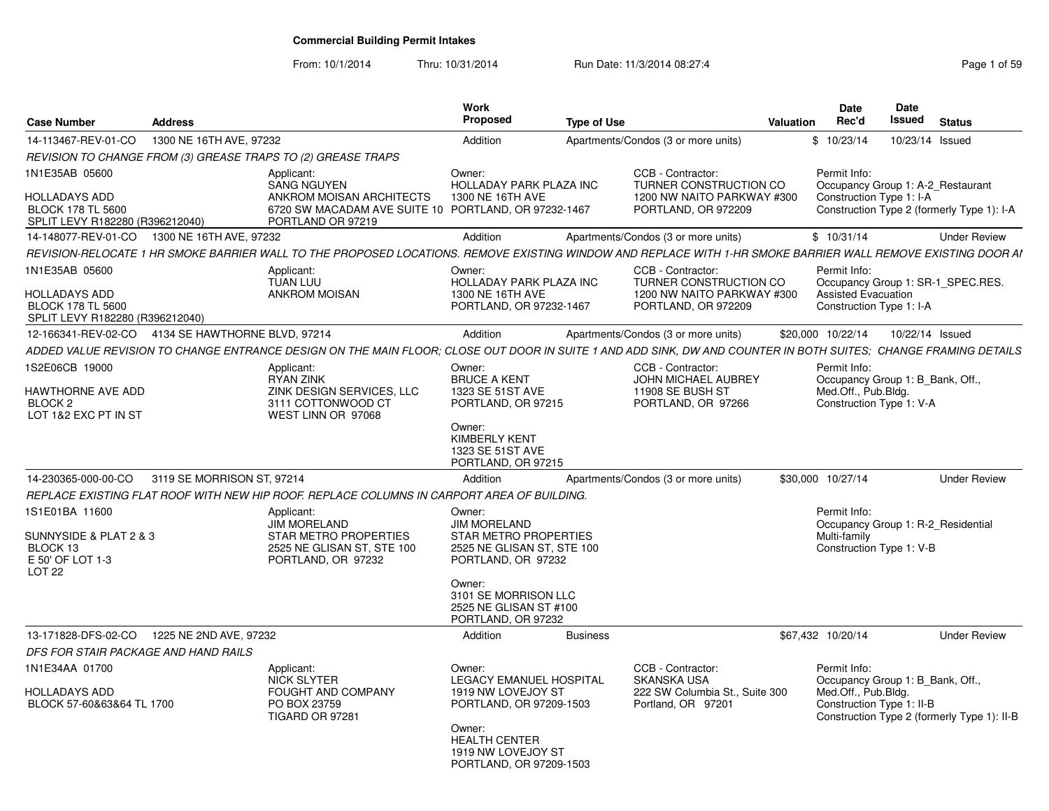# Commercial Building Permit Intakes

From: 10/1/2014 Thru: 10/31/2014 Run Date: 11/3/2014 08:27:4

| Case Number | Address | Work Proposed | Type of Use | Valuation | Date Rec'd | Date Issued | Status |
|---|---|---|---|---|---|---|---|
| 14-113467-REV-01-CO | 1300 NE 16TH AVE, 97232 | Addition | Apartments/Condos (3 or more units) | $ | 10/23/14 | 10/23/14 | Issued |

*REVISION TO CHANGE FROM (3) GREASE TRAPS TO (2) GREASE TRAPS*

1N1E35AB 05600

HOLLADAYS ADD
BLOCK 178 TL 5600
SPLIT LEVY R182280 (R396212040)

Applicant:
SANG NGUYEN
ANKROM MOISAN ARCHITECTS
6720 SW MACADAM AVE SUITE 10
PORTLAND OR 97219

Owner:
HOLLADAY PARK PLAZA INC
1300 NE 16TH AVE
PORTLAND, OR 97232-1467

CCB - Contractor:
TURNER CONSTRUCTION CO
1200 NW NAITO PARKWAY #300
PORTLAND, OR 972209

Permit Info:
Occupancy Group 1: A-2_Restaurant
Construction Type 1: I-A
Construction Type 2 (formerly Type 1): I-A

---

| Case Number | Address | Work Proposed | Type of Use | Valuation | Date Rec'd | Date Issued | Status |
|---|---|---|---|---|---|---|---|
| 14-148077-REV-01-CO | 1300 NE 16TH AVE, 97232 | Addition | Apartments/Condos (3 or more units) | $ | 10/31/14 | | Under Review |

*REVISION-RELOCATE 1 HR SMOKE BARRIER WALL TO THE PROPOSED LOCATIONS. REMOVE EXISTING WINDOW AND REPLACE WITH 1-HR SMOKE BARRIER WALL REMOVE EXISTING DOOR AI*

1N1E35AB 05600

HOLLADAYS ADD
BLOCK 178 TL 5600
SPLIT LEVY R182280 (R396212040)

Applicant:
TUAN LUU
ANKROM MOISAN

Owner:
HOLLADAY PARK PLAZA INC
1300 NE 16TH AVE
PORTLAND, OR 97232-1467

CCB - Contractor:
TURNER CONSTRUCTION CO
1200 NW NAITO PARKWAY #300
PORTLAND, OR 972209

Permit Info:
Occupancy Group 1: SR-1_SPEC.RES.
Assisted Evacuation
Construction Type 1: I-A

---

| Case Number | Address | Work Proposed | Type of Use | Valuation | Date Rec'd | Date Issued | Status |
|---|---|---|---|---|---|---|---|
| 12-166341-REV-02-CO | 4134 SE HAWTHORNE BLVD, 97214 | Addition | Apartments/Condos (3 or more units) | $20,000 | 10/22/14 | 10/22/14 | Issued |

*ADDED VALUE REVISION TO CHANGE ENTRANCE DESIGN ON THE MAIN FLOOR; CLOSE OUT DOOR IN SUITE 1 AND ADD SINK, DW AND COUNTER IN BOTH SUITES; CHANGE FRAMING DETAILS*

1S2E06CB 19000

HAWTHORNE AVE ADD
BLOCK 2
LOT 1&2 EXC PT IN ST

Applicant:
RYAN ZINK
ZINK DESIGN SERVICES, LLC
3111 COTTONWOOD CT
WEST LINN OR 97068

Owner:
BRUCE A KENT
1323 SE 51ST AVE
PORTLAND, OR 97215

Owner:
KIMBERLY KENT
1323 SE 51ST AVE
PORTLAND, OR 97215

CCB - Contractor:
JOHN MICHAEL AUBREY
11908 SE BUSH ST
PORTLAND, OR 97266

Permit Info:
Occupancy Group 1: B_Bank, Off., Med.Off., Pub.Bldg.
Construction Type 1: V-A

---

| Case Number | Address | Work Proposed | Type of Use | Valuation | Date Rec'd | Date Issued | Status |
|---|---|---|---|---|---|---|---|
| 14-230365-000-00-CO | 3119 SE MORRISON ST, 97214 | Addition | Apartments/Condos (3 or more units) | $30,000 | 10/27/14 | | Under Review |

*REPLACE EXISTING FLAT ROOF WITH NEW HIP ROOF. REPLACE COLUMNS IN CARPORT AREA OF BUILDING.*

1S1E01BA 11600

SUNNYSIDE & PLAT 2 & 3
BLOCK 13
E 50' OF LOT 1-3
LOT 22

Applicant:
JIM MORELAND
STAR METRO PROPERTIES
2525 NE GLISAN ST, STE 100
PORTLAND, OR 97232

Owner:
JIM MORELAND
STAR METRO PROPERTIES
2525 NE GLISAN ST, STE 100
PORTLAND, OR 97232

Owner:
3101 SE MORRISON LLC
2525 NE GLISAN ST #100
PORTLAND, OR 97232

Permit Info:
Occupancy Group 1: R-2_Residential Multi-family
Construction Type 1: V-B

---

| Case Number | Address | Work Proposed | Type of Use | Valuation | Date Rec'd | Date Issued | Status |
|---|---|---|---|---|---|---|---|
| 13-171828-DFS-02-CO | 1225 NE 2ND AVE, 97232 | Addition | Business | $67,432 | 10/20/14 | | Under Review |

*DFS FOR STAIR PACKAGE AND HAND RAILS*

1N1E34AA 01700

HOLLADAYS ADD
BLOCK 57-60&63&64 TL 1700

Applicant:
NICK SLYTER
FOUGHT AND COMPANY
PO BOX 23759
TIGARD OR 97281

Owner:
LEGACY EMANUEL HOSPITAL
1919 NW LOVEJOY ST
PORTLAND, OR 97209-1503

Owner:
HEALTH CENTER
1919 NW LOVEJOY ST
PORTLAND, OR 97209-1503

CCB - Contractor:
SKANSKA USA
222 SW Columbia St., Suite 300
Portland, OR 97201

Permit Info:
Occupancy Group 1: B_Bank, Off., Med.Off., Pub.Bldg.
Construction Type 1: II-B
Construction Type 2 (formerly Type 1): II-B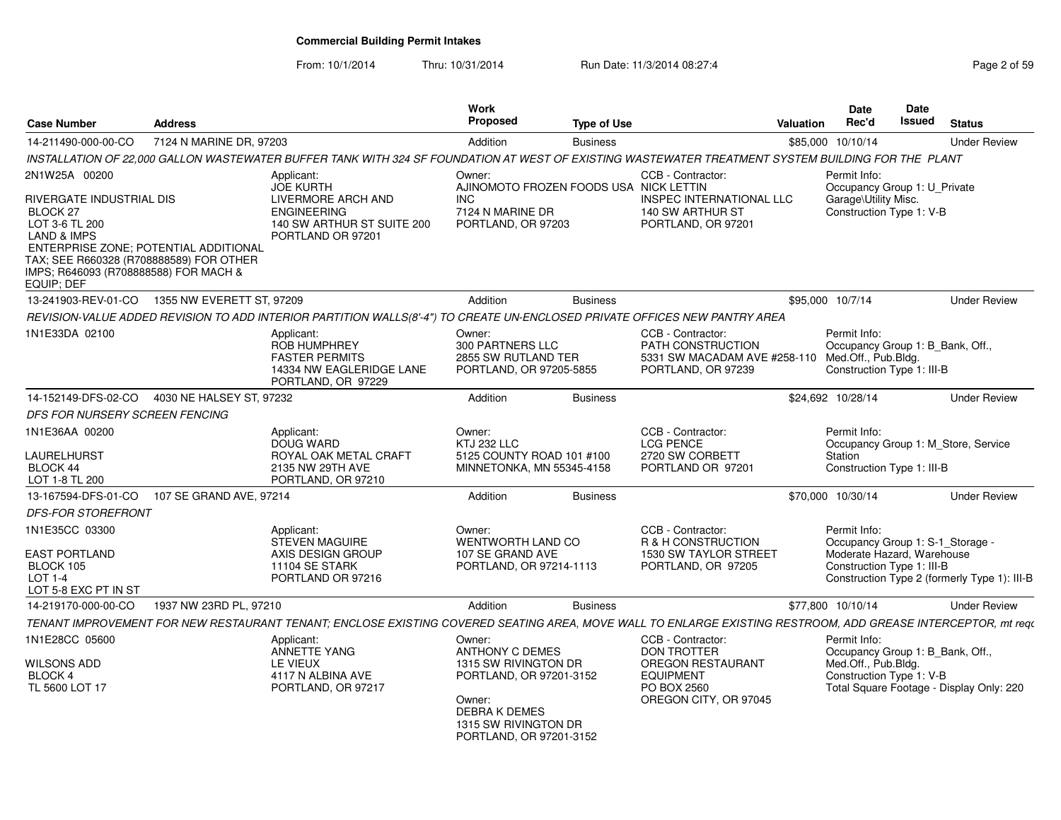# Commercial Building Permit Intakes

From: 10/1/2014 Thru: 10/31/2014 Run Date: 11/3/2014 08:27:4

| Case Number | Address | Work Proposed | Type of Use | Valuation | Date Rec'd | Date Issued | Status |
|---|---|---|---|---|---|---|---|
| 14-211490-000-00-CO | 7124 N MARINE DR, 97203 | Addition | Business | $85,000 | 10/10/14 | | Under Review |

*INSTALLATION OF 22,000 GALLON WASTEWATER BUFFER TANK WITH 324 SF FOUNDATION AT WEST OF EXISTING WASTEWATER TREATMENT SYSTEM BUILDING FOR THE PLANT*

2N1W25A 00200

RIVERGATE INDUSTRIAL DIS
BLOCK 27
LOT 3-6 TL 200
LAND & IMPS
ENTERPRISE ZONE; POTENTIAL ADDITIONAL TAX; SEE R660328 (R708888589) FOR OTHER IMPS; R646093 (R708888588) FOR MACH & EQUIP; DEF

Applicant:
JOE KURTH
LIVERMORE ARCH AND ENGINEERING
140 SW ARTHUR ST SUITE 200
PORTLAND OR 97201

Owner:
AJINOMOTO FROZEN FOODS USA INC
7124 N MARINE DR
PORTLAND, OR 97203

CCB - Contractor:
NICK LETTIN
INSPEC INTERNATIONAL LLC
140 SW ARTHUR ST
PORTLAND, OR 97201

Permit Info:
Occupancy Group 1: U_Private Garage\Utility Misc.
Construction Type 1: V-B

---

| Case Number | Address | Work Proposed | Type of Use | Valuation | Date Rec'd | Date Issued | Status |
|---|---|---|---|---|---|---|---|
| 13-241903-REV-01-CO | 1355 NW EVERETT ST, 97209 | Addition | Business | $95,000 | 10/7/14 | | Under Review |

*REVISION-VALUE ADDED REVISION TO ADD INTERIOR PARTITION WALLS(8'-4") TO CREATE UN-ENCLOSED PRIVATE OFFICES NEW PANTRY AREA*

1N1E33DA 02100

Applicant:
ROB HUMPHREY
FASTER PERMITS
14334 NW EAGLERIDGE LANE
PORTLAND, OR 97229

Owner:
300 PARTNERS LLC
2855 SW RUTLAND TER
PORTLAND, OR 97205-5855

CCB - Contractor:
PATH CONSTRUCTION
5331 SW MACADAM AVE #258-110
PORTLAND, OR 97239

Permit Info:
Occupancy Group 1: B_Bank, Off., Med.Off., Pub.Bldg.
Construction Type 1: III-B

---

| Case Number | Address | Work Proposed | Type of Use | Valuation | Date Rec'd | Date Issued | Status |
|---|---|---|---|---|---|---|---|
| 14-152149-DFS-02-CO | 4030 NE HALSEY ST, 97232 | Addition | Business | $24,692 | 10/28/14 | | Under Review |

*DFS FOR NURSERY SCREEN FENCING*

1N1E36AA 00200

LAURELHURST
BLOCK 44
LOT 1-8 TL 200

Applicant:
DOUG WARD
ROYAL OAK METAL CRAFT
2135 NW 29TH AVE
PORTLAND, OR 97210

Owner:
KTJ 232 LLC
5125 COUNTY ROAD 101 #100
MINNETONKA, MN 55345-4158

CCB - Contractor:
LCG PENCE
2720 SW CORBETT
PORTLAND OR 97201

Permit Info:
Occupancy Group 1: M_Store, Service Station
Construction Type 1: III-B

---

| Case Number | Address | Work Proposed | Type of Use | Valuation | Date Rec'd | Date Issued | Status |
|---|---|---|---|---|---|---|---|
| 13-167594-DFS-01-CO | 107 SE GRAND AVE, 97214 | Addition | Business | $70,000 | 10/30/14 | | Under Review |

*DFS-FOR STOREFRONT*

1N1E35CC 03300

EAST PORTLAND
BLOCK 105
LOT 1-4
LOT 5-8 EXC PT IN ST

Applicant:
STEVEN MAGUIRE
AXIS DESIGN GROUP
11104 SE STARK
PORTLAND OR 97216

Owner:
WENTWORTH LAND CO
107 SE GRAND AVE
PORTLAND, OR 97214-1113

CCB - Contractor:
R & H CONSTRUCTION
1530 SW TAYLOR STREET
PORTLAND, OR 97205

Permit Info:
Occupancy Group 1: S-1_Storage - Moderate Hazard, Warehouse
Construction Type 1: III-B
Construction Type 2 (formerly Type 1): III-B

---

| Case Number | Address | Work Proposed | Type of Use | Valuation | Date Rec'd | Date Issued | Status |
|---|---|---|---|---|---|---|---|
| 14-219170-000-00-CO | 1937 NW 23RD PL, 97210 | Addition | Business | $77,800 | 10/10/14 | | Under Review |

*TENANT IMPROVEMENT FOR NEW RESTAURANT TENANT; ENCLOSE EXISTING COVERED SEATING AREA, MOVE WALL TO ENLARGE EXISTING RESTROOM, ADD GREASE INTERCEPTOR, mt reqd*

1N1E28CC 05600

WILSONS ADD
BLOCK 4
TL 5600 LOT 17

Applicant:
ANNETTE YANG
LE VIEUX
4117 N ALBINA AVE
PORTLAND, OR 97217

Owner:
ANTHONY C DEMES
1315 SW RIVINGTON DR
PORTLAND, OR 97201-3152

Owner:
DEBRA K DEMES
1315 SW RIVINGTON DR
PORTLAND, OR 97201-3152

CCB - Contractor:
DON TROTTER
OREGON RESTAURANT EQUIPMENT
PO BOX 2560
OREGON CITY, OR 97045

Permit Info:
Occupancy Group 1: B_Bank, Off., Med.Off., Pub.Bldg.
Construction Type 1: V-B
Total Square Footage - Display Only: 220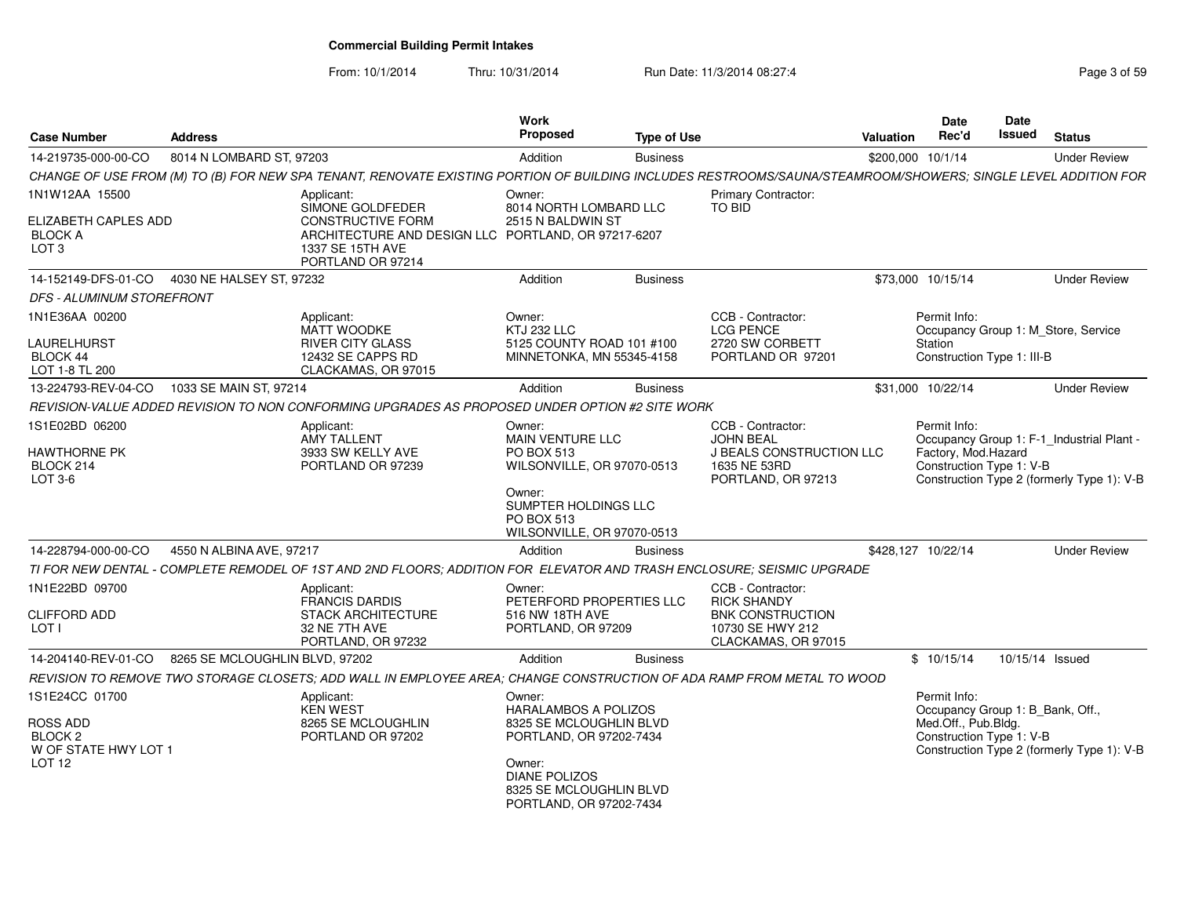# Commercial Building Permit Intakes

From: 10/1/2014 Thru: 10/31/2014 Run Date: 11/3/2014 08:27:4

| Case Number | Address | Work Proposed | Type of Use | Valuation | Date Rec'd | Date Issued | Status |
|---|---|---|---|---|---|---|---|
| 14-219735-000-00-CO | 8014 N LOMBARD ST, 97203 | Addition | Business | $200,000 | 10/1/14 | | Under Review |

*CHANGE OF USE FROM (M) TO (B) FOR NEW SPA TENANT, RENOVATE EXISTING PORTION OF BUILDING INCLUDES RESTROOMS/SAUNA/STEAMROOM/SHOWERS; SINGLE LEVEL ADDITION FOR*

1N1W12AA 15500
ELIZABETH CAPLES ADD
BLOCK A
LOT 3

Applicant:
SIMONE GOLDFEDER
CONSTRUCTIVE FORM
ARCHITECTURE AND DESIGN LLC
1337 SE 15TH AVE
PORTLAND OR 97214

Owner:
8014 NORTH LOMBARD LLC
2515 N BALDWIN ST
PORTLAND, OR 97217-6207

Primary Contractor:
TO BID

---

| Case Number | Address | Work Proposed | Type of Use | Valuation | Date Rec'd | Date Issued | Status |
|---|---|---|---|---|---|---|---|
| 14-152149-DFS-01-CO | 4030 NE HALSEY ST, 97232 | Addition | Business | $73,000 | 10/15/14 | | Under Review |

*DFS - ALUMINUM STOREFRONT*

1N1E36AA 00200
LAURELHURST
BLOCK 44
LOT 1-8 TL 200

Applicant:
MATT WOODKE
RIVER CITY GLASS
12432 SE CAPPS RD
CLACKAMAS, OR 97015

Owner:
KTJ 232 LLC
5125 COUNTY ROAD 101 #100
MINNETONKA, MN 55345-4158

CCB - Contractor:
LCG PENCE
2720 SW CORBETT
PORTLAND OR 97201

Permit Info:
Occupancy Group 1: M_Store, Service Station
Construction Type 1: III-B

---

| Case Number | Address | Work Proposed | Type of Use | Valuation | Date Rec'd | Date Issued | Status |
|---|---|---|---|---|---|---|---|
| 13-224793-REV-04-CO | 1033 SE MAIN ST, 97214 | Addition | Business | $31,000 | 10/22/14 | | Under Review |

*REVISION-VALUE ADDED REVISION TO NON CONFORMING UPGRADES AS PROPOSED UNDER OPTION #2 SITE WORK*

1S1E02BD 06200
HAWTHORNE PK
BLOCK 214
LOT 3-6

Applicant:
AMY TALLENT
3933 SW KELLY AVE
PORTLAND OR 97239

Owner:
MAIN VENTURE LLC
PO BOX 513
WILSONVILLE, OR 97070-0513

Owner:
SUMPTER HOLDINGS LLC
PO BOX 513
WILSONVILLE, OR 97070-0513

CCB - Contractor:
JOHN BEAL
J BEALS CONSTRUCTION LLC
1635 NE 53RD
PORTLAND, OR 97213

Permit Info:
Occupancy Group 1: F-1_Industrial Plant - Factory, Mod.Hazard
Construction Type 1: V-B
Construction Type 2 (formerly Type 1): V-B

---

| Case Number | Address | Work Proposed | Type of Use | Valuation | Date Rec'd | Date Issued | Status |
|---|---|---|---|---|---|---|---|
| 14-228794-000-00-CO | 4550 N ALBINA AVE, 97217 | Addition | Business | $428,127 | 10/22/14 | | Under Review |

*TI FOR NEW DENTAL - COMPLETE REMODEL OF 1ST AND 2ND FLOORS; ADDITION FOR ELEVATOR AND TRASH ENCLOSURE; SEISMIC UPGRADE*

1N1E22BD 09700
CLIFFORD ADD
LOT I

Applicant:
FRANCIS DARDIS
STACK ARCHITECTURE
32 NE 7TH AVE
PORTLAND, OR 97232

Owner:
PETERFORD PROPERTIES LLC
516 NW 18TH AVE
PORTLAND, OR 97209

CCB - Contractor:
RICK SHANDY
BNK CONSTRUCTION
10730 SE HWY 212
CLACKAMAS, OR 97015

---

| Case Number | Address | Work Proposed | Type of Use | Valuation | Date Rec'd | Date Issued | Status |
|---|---|---|---|---|---|---|---|
| 14-204140-REV-01-CO | 8265 SE MCLOUGHLIN BLVD, 97202 | Addition | Business | $ | 10/15/14 | 10/15/14 | Issued |

*REVISION TO REMOVE TWO STORAGE CLOSETS; ADD WALL IN EMPLOYEE AREA; CHANGE CONSTRUCTION OF ADA RAMP FROM METAL TO WOOD*

1S1E24CC 01700
ROSS ADD
BLOCK 2
W OF STATE HWY LOT 1
LOT 12

Applicant:
KEN WEST
8265 SE MCLOUGHLIN
PORTLAND OR 97202

Owner:
HARALAMBOS A POLIZOS
8325 SE MCLOUGHLIN BLVD
PORTLAND, OR 97202-7434

Owner:
DIANE POLIZOS
8325 SE MCLOUGHLIN BLVD
PORTLAND, OR 97202-7434

Permit Info:
Occupancy Group 1: B_Bank, Off., Med.Off., Pub.Bldg.
Construction Type 1: V-B
Construction Type 2 (formerly Type 1): V-B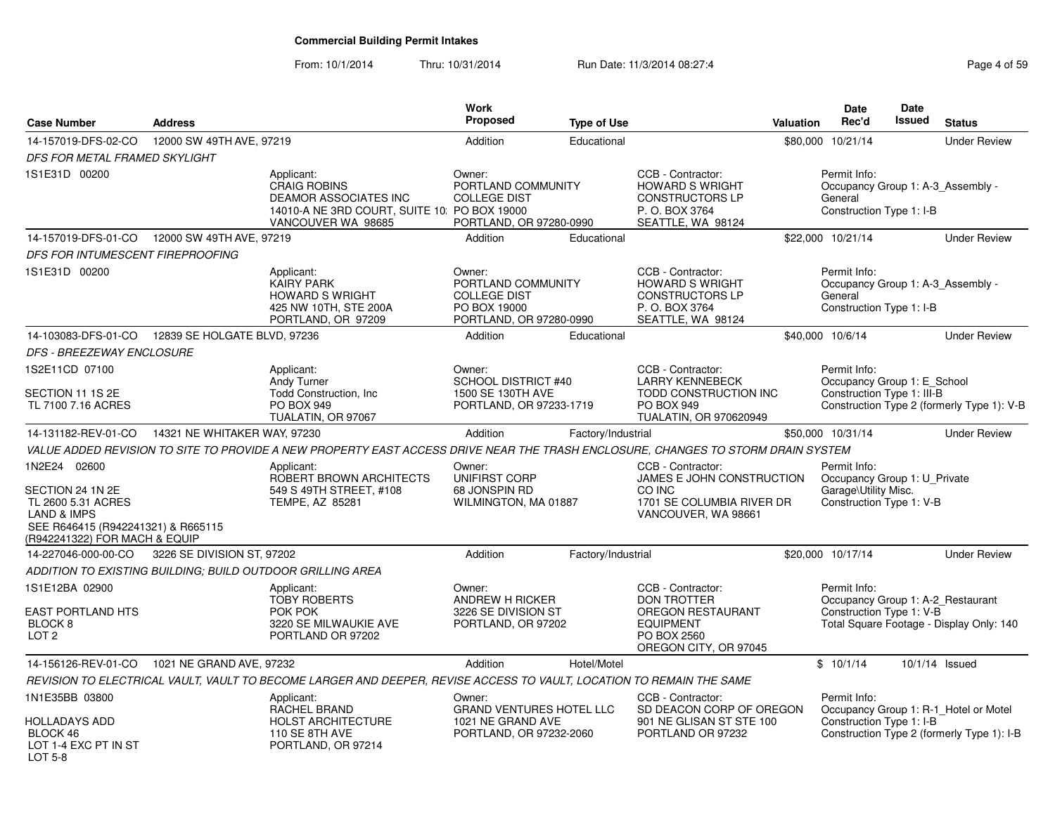# Commercial Building Permit Intakes

From: 10/1/2014 Thru: 10/31/2014 Run Date: 11/3/2014 08:27:4

| Case Number | Address | Work Proposed | Type of Use | Valuation | Date Rec'd | Date Issued | Status |
|---|---|---|---|---|---|---|---|
| 14-157019-DFS-02-CO | 12000 SW 49TH AVE, 97219 | Addition | Educational | $80,000 | 10/21/14 | | Under Review |

*DFS FOR METAL FRAMED SKYLIGHT*

1S1E31D 00200

Applicant: CRAIG ROBINS, DEAMOR ASSOCIATES INC, 14010-A NE 3RD COURT, SUITE 10; VANCOUVER WA 98685

Owner: PORTLAND COMMUNITY COLLEGE DIST, PO BOX 19000, PORTLAND, OR 97280-0990

CCB - Contractor: HOWARD S WRIGHT CONSTRUCTORS LP, P. O. BOX 3764, SEATTLE, WA 98124

Permit Info: Occupancy Group 1: A-3_Assembly - General; Construction Type 1: I-B

---

| Case Number | Address | Work Proposed | Type of Use | Valuation | Date Rec'd | Date Issued | Status |
|---|---|---|---|---|---|---|---|
| 14-157019-DFS-01-CO | 12000 SW 49TH AVE, 97219 | Addition | Educational | $22,000 | 10/21/14 | | Under Review |

*DFS FOR INTUMESCENT FIREPROOFING*

1S1E31D 00200

Applicant: KAIRY PARK, HOWARD S WRIGHT, 425 NW 10TH, STE 200A, PORTLAND, OR 97209

Owner: PORTLAND COMMUNITY COLLEGE DIST, PO BOX 19000, PORTLAND, OR 97280-0990

CCB - Contractor: HOWARD S WRIGHT CONSTRUCTORS LP, P. O. BOX 3764, SEATTLE, WA 98124

Permit Info: Occupancy Group 1: A-3_Assembly - General; Construction Type 1: I-B

---

| Case Number | Address | Work Proposed | Type of Use | Valuation | Date Rec'd | Date Issued | Status |
|---|---|---|---|---|---|---|---|
| 14-103083-DFS-01-CO | 12839 SE HOLGATE BLVD, 97236 | Addition | Educational | $40,000 | 10/6/14 | | Under Review |

*DFS - BREEZEWAY ENCLOSURE*

1S2E11CD 07100, SECTION 11 1S 2E, TL 7100 7.16 ACRES

Applicant: Andy Turner, Todd Construction, Inc, PO BOX 949, TUALATIN, OR 97067

Owner: SCHOOL DISTRICT #40, 1500 SE 130TH AVE, PORTLAND, OR 97233-1719

CCB - Contractor: LARRY KENNEBECK, TODD CONSTRUCTION INC, PO BOX 949, TUALATIN, OR 970620949

Permit Info: Occupancy Group 1: E_School; Construction Type 1: III-B; Construction Type 2 (formerly Type 1): V-B

---

| Case Number | Address | Work Proposed | Type of Use | Valuation | Date Rec'd | Date Issued | Status |
|---|---|---|---|---|---|---|---|
| 14-131182-REV-01-CO | 14321 NE WHITAKER WAY, 97230 | Addition | Factory/Industrial | $50,000 | 10/31/14 | | Under Review |

*VALUE ADDED REVISION TO SITE TO PROVIDE A NEW PROPERTY EAST ACCESS DRIVE NEAR THE TRASH ENCLOSURE, CHANGES TO STORM DRAIN SYSTEM*

1N2E24 02600, SECTION 24 1N 2E, TL 2600 5.31 ACRES, LAND & IMPS, SEE R646415 (R942241321) & R665115 (R942241322) FOR MACH & EQUIP

Applicant: ROBERT BROWN ARCHITECTS, 549 S 49TH STREET, #108, TEMPE, AZ 85281

Owner: UNIFIRST CORP, 68 JONSPIN RD, WILMINGTON, MA 01887

CCB - Contractor: JAMES E JOHN CONSTRUCTION CO INC, 1701 SE COLUMBIA RIVER DR, VANCOUVER, WA 98661

Permit Info: Occupancy Group 1: U_Private Garage\Utility Misc.; Construction Type 1: V-B

---

| Case Number | Address | Work Proposed | Type of Use | Valuation | Date Rec'd | Date Issued | Status |
|---|---|---|---|---|---|---|---|
| 14-227046-000-00-CO | 3226 SE DIVISION ST, 97202 | Addition | Factory/Industrial | $20,000 | 10/17/14 | | Under Review |

*ADDITION TO EXISTING BUILDING; BUILD OUTDOOR GRILLING AREA*

1S1E12BA 02900, EAST PORTLAND HTS, BLOCK 8, LOT 2

Applicant: TOBY ROBERTS, POK POK, 3220 SE MILWAUKIE AVE, PORTLAND OR 97202

Owner: ANDREW H RICKER, 3226 SE DIVISION ST, PORTLAND, OR 97202

CCB - Contractor: DON TROTTER, OREGON RESTAURANT EQUIPMENT, PO BOX 2560, OREGON CITY, OR 97045

Permit Info: Occupancy Group 1: A-2_Restaurant; Construction Type 1: V-B; Total Square Footage - Display Only: 140

---

| Case Number | Address | Work Proposed | Type of Use | Valuation | Date Rec'd | Date Issued | Status |
|---|---|---|---|---|---|---|---|
| 14-156126-REV-01-CO | 1021 NE GRAND AVE, 97232 | Addition | Hotel/Motel | $ | 10/1/14 | 10/1/14 | Issued |

*REVISION TO ELECTRICAL VAULT, VAULT TO BECOME LARGER AND DEEPER, REVISE ACCESS TO VAULT, LOCATION TO REMAIN THE SAME*

1N1E35BB 03800, HOLLADAYS ADD, BLOCK 46, LOT 1-4 EXC PT IN ST, LOT 5-8

Applicant: RACHEL BRAND, HOLST ARCHITECTURE, 110 SE 8TH AVE, PORTLAND, OR 97214

Owner: GRAND VENTURES HOTEL LLC, 1021 NE GRAND AVE, PORTLAND, OR 97232-2060

CCB - Contractor: SD DEACON CORP OF OREGON, 901 NE GLISAN ST STE 100, PORTLAND OR 97232

Permit Info: Occupancy Group 1: R-1_Hotel or Motel; Construction Type 1: I-B; Construction Type 2 (formerly Type 1): I-B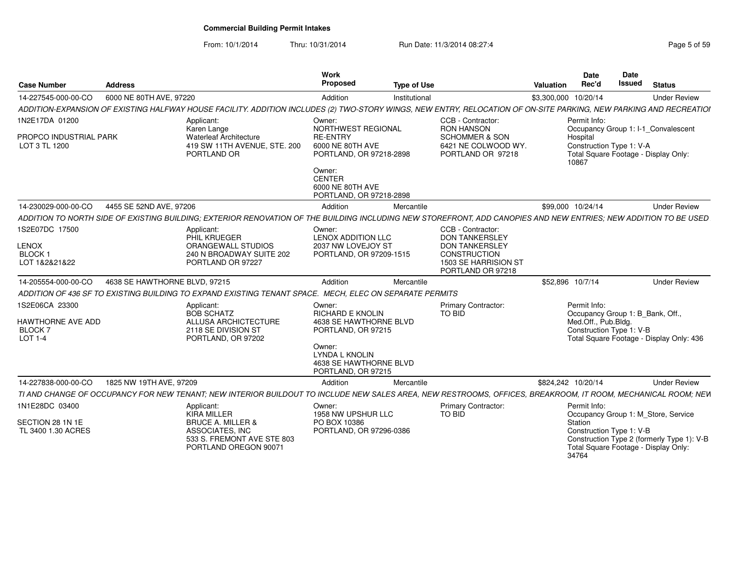# Commercial Building Permit Intakes

From: 10/1/2014 Thru: 10/31/2014 Run Date: 11/3/2014 08:27:4

| Case Number | Address | Work Proposed | Type of Use | Valuation | Date Rec'd | Date Issued | Status |
|---|---|---|---|---|---|---|---|
| 14-227545-000-00-CO | 6000 NE 80TH AVE, 97220 | Addition | Institutional | $3,300,000 | 10/20/14 | | Under Review |

ADDITION-EXPANSION OF EXISTING HALFWAY HOUSE FACILITY. ADDITION INCLUDES (2) TWO-STORY WINGS, NEW ENTRY, RELOCATION OF ON-SITE PARKING, NEW PARKING AND RECREATIOI

- 1N2E17DA 01200
- PROPCO INDUSTRIAL PARK
- LOT 3 TL 1200

Applicant: Karen Lange, Waterleaf Architecture, 419 SW 11TH AVENUE, STE. 200, PORTLAND OR

Owner: NORTHWEST REGIONAL RE-ENTRY, 6000 NE 80TH AVE, PORTLAND, OR 97218-2898

Owner: CENTER, 6000 NE 80TH AVE, PORTLAND, OR 97218-2898

CCB - Contractor: RON HANSON, SCHOMMER & SON, 6421 NE COLWOOD WY., PORTLAND OR 97218

Permit Info: Occupancy Group 1: I-1_Convalescent Hospital; Construction Type 1: V-A; Total Square Footage - Display Only: 10867

| Case Number | Address | Work Proposed | Type of Use | Valuation | Date Rec'd | Date Issued | Status |
|---|---|---|---|---|---|---|---|
| 14-230029-000-00-CO | 4455 SE 52ND AVE, 97206 | Addition | Mercantile | $99,000 | 10/24/14 | | Under Review |

ADDITION TO NORTH SIDE OF EXISTING BUILDING; EXTERIOR RENOVATION OF THE BUILDING INCLUDING NEW STOREFRONT, ADD CANOPIES AND NEW ENTRIES; NEW ADDITION TO BE USED

- 1S2E07DC 17500
- LENOX
- BLOCK 1
- LOT 1&2&21&22

Applicant: PHIL KRUEGER, ORANGEWALL STUDIOS, 240 N BROADWAY SUITE 202, PORTLAND OR 97227

Owner: LENOX ADDITION LLC, 2037 NW LOVEJOY ST, PORTLAND, OR 97209-1515

CCB - Contractor: DON TANKERSLEY, DON TANKERSLEY CONSTRUCTION, 1503 SE HARRISION ST, PORTLAND OR 97218

| Case Number | Address | Work Proposed | Type of Use | Valuation | Date Rec'd | Date Issued | Status |
|---|---|---|---|---|---|---|---|
| 14-205554-000-00-CO | 4638 SE HAWTHORNE BLVD, 97215 | Addition | Mercantile | $52,896 | 10/7/14 | | Under Review |

ADDITION OF 436 SF TO EXISTING BUILDING TO EXPAND EXISTING TENANT SPACE. MECH, ELEC ON SEPARATE PERMITS

- 1S2E06CA 23300
- HAWTHORNE AVE ADD
- BLOCK 7
- LOT 1-4

Applicant: BOB SCHATZ, ALLUSA ARCHICTECTURE, 2118 SE DIVISION ST, PORTLAND, OR 97202

Owner: RICHARD E KNOLIN, 4638 SE HAWTHORNE BLVD, PORTLAND, OR 97215

Owner: LYNDA L KNOLIN, 4638 SE HAWTHORNE BLVD, PORTLAND, OR 97215

Primary Contractor: TO BID

Permit Info: Occupancy Group 1: B_Bank, Off., Med.Off., Pub.Bldg.; Construction Type 1: V-B; Total Square Footage - Display Only: 436

| Case Number | Address | Work Proposed | Type of Use | Valuation | Date Rec'd | Date Issued | Status |
|---|---|---|---|---|---|---|---|
| 14-227838-000-00-CO | 1825 NW 19TH AVE, 97209 | Addition | Mercantile | $824,242 | 10/20/14 | | Under Review |

TI AND CHANGE OF OCCUPANCY FOR NEW TENANT; NEW INTERIOR BUILDOUT TO INCLUDE NEW SALES AREA, NEW RESTROOMS, OFFICES, BREAKROOM, IT ROOM, MECHANICAL ROOM; NEW

- 1N1E28DC 03400
- SECTION 28 1N 1E
- TL 3400 1.30 ACRES

Applicant: KIRA MILLER, BRUCE A. MILLER & ASSOCIATES, INC, 533 S. FREMONT AVE STE 803, PORTLAND OREGON 90071

Owner: 1958 NW UPSHUR LLC, PO BOX 10386, PORTLAND, OR 97296-0386

Primary Contractor: TO BID

Permit Info: Occupancy Group 1: M_Store, Service Station; Construction Type 1: V-B; Construction Type 2 (formerly Type 1): V-B; Total Square Footage - Display Only: 34764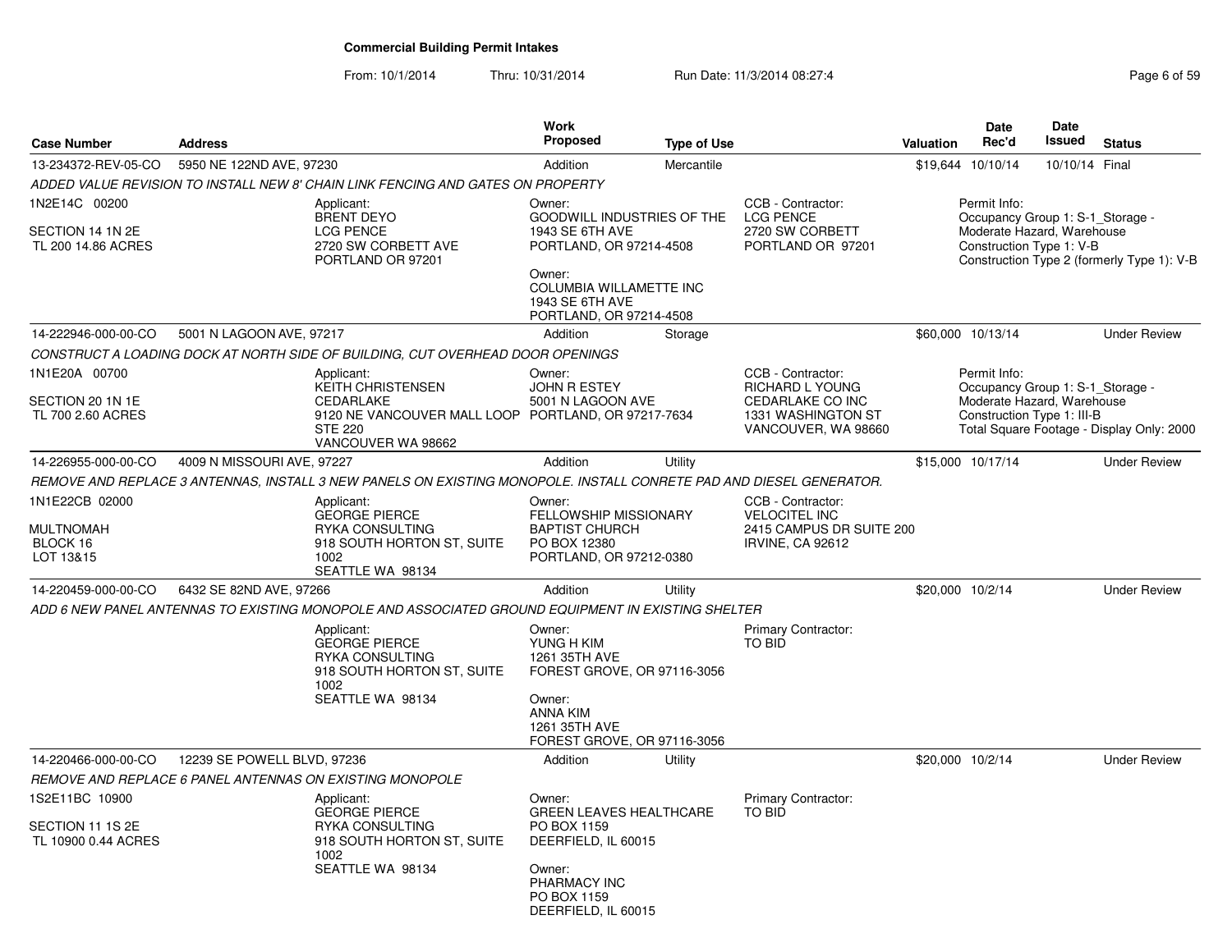# Commercial Building Permit Intakes

From: 10/1/2014 Thru: 10/31/2014 Run Date: 11/3/2014 08:27:4

| Case Number | Address | Work Proposed | Type of Use | Valuation | Date Rec'd | Date Issued | Status |
|---|---|---|---|---|---|---|---|
| 13-234372-REV-05-CO | 5950 NE 122ND AVE, 97230 | Addition | Mercantile | $19,644 | 10/10/14 | 10/10/14 | Final |

*ADDED VALUE REVISION TO INSTALL NEW 8' CHAIN LINK FENCING AND GATES ON PROPERTY*

1N2E14C 00200
SECTION 14 1N 2E
TL 200 14.86 ACRES

Applicant:
BRENT DEYO
LCG PENCE
2720 SW CORBETT AVE
PORTLAND OR 97201

Owner:
GOODWILL INDUSTRIES OF THE
1943 SE 6TH AVE
PORTLAND, OR 97214-4508

Owner:
COLUMBIA WILLAMETTE INC
1943 SE 6TH AVE
PORTLAND, OR 97214-4508

CCB - Contractor:
LCG PENCE
2720 SW CORBETT
PORTLAND OR 97201

Permit Info:
Occupancy Group 1: S-1_Storage - Moderate Hazard, Warehouse
Construction Type 1: V-B
Construction Type 2 (formerly Type 1): V-B

---

| Case Number | Address | Work Proposed | Type of Use | Valuation | Date Rec'd | Date Issued | Status |
|---|---|---|---|---|---|---|---|
| 14-222946-000-00-CO | 5001 N LAGOON AVE, 97217 | Addition | Storage | $60,000 | 10/13/14 | | Under Review |

*CONSTRUCT A LOADING DOCK AT NORTH SIDE OF BUILDING, CUT OVERHEAD DOOR OPENINGS*

1N1E20A 00700
SECTION 20 1N 1E
TL 700 2.60 ACRES

Applicant:
KEITH CHRISTENSEN
CEDARLAKE
9120 NE VANCOUVER MALL LOOP
STE 220
VANCOUVER WA 98662

Owner:
JOHN R ESTEY
5001 N LAGOON AVE
PORTLAND, OR 97217-7634

CCB - Contractor:
RICHARD L YOUNG
CEDARLAKE CO INC
1331 WASHINGTON ST
VANCOUVER, WA 98660

Permit Info:
Occupancy Group 1: S-1_Storage - Moderate Hazard, Warehouse
Construction Type 1: III-B
Total Square Footage - Display Only: 2000

---

| Case Number | Address | Work Proposed | Type of Use | Valuation | Date Rec'd | Date Issued | Status |
|---|---|---|---|---|---|---|---|
| 14-226955-000-00-CO | 4009 N MISSOURI AVE, 97227 | Addition | Utility | $15,000 | 10/17/14 | | Under Review |

*REMOVE AND REPLACE 3 ANTENNAS, INSTALL 3 NEW PANELS ON EXISTING MONOPOLE. INSTALL CONRETE PAD AND DIESEL GENERATOR.*

1N1E22CB 02000
MULTNOMAH
BLOCK 16
LOT 13&15

Applicant:
GEORGE PIERCE
RYKA CONSULTING
918 SOUTH HORTON ST, SUITE 1002
SEATTLE WA 98134

Owner:
FELLOWSHIP MISSIONARY BAPTIST CHURCH
PO BOX 12380
PORTLAND, OR 97212-0380

CCB - Contractor:
VELOCITEL INC
2415 CAMPUS DR SUITE 200
IRVINE, CA 92612

---

| Case Number | Address | Work Proposed | Type of Use | Valuation | Date Rec'd | Date Issued | Status |
|---|---|---|---|---|---|---|---|
| 14-220459-000-00-CO | 6432 SE 82ND AVE, 97266 | Addition | Utility | $20,000 | 10/2/14 | | Under Review |

*ADD 6 NEW PANEL ANTENNAS TO EXISTING MONOPOLE AND ASSOCIATED GROUND EQUIPMENT IN EXISTING SHELTER*

Applicant:
GEORGE PIERCE
RYKA CONSULTING
918 SOUTH HORTON ST, SUITE 1002
SEATTLE WA 98134

Owner:
YUNG H KIM
1261 35TH AVE
FOREST GROVE, OR 97116-3056

Owner:
ANNA KIM
1261 35TH AVE
FOREST GROVE, OR 97116-3056

Primary Contractor:
TO BID

---

| Case Number | Address | Work Proposed | Type of Use | Valuation | Date Rec'd | Date Issued | Status |
|---|---|---|---|---|---|---|---|
| 14-220466-000-00-CO | 12239 SE POWELL BLVD, 97236 | Addition | Utility | $20,000 | 10/2/14 | | Under Review |

*REMOVE AND REPLACE 6 PANEL ANTENNAS ON EXISTING MONOPOLE*

1S2E11BC 10900
SECTION 11 1S 2E
TL 10900 0.44 ACRES

Applicant:
GEORGE PIERCE
RYKA CONSULTING
918 SOUTH HORTON ST, SUITE 1002
SEATTLE WA 98134

Owner:
GREEN LEAVES HEALTHCARE
PO BOX 1159
DEERFIELD, IL 60015

Owner:
PHARMACY INC
PO BOX 1159
DEERFIELD, IL 60015

Primary Contractor:
TO BID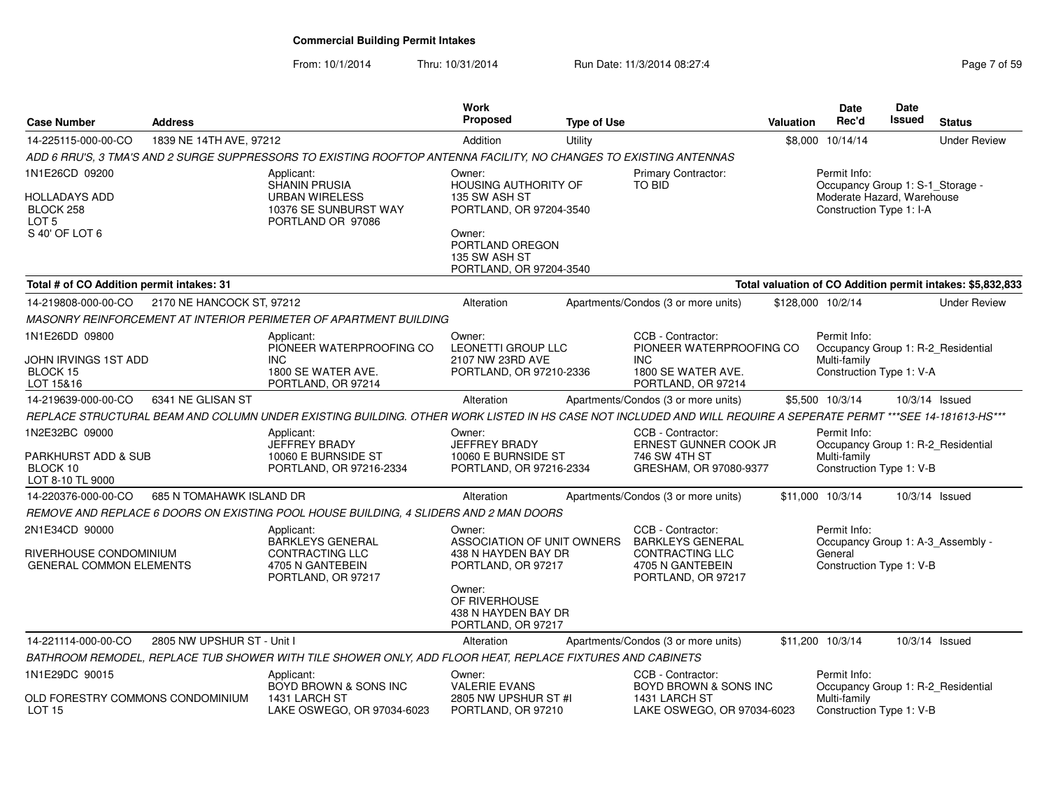# Commercial Building Permit Intakes

From: 10/1/2014 Thru: 10/31/2014 Run Date: 11/3/2014 08:27:4

| Case Number | Address | Work Proposed | Type of Use | Valuation | Date Rec'd | Date Issued | Status |
|---|---|---|---|---|---|---|---|
| 14-225115-000-00-CO | 1839 NE 14TH AVE, 97212 | Addition | Utility | $8,000 | 10/14/14 | | Under Review |

ADD 6 RRU'S, 3 TMA'S AND 2 SURGE SUPPRESSORS TO EXISTING ROOFTOP ANTENNA FACILITY, NO CHANGES TO EXISTING ANTENNAS

1N1E26CD 09200
HOLLADAYS ADD
BLOCK 258
LOT 5
S 40' OF LOT 6

Applicant: SHANIN PRUSIA, URBAN WIRELESS, 10376 SE SUNBURST WAY, PORTLAND OR 97086

Owner: HOUSING AUTHORITY OF, 135 SW ASH ST, PORTLAND, OR 97204-3540

Owner: PORTLAND OREGON, 135 SW ASH ST, PORTLAND, OR 97204-3540

Primary Contractor: TO BID

Permit Info: Occupancy Group 1: S-1_Storage - Moderate Hazard, Warehouse; Construction Type 1: I-A

**Total # of CO Addition permit intakes: 31** — **Total valuation of CO Addition permit intakes: $5,832,833**

| Case Number | Address | Work Proposed | Type of Use | Valuation | Date Rec'd | Date Issued | Status |
|---|---|---|---|---|---|---|---|
| 14-219808-000-00-CO | 2170 NE HANCOCK ST, 97212 | Alteration | Apartments/Condos (3 or more units) | $128,000 | 10/2/14 | | Under Review |

MASONRY REINFORCEMENT AT INTERIOR PERIMETER OF APARTMENT BUILDING

1N1E26DD 09800
JOHN IRVINGS 1ST ADD
BLOCK 15
LOT 15&16

Applicant: PIONEER WATERPROOFING CO INC, 1800 SE WATER AVE., PORTLAND, OR 97214

Owner: LEONETTI GROUP LLC, 2107 NW 23RD AVE, PORTLAND, OR 97210-2336

CCB - Contractor: PIONEER WATERPROOFING CO INC, 1800 SE WATER AVE., PORTLAND, OR 97214

Permit Info: Occupancy Group 1: R-2_Residential Multi-family; Construction Type 1: V-A

| Case Number | Address | Work Proposed | Type of Use | Valuation | Date Rec'd | Date Issued | Status |
|---|---|---|---|---|---|---|---|
| 14-219639-000-00-CO | 6341 NE GLISAN ST | Alteration | Apartments/Condos (3 or more units) | $5,500 | 10/3/14 | 10/3/14 | Issued |

REPLACE STRUCTURAL BEAM AND COLUMN UNDER EXISTING BUILDING. OTHER WORK LISTED IN HS CASE NOT INCLUDED AND WILL REQUIRE A SEPERATE PERMIT ***SEE 14-181613-HS***

1N2E32BC 09000
PARKHURST ADD & SUB
BLOCK 10
LOT 8-10 TL 9000

Applicant: JEFFREY BRADY, 10060 E BURNSIDE ST, PORTLAND, OR 97216-2334

Owner: JEFFREY BRADY, 10060 E BURNSIDE ST, PORTLAND, OR 97216-2334

CCB - Contractor: ERNEST GUNNER COOK JR, 746 SW 4TH ST, GRESHAM, OR 97080-9377

Permit Info: Occupancy Group 1: R-2_Residential Multi-family; Construction Type 1: V-B

| Case Number | Address | Work Proposed | Type of Use | Valuation | Date Rec'd | Date Issued | Status |
|---|---|---|---|---|---|---|---|
| 14-220376-000-00-CO | 685 N TOMAHAWK ISLAND DR | Alteration | Apartments/Condos (3 or more units) | $11,000 | 10/3/14 | 10/3/14 | Issued |

REMOVE AND REPLACE 6 DOORS ON EXISTING POOL HOUSE BUILDING, 4 SLIDERS AND 2 MAN DOORS

2N1E34CD 90000
RIVERHOUSE CONDOMINIUM
GENERAL COMMON ELEMENTS

Applicant: BARKLEYS GENERAL CONTRACTING LLC, 4705 N GANTEBEIN, PORTLAND, OR 97217

Owner: ASSOCIATION OF UNIT OWNERS, 438 N HAYDEN BAY DR, PORTLAND, OR 97217

Owner: OF RIVERHOUSE, 438 N HAYDEN BAY DR, PORTLAND, OR 97217

CCB - Contractor: BARKLEYS GENERAL CONTRACTING LLC, 4705 N GANTEBEIN, PORTLAND, OR 97217

Permit Info: Occupancy Group 1: A-3_Assembly - General; Construction Type 1: V-B

| Case Number | Address | Work Proposed | Type of Use | Valuation | Date Rec'd | Date Issued | Status |
|---|---|---|---|---|---|---|---|
| 14-221114-000-00-CO | 2805 NW UPSHUR ST - Unit I | Alteration | Apartments/Condos (3 or more units) | $11,200 | 10/3/14 | 10/3/14 | Issued |

BATHROOM REMODEL, REPLACE TUB SHOWER WITH TILE SHOWER ONLY, ADD FLOOR HEAT, REPLACE FIXTURES AND CABINETS

1N1E29DC 90015
OLD FORESTRY COMMONS CONDOMINIUM
LOT 15

Applicant: BOYD BROWN & SONS INC, 1431 LARCH ST, LAKE OSWEGO, OR 97034-6023

Owner: VALERIE EVANS, 2805 NW UPSHUR ST #I, PORTLAND, OR 97210

CCB - Contractor: BOYD BROWN & SONS INC, 1431 LARCH ST, LAKE OSWEGO, OR 97034-6023

Permit Info: Occupancy Group 1: R-2_Residential Multi-family; Construction Type 1: V-B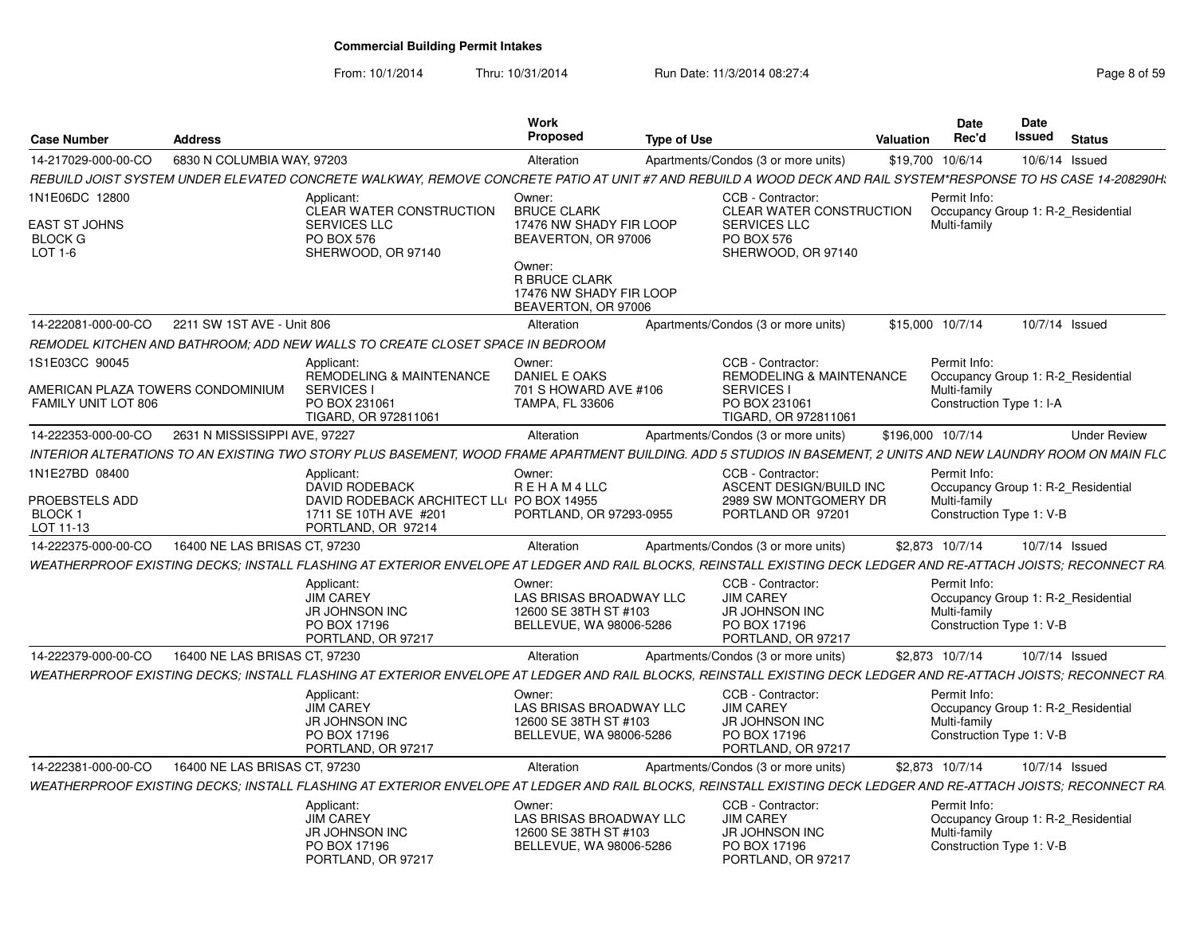# Commercial Building Permit Intakes

From: 10/1/2014 Thru: 10/31/2014 Run Date: 11/3/2014 08:27:4

| Case Number | Address | Work Proposed | Type of Use | Valuation | Date Rec'd | Date Issued | Status |
|---|---|---|---|---|---|---|---|
| 14-217029-000-00-CO | 6830 N COLUMBIA WAY, 97203 | Alteration | Apartments/Condos (3 or more units) | $19,700 | 10/6/14 | 10/6/14 | Issued |

*REBUILD JOIST SYSTEM UNDER ELEVATED CONCRETE WALKWAY, REMOVE CONCRETE PATIO AT UNIT #7 AND REBUILD A WOOD DECK AND RAIL SYSTEM*RESPONSE TO HS CASE 14-208290H*

1N1E06DC 12800
EAST ST JOHNS
BLOCK G
LOT 1-6

Applicant: CLEAR WATER CONSTRUCTION SERVICES LLC, PO BOX 576, SHERWOOD, OR 97140

Owner: BRUCE CLARK, 17476 NW SHADY FIR LOOP, BEAVERTON, OR 97006

Owner: R BRUCE CLARK, 17476 NW SHADY FIR LOOP, BEAVERTON, OR 97006

CCB - Contractor: CLEAR WATER CONSTRUCTION SERVICES LLC, PO BOX 576, SHERWOOD, OR 97140

Permit Info: Occupancy Group 1: R-2_Residential Multi-family

---

| Case Number | Address | Work Proposed | Type of Use | Valuation | Date Rec'd | Date Issued | Status |
|---|---|---|---|---|---|---|---|
| 14-222081-000-00-CO | 2211 SW 1ST AVE - Unit 806 | Alteration | Apartments/Condos (3 or more units) | $15,000 | 10/7/14 | 10/7/14 | Issued |

*REMODEL KITCHEN AND BATHROOM; ADD NEW WALLS TO CREATE CLOSET SPACE IN BEDROOM*

1S1E03CC 90045
AMERICAN PLAZA TOWERS CONDOMINIUM
FAMILY UNIT LOT 806

Applicant: REMODELING & MAINTENANCE SERVICES I, PO BOX 231061, TIGARD, OR 972811061

Owner: DANIEL E OAKS, 701 S HOWARD AVE #106, TAMPA, FL 33606

CCB - Contractor: REMODELING & MAINTENANCE SERVICES I, PO BOX 231061, TIGARD, OR 972811061

Permit Info: Occupancy Group 1: R-2_Residential Multi-family; Construction Type 1: I-A

---

| Case Number | Address | Work Proposed | Type of Use | Valuation | Date Rec'd | Date Issued | Status |
|---|---|---|---|---|---|---|---|
| 14-222353-000-00-CO | 2631 N MISSISSIPPI AVE, 97227 | Alteration | Apartments/Condos (3 or more units) | $196,000 | 10/7/14 | | Under Review |

*INTERIOR ALTERATIONS TO AN EXISTING TWO STORY PLUS BASEMENT, WOOD FRAME APARTMENT BUILDING. ADD 5 STUDIOS IN BASEMENT, 2 UNITS AND NEW LAUNDRY ROOM ON MAIN FLC*

1N1E27BD 08400
PROEBSTELS ADD
BLOCK 1
LOT 11-13

Applicant: DAVID RODEBACK, DAVID RODEBACK ARCHITECT LL(, 1711 SE 10TH AVE #201, PORTLAND, OR 97214

Owner: R E H A M 4 LLC, PO BOX 14955, PORTLAND, OR 97293-0955

CCB - Contractor: ASCENT DESIGN/BUILD INC, 2989 SW MONTGOMERY DR, PORTLAND OR 97201

Permit Info: Occupancy Group 1: R-2_Residential Multi-family; Construction Type 1: V-B

---

| Case Number | Address | Work Proposed | Type of Use | Valuation | Date Rec'd | Date Issued | Status |
|---|---|---|---|---|---|---|---|
| 14-222375-000-00-CO | 16400 NE LAS BRISAS CT, 97230 | Alteration | Apartments/Condos (3 or more units) | $2,873 | 10/7/14 | 10/7/14 | Issued |

*WEATHERPROOF EXISTING DECKS; INSTALL FLASHING AT EXTERIOR ENVELOPE AT LEDGER AND RAIL BLOCKS, REINSTALL EXISTING DECK LEDGER AND RE-ATTACH JOISTS; RECONNECT RA*

Applicant: JIM CAREY, JR JOHNSON INC, PO BOX 17196, PORTLAND, OR 97217

Owner: LAS BRISAS BROADWAY LLC, 12600 SE 38TH ST #103, BELLEVUE, WA 98006-5286

CCB - Contractor: JIM CAREY, JR JOHNSON INC, PO BOX 17196, PORTLAND, OR 97217

Permit Info: Occupancy Group 1: R-2_Residential Multi-family; Construction Type 1: V-B

---

| Case Number | Address | Work Proposed | Type of Use | Valuation | Date Rec'd | Date Issued | Status |
|---|---|---|---|---|---|---|---|
| 14-222379-000-00-CO | 16400 NE LAS BRISAS CT, 97230 | Alteration | Apartments/Condos (3 or more units) | $2,873 | 10/7/14 | 10/7/14 | Issued |

*WEATHERPROOF EXISTING DECKS; INSTALL FLASHING AT EXTERIOR ENVELOPE AT LEDGER AND RAIL BLOCKS, REINSTALL EXISTING DECK LEDGER AND RE-ATTACH JOISTS; RECONNECT RA*

Applicant: JIM CAREY, JR JOHNSON INC, PO BOX 17196, PORTLAND, OR 97217

Owner: LAS BRISAS BROADWAY LLC, 12600 SE 38TH ST #103, BELLEVUE, WA 98006-5286

CCB - Contractor: JIM CAREY, JR JOHNSON INC, PO BOX 17196, PORTLAND, OR 97217

Permit Info: Occupancy Group 1: R-2_Residential Multi-family; Construction Type 1: V-B

---

| Case Number | Address | Work Proposed | Type of Use | Valuation | Date Rec'd | Date Issued | Status |
|---|---|---|---|---|---|---|---|
| 14-222381-000-00-CO | 16400 NE LAS BRISAS CT, 97230 | Alteration | Apartments/Condos (3 or more units) | $2,873 | 10/7/14 | 10/7/14 | Issued |

*WEATHERPROOF EXISTING DECKS; INSTALL FLASHING AT EXTERIOR ENVELOPE AT LEDGER AND RAIL BLOCKS, REINSTALL EXISTING DECK LEDGER AND RE-ATTACH JOISTS; RECONNECT RA*

Applicant: JIM CAREY, JR JOHNSON INC, PO BOX 17196, PORTLAND, OR 97217

Owner: LAS BRISAS BROADWAY LLC, 12600 SE 38TH ST #103, BELLEVUE, WA 98006-5286

CCB - Contractor: JIM CAREY, JR JOHNSON INC, PO BOX 17196, PORTLAND, OR 97217

Permit Info: Occupancy Group 1: R-2_Residential Multi-family; Construction Type 1: V-B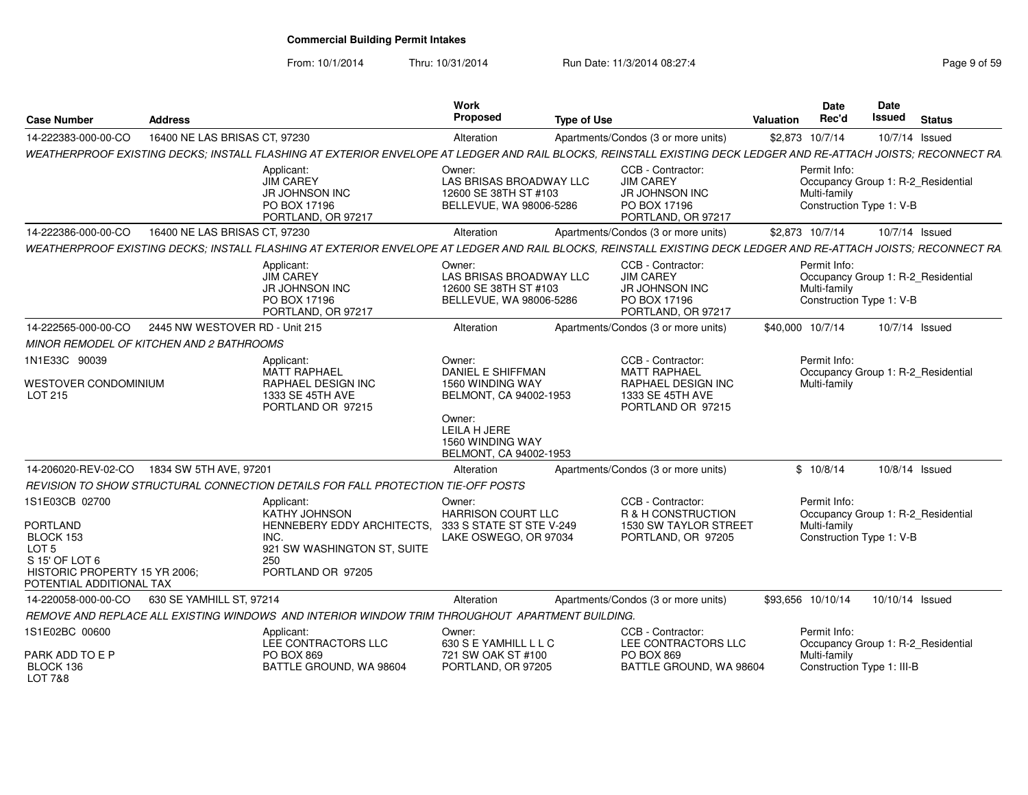# Commercial Building Permit Intakes

From: 10/1/2014 Thru: 10/31/2014 Run Date: 11/3/2014 08:27:4

| Case Number | Address | Work Proposed | Type of Use | Valuation | Date Rec'd | Date Issued | Status |
|---|---|---|---|---|---|---|---|
| 14-222383-000-00-CO | 16400 NE LAS BRISAS CT, 97230 | Alteration | Apartments/Condos (3 or more units) | $2,873 | 10/7/14 | 10/7/14 | Issued |

*WEATHERPROOF EXISTING DECKS; INSTALL FLASHING AT EXTERIOR ENVELOPE AT LEDGER AND RAIL BLOCKS, REINSTALL EXISTING DECK LEDGER AND RE-ATTACH JOISTS; RECONNECT RA*

Applicant: JIM CAREY, JR JOHNSON INC, PO BOX 17196, PORTLAND, OR 97217
Owner: LAS BRISAS BROADWAY LLC, 12600 SE 38TH ST #103, BELLEVUE, WA 98006-5286
CCB - Contractor: JIM CAREY, JR JOHNSON INC, PO BOX 17196, PORTLAND, OR 97217
Permit Info: Occupancy Group 1: R-2_Residential Multi-family; Construction Type 1: V-B

| Case Number | Address | Work Proposed | Type of Use | Valuation | Date Rec'd | Date Issued | Status |
|---|---|---|---|---|---|---|---|
| 14-222386-000-00-CO | 16400 NE LAS BRISAS CT, 97230 | Alteration | Apartments/Condos (3 or more units) | $2,873 | 10/7/14 | 10/7/14 | Issued |

*WEATHERPROOF EXISTING DECKS; INSTALL FLASHING AT EXTERIOR ENVELOPE AT LEDGER AND RAIL BLOCKS, REINSTALL EXISTING DECK LEDGER AND RE-ATTACH JOISTS; RECONNECT RA*

Applicant: JIM CAREY, JR JOHNSON INC, PO BOX 17196, PORTLAND, OR 97217
Owner: LAS BRISAS BROADWAY LLC, 12600 SE 38TH ST #103, BELLEVUE, WA 98006-5286
CCB - Contractor: JIM CAREY, JR JOHNSON INC, PO BOX 17196, PORTLAND, OR 97217
Permit Info: Occupancy Group 1: R-2_Residential Multi-family; Construction Type 1: V-B

| Case Number | Address | Work Proposed | Type of Use | Valuation | Date Rec'd | Date Issued | Status |
|---|---|---|---|---|---|---|---|
| 14-222565-000-00-CO | 2445 NW WESTOVER RD - Unit 215 | Alteration | Apartments/Condos (3 or more units) | $40,000 | 10/7/14 | 10/7/14 | Issued |

*MINOR REMODEL OF KITCHEN AND 2 BATHROOMS*

1N1E33C 90039
WESTOVER CONDOMINIUM
LOT 215

Applicant: MATT RAPHAEL, RAPHAEL DESIGN INC, 1333 SE 45TH AVE, PORTLAND OR 97215
Owner: DANIEL E SHIFFMAN, 1560 WINDING WAY, BELMONT, CA 94002-1953
Owner: LEILA H JERE, 1560 WINDING WAY, BELMONT, CA 94002-1953
CCB - Contractor: MATT RAPHAEL, RAPHAEL DESIGN INC, 1333 SE 45TH AVE, PORTLAND OR 97215
Permit Info: Occupancy Group 1: R-2_Residential Multi-family

| Case Number | Address | Work Proposed | Type of Use | Valuation | Date Rec'd | Date Issued | Status |
|---|---|---|---|---|---|---|---|
| 14-206020-REV-02-CO | 1834 SW 5TH AVE, 97201 | Alteration | Apartments/Condos (3 or more units) | $ | 10/8/14 | 10/8/14 | Issued |

*REVISION TO SHOW STRUCTURAL CONNECTION DETAILS FOR FALL PROTECTION TIE-OFF POSTS*

1S1E03CB 02700
PORTLAND
BLOCK 153
LOT 5
S 15' OF LOT 6
HISTORIC PROPERTY 15 YR 2006;
POTENTIAL ADDITIONAL TAX

Applicant: KATHY JOHNSON, HENNEBERY EDDY ARCHITECTS, INC., 921 SW WASHINGTON ST, SUITE 250, PORTLAND OR 97205
Owner: HARRISON COURT LLC, 333 S STATE ST STE V-249, LAKE OSWEGO, OR 97034
CCB - Contractor: R & H CONSTRUCTION, 1530 SW TAYLOR STREET, PORTLAND, OR 97205
Permit Info: Occupancy Group 1: R-2_Residential Multi-family; Construction Type 1: V-B

| Case Number | Address | Work Proposed | Type of Use | Valuation | Date Rec'd | Date Issued | Status |
|---|---|---|---|---|---|---|---|
| 14-220058-000-00-CO | 630 SE YAMHILL ST, 97214 | Alteration | Apartments/Condos (3 or more units) | $93,656 | 10/10/14 | 10/10/14 | Issued |

*REMOVE AND REPLACE ALL EXISTING WINDOWS AND INTERIOR WINDOW TRIM THROUGHOUT APARTMENT BUILDING.*

1S1E02BC 00600
PARK ADD TO E P
BLOCK 136
LOT 7&8

Applicant: LEE CONTRACTORS LLC, PO BOX 869, BATTLE GROUND, WA 98604
Owner: 630 S E YAMHILL L L C, 721 SW OAK ST #100, PORTLAND, OR 97205
CCB - Contractor: LEE CONTRACTORS LLC, PO BOX 869, BATTLE GROUND, WA 98604
Permit Info: Occupancy Group 1: R-2_Residential Multi-family; Construction Type 1: III-B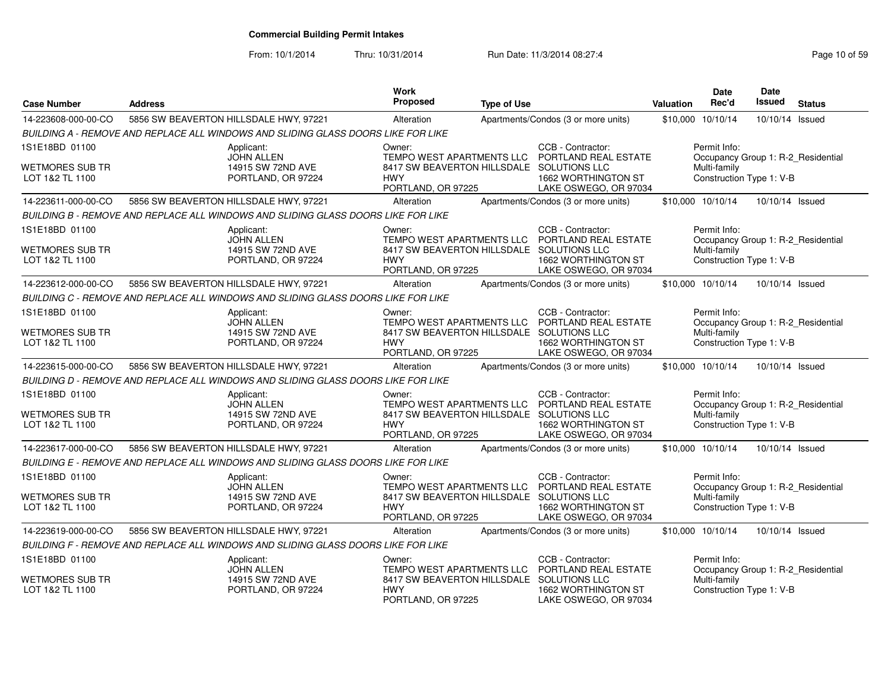# Commercial Building Permit Intakes

From: 10/1/2014 Thru: 10/31/2014 Run Date: 11/3/2014 08:27:4

| Case Number | Address | Work Proposed | Type of Use | Valuation | Date Rec'd | Date Issued | Status |
|---|---|---|---|---|---|---|---|
| 14-223608-000-00-CO | 5856 SW BEAVERTON HILLSDALE HWY, 97221 | Alteration | Apartments/Condos (3 or more units) | $10,000 | 10/10/14 | 10/10/14 | Issued |

*BUILDING A - REMOVE AND REPLACE ALL WINDOWS AND SLIDING GLASS DOORS LIKE FOR LIKE*

1S1E18BD 01100
WETMORES SUB TR
LOT 1&2 TL 1100

Applicant: JOHN ALLEN, 14915 SW 72ND AVE, PORTLAND, OR 97224

Owner: TEMPO WEST APARTMENTS LLC, 8417 SW BEAVERTON HILLSDALE HWY, PORTLAND, OR 97225

CCB - Contractor: PORTLAND REAL ESTATE SOLUTIONS LLC, 1662 WORTHINGTON ST, LAKE OSWEGO, OR 97034

Permit Info: Occupancy Group 1: R-2_Residential Multi-family; Construction Type 1: V-B

| Case Number | Address | Work Proposed | Type of Use | Valuation | Date Rec'd | Date Issued | Status |
|---|---|---|---|---|---|---|---|
| 14-223611-000-00-CO | 5856 SW BEAVERTON HILLSDALE HWY, 97221 | Alteration | Apartments/Condos (3 or more units) | $10,000 | 10/10/14 | 10/10/14 | Issued |

*BUILDING B - REMOVE AND REPLACE ALL WINDOWS AND SLIDING GLASS DOORS LIKE FOR LIKE*

1S1E18BD 01100
WETMORES SUB TR
LOT 1&2 TL 1100

Applicant: JOHN ALLEN, 14915 SW 72ND AVE, PORTLAND, OR 97224

Owner: TEMPO WEST APARTMENTS LLC, 8417 SW BEAVERTON HILLSDALE HWY, PORTLAND, OR 97225

CCB - Contractor: PORTLAND REAL ESTATE SOLUTIONS LLC, 1662 WORTHINGTON ST, LAKE OSWEGO, OR 97034

Permit Info: Occupancy Group 1: R-2_Residential Multi-family; Construction Type 1: V-B

| Case Number | Address | Work Proposed | Type of Use | Valuation | Date Rec'd | Date Issued | Status |
|---|---|---|---|---|---|---|---|
| 14-223612-000-00-CO | 5856 SW BEAVERTON HILLSDALE HWY, 97221 | Alteration | Apartments/Condos (3 or more units) | $10,000 | 10/10/14 | 10/10/14 | Issued |

*BUILDING C - REMOVE AND REPLACE ALL WINDOWS AND SLIDING GLASS DOORS LIKE FOR LIKE*

1S1E18BD 01100
WETMORES SUB TR
LOT 1&2 TL 1100

Applicant: JOHN ALLEN, 14915 SW 72ND AVE, PORTLAND, OR 97224

Owner: TEMPO WEST APARTMENTS LLC, 8417 SW BEAVERTON HILLSDALE HWY, PORTLAND, OR 97225

CCB - Contractor: PORTLAND REAL ESTATE SOLUTIONS LLC, 1662 WORTHINGTON ST, LAKE OSWEGO, OR 97034

Permit Info: Occupancy Group 1: R-2_Residential Multi-family; Construction Type 1: V-B

| Case Number | Address | Work Proposed | Type of Use | Valuation | Date Rec'd | Date Issued | Status |
|---|---|---|---|---|---|---|---|
| 14-223615-000-00-CO | 5856 SW BEAVERTON HILLSDALE HWY, 97221 | Alteration | Apartments/Condos (3 or more units) | $10,000 | 10/10/14 | 10/10/14 | Issued |

*BUILDING D - REMOVE AND REPLACE ALL WINDOWS AND SLIDING GLASS DOORS LIKE FOR LIKE*

1S1E18BD 01100
WETMORES SUB TR
LOT 1&2 TL 1100

Applicant: JOHN ALLEN, 14915 SW 72ND AVE, PORTLAND, OR 97224

Owner: TEMPO WEST APARTMENTS LLC, 8417 SW BEAVERTON HILLSDALE HWY, PORTLAND, OR 97225

CCB - Contractor: PORTLAND REAL ESTATE SOLUTIONS LLC, 1662 WORTHINGTON ST, LAKE OSWEGO, OR 97034

Permit Info: Occupancy Group 1: R-2_Residential Multi-family; Construction Type 1: V-B

| Case Number | Address | Work Proposed | Type of Use | Valuation | Date Rec'd | Date Issued | Status |
|---|---|---|---|---|---|---|---|
| 14-223617-000-00-CO | 5856 SW BEAVERTON HILLSDALE HWY, 97221 | Alteration | Apartments/Condos (3 or more units) | $10,000 | 10/10/14 | 10/10/14 | Issued |

*BUILDING E - REMOVE AND REPLACE ALL WINDOWS AND SLIDING GLASS DOORS LIKE FOR LIKE*

1S1E18BD 01100
WETMORES SUB TR
LOT 1&2 TL 1100

Applicant: JOHN ALLEN, 14915 SW 72ND AVE, PORTLAND, OR 97224

Owner: TEMPO WEST APARTMENTS LLC, 8417 SW BEAVERTON HILLSDALE HWY, PORTLAND, OR 97225

CCB - Contractor: PORTLAND REAL ESTATE SOLUTIONS LLC, 1662 WORTHINGTON ST, LAKE OSWEGO, OR 97034

Permit Info: Occupancy Group 1: R-2_Residential Multi-family; Construction Type 1: V-B

| Case Number | Address | Work Proposed | Type of Use | Valuation | Date Rec'd | Date Issued | Status |
|---|---|---|---|---|---|---|---|
| 14-223619-000-00-CO | 5856 SW BEAVERTON HILLSDALE HWY, 97221 | Alteration | Apartments/Condos (3 or more units) | $10,000 | 10/10/14 | 10/10/14 | Issued |

*BUILDING F - REMOVE AND REPLACE ALL WINDOWS AND SLIDING GLASS DOORS LIKE FOR LIKE*

1S1E18BD 01100
WETMORES SUB TR
LOT 1&2 TL 1100

Applicant: JOHN ALLEN, 14915 SW 72ND AVE, PORTLAND, OR 97224

Owner: TEMPO WEST APARTMENTS LLC, 8417 SW BEAVERTON HILLSDALE HWY, PORTLAND, OR 97225

CCB - Contractor: PORTLAND REAL ESTATE SOLUTIONS LLC, 1662 WORTHINGTON ST, LAKE OSWEGO, OR 97034

Permit Info: Occupancy Group 1: R-2_Residential Multi-family; Construction Type 1: V-B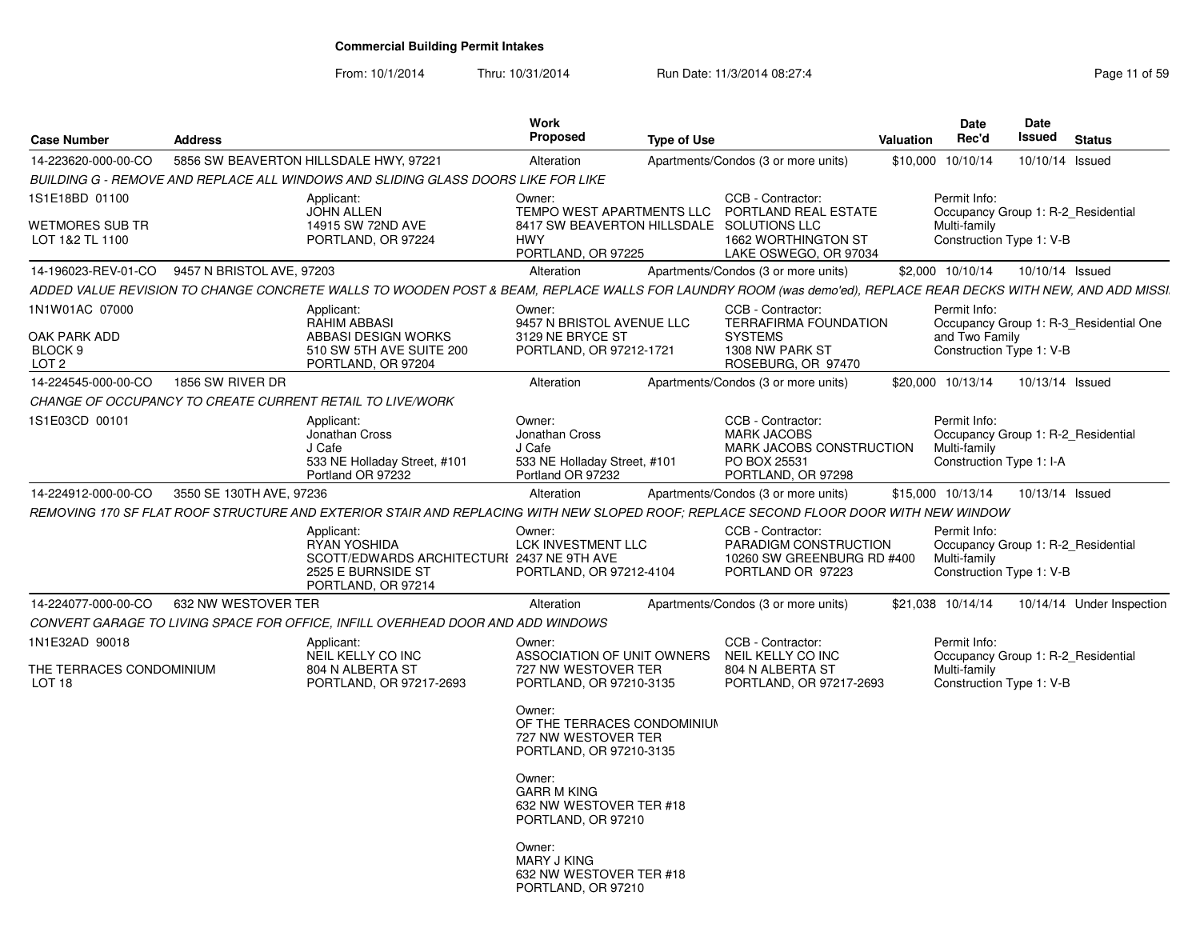# Commercial Building Permit Intakes

From: 10/1/2014 Thru: 10/31/2014 Run Date: 11/3/2014 08:27:4

| Case Number | Address | Work Proposed | Type of Use | Valuation | Date Rec'd | Date Issued | Status |
|---|---|---|---|---|---|---|---|
| 14-223620-000-00-CO | 5856 SW BEAVERTON HILLSDALE HWY, 97221 | Alteration | Apartments/Condos (3 or more units) | $10,000 | 10/10/14 | 10/10/14 | Issued |

*BUILDING G - REMOVE AND REPLACE ALL WINDOWS AND SLIDING GLASS DOORS LIKE FOR LIKE*

1S1E18BD 01100
WETMORES SUB TR
LOT 1&2 TL 1100

Applicant:
JOHN ALLEN
14915 SW 72ND AVE
PORTLAND, OR 97224

Owner:
TEMPO WEST APARTMENTS LLC
8417 SW BEAVERTON HILLSDALE HWY
PORTLAND, OR 97225

CCB - Contractor:
PORTLAND REAL ESTATE SOLUTIONS LLC
1662 WORTHINGTON ST
LAKE OSWEGO, OR 97034

Permit Info:
Occupancy Group 1: R-2_Residential Multi-family
Construction Type 1: V-B

| Case Number | Address | Work Proposed | Type of Use | Valuation | Date Rec'd | Date Issued | Status |
|---|---|---|---|---|---|---|---|
| 14-196023-REV-01-CO | 9457 N BRISTOL AVE, 97203 | Alteration | Apartments/Condos (3 or more units) | $2,000 | 10/10/14 | 10/10/14 | Issued |

*ADDED VALUE REVISION TO CHANGE CONCRETE WALLS TO WOODEN POST & BEAM, REPLACE WALLS FOR LAUNDRY ROOM (was demo'ed), REPLACE REAR DECKS WITH NEW, AND ADD MISSI*

1N1W01AC 07000
OAK PARK ADD
BLOCK 9
LOT 2

Applicant:
RAHIM ABBASI
ABBASI DESIGN WORKS
510 SW 5TH AVE SUITE 200
PORTLAND, OR 97204

Owner:
9457 N BRISTOL AVENUE LLC
3129 NE BRYCE ST
PORTLAND, OR 97212-1721

CCB - Contractor:
TERRAFIRMA FOUNDATION SYSTEMS
1308 NW PARK ST
ROSEBURG, OR 97470

Permit Info:
Occupancy Group 1: R-3_Residential One and Two Family
Construction Type 1: V-B

| Case Number | Address | Work Proposed | Type of Use | Valuation | Date Rec'd | Date Issued | Status |
|---|---|---|---|---|---|---|---|
| 14-224545-000-00-CO | 1856 SW RIVER DR | Alteration | Apartments/Condos (3 or more units) | $20,000 | 10/13/14 | 10/13/14 | Issued |

*CHANGE OF OCCUPANCY TO CREATE CURRENT RETAIL TO LIVE/WORK*

1S1E03CD 00101

Applicant:
Jonathan Cross
J Cafe
533 NE Holladay Street, #101
Portland OR 97232

Owner:
Jonathan Cross
J Cafe
533 NE Holladay Street, #101
Portland OR 97232

CCB - Contractor:
MARK JACOBS
MARK JACOBS CONSTRUCTION
PO BOX 25531
PORTLAND, OR 97298

Permit Info:
Occupancy Group 1: R-2_Residential Multi-family
Construction Type 1: I-A

| Case Number | Address | Work Proposed | Type of Use | Valuation | Date Rec'd | Date Issued | Status |
|---|---|---|---|---|---|---|---|
| 14-224912-000-00-CO | 3550 SE 130TH AVE, 97236 | Alteration | Apartments/Condos (3 or more units) | $15,000 | 10/13/14 | 10/13/14 | Issued |

*REMOVING 170 SF FLAT ROOF STRUCTURE AND EXTERIOR STAIR AND REPLACING WITH NEW SLOPED ROOF; REPLACE SECOND FLOOR DOOR WITH NEW WINDOW*

Applicant:
RYAN YOSHIDA
SCOTT/EDWARDS ARCHITECTURE
2525 E BURNSIDE ST
PORTLAND, OR 97214

Owner:
LCK INVESTMENT LLC
2437 NE 9TH AVE
PORTLAND, OR 97212-4104

CCB - Contractor:
PARADIGM CONSTRUCTION
10260 SW GREENBURG RD #400
PORTLAND OR 97223

Permit Info:
Occupancy Group 1: R-2_Residential Multi-family
Construction Type 1: V-B

| Case Number | Address | Work Proposed | Type of Use | Valuation | Date Rec'd | Date Issued | Status |
|---|---|---|---|---|---|---|---|
| 14-224077-000-00-CO | 632 NW WESTOVER TER | Alteration | Apartments/Condos (3 or more units) | $21,038 | 10/14/14 | 10/14/14 | Under Inspection |

*CONVERT GARAGE TO LIVING SPACE FOR OFFICE, INFILL OVERHEAD DOOR AND ADD WINDOWS*

1N1E32AD 90018
THE TERRACES CONDOMINIUM
LOT 18

Applicant:
NEIL KELLY CO INC
804 N ALBERTA ST
PORTLAND, OR 97217-2693

Owner:
ASSOCIATION OF UNIT OWNERS
727 NW WESTOVER TER
PORTLAND, OR 97210-3135

Owner:
OF THE TERRACES CONDOMINIUM
727 NW WESTOVER TER
PORTLAND, OR 97210-3135

Owner:
GARR M KING
632 NW WESTOVER TER #18
PORTLAND, OR 97210

Owner:
MARY J KING
632 NW WESTOVER TER #18
PORTLAND, OR 97210

CCB - Contractor:
NEIL KELLY CO INC
804 N ALBERTA ST
PORTLAND, OR 97217-2693

Permit Info:
Occupancy Group 1: R-2_Residential Multi-family
Construction Type 1: V-B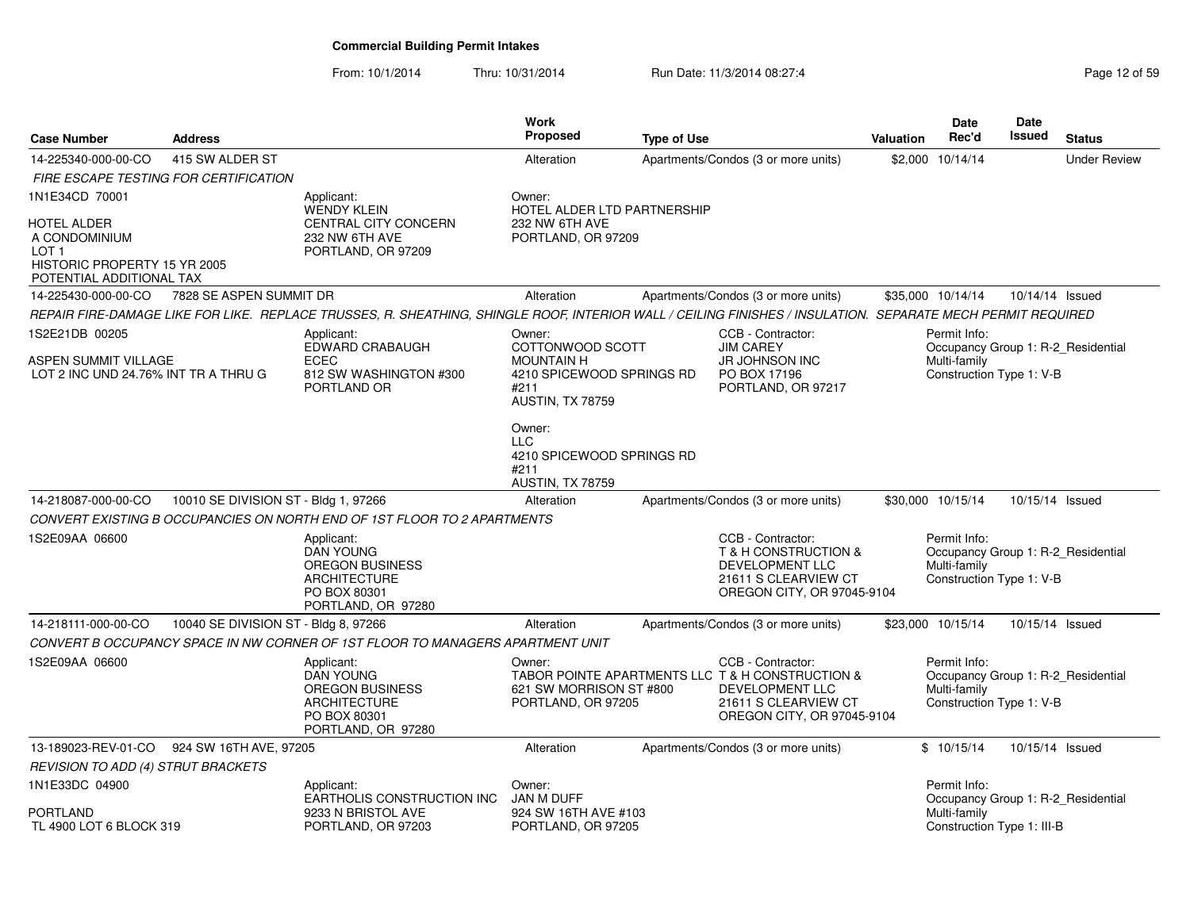# Commercial Building Permit Intakes

From: 10/1/2014 Thru: 10/31/2014 Run Date: 11/3/2014 08:27:4

| Case Number | Address | Work Proposed | Type of Use | Valuation | Date Rec'd | Date Issued | Status |
|---|---|---|---|---|---|---|---|
| 14-225340-000-00-CO | 415 SW ALDER ST | Alteration | Apartments/Condos (3 or more units) | $2,000 | 10/14/14 | | Under Review |

*FIRE ESCAPE TESTING FOR CERTIFICATION*

1N1E34CD 70001

HOTEL ALDER
A CONDOMINIUM
LOT 1
HISTORIC PROPERTY 15 YR 2005
POTENTIAL ADDITIONAL TAX

Applicant:
WENDY KLEIN
CENTRAL CITY CONCERN
232 NW 6TH AVE
PORTLAND, OR 97209

Owner:
HOTEL ALDER LTD PARTNERSHIP
232 NW 6TH AVE
PORTLAND, OR 97209

| Case Number | Address | Work Proposed | Type of Use | Valuation | Date Rec'd | Date Issued | Status |
|---|---|---|---|---|---|---|---|
| 14-225430-000-00-CO | 7828 SE ASPEN SUMMIT DR | Alteration | Apartments/Condos (3 or more units) | $35,000 | 10/14/14 | 10/14/14 | Issued |

*REPAIR FIRE-DAMAGE LIKE FOR LIKE. REPLACE TRUSSES, R. SHEATHING, SHINGLE ROOF, INTERIOR WALL / CEILING FINISHES / INSULATION. SEPARATE MECH PERMIT REQUIRED*

1S2E21DB 00205

ASPEN SUMMIT VILLAGE
LOT 2 INC UND 24.76% INT TR A THRU G

Applicant:
EDWARD CRABAUGH
ECEC
812 SW WASHINGTON #300
PORTLAND OR

Owner:
COTTONWOOD SCOTT
MOUNTAIN H
4210 SPICEWOOD SPRINGS RD
#211
AUSTIN, TX 78759

Owner:
LLC
4210 SPICEWOOD SPRINGS RD
#211
AUSTIN, TX 78759

CCB - Contractor:
JIM CAREY
JR JOHNSON INC
PO BOX 17196
PORTLAND, OR 97217

Permit Info:
Occupancy Group 1: R-2_Residential Multi-family
Construction Type 1: V-B

| Case Number | Address | Work Proposed | Type of Use | Valuation | Date Rec'd | Date Issued | Status |
|---|---|---|---|---|---|---|---|
| 14-218087-000-00-CO | 10010 SE DIVISION ST - Bldg 1, 97266 | Alteration | Apartments/Condos (3 or more units) | $30,000 | 10/15/14 | 10/15/14 | Issued |

*CONVERT EXISTING B OCCUPANCIES ON NORTH END OF 1ST FLOOR TO 2 APARTMENTS*

1S2E09AA 06600

Applicant:
DAN YOUNG
OREGON BUSINESS ARCHITECTURE
PO BOX 80301
PORTLAND, OR 97280

CCB - Contractor:
T & H CONSTRUCTION & DEVELOPMENT LLC
21611 S CLEARVIEW CT
OREGON CITY, OR 97045-9104

Permit Info:
Occupancy Group 1: R-2_Residential Multi-family
Construction Type 1: V-B

| Case Number | Address | Work Proposed | Type of Use | Valuation | Date Rec'd | Date Issued | Status |
|---|---|---|---|---|---|---|---|
| 14-218111-000-00-CO | 10040 SE DIVISION ST - Bldg 8, 97266 | Alteration | Apartments/Condos (3 or more units) | $23,000 | 10/15/14 | 10/15/14 | Issued |

*CONVERT B OCCUPANCY SPACE IN NW CORNER OF 1ST FLOOR TO MANAGERS APARTMENT UNIT*

1S2E09AA 06600

Applicant:
DAN YOUNG
OREGON BUSINESS ARCHITECTURE
PO BOX 80301
PORTLAND, OR 97280

Owner:
TABOR POINTE APARTMENTS LLC
621 SW MORRISON ST #800
PORTLAND, OR 97205

CCB - Contractor:
T & H CONSTRUCTION & DEVELOPMENT LLC
21611 S CLEARVIEW CT
OREGON CITY, OR 97045-9104

Permit Info:
Occupancy Group 1: R-2_Residential Multi-family
Construction Type 1: V-B

| Case Number | Address | Work Proposed | Type of Use | Valuation | Date Rec'd | Date Issued | Status |
|---|---|---|---|---|---|---|---|
| 13-189023-REV-01-CO | 924 SW 16TH AVE, 97205 | Alteration | Apartments/Condos (3 or more units) | $ | 10/15/14 | 10/15/14 | Issued |

*REVISION TO ADD (4) STRUT BRACKETS*

1N1E33DC 04900

PORTLAND
TL 4900 LOT 6 BLOCK 319

Applicant:
EARTHOLIS CONSTRUCTION INC
9233 N BRISTOL AVE
PORTLAND, OR 97203

Owner:
JAN M DUFF
924 SW 16TH AVE #103
PORTLAND, OR 97205

Permit Info:
Occupancy Group 1: R-2_Residential Multi-family
Construction Type 1: III-B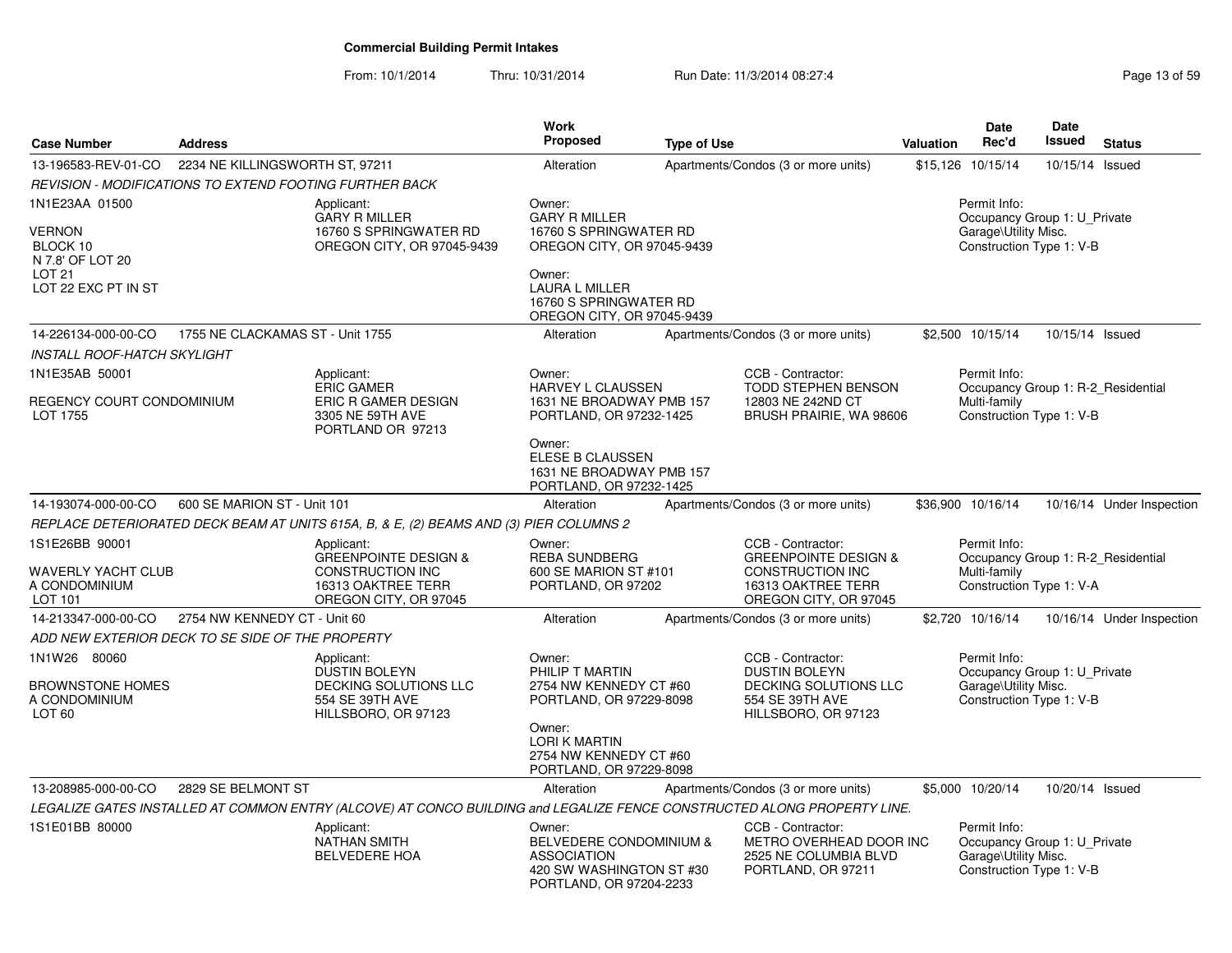**Commercial Building Permit Intakes**

From: 10/1/2014 Thru: 10/31/2014 Run Date: 11/3/2014 08:27:4

| Case Number | Address | Work Proposed | Type of Use | Valuation | Date Rec'd | Date Issued | Status |
|---|---|---|---|---|---|---|---|
| 13-196583-REV-01-CO | 2234 NE KILLINGSWORTH ST, 97211 | Alteration | Apartments/Condos (3 or more units) | $15,126 | 10/15/14 | 10/15/14 | Issued |
| 14-226134-000-00-CO | 1755 NE CLACKAMAS ST - Unit 1755 | Alteration | Apartments/Condos (3 or more units) | $2,500 | 10/15/14 | 10/15/14 | Issued |
| 14-193074-000-00-CO | 600 SE MARION ST - Unit 101 | Alteration | Apartments/Condos (3 or more units) | $36,900 | 10/16/14 | 10/16/14 | Under Inspection |
| 14-213347-000-00-CO | 2754 NW KENNEDY CT - Unit 60 | Alteration | Apartments/Condos (3 or more units) | $2,720 | 10/16/14 | 10/16/14 | Under Inspection |
| 13-208985-000-00-CO | 2829 SE BELMONT ST | Alteration | Apartments/Condos (3 or more units) | $5,000 | 10/20/14 | 10/20/14 | Issued |

**13-196583-REV-01-CO** — 2234 NE KILLINGSWORTH ST, 97211

*REVISION - MODIFICATIONS TO EXTEND FOOTING FURTHER BACK*

1N1E23AA 01500
VERNON
BLOCK 10
N 7.8' OF LOT 20
LOT 21
LOT 22 EXC PT IN ST

Applicant:
GARY R MILLER
16760 S SPRINGWATER RD
OREGON CITY, OR 97045-9439

Owner:
GARY R MILLER
16760 S SPRINGWATER RD
OREGON CITY, OR 97045-9439

Owner:
LAURA L MILLER
16760 S SPRINGWATER RD
OREGON CITY, OR 97045-9439

Permit Info:
Occupancy Group 1: U_Private Garage\Utility Misc.
Construction Type 1: V-B

---

**14-226134-000-00-CO** — 1755 NE CLACKAMAS ST - Unit 1755

*INSTALL ROOF-HATCH SKYLIGHT*

1N1E35AB 50001
REGENCY COURT CONDOMINIUM
LOT 1755

Applicant:
ERIC GAMER
ERIC R GAMER DESIGN
3305 NE 59TH AVE
PORTLAND OR 97213

Owner:
HARVEY L CLAUSSEN
1631 NE BROADWAY PMB 157
PORTLAND, OR 97232-1425

Owner:
ELESE B CLAUSSEN
1631 NE BROADWAY PMB 157
PORTLAND, OR 97232-1425

CCB - Contractor:
TODD STEPHEN BENSON
12803 NE 242ND CT
BRUSH PRAIRIE, WA 98606

Permit Info:
Occupancy Group 1: R-2_Residential Multi-family
Construction Type 1: V-B

---

**14-193074-000-00-CO** — 600 SE MARION ST - Unit 101

*REPLACE DETERIORATED DECK BEAM AT UNITS 615A, B, & E, (2) BEAMS AND (3) PIER COLUMNS 2*

1S1E26BB 90001
WAVERLY YACHT CLUB
A CONDOMINIUM
LOT 101

Applicant:
GREENPOINTE DESIGN &
CONSTRUCTION INC
16313 OAKTREE TERR
OREGON CITY, OR 97045

Owner:
REBA SUNDBERG
600 SE MARION ST #101
PORTLAND, OR 97202

CCB - Contractor:
GREENPOINTE DESIGN &
CONSTRUCTION INC
16313 OAKTREE TERR
OREGON CITY, OR 97045

Permit Info:
Occupancy Group 1: R-2_Residential Multi-family
Construction Type 1: V-A

---

**14-213347-000-00-CO** — 2754 NW KENNEDY CT - Unit 60

*ADD NEW EXTERIOR DECK TO SE SIDE OF THE PROPERTY*

1N1W26 80060
BROWNSTONE HOMES
A CONDOMINIUM
LOT 60

Applicant:
DUSTIN BOLEYN
DECKING SOLUTIONS LLC
554 SE 39TH AVE
HILLSBORO, OR 97123

Owner:
PHILIP T MARTIN
2754 NW KENNEDY CT #60
PORTLAND, OR 97229-8098

Owner:
LORI K MARTIN
2754 NW KENNEDY CT #60
PORTLAND, OR 97229-8098

CCB - Contractor:
DUSTIN BOLEYN
DECKING SOLUTIONS LLC
554 SE 39TH AVE
HILLSBORO, OR 97123

Permit Info:
Occupancy Group 1: U_Private Garage\Utility Misc.
Construction Type 1: V-B

---

**13-208985-000-00-CO** — 2829 SE BELMONT ST

*LEGALIZE GATES INSTALLED AT COMMON ENTRY (ALCOVE) AT CONCO BUILDING and LEGALIZE FENCE CONSTRUCTED ALONG PROPERTY LINE.*

1S1E01BB 80000

Applicant:
NATHAN SMITH
BELVEDERE HOA

Owner:
BELVEDERE CONDOMINIUM &
ASSOCIATION
420 SW WASHINGTON ST #30
PORTLAND, OR 97204-2233

CCB - Contractor:
METRO OVERHEAD DOOR INC
2525 NE COLUMBIA BLVD
PORTLAND, OR 97211

Permit Info:
Occupancy Group 1: U_Private Garage\Utility Misc.
Construction Type 1: V-B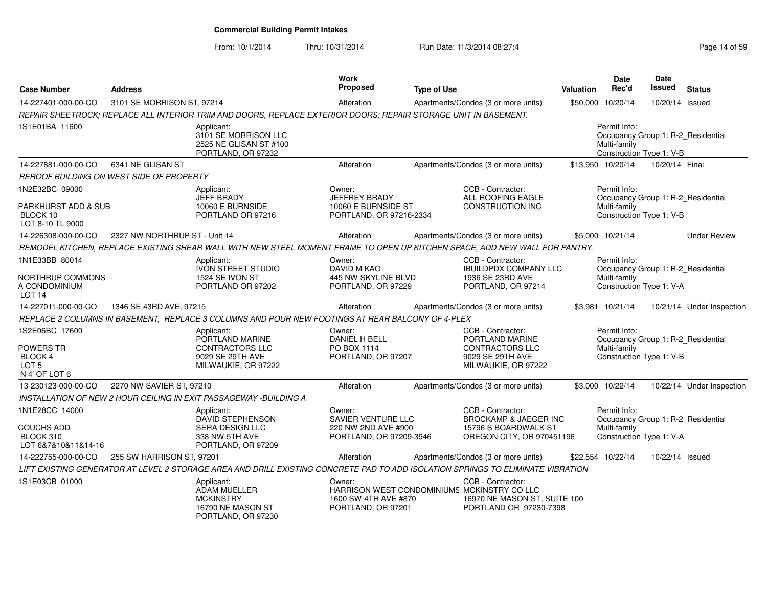# Commercial Building Permit Intakes

From: 10/1/2014 Thru: 10/31/2014 Run Date: 11/3/2014 08:27:4

| Case Number | Address | Work Proposed | Type of Use | Valuation | Date Rec'd | Date Issued | Status |
|---|---|---|---|---|---|---|---|
| 14-227401-000-00-CO | 3101 SE MORRISON ST, 97214 | Alteration | Apartments/Condos (3 or more units) | $50,000 | 10/20/14 | 10/20/14 | Issued |

*REPAIR SHEETROCK; REPLACE ALL INTERIOR TRIM AND DOORS, REPLACE EXTERIOR DOORS; REPAIR STORAGE UNIT IN BASEMENT.*

1S1E01BA 11600

Applicant: 3101 SE MORRISON LLC, 2525 NE GLISAN ST #100, PORTLAND, OR 97232

Permit Info: Occupancy Group 1: R-2_Residential Multi-family; Construction Type 1: V-B

| Case Number | Address | Work Proposed | Type of Use | Valuation | Date Rec'd | Date Issued | Status |
|---|---|---|---|---|---|---|---|
| 14-227881-000-00-CO | 6341 NE GLISAN ST | Alteration | Apartments/Condos (3 or more units) | $13,950 | 10/20/14 | 10/20/14 | Final |

*REROOF BUILDING ON WEST SIDE OF PROPERTY*

1N2E32BC 09000; PARKHURST ADD & SUB; BLOCK 10; LOT 8-10 TL 9000

Applicant: JEFF BRADY, 10060 E BURNSIDE, PORTLAND OR 97216

Owner: JEFFREY BRADY, 10060 E BURNSIDE ST, PORTLAND, OR 97216-2334

CCB - Contractor: ALL ROOFING EAGLE CONSTRUCTION INC

Permit Info: Occupancy Group 1: R-2_Residential Multi-family; Construction Type 1: V-B

| Case Number | Address | Work Proposed | Type of Use | Valuation | Date Rec'd | Date Issued | Status |
|---|---|---|---|---|---|---|---|
| 14-226308-000-00-CO | 2327 NW NORTHRUP ST - Unit 14 | Alteration | Apartments/Condos (3 or more units) | $5,000 | 10/21/14 | | Under Review |

*REMODEL KITCHEN, REPLACE EXISTING SHEAR WALL WITH NEW STEEL MOMENT FRAME TO OPEN UP KITCHEN SPACE, ADD NEW WALL FOR PANTRY.*

1N1E33BB 80014; NORTHRUP COMMONS A CONDOMINIUM; LOT 14

Applicant: IVON STREET STUDIO, 1524 SE IVON ST, PORTLAND OR 97202

Owner: DAVID M KAO, 445 NW SKYLINE BLVD, PORTLAND, OR 97229

CCB - Contractor: IBUILDPDX COMPANY LLC, 1936 SE 23RD AVE, PORTLAND, OR 97214

Permit Info: Occupancy Group 1: R-2_Residential Multi-family; Construction Type 1: V-A

| Case Number | Address | Work Proposed | Type of Use | Valuation | Date Rec'd | Date Issued | Status |
|---|---|---|---|---|---|---|---|
| 14-227011-000-00-CO | 1346 SE 43RD AVE, 97215 | Alteration | Apartments/Condos (3 or more units) | $3,981 | 10/21/14 | 10/21/14 | Under Inspection |

*REPLACE 2 COLUMNS IN BASEMENT, REPLACE 3 COLUMNS AND POUR NEW FOOTINGS AT REAR BALCONY OF 4-PLEX*

1S2E06BC 17600; POWERS TR; BLOCK 4; LOT 5; N 4' OF LOT 6

Applicant: PORTLAND MARINE CONTRACTORS LLC, 9029 SE 29TH AVE, MILWAUKIE, OR 97222

Owner: DANIEL H BELL, PO BOX 1114, PORTLAND, OR 97207

CCB - Contractor: PORTLAND MARINE CONTRACTORS LLC, 9029 SE 29TH AVE, MILWAUKIE, OR 97222

Permit Info: Occupancy Group 1: R-2_Residential Multi-family; Construction Type 1: V-B

| Case Number | Address | Work Proposed | Type of Use | Valuation | Date Rec'd | Date Issued | Status |
|---|---|---|---|---|---|---|---|
| 13-230123-000-00-CO | 2270 NW SAVIER ST, 97210 | Alteration | Apartments/Condos (3 or more units) | $3,000 | 10/22/14 | 10/22/14 | Under Inspection |

*INSTALLATION OF NEW 2 HOUR CEILING IN EXIT PASSAGEWAY -BUILDING A*

1N1E28CC 14000; COUCHS ADD; BLOCK 310; LOT 6&7&10&11&14-16

Applicant: DAVID STEPHENSON, SERA DESIGN LLC, 338 NW 5TH AVE, PORTLAND, OR 97209

Owner: SAVIER VENTURE LLC, 220 NW 2ND AVE #900, PORTLAND, OR 97209-3946

CCB - Contractor: BROCKAMP & JAEGER INC, 15796 S BOARDWALK ST, OREGON CITY, OR 970451196

Permit Info: Occupancy Group 1: R-2_Residential Multi-family; Construction Type 1: V-A

| Case Number | Address | Work Proposed | Type of Use | Valuation | Date Rec'd | Date Issued | Status |
|---|---|---|---|---|---|---|---|
| 14-222755-000-00-CO | 255 SW HARRISON ST, 97201 | Alteration | Apartments/Condos (3 or more units) | $22,554 | 10/22/14 | 10/22/14 | Issued |

*LIFT EXISTING GENERATOR AT LEVEL 2 STORAGE AREA AND DRILL EXISTING CONCRETE PAD TO ADD ISOLATION SPRINGS TO ELIMINATE VIBRATION*

1S1E03CB 01000

Applicant: ADAM MUELLER, MCKINSTRY, 16790 NE MASON ST, PORTLAND, OR 97230

Owner: HARRISON WEST CONDOMINIUMS, 1600 SW 4TH AVE #870, PORTLAND, OR 97201

CCB - Contractor: MCKINSTRY CO LLC, 16970 NE MASON ST, SUITE 100, PORTLAND OR 97230-7398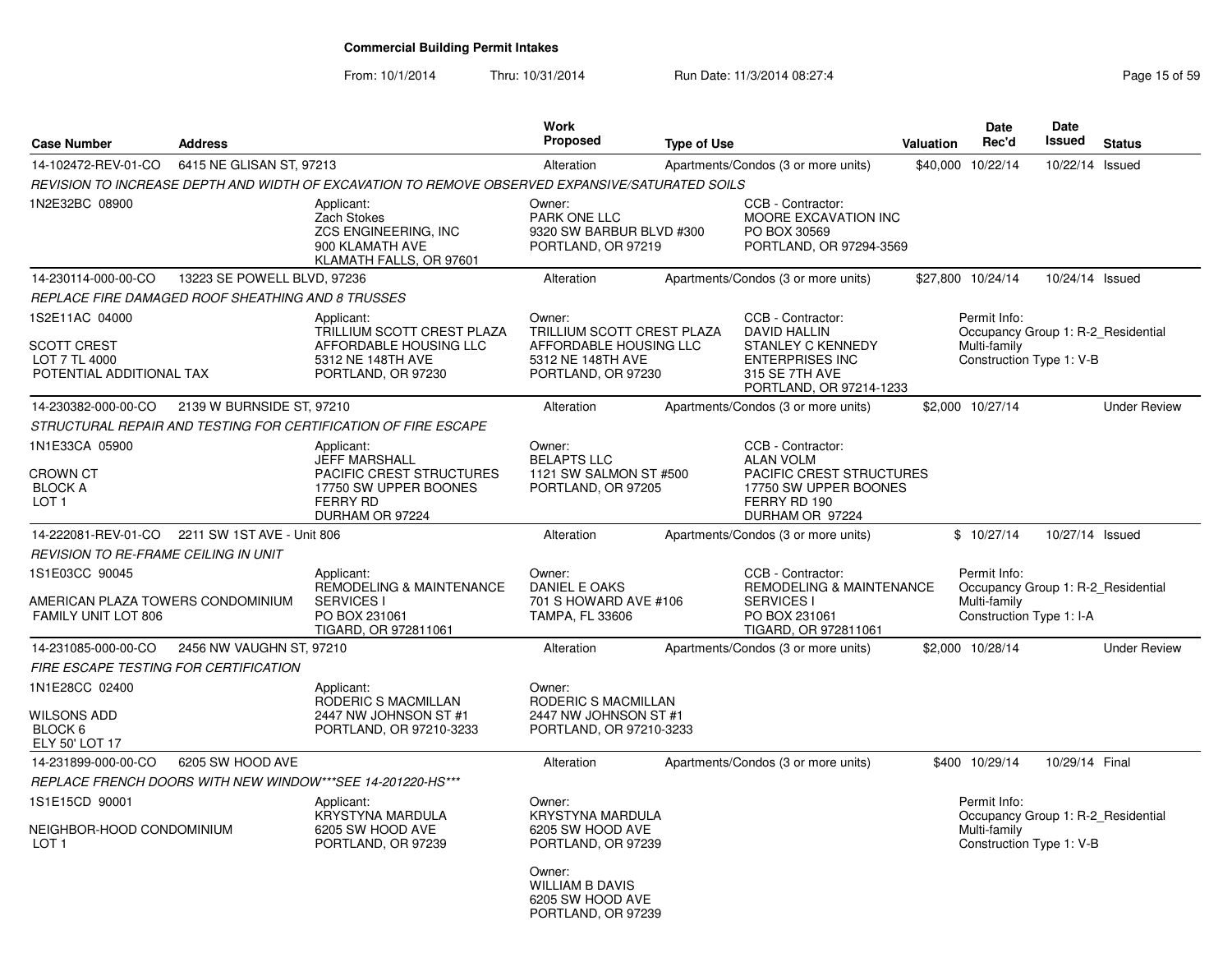## Commercial Building Permit Intakes

From: 10/1/2014 Thru: 10/31/2014 Run Date: 11/3/2014 08:27:4

| Case Number | Address | Work Proposed | Type of Use | Valuation | Date Rec'd | Date Issued | Status |
|---|---|---|---|---|---|---|---|
| 14-102472-REV-01-CO | 6415 NE GLISAN ST, 97213 | Alteration | Apartments/Condos (3 or more units) | $40,000 | 10/22/14 | 10/22/14 | Issued |

*REVISION TO INCREASE DEPTH AND WIDTH OF EXCAVATION TO REMOVE OBSERVED EXPANSIVE/SATURATED SOILS*

1N2E32BC 08900

Applicant: Zach Stokes, ZCS ENGINEERING, INC, 900 KLAMATH AVE, KLAMATH FALLS, OR 97601

Owner: PARK ONE LLC, 9320 SW BARBUR BLVD #300, PORTLAND, OR 97219

CCB - Contractor: MOORE EXCAVATION INC, PO BOX 30569, PORTLAND, OR 97294-3569

---

| Case Number | Address | Work Proposed | Type of Use | Valuation | Date Rec'd | Date Issued | Status |
|---|---|---|---|---|---|---|---|
| 14-230114-000-00-CO | 13223 SE POWELL BLVD, 97236 | Alteration | Apartments/Condos (3 or more units) | $27,800 | 10/24/14 | 10/24/14 | Issued |

*REPLACE FIRE DAMAGED ROOF SHEATHING AND 8 TRUSSES*

1S2E11AC 04000

SCOTT CREST
LOT 7 TL 4000
POTENTIAL ADDITIONAL TAX

Applicant: TRILLIUM SCOTT CREST PLAZA AFFORDABLE HOUSING LLC, 5312 NE 148TH AVE, PORTLAND, OR 97230

Owner: TRILLIUM SCOTT CREST PLAZA AFFORDABLE HOUSING LLC, 5312 NE 148TH AVE, PORTLAND, OR 97230

CCB - Contractor: DAVID HALLIN, STANLEY C KENNEDY ENTERPRISES INC, 315 SE 7TH AVE, PORTLAND, OR 97214-1233

Permit Info: Occupancy Group 1: R-2_Residential Multi-family; Construction Type 1: V-B

---

| Case Number | Address | Work Proposed | Type of Use | Valuation | Date Rec'd | Date Issued | Status |
|---|---|---|---|---|---|---|---|
| 14-230382-000-00-CO | 2139 W BURNSIDE ST, 97210 | Alteration | Apartments/Condos (3 or more units) | $2,000 | 10/27/14 | | Under Review |

*STRUCTURAL REPAIR AND TESTING FOR CERTIFICATION OF FIRE ESCAPE*

1N1E33CA 05900

CROWN CT
BLOCK A
LOT 1

Applicant: JEFF MARSHALL, PACIFIC CREST STRUCTURES, 17750 SW UPPER BOONES FERRY RD, DURHAM OR 97224

Owner: BELAPTS LLC, 1121 SW SALMON ST #500, PORTLAND, OR 97205

CCB - Contractor: ALAN VOLM, PACIFIC CREST STRUCTURES, 17750 SW UPPER BOONES FERRY RD 190, DURHAM OR 97224

---

| Case Number | Address | Work Proposed | Type of Use | Valuation | Date Rec'd | Date Issued | Status |
|---|---|---|---|---|---|---|---|
| 14-222081-REV-01-CO | 2211 SW 1ST AVE - Unit 806 | Alteration | Apartments/Condos (3 or more units) | $ | 10/27/14 | 10/27/14 | Issued |

*REVISION TO RE-FRAME CEILING IN UNIT*

1S1E03CC 90045

AMERICAN PLAZA TOWERS CONDOMINIUM
FAMILY UNIT LOT 806

Applicant: REMODELING & MAINTENANCE SERVICES I, PO BOX 231061, TIGARD, OR 972811061

Owner: DANIEL E OAKS, 701 S HOWARD AVE #106, TAMPA, FL 33606

CCB - Contractor: REMODELING & MAINTENANCE SERVICES I, PO BOX 231061, TIGARD, OR 972811061

Permit Info: Occupancy Group 1: R-2_Residential Multi-family; Construction Type 1: I-A

---

| Case Number | Address | Work Proposed | Type of Use | Valuation | Date Rec'd | Date Issued | Status |
|---|---|---|---|---|---|---|---|
| 14-231085-000-00-CO | 2456 NW VAUGHN ST, 97210 | Alteration | Apartments/Condos (3 or more units) | $2,000 | 10/28/14 | | Under Review |

*FIRE ESCAPE TESTING FOR CERTIFICATION*

1N1E28CC 02400

WILSONS ADD
BLOCK 6
ELY 50' LOT 17

Applicant: RODERIC S MACMILLAN, 2447 NW JOHNSON ST #1, PORTLAND, OR 97210-3233

Owner: RODERIC S MACMILLAN, 2447 NW JOHNSON ST #1, PORTLAND, OR 97210-3233

---

| Case Number | Address | Work Proposed | Type of Use | Valuation | Date Rec'd | Date Issued | Status |
|---|---|---|---|---|---|---|---|
| 14-231899-000-00-CO | 6205 SW HOOD AVE | Alteration | Apartments/Condos (3 or more units) | $400 | 10/29/14 | 10/29/14 | Final |

*REPLACE FRENCH DOORS WITH NEW WINDOW***SEE 14-201220-HS****

1S1E15CD 90001

NEIGHBOR-HOOD CONDOMINIUM
LOT 1

Applicant: KRYSTYNA MARDULA, 6205 SW HOOD AVE, PORTLAND, OR 97239

Owner: KRYSTYNA MARDULA, 6205 SW HOOD AVE, PORTLAND, OR 97239

Owner: WILLIAM B DAVIS, 6205 SW HOOD AVE, PORTLAND, OR 97239

Permit Info: Occupancy Group 1: R-2_Residential Multi-family; Construction Type 1: V-B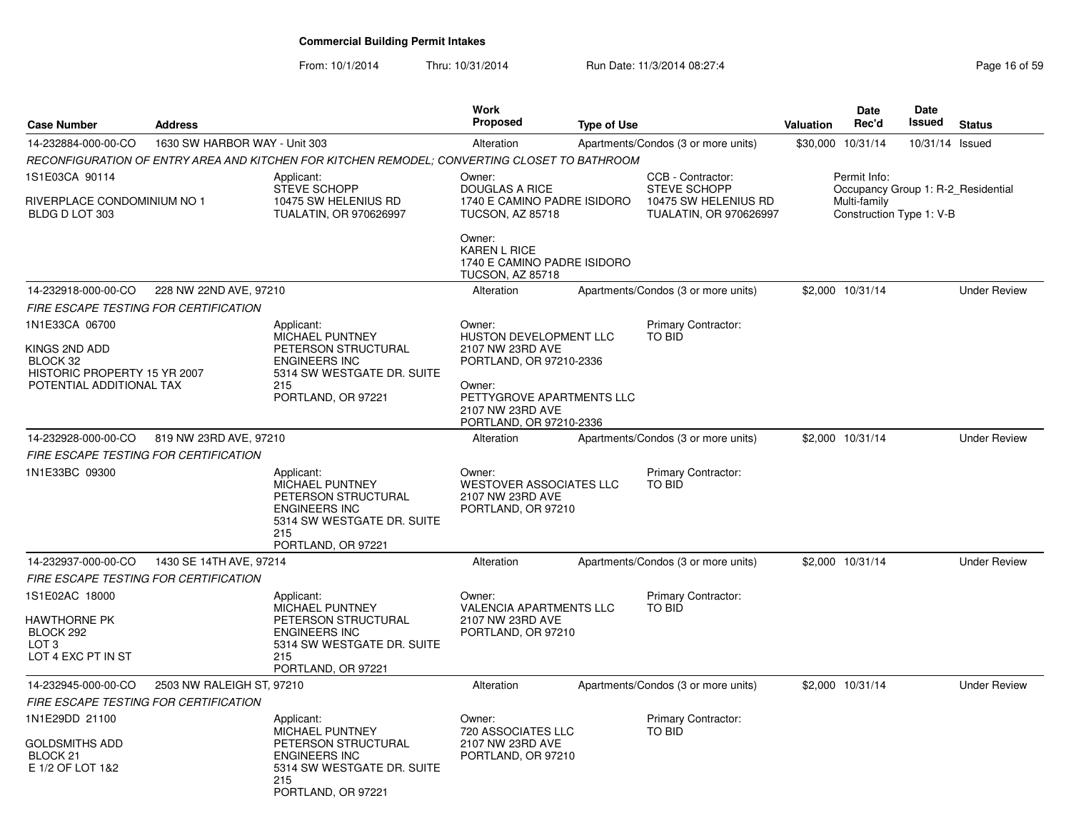# Commercial Building Permit Intakes

From: 10/1/2014 Thru: 10/31/2014 Run Date: 11/3/2014 08:27:4

| Case Number | Address | Work Proposed | Type of Use | Valuation | Date Rec'd | Date Issued | Status |
|---|---|---|---|---|---|---|---|
| 14-232884-000-00-CO | 1630 SW HARBOR WAY - Unit 303 | Alteration | Apartments/Condos (3 or more units) | $30,000 | 10/31/14 | 10/31/14 | Issued |

*RECONFIGURATION OF ENTRY AREA AND KITCHEN FOR KITCHEN REMODEL; CONVERTING CLOSET TO BATHROOM*

1S1E03CA 90114

RIVERPLACE CONDOMINIUM NO 1
BLDG D LOT 303

Applicant:
STEVE SCHOPP
10475 SW HELENIUS RD
TUALATIN, OR 970626997

Owner:
DOUGLAS A RICE
1740 E CAMINO PADRE ISIDORO
TUCSON, AZ 85718

Owner:
KAREN L RICE
1740 E CAMINO PADRE ISIDORO
TUCSON, AZ 85718

CCB - Contractor:
STEVE SCHOPP
10475 SW HELENIUS RD
TUALATIN, OR 970626997

Permit Info:
Occupancy Group 1: R-2_Residential Multi-family
Construction Type 1: V-B

---

| Case Number | Address | Work Proposed | Type of Use | Valuation | Date Rec'd | Date Issued | Status |
|---|---|---|---|---|---|---|---|
| 14-232918-000-00-CO | 228 NW 22ND AVE, 97210 | Alteration | Apartments/Condos (3 or more units) | $2,000 | 10/31/14 | | Under Review |

*FIRE ESCAPE TESTING FOR CERTIFICATION*

1N1E33CA 06700

KINGS 2ND ADD
BLOCK 32
HISTORIC PROPERTY 15 YR 2007
POTENTIAL ADDITIONAL TAX

Applicant:
MICHAEL PUNTNEY
PETERSON STRUCTURAL ENGINEERS INC
5314 SW WESTGATE DR. SUITE 215
PORTLAND, OR 97221

Owner:
HUSTON DEVELOPMENT LLC
2107 NW 23RD AVE
PORTLAND, OR 97210-2336

Owner:
PETTYGROVE APARTMENTS LLC
2107 NW 23RD AVE
PORTLAND, OR 97210-2336

Primary Contractor:
TO BID

---

| Case Number | Address | Work Proposed | Type of Use | Valuation | Date Rec'd | Date Issued | Status |
|---|---|---|---|---|---|---|---|
| 14-232928-000-00-CO | 819 NW 23RD AVE, 97210 | Alteration | Apartments/Condos (3 or more units) | $2,000 | 10/31/14 | | Under Review |

*FIRE ESCAPE TESTING FOR CERTIFICATION*

1N1E33BC 09300

Applicant:
MICHAEL PUNTNEY
PETERSON STRUCTURAL ENGINEERS INC
5314 SW WESTGATE DR. SUITE 215
PORTLAND, OR 97221

Owner:
WESTOVER ASSOCIATES LLC
2107 NW 23RD AVE
PORTLAND, OR 97210

Primary Contractor:
TO BID

---

| Case Number | Address | Work Proposed | Type of Use | Valuation | Date Rec'd | Date Issued | Status |
|---|---|---|---|---|---|---|---|
| 14-232937-000-00-CO | 1430 SE 14TH AVE, 97214 | Alteration | Apartments/Condos (3 or more units) | $2,000 | 10/31/14 | | Under Review |

*FIRE ESCAPE TESTING FOR CERTIFICATION*

1S1E02AC 18000

HAWTHORNE PK
BLOCK 292
LOT 3
LOT 4 EXC PT IN ST

Applicant:
MICHAEL PUNTNEY
PETERSON STRUCTURAL ENGINEERS INC
5314 SW WESTGATE DR. SUITE 215
PORTLAND, OR 97221

Owner:
VALENCIA APARTMENTS LLC
2107 NW 23RD AVE
PORTLAND, OR 97210

Primary Contractor:
TO BID

---

| Case Number | Address | Work Proposed | Type of Use | Valuation | Date Rec'd | Date Issued | Status |
|---|---|---|---|---|---|---|---|
| 14-232945-000-00-CO | 2503 NW RALEIGH ST, 97210 | Alteration | Apartments/Condos (3 or more units) | $2,000 | 10/31/14 | | Under Review |

*FIRE ESCAPE TESTING FOR CERTIFICATION*

1N1E29DD 21100

GOLDSMITHS ADD
BLOCK 21
E 1/2 OF LOT 1&2

Applicant:
MICHAEL PUNTNEY
PETERSON STRUCTURAL ENGINEERS INC
5314 SW WESTGATE DR. SUITE 215
PORTLAND, OR 97221

Owner:
720 ASSOCIATES LLC
2107 NW 23RD AVE
PORTLAND, OR 97210

Primary Contractor:
TO BID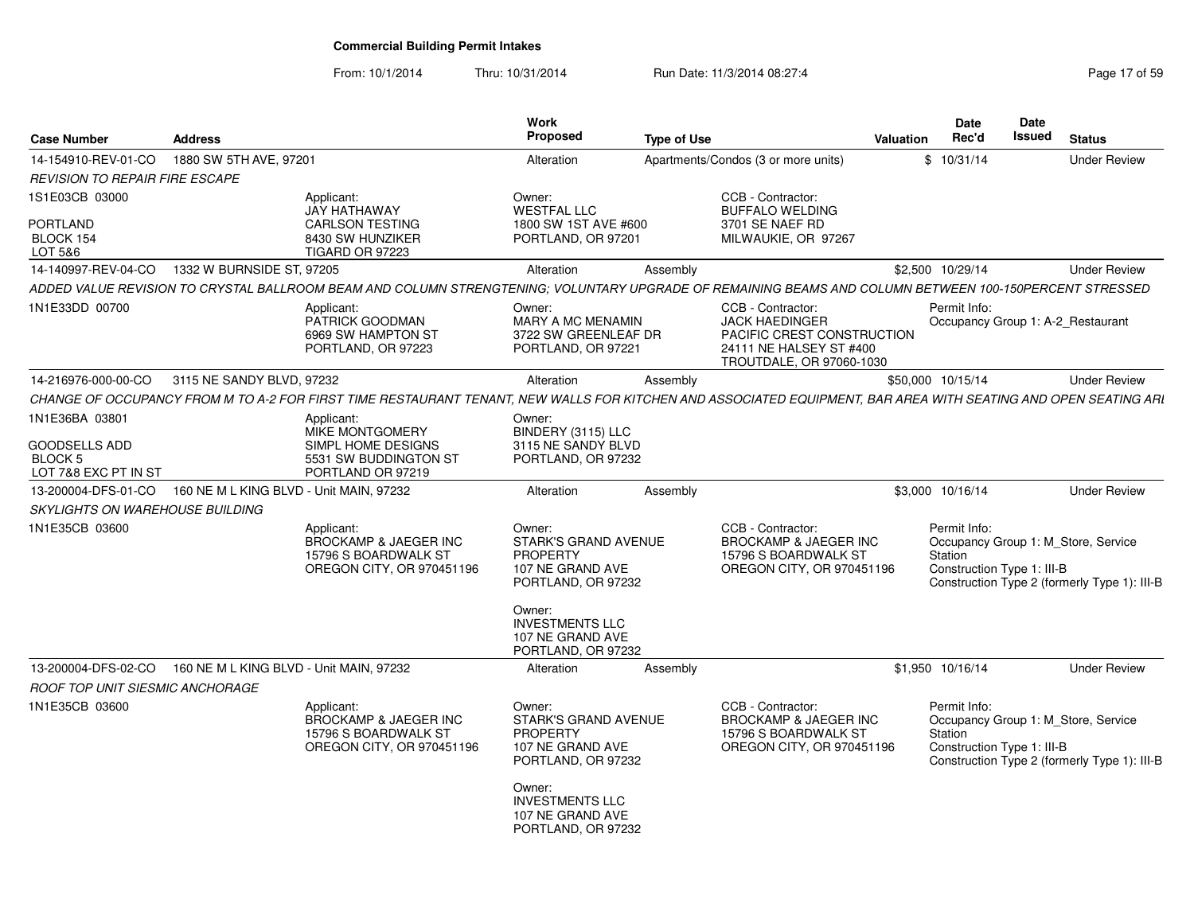## Commercial Building Permit Intakes

From: 10/1/2014 Thru: 10/31/2014 Run Date: 11/3/2014 08:27:4

| Case Number | Address | Work Proposed | Type of Use | Valuation | Date Rec'd | Date Issued | Status |
|---|---|---|---|---|---|---|---|
| 14-154910-REV-01-CO | 1880 SW 5TH AVE, 97201 | Alteration | Apartments/Condos (3 or more units) | $ | 10/31/14 | | Under Review |

*REVISION TO REPAIR FIRE ESCAPE*

1S1E03CB 03000

PORTLAND
BLOCK 154
LOT 5&6

Applicant:
JAY HATHAWAY
CARLSON TESTING
8430 SW HUNZIKER
TIGARD OR 97223

Owner:
WESTFAL LLC
1800 SW 1ST AVE #600
PORTLAND, OR 97201

CCB - Contractor:
BUFFALO WELDING
3701 SE NAEF RD
MILWAUKIE, OR 97267

| Case Number | Address | Work Proposed | Type of Use | Valuation | Date Rec'd | Date Issued | Status |
|---|---|---|---|---|---|---|---|
| 14-140997-REV-04-CO | 1332 W BURNSIDE ST, 97205 | Alteration | Assembly | $2,500 | 10/29/14 | | Under Review |

*ADDED VALUE REVISION TO CRYSTAL BALLROOM BEAM AND COLUMN STRENGTENING; VOLUNTARY UPGRADE OF REMAINING BEAMS AND COLUMN BETWEEN 100-150PERCENT STRESSED*

1N1E33DD 00700

Applicant:
PATRICK GOODMAN
6969 SW HAMPTON ST
PORTLAND, OR 97223

Owner:
MARY A MC MENAMIN
3722 SW GREENLEAF DR
PORTLAND, OR 97221

CCB - Contractor:
JACK HAEDINGER
PACIFIC CREST CONSTRUCTION
24111 NE HALSEY ST #400
TROUTDALE, OR 97060-1030

Permit Info:
Occupancy Group 1: A-2_Restaurant

| Case Number | Address | Work Proposed | Type of Use | Valuation | Date Rec'd | Date Issued | Status |
|---|---|---|---|---|---|---|---|
| 14-216976-000-00-CO | 3115 NE SANDY BLVD, 97232 | Alteration | Assembly | $50,000 | 10/15/14 | | Under Review |

*CHANGE OF OCCUPANCY FROM M TO A-2 FOR FIRST TIME RESTAURANT TENANT, NEW WALLS FOR KITCHEN AND ASSOCIATED EQUIPMENT, BAR AREA WITH SEATING AND OPEN SEATING ARI*

1N1E36BA 03801

GOODSELLS ADD
BLOCK 5
LOT 7&8 EXC PT IN ST

Applicant:
MIKE MONTGOMERY
SIMPL HOME DESIGNS
5531 SW BUDDINGTON ST
PORTLAND OR 97219

Owner:
BINDERY (3115) LLC
3115 NE SANDY BLVD
PORTLAND, OR 97232

| Case Number | Address | Work Proposed | Type of Use | Valuation | Date Rec'd | Date Issued | Status |
|---|---|---|---|---|---|---|---|
| 13-200004-DFS-01-CO | 160 NE M L KING BLVD - Unit MAIN, 97232 | Alteration | Assembly | $3,000 | 10/16/14 | | Under Review |

*SKYLIGHTS ON WAREHOUSE BUILDING*

1N1E35CB 03600

Applicant:
BROCKAMP & JAEGER INC
15796 S BOARDWALK ST
OREGON CITY, OR 970451196

Owner:
STARK'S GRAND AVENUE PROPERTY
107 NE GRAND AVE
PORTLAND, OR 97232

Owner:
INVESTMENTS LLC
107 NE GRAND AVE
PORTLAND, OR 97232

CCB - Contractor:
BROCKAMP & JAEGER INC
15796 S BOARDWALK ST
OREGON CITY, OR 970451196

Permit Info:
Occupancy Group 1: M_Store, Service Station
Construction Type 1: III-B
Construction Type 2 (formerly Type 1): III-B

| Case Number | Address | Work Proposed | Type of Use | Valuation | Date Rec'd | Date Issued | Status |
|---|---|---|---|---|---|---|---|
| 13-200004-DFS-02-CO | 160 NE M L KING BLVD - Unit MAIN, 97232 | Alteration | Assembly | $1,950 | 10/16/14 | | Under Review |

*ROOF TOP UNIT SIESMIC ANCHORAGE*

1N1E35CB 03600

Applicant:
BROCKAMP & JAEGER INC
15796 S BOARDWALK ST
OREGON CITY, OR 970451196

Owner:
STARK'S GRAND AVENUE PROPERTY
107 NE GRAND AVE
PORTLAND, OR 97232

Owner:
INVESTMENTS LLC
107 NE GRAND AVE
PORTLAND, OR 97232

CCB - Contractor:
BROCKAMP & JAEGER INC
15796 S BOARDWALK ST
OREGON CITY, OR 970451196

Permit Info:
Occupancy Group 1: M_Store, Service Station
Construction Type 1: III-B
Construction Type 2 (formerly Type 1): III-B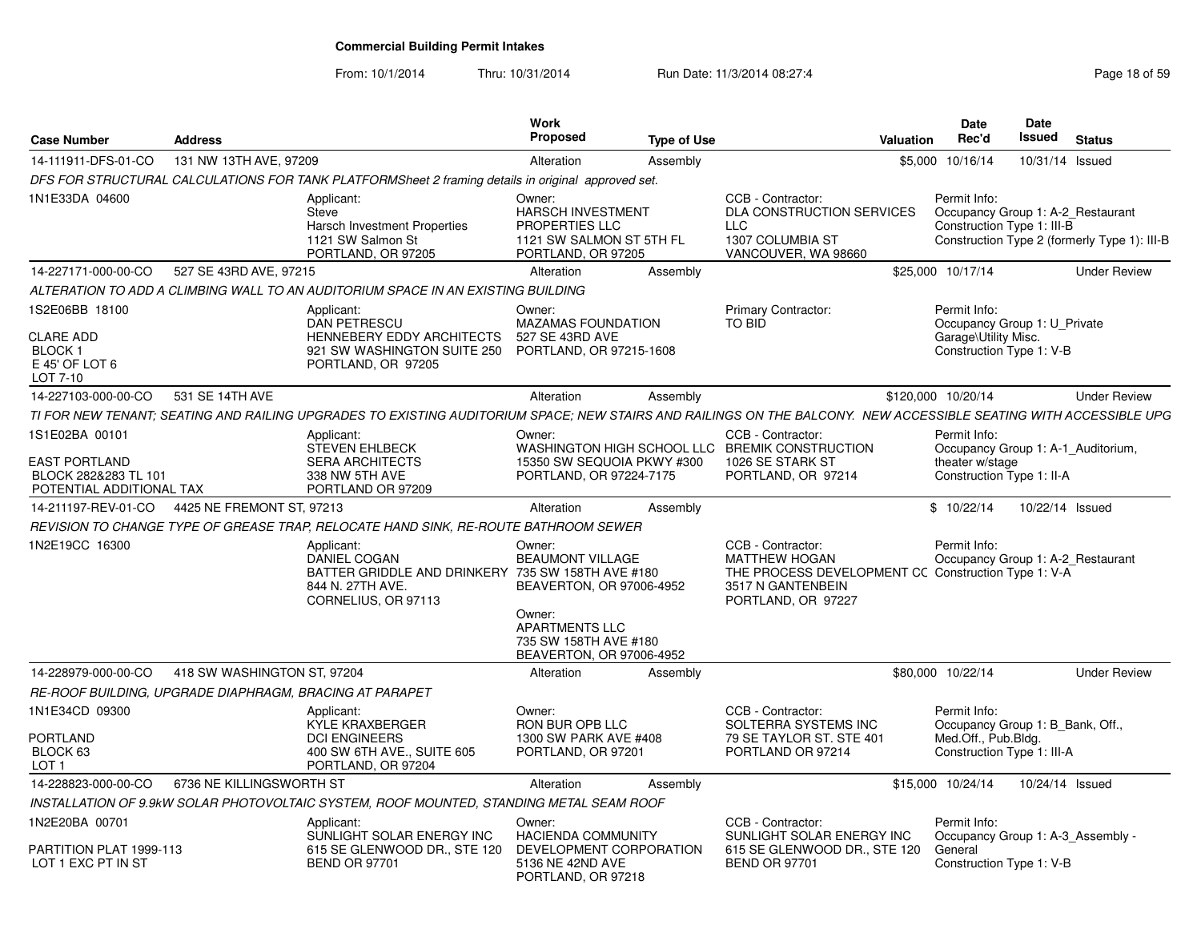# Commercial Building Permit Intakes

From: 10/1/2014 Thru: 10/31/2014 Run Date: 11/3/2014 08:27:4

| Case Number | Address | Work Proposed | Type of Use | Valuation | Date Rec'd | Date Issued | Status |
|---|---|---|---|---|---|---|---|
| 14-111911-DFS-01-CO | 131 NW 13TH AVE, 97209 | Alteration | Assembly | $5,000 | 10/16/14 | 10/31/14 | Issued |

DFS FOR STRUCTURAL CALCULATIONS FOR TANK PLATFORMSheet 2 framing details in original approved set.

- 1N1E33DA 04600
- Applicant: Steve, Harsch Investment Properties, 1121 SW Salmon St, PORTLAND, OR 97205
- Owner: HARSCH INVESTMENT PROPERTIES LLC, 1121 SW SALMON ST 5TH FL, PORTLAND, OR 97205
- CCB - Contractor: DLA CONSTRUCTION SERVICES LLC, 1307 COLUMBIA ST, VANCOUVER, WA 98660
- Permit Info: Occupancy Group 1: A-2_Restaurant; Construction Type 1: III-B; Construction Type 2 (formerly Type 1): III-B

| Case Number | Address | Work Proposed | Type of Use | Valuation | Date Rec'd | Date Issued | Status |
|---|---|---|---|---|---|---|---|
| 14-227171-000-00-CO | 527 SE 43RD AVE, 97215 | Alteration | Assembly | $25,000 | 10/17/14 | | Under Review |

ALTERATION TO ADD A CLIMBING WALL TO AN AUDITORIUM SPACE IN AN EXISTING BUILDING

- 1S2E06BB 18100, CLARE ADD, BLOCK 1, E 45' OF LOT 6, LOT 7-10
- Applicant: DAN PETRESCU, HENNEBERY EDDY ARCHITECTS, 921 SW WASHINGTON SUITE 250, PORTLAND, OR 97205
- Owner: MAZAMAS FOUNDATION, 527 SE 43RD AVE, PORTLAND, OR 97215-1608
- Primary Contractor: TO BID
- Permit Info: Occupancy Group 1: U_Private Garage\Utility Misc.; Construction Type 1: V-B

| Case Number | Address | Work Proposed | Type of Use | Valuation | Date Rec'd | Date Issued | Status |
|---|---|---|---|---|---|---|---|
| 14-227103-000-00-CO | 531 SE 14TH AVE | Alteration | Assembly | $120,000 | 10/20/14 | | Under Review |

TI FOR NEW TENANT; SEATING AND RAILING UPGRADES TO EXISTING AUDITORIUM SPACE; NEW STAIRS AND RAILINGS ON THE BALCONY. NEW ACCESSIBLE SEATING WITH ACCESSIBLE UPG

- 1S1E02BA 00101, EAST PORTLAND, BLOCK 282&283 TL 101, POTENTIAL ADDITIONAL TAX
- Applicant: STEVEN EHLBECK, SERA ARCHITECTS, 338 NW 5TH AVE, PORTLAND OR 97209
- Owner: WASHINGTON HIGH SCHOOL LLC, 15350 SW SEQUOIA PKWY #300, PORTLAND, OR 97224-7175
- CCB - Contractor: BREMIK CONSTRUCTION, 1026 SE STARK ST, PORTLAND, OR 97214
- Permit Info: Occupancy Group 1: A-1_Auditorium, theater w/stage; Construction Type 1: II-A

| Case Number | Address | Work Proposed | Type of Use | Valuation | Date Rec'd | Date Issued | Status |
|---|---|---|---|---|---|---|---|
| 14-211197-REV-01-CO | 4425 NE FREMONT ST, 97213 | Alteration | Assembly | $ | 10/22/14 | 10/22/14 | Issued |

REVISION TO CHANGE TYPE OF GREASE TRAP, RELOCATE HAND SINK, RE-ROUTE BATHROOM SEWER

- 1N2E19CC 16300
- Applicant: DANIEL COGAN, BATTER GRIDDLE AND DRINKERY, 844 N. 27TH AVE., CORNELIUS, OR 97113
- Owner: BEAUMONT VILLAGE, 735 SW 158TH AVE #180, BEAVERTON, OR 97006-4952
- Owner: APARTMENTS LLC, 735 SW 158TH AVE #180, BEAVERTON, OR 97006-4952
- CCB - Contractor: MATTHEW HOGAN, THE PROCESS DEVELOPMENT CC, 3517 N GANTENBEIN, PORTLAND, OR 97227
- Permit Info: Occupancy Group 1: A-2_Restaurant; Construction Type 1: V-A

| Case Number | Address | Work Proposed | Type of Use | Valuation | Date Rec'd | Date Issued | Status |
|---|---|---|---|---|---|---|---|
| 14-228979-000-00-CO | 418 SW WASHINGTON ST, 97204 | Alteration | Assembly | $80,000 | 10/22/14 | | Under Review |

RE-ROOF BUILDING, UPGRADE DIAPHRAGM, BRACING AT PARAPET

- 1N1E34CD 09300, PORTLAND, BLOCK 63, LOT 1
- Applicant: KYLE KRAXBERGER, DCI ENGINEERS, 400 SW 6TH AVE., SUITE 605, PORTLAND, OR 97204
- Owner: RON BUR OPB LLC, 1300 SW PARK AVE #408, PORTLAND, OR 97201
- CCB - Contractor: SOLTERRA SYSTEMS INC, 79 SE TAYLOR ST. STE 401, PORTLAND OR 97214
- Permit Info: Occupancy Group 1: B_Bank, Off., Med.Off., Pub.Bldg.; Construction Type 1: III-A

| Case Number | Address | Work Proposed | Type of Use | Valuation | Date Rec'd | Date Issued | Status |
|---|---|---|---|---|---|---|---|
| 14-228823-000-00-CO | 6736 NE KILLINGSWORTH ST | Alteration | Assembly | $15,000 | 10/24/14 | 10/24/14 | Issued |

INSTALLATION OF 9.9kW SOLAR PHOTOVOLTAIC SYSTEM, ROOF MOUNTED, STANDING METAL SEAM ROOF

- 1N2E20BA 00701, PARTITION PLAT 1999-113, LOT 1 EXC PT IN ST
- Applicant: SUNLIGHT SOLAR ENERGY INC, 615 SE GLENWOOD DR., STE 120, BEND OR 97701
- Owner: HACIENDA COMMUNITY DEVELOPMENT CORPORATION, 5136 NE 42ND AVE, PORTLAND, OR 97218
- CCB - Contractor: SUNLIGHT SOLAR ENERGY INC, 615 SE GLENWOOD DR., STE 120, BEND OR 97701
- Permit Info: Occupancy Group 1: A-3_Assembly - General; Construction Type 1: V-B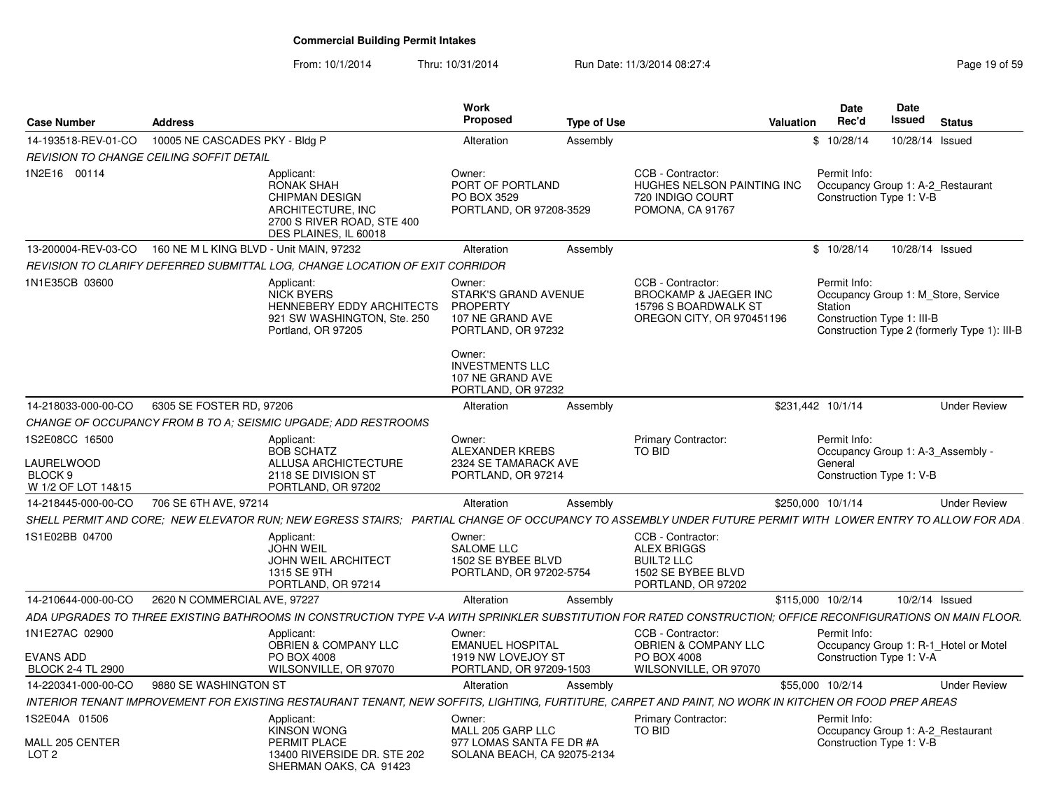# Commercial Building Permit Intakes

From: 10/1/2014 Thru: 10/31/2014 Run Date: 11/3/2014 08:27:4

| Case Number | Address | Work Proposed | Type of Use | Valuation | Date Rec'd | Date Issued | Status |
|---|---|---|---|---|---|---|---|
| 14-193518-REV-01-CO | 10005 NE CASCADES PKY - Bldg P | Alteration | Assembly | $ | 10/28/14 | 10/28/14 | Issued |

*REVISION TO CHANGE CEILING SOFFIT DETAIL*

1N2E16 00114

Applicant: RONAK SHAH, CHIPMAN DESIGN ARCHITECTURE, INC, 2700 S RIVER ROAD, STE 400, DES PLAINES, IL 60018

Owner: PORT OF PORTLAND, PO BOX 3529, PORTLAND, OR 97208-3529

CCB - Contractor: HUGHES NELSON PAINTING INC, 720 INDIGO COURT, POMONA, CA 91767

Permit Info: Occupancy Group 1: A-2_Restaurant; Construction Type 1: V-B

---

| Case Number | Address | Work Proposed | Type of Use | Valuation | Date Rec'd | Date Issued | Status |
|---|---|---|---|---|---|---|---|
| 13-200004-REV-03-CO | 160 NE M L KING BLVD - Unit MAIN, 97232 | Alteration | Assembly | $ | 10/28/14 | 10/28/14 | Issued |

*REVISION TO CLARIFY DEFERRED SUBMITTAL LOG, CHANGE LOCATION OF EXIT CORRIDOR*

1N1E35CB 03600

Applicant: NICK BYERS, HENNEBERY EDDY ARCHITECTS, 921 SW WASHINGTON, Ste. 250, Portland, OR 97205

Owner: STARK'S GRAND AVENUE PROPERTY, 107 NE GRAND AVE, PORTLAND, OR 97232

Owner: INVESTMENTS LLC, 107 NE GRAND AVE, PORTLAND, OR 97232

CCB - Contractor: BROCKAMP & JAEGER INC, 15796 S BOARDWALK ST, OREGON CITY, OR 970451196

Permit Info: Occupancy Group 1: M_Store, Service Station; Construction Type 1: III-B; Construction Type 2 (formerly Type 1): III-B

---

| Case Number | Address | Work Proposed | Type of Use | Valuation | Date Rec'd | Date Issued | Status |
|---|---|---|---|---|---|---|---|
| 14-218033-000-00-CO | 6305 SE FOSTER RD, 97206 | Alteration | Assembly | $231,442 | 10/1/14 | | Under Review |

*CHANGE OF OCCUPANCY FROM B TO A; SEISMIC UPGADE; ADD RESTROOMS*

1S2E08CC 16500, LAURELWOOD, BLOCK 9, W 1/2 OF LOT 14&15

Applicant: BOB SCHATZ, ALLUSA ARCHICTECTURE, 2118 SE DIVISION ST, PORTLAND, OR 97202

Owner: ALEXANDER KREBS, 2324 SE TAMARACK AVE, PORTLAND, OR 97214

Primary Contractor: TO BID

Permit Info: Occupancy Group 1: A-3_Assembly - General; Construction Type 1: V-B

---

| Case Number | Address | Work Proposed | Type of Use | Valuation | Date Rec'd | Date Issued | Status |
|---|---|---|---|---|---|---|---|
| 14-218445-000-00-CO | 706 SE 6TH AVE, 97214 | Alteration | Assembly | $250,000 | 10/1/14 | | Under Review |

*SHELL PERMIT AND CORE; NEW ELEVATOR RUN; NEW EGRESS STAIRS; PARTIAL CHANGE OF OCCUPANCY TO ASSEMBLY UNDER FUTURE PERMIT WITH LOWER ENTRY TO ALLOW FOR ADA*

1S1E02BB 04700

Applicant: JOHN WEIL, JOHN WEIL ARCHITECT, 1315 SE 9TH, PORTLAND, OR 97214

Owner: SALOME LLC, 1502 SE BYBEE BLVD, PORTLAND, OR 97202-5754

CCB - Contractor: ALEX BRIGGS, BUILT2 LLC, 1502 SE BYBEE BLVD, PORTLAND, OR 97202

---

| Case Number | Address | Work Proposed | Type of Use | Valuation | Date Rec'd | Date Issued | Status |
|---|---|---|---|---|---|---|---|
| 14-210644-000-00-CO | 2620 N COMMERCIAL AVE, 97227 | Alteration | Assembly | $115,000 | 10/2/14 | 10/2/14 | Issued |

*ADA UPGRADES TO THREE EXISTING BATHROOMS IN CONSTRUCTION TYPE V-A WITH SPRINKLER SUBSTITUTION FOR RATED CONSTRUCTION; OFFICE RECONFIGURATIONS ON MAIN FLOOR.*

1N1E27AC 02900, EVANS ADD, BLOCK 2-4 TL 2900

Applicant: OBRIEN & COMPANY LLC, PO BOX 4008, WILSONVILLE, OR 97070

Owner: EMANUEL HOSPITAL, 1919 NW LOVEJOY ST, PORTLAND, OR 97209-1503

CCB - Contractor: OBRIEN & COMPANY LLC, PO BOX 4008, WILSONVILLE, OR 97070

Permit Info: Occupancy Group 1: R-1_Hotel or Motel; Construction Type 1: V-A

---

| Case Number | Address | Work Proposed | Type of Use | Valuation | Date Rec'd | Date Issued | Status |
|---|---|---|---|---|---|---|---|
| 14-220341-000-00-CO | 9880 SE WASHINGTON ST | Alteration | Assembly | $55,000 | 10/2/14 | | Under Review |

*INTERIOR TENANT IMPROVEMENT FOR EXISTING RESTAURANT TENANT, NEW SOFFITS, LIGHTING, FURTITURE, CARPET AND PAINT, NO WORK IN KITCHEN OR FOOD PREP AREAS*

1S2E04A 01506, MALL 205 CENTER, LOT 2

Applicant: KINSON WONG, PERMIT PLACE, 13400 RIVERSIDE DR. STE 202, SHERMAN OAKS, CA 91423

Owner: MALL 205 GARP LLC, 977 LOMAS SANTA FE DR #A, SOLANA BEACH, CA 92075-2134

Primary Contractor: TO BID

Permit Info: Occupancy Group 1: A-2_Restaurant; Construction Type 1: V-B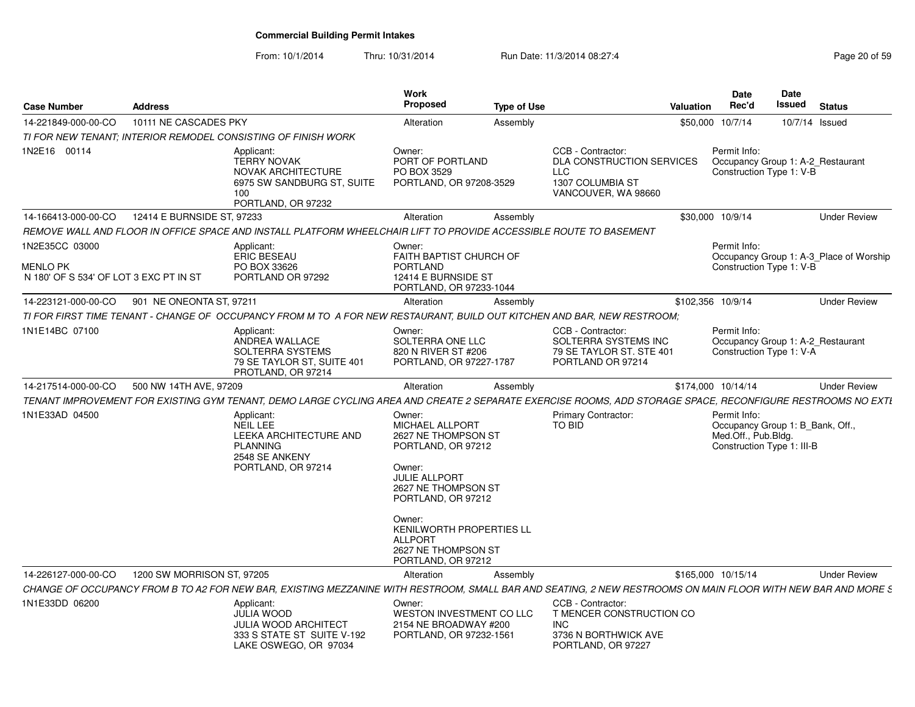**Commercial Building Permit Intakes**

From: 10/1/2014 Thru: 10/31/2014 Run Date: 11/3/2014 08:27:4

| Case Number | Address | Work Proposed | Type of Use | Valuation | Date Rec'd | Date Issued | Status |
|---|---|---|---|---|---|---|---|
| 14-221849-000-00-CO | 10111 NE CASCADES PKY | Alteration | Assembly | $50,000 | 10/7/14 | 10/7/14 | Issued |

TI FOR NEW TENANT; INTERIOR REMODEL CONSISTING OF FINISH WORK

1N2E16 00114

Applicant: TERRY NOVAK, NOVAK ARCHITECTURE, 6975 SW SANDBURG ST, SUITE 100, PORTLAND, OR 97232

Owner: PORT OF PORTLAND, PO BOX 3529, PORTLAND, OR 97208-3529

CCB - Contractor: DLA CONSTRUCTION SERVICES LLC, 1307 COLUMBIA ST, VANCOUVER, WA 98660

Permit Info: Occupancy Group 1: A-2_Restaurant; Construction Type 1: V-B

---

| Case Number | Address | Work Proposed | Type of Use | Valuation | Date Rec'd | Date Issued | Status |
|---|---|---|---|---|---|---|---|
| 14-166413-000-00-CO | 12414 E BURNSIDE ST, 97233 | Alteration | Assembly | $30,000 | 10/9/14 | | Under Review |

REMOVE WALL AND FLOOR IN OFFICE SPACE AND INSTALL PLATFORM WHEELCHAIR LIFT TO PROVIDE ACCESSIBLE ROUTE TO BASEMENT

1N2E35CC 03000

MENLO PK
N 180' OF S 534' OF LOT 3 EXC PT IN ST

Applicant: ERIC BESEAU, PO BOX 33626, PORTLAND OR 97292

Owner: FAITH BAPTIST CHURCH OF PORTLAND, 12414 E BURNSIDE ST, PORTLAND, OR 97233-1044

Permit Info: Occupancy Group 1: A-3_Place of Worship; Construction Type 1: V-B

---

| Case Number | Address | Work Proposed | Type of Use | Valuation | Date Rec'd | Date Issued | Status |
|---|---|---|---|---|---|---|---|
| 14-223121-000-00-CO | 901 NE ONEONTA ST, 97211 | Alteration | Assembly | $102,356 | 10/9/14 | | Under Review |

TI FOR FIRST TIME TENANT - CHANGE OF OCCUPANCY FROM M TO A FOR NEW RESTAURANT, BUILD OUT KITCHEN AND BAR, NEW RESTROOM;

1N1E14BC 07100

Applicant: ANDREA WALLACE, SOLTERRA SYSTEMS, 79 SE TAYLOR ST, SUITE 401, PROTLAND, OR 97214

Owner: SOLTERRA ONE LLC, 820 N RIVER ST #206, PORTLAND, OR 97227-1787

CCB - Contractor: SOLTERRA SYSTEMS INC, 79 SE TAYLOR ST. STE 401, PORTLAND OR 97214

Permit Info: Occupancy Group 1: A-2_Restaurant; Construction Type 1: V-A

---

| Case Number | Address | Work Proposed | Type of Use | Valuation | Date Rec'd | Date Issued | Status |
|---|---|---|---|---|---|---|---|
| 14-217514-000-00-CO | 500 NW 14TH AVE, 97209 | Alteration | Assembly | $174,000 | 10/14/14 | | Under Review |

TENANT IMPROVEMENT FOR EXISTING GYM TENANT, DEMO LARGE CYCLING AREA AND CREATE 2 SEPARATE EXERCISE ROOMS, ADD STORAGE SPACE, RECONFIGURE RESTROOMS NO EXTI

1N1E33AD 04500

Applicant: NEIL LEE, LEEKA ARCHITECTURE AND PLANNING, 2548 SE ANKENY, PORTLAND, OR 97214

Owner: MICHAEL ALLPORT, 2627 NE THOMPSON ST, PORTLAND, OR 97212

Owner: JULIE ALLPORT, 2627 NE THOMPSON ST, PORTLAND, OR 97212

Owner: KENILWORTH PROPERTIES LL ALLPORT, 2627 NE THOMPSON ST, PORTLAND, OR 97212

Primary Contractor: TO BID

Permit Info: Occupancy Group 1: B_Bank, Off., Med.Off., Pub.Bldg.; Construction Type 1: III-B

---

| Case Number | Address | Work Proposed | Type of Use | Valuation | Date Rec'd | Date Issued | Status |
|---|---|---|---|---|---|---|---|
| 14-226127-000-00-CO | 1200 SW MORRISON ST, 97205 | Alteration | Assembly | $165,000 | 10/15/14 | | Under Review |

CHANGE OF OCCUPANCY FROM B TO A2 FOR NEW BAR, EXISTING MEZZANINE WITH RESTROOM, SMALL BAR AND SEATING, 2 NEW RESTROOMS ON MAIN FLOOR WITH NEW BAR AND MORE S

1N1E33DD 06200

Applicant: JULIA WOOD, JULIA WOOD ARCHITECT, 333 S STATE ST SUITE V-192, LAKE OSWEGO, OR 97034

Owner: WESTON INVESTMENT CO LLC, 2154 NE BROADWAY #200, PORTLAND, OR 97232-1561

CCB - Contractor: T MENCER CONSTRUCTION CO INC, 3736 N BORTHWICK AVE, PORTLAND, OR 97227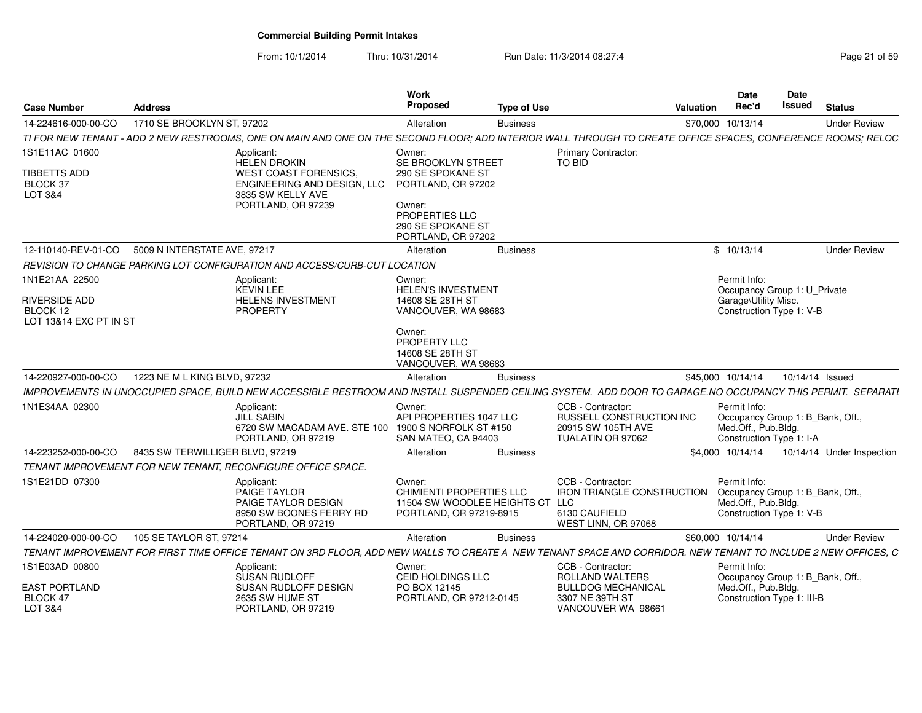# Commercial Building Permit Intakes

From: 10/1/2014 Thru: 10/31/2014 Run Date: 11/3/2014 08:27:4

| Case Number | Address | Work Proposed | Type of Use | Valuation | Date Rec'd | Date Issued | Status |
|---|---|---|---|---|---|---|---|
| 14-224616-000-00-CO | 1710 SE BROOKLYN ST, 97202 | Alteration | Business | $70,000 | 10/13/14 | | Under Review |

TI FOR NEW TENANT - ADD 2 NEW RESTROOMS, ONE ON MAIN AND ONE ON THE SECOND FLOOR; ADD INTERIOR WALL THROUGH TO CREATE OFFICE SPACES, CONFERENCE ROOMS; RELOC

1S1E11AC 01600
TIBBETTS ADD
BLOCK 37
LOT 3&4

Applicant:
HELEN DROKIN
WEST COAST FORENSICS, ENGINEERING AND DESIGN, LLC
3835 SW KELLY AVE
PORTLAND, OR 97239

Owner:
SE BROOKLYN STREET
290 SE SPOKANE ST
PORTLAND, OR 97202

Owner:
PROPERTIES LLC
290 SE SPOKANE ST
PORTLAND, OR 97202

Primary Contractor:
TO BID

---

| Case Number | Address | Work Proposed | Type of Use | Valuation | Date Rec'd | Date Issued | Status |
|---|---|---|---|---|---|---|---|
| 12-110140-REV-01-CO | 5009 N INTERSTATE AVE, 97217 | Alteration | Business | $ | 10/13/14 | | Under Review |

REVISION TO CHANGE PARKING LOT CONFIGURATION AND ACCESS/CURB-CUT LOCATION

1N1E21AA 22500
RIVERSIDE ADD
BLOCK 12
LOT 13&14 EXC PT IN ST

Applicant:
KEVIN LEE
HELENS INVESTMENT PROPERTY

Owner:
HELEN'S INVESTMENT
14608 SE 28TH ST
VANCOUVER, WA 98683

Owner:
PROPERTY LLC
14608 SE 28TH ST
VANCOUVER, WA 98683

Permit Info:
Occupancy Group 1: U_Private Garage\Utility Misc.
Construction Type 1: V-B

---

| Case Number | Address | Work Proposed | Type of Use | Valuation | Date Rec'd | Date Issued | Status |
|---|---|---|---|---|---|---|---|
| 14-220927-000-00-CO | 1223 NE M L KING BLVD, 97232 | Alteration | Business | $45,000 | 10/14/14 | 10/14/14 | Issued |

IMPROVEMENTS IN UNOCCUPIED SPACE, BUILD NEW ACCESSIBLE RESTROOM AND INSTALL SUSPENDED CEILING SYSTEM. ADD DOOR TO GARAGE.NO OCCUPANCY THIS PERMIT. SEPARATI

1N1E34AA 02300

Applicant:
JILL SABIN
6720 SW MACADAM AVE. STE 100
PORTLAND, OR 97219

Owner:
API PROPERTIES 1047 LLC
1900 S NORFOLK ST #150
SAN MATEO, CA 94403

CCB - Contractor:
RUSSELL CONSTRUCTION INC
20915 SW 105TH AVE
TUALATIN OR 97062

Permit Info:
Occupancy Group 1: B_Bank, Off., Med.Off., Pub.Bldg.
Construction Type 1: I-A

---

| Case Number | Address | Work Proposed | Type of Use | Valuation | Date Rec'd | Date Issued | Status |
|---|---|---|---|---|---|---|---|
| 14-223252-000-00-CO | 8435 SW TERWILLIGER BLVD, 97219 | Alteration | Business | $4,000 | 10/14/14 | 10/14/14 | Under Inspection |

TENANT IMPROVEMENT FOR NEW TENANT, RECONFIGURE OFFICE SPACE.

1S1E21DD 07300

Applicant:
PAIGE TAYLOR
PAIGE TAYLOR DESIGN
8950 SW BOONES FERRY RD
PORTLAND, OR 97219

Owner:
CHIMIENTI PROPERTIES LLC
11504 SW WOODLEE HEIGHTS CT
PORTLAND, OR 97219-8915

CCB - Contractor:
IRON TRIANGLE CONSTRUCTION LLC
6130 CAUFIELD
WEST LINN, OR 97068

Permit Info:
Occupancy Group 1: B_Bank, Off., Med.Off., Pub.Bldg.
Construction Type 1: V-B

---

| Case Number | Address | Work Proposed | Type of Use | Valuation | Date Rec'd | Date Issued | Status |
|---|---|---|---|---|---|---|---|
| 14-224020-000-00-CO | 105 SE TAYLOR ST, 97214 | Alteration | Business | $60,000 | 10/14/14 | | Under Review |

TENANT IMPROVEMENT FOR FIRST TIME OFFICE TENANT ON 3RD FLOOR, ADD NEW WALLS TO CREATE A NEW TENANT SPACE AND CORRIDOR. NEW TENANT TO INCLUDE 2 NEW OFFICES, C

1S1E03AD 00800
EAST PORTLAND
BLOCK 47
LOT 3&4

Applicant:
SUSAN RUDLOFF
SUSAN RUDLOFF DESIGN
2635 SW HUME ST
PORTLAND, OR 97219

Owner:
CEID HOLDINGS LLC
PO BOX 12145
PORTLAND, OR 97212-0145

CCB - Contractor:
ROLLAND WALTERS
BULLDOG MECHANICAL
3307 NE 39TH ST
VANCOUVER WA 98661

Permit Info:
Occupancy Group 1: B_Bank, Off., Med.Off., Pub.Bldg.
Construction Type 1: III-B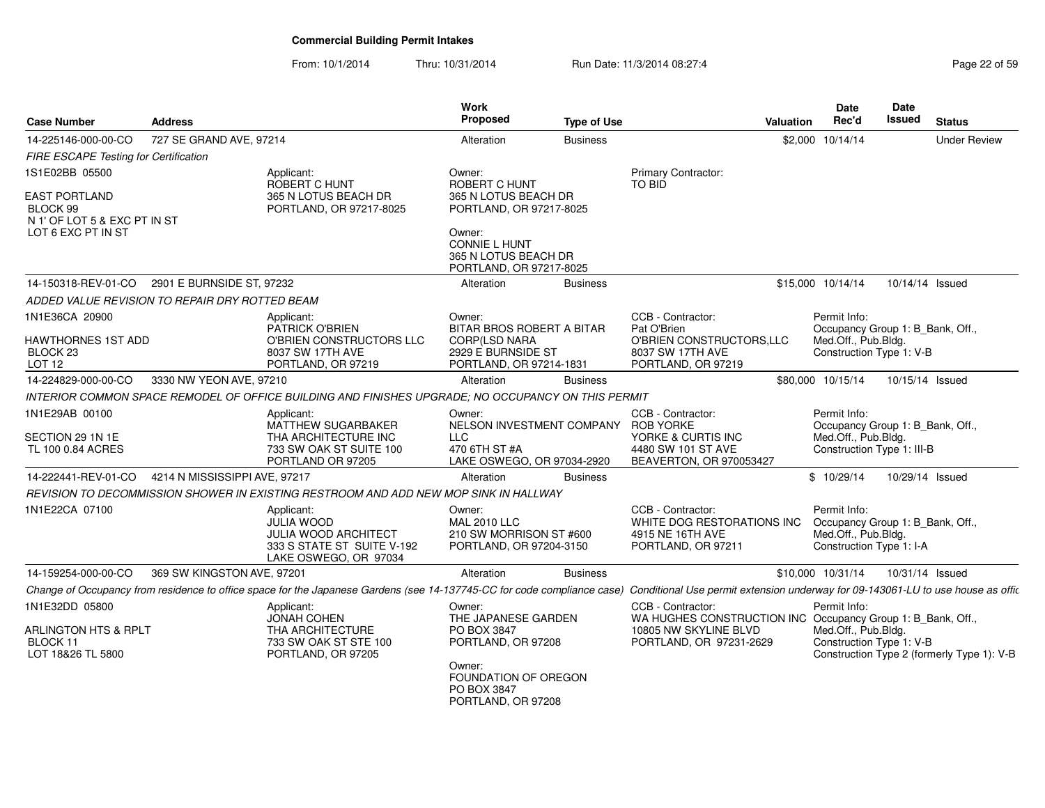# Commercial Building Permit Intakes

From: 10/1/2014 Thru: 10/31/2014 Run Date: 11/3/2014 08:27:4

| Case Number | Address | Work Proposed | Type of Use | Valuation | Date Rec'd | Date Issued | Status |
|---|---|---|---|---|---|---|---|
| 14-225146-000-00-CO | 727 SE GRAND AVE, 97214 | Alteration | Business | $2,000 | 10/14/14 | | Under Review |

*FIRE ESCAPE Testing for Certification*

1S1E02BB 05500

EAST PORTLAND
BLOCK 99
N 1' OF LOT 5 & EXC PT IN ST
LOT 6 EXC PT IN ST

Applicant:
ROBERT C HUNT
365 N LOTUS BEACH DR
PORTLAND, OR 97217-8025

Owner:
ROBERT C HUNT
365 N LOTUS BEACH DR
PORTLAND, OR 97217-8025

Owner:
CONNIE L HUNT
365 N LOTUS BEACH DR
PORTLAND, OR 97217-8025

Primary Contractor:
TO BID

| Case Number | Address | Work Proposed | Type of Use | Valuation | Date Rec'd | Date Issued | Status |
|---|---|---|---|---|---|---|---|
| 14-150318-REV-01-CO | 2901 E BURNSIDE ST, 97232 | Alteration | Business | $15,000 | 10/14/14 | 10/14/14 | Issued |

*ADDED VALUE REVISION TO REPAIR DRY ROTTED BEAM*

1N1E36CA 20900

HAWTHORNES 1ST ADD
BLOCK 23
LOT 12

Applicant:
PATRICK O'BRIEN
O'BRIEN CONSTRUCTORS LLC
8037 SW 17TH AVE
PORTLAND, OR 97219

Owner:
BITAR BROS ROBERT A BITAR
CORP(LSD NARA
2929 E BURNSIDE ST
PORTLAND, OR 97214-1831

CCB - Contractor:
Pat O'Brien
O'BRIEN CONSTRUCTORS,LLC
8037 SW 17TH AVE
PORTLAND, OR 97219

Permit Info:
Occupancy Group 1: B_Bank, Off., Med.Off., Pub.Bldg.
Construction Type 1: V-B

| Case Number | Address | Work Proposed | Type of Use | Valuation | Date Rec'd | Date Issued | Status |
|---|---|---|---|---|---|---|---|
| 14-224829-000-00-CO | 3330 NW YEON AVE, 97210 | Alteration | Business | $80,000 | 10/15/14 | 10/15/14 | Issued |

*INTERIOR COMMON SPACE REMODEL OF OFFICE BUILDING AND FINISHES UPGRADE; NO OCCUPANCY ON THIS PERMIT*

1N1E29AB 00100

SECTION 29 1N 1E
TL 100 0.84 ACRES

Applicant:
MATTHEW SUGARBAKER
THA ARCHITECTURE INC
733 SW OAK ST SUITE 100
PORTLAND OR 97205

Owner:
NELSON INVESTMENT COMPANY LLC
470 6TH ST #A
LAKE OSWEGO, OR 97034-2920

CCB - Contractor:
ROB YORKE
YORKE & CURTIS INC
4480 SW 101 ST AVE
BEAVERTON, OR 970053427

Permit Info:
Occupancy Group 1: B_Bank, Off., Med.Off., Pub.Bldg.
Construction Type 1: III-B

| Case Number | Address | Work Proposed | Type of Use | Valuation | Date Rec'd | Date Issued | Status |
|---|---|---|---|---|---|---|---|
| 14-222441-REV-01-CO | 4214 N MISSISSIPPI AVE, 97217 | Alteration | Business | $ | 10/29/14 | 10/29/14 | Issued |

*REVISION TO DECOMMISSION SHOWER IN EXISTING RESTROOM AND ADD NEW MOP SINK IN HALLWAY*

1N1E22CA 07100

Applicant:
JULIA WOOD
JULIA WOOD ARCHITECT
333 S STATE ST SUITE V-192
LAKE OSWEGO, OR 97034

Owner:
MAL 2010 LLC
210 SW MORRISON ST #600
PORTLAND, OR 97204-3150

CCB - Contractor:
WHITE DOG RESTORATIONS INC
4915 NE 16TH AVE
PORTLAND, OR 97211

Permit Info:
Occupancy Group 1: B_Bank, Off., Med.Off., Pub.Bldg.
Construction Type 1: I-A

| Case Number | Address | Work Proposed | Type of Use | Valuation | Date Rec'd | Date Issued | Status |
|---|---|---|---|---|---|---|---|
| 14-159254-000-00-CO | 369 SW KINGSTON AVE, 97201 | Alteration | Business | $10,000 | 10/31/14 | 10/31/14 | Issued |

*Change of Occupancy from residence to office space for the Japanese Gardens (see 14-137745-CC for code compliance case) Conditional Use permit extension underway for 09-143061-LU to use house as offic*

1N1E32DD 05800

ARLINGTON HTS & RPLT
BLOCK 11
LOT 18&26 TL 5800

Applicant:
JONAH COHEN
THA ARCHITECTURE
733 SW OAK ST STE 100
PORTLAND, OR 97205

Owner:
THE JAPANESE GARDEN
PO BOX 3847
PORTLAND, OR 97208

Owner:
FOUNDATION OF OREGON
PO BOX 3847
PORTLAND, OR 97208

CCB - Contractor:
WA HUGHES CONSTRUCTION INC
10805 NW SKYLINE BLVD
PORTLAND, OR 97231-2629

Permit Info:
Occupancy Group 1: B_Bank, Off., Med.Off., Pub.Bldg.
Construction Type 1: V-B
Construction Type 2 (formerly Type 1): V-B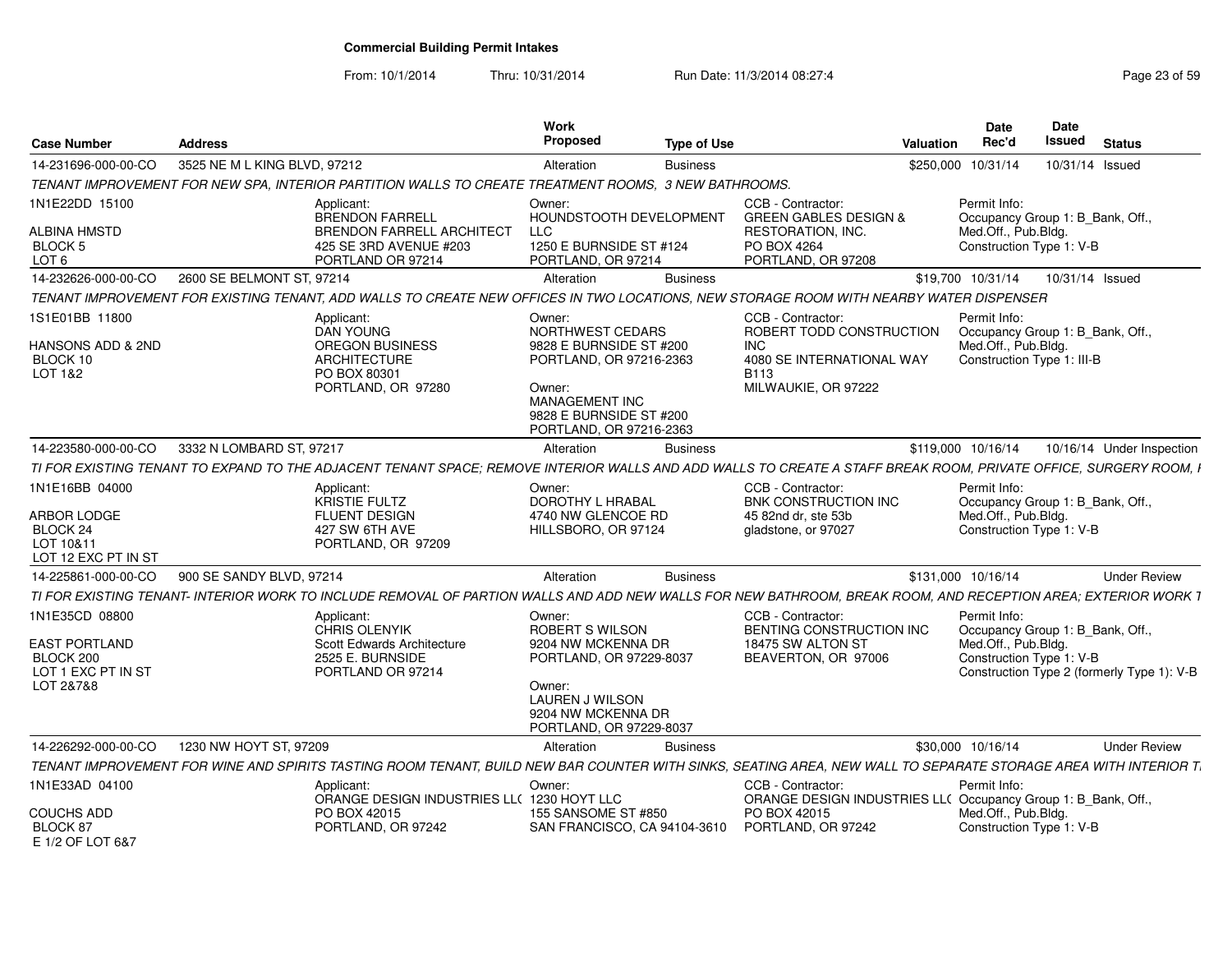# Commercial Building Permit Intakes

From: 10/1/2014 Thru: 10/31/2014 Run Date: 11/3/2014 08:27:4

| Case Number | Address | Work Proposed | Type of Use | Valuation | Date Rec'd | Date Issued | Status |
|---|---|---|---|---|---|---|---|
| 14-231696-000-00-CO | 3525 NE M L KING BLVD, 97212 | Alteration | Business | $250,000 | 10/31/14 | 10/31/14 | Issued |

TENANT IMPROVEMENT FOR NEW SPA, INTERIOR PARTITION WALLS TO CREATE TREATMENT ROOMS, 3 NEW BATHROOMS.

1N1E22DD 15100
ALBINA HMSTD
BLOCK 5
LOT 6

Applicant:
BRENDON FARRELL
BRENDON FARRELL ARCHITECT
425 SE 3RD AVENUE #203
PORTLAND OR 97214

Owner:
HOUNDSTOOTH DEVELOPMENT LLC
1250 E BURNSIDE ST #124
PORTLAND, OR 97214

CCB - Contractor:
GREEN GABLES DESIGN & RESTORATION, INC.
PO BOX 4264
PORTLAND, OR 97208

Permit Info:
Occupancy Group 1: B_Bank, Off., Med.Off., Pub.Bldg.
Construction Type 1: V-B

| Case Number | Address | Work Proposed | Type of Use | Valuation | Date Rec'd | Date Issued | Status |
|---|---|---|---|---|---|---|---|
| 14-232626-000-00-CO | 2600 SE BELMONT ST, 97214 | Alteration | Business | $19,700 | 10/31/14 | 10/31/14 | Issued |

TENANT IMPROVEMENT FOR EXISTING TENANT, ADD WALLS TO CREATE NEW OFFICES IN TWO LOCATIONS, NEW STORAGE ROOM WITH NEARBY WATER DISPENSER

1S1E01BB 11800
HANSONS ADD & 2ND
BLOCK 10
LOT 1&2

Applicant:
DAN YOUNG
OREGON BUSINESS ARCHITECTURE
PO BOX 80301
PORTLAND, OR 97280

Owner:
NORTHWEST CEDARS
9828 E BURNSIDE ST #200
PORTLAND, OR 97216-2363

Owner:
MANAGEMENT INC
9828 E BURNSIDE ST #200
PORTLAND, OR 97216-2363

CCB - Contractor:
ROBERT TODD CONSTRUCTION INC
4080 SE INTERNATIONAL WAY B113
MILWAUKIE, OR 97222

Permit Info:
Occupancy Group 1: B_Bank, Off., Med.Off., Pub.Bldg.
Construction Type 1: III-B

| Case Number | Address | Work Proposed | Type of Use | Valuation | Date Rec'd | Date Issued | Status |
|---|---|---|---|---|---|---|---|
| 14-223580-000-00-CO | 3332 N LOMBARD ST, 97217 | Alteration | Business | $119,000 | 10/16/14 | 10/16/14 | Under Inspection |

TI FOR EXISTING TENANT TO EXPAND TO THE ADJACENT TENANT SPACE; REMOVE INTERIOR WALLS AND ADD WALLS TO CREATE A STAFF BREAK ROOM, PRIVATE OFFICE, SURGERY ROOM, I

1N1E16BB 04000
ARBOR LODGE
BLOCK 24
LOT 10&11
LOT 12 EXC PT IN ST

Applicant:
KRISTIE FULTZ
FLUENT DESIGN
427 SW 6TH AVE
PORTLAND, OR 97209

Owner:
DOROTHY L HRABAL
4740 NW GLENCOE RD
HILLSBORO, OR 97124

CCB - Contractor:
BNK CONSTRUCTION INC
45 82nd dr, ste 53b
gladstone, or 97027

Permit Info:
Occupancy Group 1: B_Bank, Off., Med.Off., Pub.Bldg.
Construction Type 1: V-B

| Case Number | Address | Work Proposed | Type of Use | Valuation | Date Rec'd | Date Issued | Status |
|---|---|---|---|---|---|---|---|
| 14-225861-000-00-CO | 900 SE SANDY BLVD, 97214 | Alteration | Business | $131,000 | 10/16/14 | | Under Review |

TI FOR EXISTING TENANT- INTERIOR WORK TO INCLUDE REMOVAL OF PARTION WALLS AND ADD NEW WALLS FOR NEW BATHROOM, BREAK ROOM, AND RECEPTION AREA; EXTERIOR WORK T

1N1E35CD 08800
EAST PORTLAND
BLOCK 200
LOT 1 EXC PT IN ST
LOT 2&7&8

Applicant:
CHRIS OLENYIK
Scott Edwards Architecture
2525 E. BURNSIDE
PORTLAND OR 97214

Owner:
ROBERT S WILSON
9204 NW MCKENNA DR
PORTLAND, OR 97229-8037

Owner:
LAUREN J WILSON
9204 NW MCKENNA DR
PORTLAND, OR 97229-8037

CCB - Contractor:
BENTING CONSTRUCTION INC
18475 SW ALTON ST
BEAVERTON, OR 97006

Permit Info:
Occupancy Group 1: B_Bank, Off., Med.Off., Pub.Bldg.
Construction Type 1: V-B
Construction Type 2 (formerly Type 1): V-B

| Case Number | Address | Work Proposed | Type of Use | Valuation | Date Rec'd | Date Issued | Status |
|---|---|---|---|---|---|---|---|
| 14-226292-000-00-CO | 1230 NW HOYT ST, 97209 | Alteration | Business | $30,000 | 10/16/14 | | Under Review |

TENANT IMPROVEMENT FOR WINE AND SPIRITS TASTING ROOM TENANT, BUILD NEW BAR COUNTER WITH SINKS, SEATING AREA, NEW WALL TO SEPARATE STORAGE AREA WITH INTERIOR T

1N1E33AD 04100
COUCHS ADD
BLOCK 87
E 1/2 OF LOT 6&7

Applicant:
ORANGE DESIGN INDUSTRIES LLC
PO BOX 42015
PORTLAND, OR 97242

Owner:
1230 HOYT LLC
155 SANSOME ST #850
SAN FRANCISCO, CA 94104-3610

CCB - Contractor:
ORANGE DESIGN INDUSTRIES LLC
PO BOX 42015
PORTLAND, OR 97242

Permit Info:
Occupancy Group 1: B_Bank, Off., Med.Off., Pub.Bldg.
Construction Type 1: V-B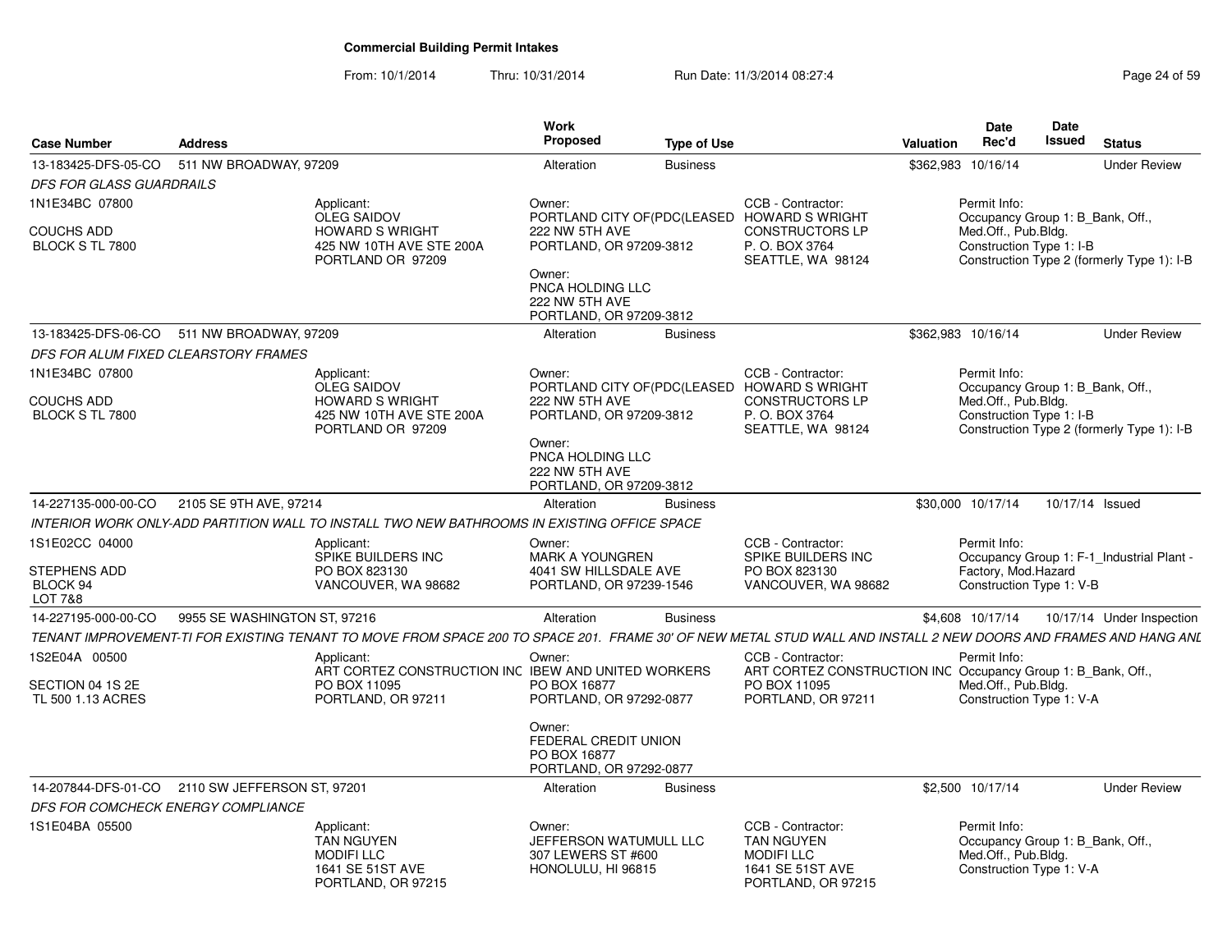**Commercial Building Permit Intakes**

From: 10/1/2014 Thru: 10/31/2014 Run Date: 11/3/2014 08:27:4

| Case Number | Address | Work Proposed | Type of Use | Valuation | Date Rec'd | Date Issued | Status |
|---|---|---|---|---|---|---|---|
| 13-183425-DFS-05-CO | 511 NW BROADWAY, 97209 | Alteration | Business | $362,983 | 10/16/14 | | Under Review |

*DFS FOR GLASS GUARDRAILS*

1N1E34BC 07800
COUCHS ADD
BLOCK S TL 7800

Applicant: OLEG SAIDOV, HOWARD S WRIGHT, 425 NW 10TH AVE STE 200A, PORTLAND OR 97209

Owner: PORTLAND CITY OF(PDC(LEASED, 222 NW 5TH AVE, PORTLAND, OR 97209-3812

Owner: PNCA HOLDING LLC, 222 NW 5TH AVE, PORTLAND, OR 97209-3812

CCB - Contractor: HOWARD S WRIGHT CONSTRUCTORS LP, P. O. BOX 3764, SEATTLE, WA 98124

Permit Info: Occupancy Group 1: B_Bank, Off., Med.Off., Pub.Bldg. Construction Type 1: I-B Construction Type 2 (formerly Type 1): I-B

| Case Number | Address | Work Proposed | Type of Use | Valuation | Date Rec'd | Date Issued | Status |
|---|---|---|---|---|---|---|---|
| 13-183425-DFS-06-CO | 511 NW BROADWAY, 97209 | Alteration | Business | $362,983 | 10/16/14 | | Under Review |

*DFS FOR ALUM FIXED CLEARSTORY FRAMES*

1N1E34BC 07800
COUCHS ADD
BLOCK S TL 7800

Applicant: OLEG SAIDOV, HOWARD S WRIGHT, 425 NW 10TH AVE STE 200A, PORTLAND OR 97209

Owner: PORTLAND CITY OF(PDC(LEASED, 222 NW 5TH AVE, PORTLAND, OR 97209-3812

Owner: PNCA HOLDING LLC, 222 NW 5TH AVE, PORTLAND, OR 97209-3812

CCB - Contractor: HOWARD S WRIGHT CONSTRUCTORS LP, P. O. BOX 3764, SEATTLE, WA 98124

Permit Info: Occupancy Group 1: B_Bank, Off., Med.Off., Pub.Bldg. Construction Type 1: I-B Construction Type 2 (formerly Type 1): I-B

| Case Number | Address | Work Proposed | Type of Use | Valuation | Date Rec'd | Date Issued | Status |
|---|---|---|---|---|---|---|---|
| 14-227135-000-00-CO | 2105 SE 9TH AVE, 97214 | Alteration | Business | $30,000 | 10/17/14 | 10/17/14 | Issued |

*INTERIOR WORK ONLY-ADD PARTITION WALL TO INSTALL TWO NEW BATHROOMS IN EXISTING OFFICE SPACE*

1S1E02CC 04000
STEPHENS ADD
BLOCK 94
LOT 7&8

Applicant: SPIKE BUILDERS INC, PO BOX 823130, VANCOUVER, WA 98682

Owner: MARK A YOUNGREN, 4041 SW HILLSDALE AVE, PORTLAND, OR 97239-1546

CCB - Contractor: SPIKE BUILDERS INC, PO BOX 823130, VANCOUVER, WA 98682

Permit Info: Occupancy Group 1: F-1_Industrial Plant - Factory, Mod.Hazard Construction Type 1: V-B

| Case Number | Address | Work Proposed | Type of Use | Valuation | Date Rec'd | Date Issued | Status |
|---|---|---|---|---|---|---|---|
| 14-227195-000-00-CO | 9955 SE WASHINGTON ST, 97216 | Alteration | Business | $4,608 | 10/17/14 | 10/17/14 | Under Inspection |

*TENANT IMPROVEMENT-TI FOR EXISTING TENANT TO MOVE FROM SPACE 200 TO SPACE 201. FRAME 30' OF NEW METAL STUD WALL AND INSTALL 2 NEW DOORS AND FRAMES AND HANG ANL*

1S2E04A 00500
SECTION 04 1S 2E
TL 500 1.13 ACRES

Applicant: ART CORTEZ CONSTRUCTION INC, PO BOX 11095, PORTLAND, OR 97211

Owner: IBEW AND UNITED WORKERS, PO BOX 16877, PORTLAND, OR 97292-0877

Owner: FEDERAL CREDIT UNION, PO BOX 16877, PORTLAND, OR 97292-0877

CCB - Contractor: ART CORTEZ CONSTRUCTION INC, PO BOX 11095, PORTLAND, OR 97211

Permit Info: Occupancy Group 1: B_Bank, Off., Med.Off., Pub.Bldg. Construction Type 1: V-A

| Case Number | Address | Work Proposed | Type of Use | Valuation | Date Rec'd | Date Issued | Status |
|---|---|---|---|---|---|---|---|
| 14-207844-DFS-01-CO | 2110 SW JEFFERSON ST, 97201 | Alteration | Business | $2,500 | 10/17/14 | | Under Review |

*DFS FOR COMCHECK ENERGY COMPLIANCE*

1S1E04BA 05500

Applicant: TAN NGUYEN, MODIFI LLC, 1641 SE 51ST AVE, PORTLAND, OR 97215

Owner: JEFFERSON WATUMULL LLC, 307 LEWERS ST #600, HONOLULU, HI 96815

CCB - Contractor: TAN NGUYEN, MODIFI LLC, 1641 SE 51ST AVE, PORTLAND, OR 97215

Permit Info: Occupancy Group 1: B_Bank, Off., Med.Off., Pub.Bldg. Construction Type 1: V-A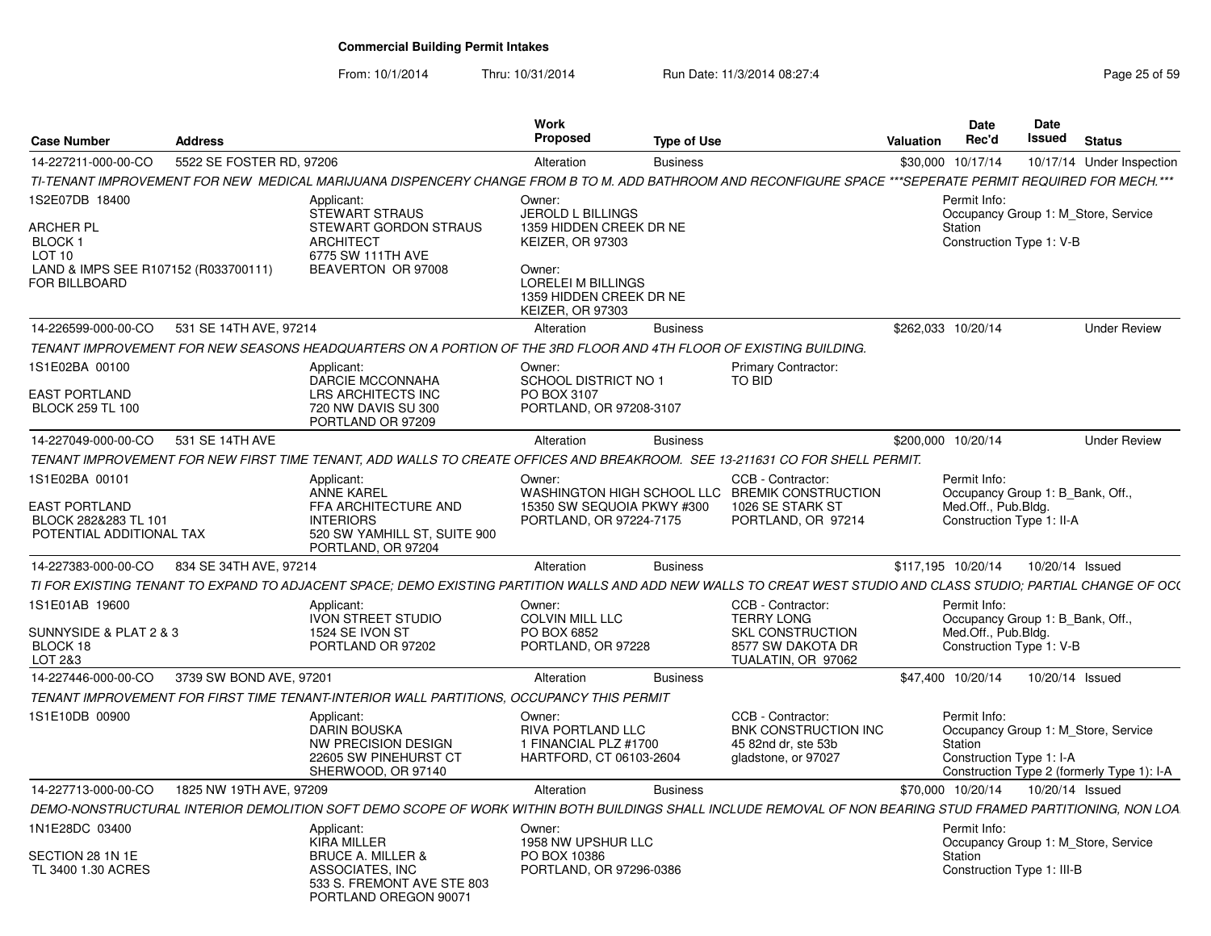# Commercial Building Permit Intakes

From: 10/1/2014 Thru: 10/31/2014 Run Date: 11/3/2014 08:27:4

| Case Number | Address | Work Proposed | Type of Use | Valuation | Date Rec'd | Date Issued | Status |
|---|---|---|---|---|---|---|---|
| 14-227211-000-00-CO | 5522 SE FOSTER RD, 97206 | Alteration | Business | $30,000 | 10/17/14 | 10/17/14 | Under Inspection |

TI-TENANT IMPROVEMENT FOR NEW MEDICAL MARIJUANA DISPENCERY CHANGE FROM B TO M. ADD BATHROOM AND RECONFIGURE SPACE ***SEPERATE PERMIT REQUIRED FOR MECH.***

1S2E07DB 18400

ARCHER PL
BLOCK 1
LOT 10
LAND & IMPS SEE R107152 (R033700111)
FOR BILLBOARD

Applicant:
STEWART STRAUS
STEWART GORDON STRAUS
ARCHITECT
6775 SW 111TH AVE
BEAVERTON OR 97008

Owner:
JEROLD L BILLINGS
1359 HIDDEN CREEK DR NE
KEIZER, OR 97303

Owner:
LORELEI M BILLINGS
1359 HIDDEN CREEK DR NE
KEIZER, OR 97303

Permit Info:
Occupancy Group 1: M_Store, Service Station
Construction Type 1: V-B

| Case Number | Address | Work Proposed | Type of Use | Valuation | Date Rec'd | Date Issued | Status |
|---|---|---|---|---|---|---|---|
| 14-226599-000-00-CO | 531 SE 14TH AVE, 97214 | Alteration | Business | $262,033 | 10/20/14 | | Under Review |

TENANT IMPROVEMENT FOR NEW SEASONS HEADQUARTERS ON A PORTION OF THE 3RD FLOOR AND 4TH FLOOR OF EXISTING BUILDING.

1S1E02BA 00100

EAST PORTLAND
BLOCK 259 TL 100

Applicant:
DARCIE MCCONNAHA
LRS ARCHITECTS INC
720 NW DAVIS SU 300
PORTLAND OR 97209

Owner:
SCHOOL DISTRICT NO 1
PO BOX 3107
PORTLAND, OR 97208-3107

Primary Contractor:
TO BID

| Case Number | Address | Work Proposed | Type of Use | Valuation | Date Rec'd | Date Issued | Status |
|---|---|---|---|---|---|---|---|
| 14-227049-000-00-CO | 531 SE 14TH AVE | Alteration | Business | $200,000 | 10/20/14 | | Under Review |

TENANT IMPROVEMENT FOR NEW FIRST TIME TENANT, ADD WALLS TO CREATE OFFICES AND BREAKROOM. SEE 13-211631 CO FOR SHELL PERMIT.

1S1E02BA 00101

EAST PORTLAND
BLOCK 282&283 TL 101
POTENTIAL ADDITIONAL TAX

Applicant:
ANNE KAREL
FFA ARCHITECTURE AND INTERIORS
520 SW YAMHILL ST, SUITE 900
PORTLAND, OR 97204

Owner:
WASHINGTON HIGH SCHOOL LLC
15350 SW SEQUOIA PKWY #300
PORTLAND, OR 97224-7175

CCB - Contractor:
BREMIK CONSTRUCTION
1026 SE STARK ST
PORTLAND, OR 97214

Permit Info:
Occupancy Group 1: B_Bank, Off., Med.Off., Pub.Bldg.
Construction Type 1: II-A

| Case Number | Address | Work Proposed | Type of Use | Valuation | Date Rec'd | Date Issued | Status |
|---|---|---|---|---|---|---|---|
| 14-227383-000-00-CO | 834 SE 34TH AVE, 97214 | Alteration | Business | $117,195 | 10/20/14 | 10/20/14 | Issued |

TI FOR EXISTING TENANT TO EXPAND TO ADJACENT SPACE; DEMO EXISTING PARTITION WALLS AND ADD NEW WALLS TO CREAT WEST STUDIO AND CLASS STUDIO; PARTIAL CHANGE OF OCC

1S1E01AB 19600

SUNNYSIDE & PLAT 2 & 3
BLOCK 18
LOT 2&3

Applicant:
IVON STREET STUDIO
1524 SE IVON ST
PORTLAND OR 97202

Owner:
COLVIN MILL LLC
PO BOX 6852
PORTLAND, OR 97228

CCB - Contractor:
TERRY LONG
SKL CONSTRUCTION
8577 SW DAKOTA DR
TUALATIN, OR 97062

Permit Info:
Occupancy Group 1: B_Bank, Off., Med.Off., Pub.Bldg.
Construction Type 1: V-B

| Case Number | Address | Work Proposed | Type of Use | Valuation | Date Rec'd | Date Issued | Status |
|---|---|---|---|---|---|---|---|
| 14-227446-000-00-CO | 3739 SW BOND AVE, 97201 | Alteration | Business | $47,400 | 10/20/14 | 10/20/14 | Issued |

TENANT IMPROVEMENT FOR FIRST TIME TENANT-INTERIOR WALL PARTITIONS, OCCUPANCY THIS PERMIT

1S1E10DB 00900

Applicant:
DARIN BOUSKA
NW PRECISION DESIGN
22605 SW PINEHURST CT
SHERWOOD, OR 97140

Owner:
RIVA PORTLAND LLC
1 FINANCIAL PLZ #1700
HARTFORD, CT 06103-2604

CCB - Contractor:
BNK CONSTRUCTION INC
45 82nd dr, ste 53b
gladstone, or 97027

Permit Info:
Occupancy Group 1: M_Store, Service Station
Construction Type 1: I-A
Construction Type 2 (formerly Type 1): I-A

| Case Number | Address | Work Proposed | Type of Use | Valuation | Date Rec'd | Date Issued | Status |
|---|---|---|---|---|---|---|---|
| 14-227713-000-00-CO | 1825 NW 19TH AVE, 97209 | Alteration | Business | $70,000 | 10/20/14 | 10/20/14 | Issued |

DEMO-NONSTRUCTURAL INTERIOR DEMOLITION SOFT DEMO SCOPE OF WORK WITHIN BOTH BUILDINGS SHALL INCLUDE REMOVAL OF NON BEARING STUD FRAMED PARTITIONING, NON LOA

1N1E28DC 03400

SECTION 28 1N 1E
TL 3400 1.30 ACRES

Applicant:
KIRA MILLER
BRUCE A. MILLER & ASSOCIATES, INC
533 S. FREMONT AVE STE 803
PORTLAND OREGON 90071

Owner:
1958 NW UPSHUR LLC
PO BOX 10386
PORTLAND, OR 97296-0386

Permit Info:
Occupancy Group 1: M_Store, Service Station
Construction Type 1: III-B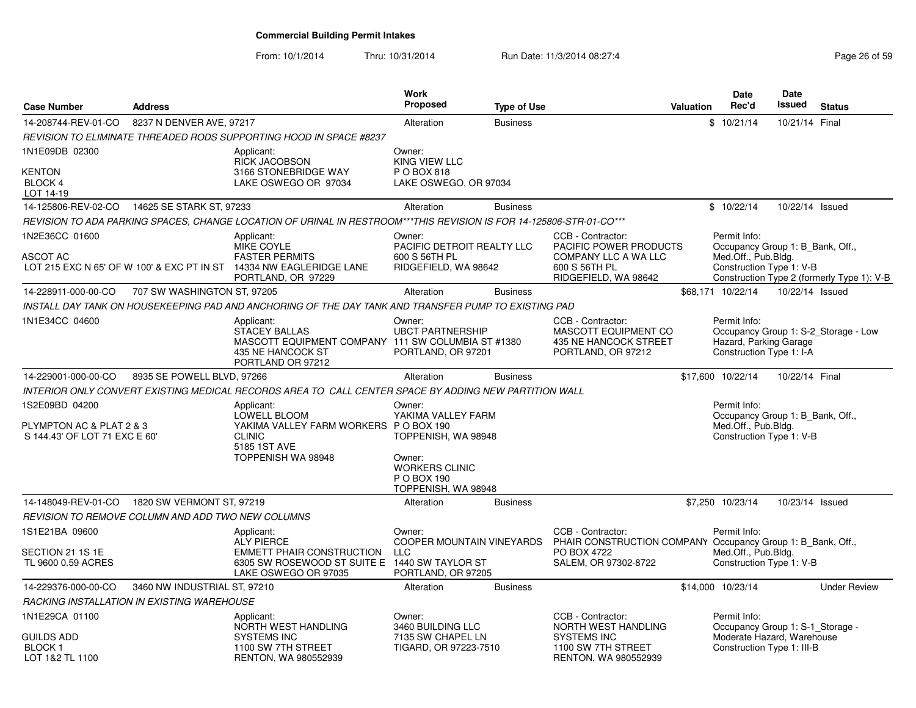**Commercial Building Permit Intakes**

From: 10/1/2014 Thru: 10/31/2014 Run Date: 11/3/2014 08:27:4

| Case Number | Address | | Work Proposed | Type of Use | | Valuation | Date Rec'd | Date Issued | Status |
|---|---|---|---|---|---|---|---|---|---|
| 14-208744-REV-01-CO | 8237 N DENVER AVE, 97217 | | Alteration | Business | | $ | 10/21/14 | 10/21/14 | Final |
| *REVISION TO ELIMINATE THREADED RODS SUPPORTING HOOD IN SPACE #8237* | | | | | | | | | |
| 1N1E09DB 02300<br>KENTON<br>BLOCK 4<br>LOT 14-19 | | Applicant:<br>RICK JACOBSON<br>3166 STONEBRIDGE WAY<br>LAKE OSWEGO OR 97034 | Owner:<br>KING VIEW LLC<br>P O BOX 818<br>LAKE OSWEGO, OR 97034 | | | | | | |
| 14-125806-REV-02-CO | 14625 SE STARK ST, 97233 | | Alteration | Business | | $ | 10/22/14 | 10/22/14 | Issued |
| *REVISION TO ADA PARKING SPACES, CHANGE LOCATION OF URINAL IN RESTROOM\*\*\*THIS REVISION IS FOR 14-125806-STR-01-CO\*\*\** | | | | | | | | | |
| 1N2E36CC 01600<br>ASCOT AC<br>LOT 215 EXC N 65' OF W 100' & EXC PT IN ST | | Applicant:<br>MIKE COYLE<br>FASTER PERMITS<br>14334 NW EAGLERIDGE LANE<br>PORTLAND, OR 97229 | Owner:<br>PACIFIC DETROIT REALTY LLC<br>600 S 56TH PL<br>RIDGEFIELD, WA 98642 | | CCB - Contractor:<br>PACIFIC POWER PRODUCTS<br>COMPANY LLC A WA LLC<br>600 S 56TH PL<br>RIDGEFIELD, WA 98642 | | Permit Info:<br>Occupancy Group 1: B_Bank, Off., Med.Off., Pub.Bldg.<br>Construction Type 1: V-B<br>Construction Type 2 (formerly Type 1): V-B | | |
| 14-228911-000-00-CO | 707 SW WASHINGTON ST, 97205 | | Alteration | Business | | $68,171 | 10/22/14 | 10/22/14 | Issued |
| *INSTALL DAY TANK ON HOUSEKEEPING PAD AND ANCHORING OF THE DAY TANK AND TRANSFER PUMP TO EXISTING PAD* | | | | | | | | | |
| 1N1E34CC 04600 | | Applicant:<br>STACEY BALLAS<br>MASCOTT EQUIPMENT COMPANY<br>435 NE HANCOCK ST<br>PORTLAND OR 97212 | Owner:<br>UBCT PARTNERSHIP<br>111 SW COLUMBIA ST #1380<br>PORTLAND, OR 97201 | | CCB - Contractor:<br>MASCOTT EQUIPMENT CO<br>435 NE HANCOCK STREET<br>PORTLAND, OR 97212 | | Permit Info:<br>Occupancy Group 1: S-2_Storage - Low Hazard, Parking Garage<br>Construction Type 1: I-A | | |
| 14-229001-000-00-CO | 8935 SE POWELL BLVD, 97266 | | Alteration | Business | | $17,600 | 10/22/14 | 10/22/14 | Final |
| *INTERIOR ONLY CONVERT EXISTING MEDICAL RECORDS AREA TO CALL CENTER SPACE BY ADDING NEW PARTITION WALL* | | | | | | | | | |
| 1S2E09BD 04200<br>PLYMPTON AC & PLAT 2 & 3<br>S 144.43' OF LOT 71 EXC E 60' | | Applicant:<br>LOWELL BLOOM<br>YAKIMA VALLEY FARM WORKERS CLINIC<br>5185 1ST AVE<br>TOPPENISH WA 98948 | Owner:<br>YAKIMA VALLEY FARM<br>P O BOX 190<br>TOPPENISH, WA 98948<br>Owner:<br>WORKERS CLINIC<br>P O BOX 190<br>TOPPENISH, WA 98948 | | | | Permit Info:<br>Occupancy Group 1: B_Bank, Off., Med.Off., Pub.Bldg.<br>Construction Type 1: V-B | | |
| 14-148049-REV-01-CO | 1820 SW VERMONT ST, 97219 | | Alteration | Business | | $7,250 | 10/23/14 | 10/23/14 | Issued |
| *REVISION TO REMOVE COLUMN AND ADD TWO NEW COLUMNS* | | | | | | | | | |
| 1S1E21BA 09600<br>SECTION 21 1S 1E<br>TL 9600 0.59 ACRES | | Applicant:<br>ALY PIERCE<br>EMMETT PHAIR CONSTRUCTION<br>6305 SW ROSEWOOD ST SUITE E<br>LAKE OSWEGO OR 97035 | Owner:<br>COOPER MOUNTAIN VINEYARDS LLC<br>1440 SW TAYLOR ST<br>PORTLAND, OR 97205 | | CCB - Contractor:<br>PHAIR CONSTRUCTION COMPANY<br>PO BOX 4722<br>SALEM, OR 97302-8722 | | Permit Info:<br>Occupancy Group 1: B_Bank, Off., Med.Off., Pub.Bldg.<br>Construction Type 1: V-B | | |
| 14-229376-000-00-CO | 3460 NW INDUSTRIAL ST, 97210 | | Alteration | Business | | $14,000 | 10/23/14 | | Under Review |
| *RACKING INSTALLATION IN EXISTING WAREHOUSE* | | | | | | | | | |
| 1N1E29CA 01100<br>GUILDS ADD<br>BLOCK 1<br>LOT 1&2 TL 1100 | | Applicant:<br>NORTH WEST HANDLING SYSTEMS INC<br>1100 SW 7TH STREET<br>RENTON, WA 980552939 | Owner:<br>3460 BUILDING LLC<br>7135 SW CHAPEL LN<br>TIGARD, OR 97223-7510 | | CCB - Contractor:<br>NORTH WEST HANDLING SYSTEMS INC<br>1100 SW 7TH STREET<br>RENTON, WA 980552939 | | Permit Info:<br>Occupancy Group 1: S-1_Storage - Moderate Hazard, Warehouse<br>Construction Type 1: III-B | | |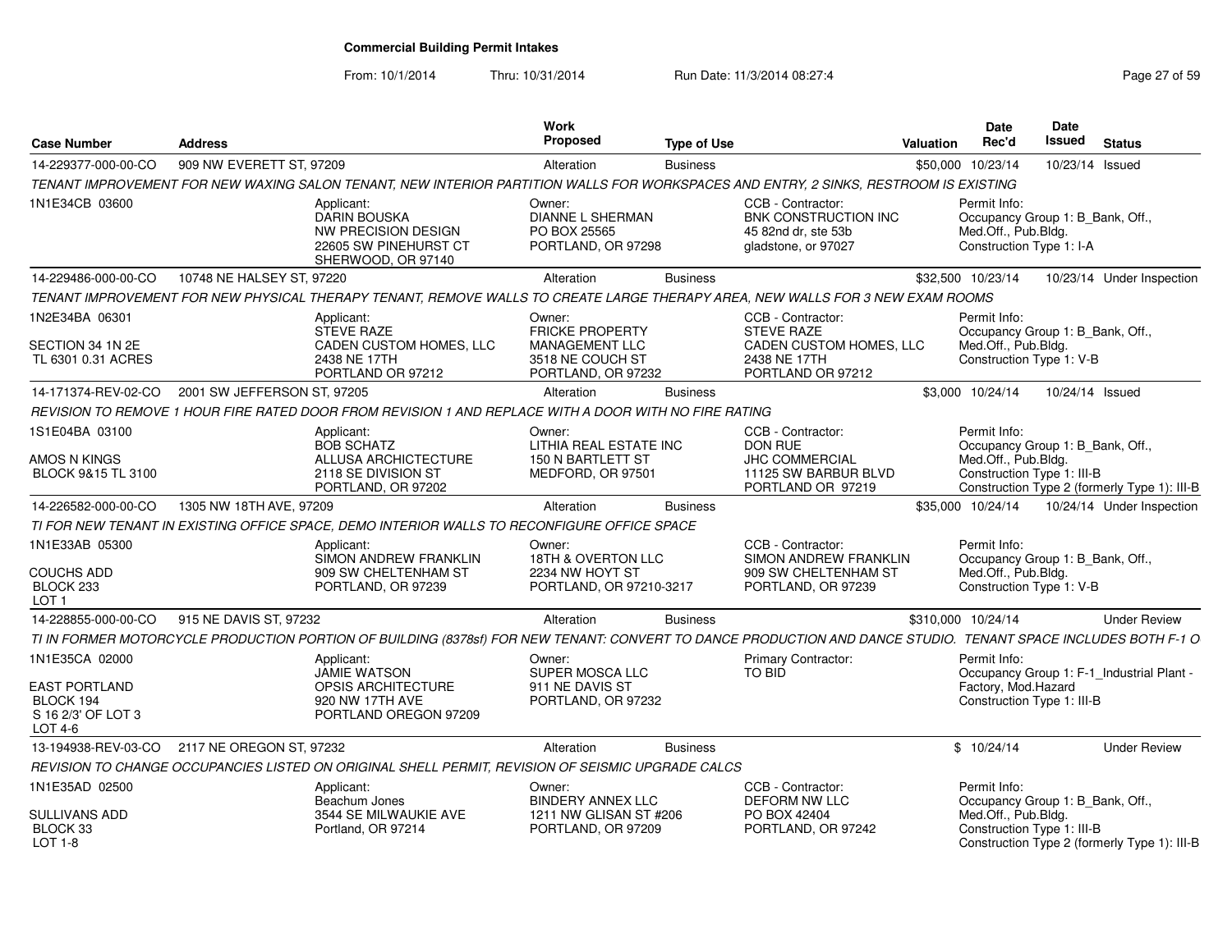# Commercial Building Permit Intakes

From: 10/1/2014 Thru: 10/31/2014 Run Date: 11/3/2014 08:27:4

| Case Number | Address | Work Proposed | Type of Use | Valuation | Date Rec'd | Date Issued | Status |
|---|---|---|---|---|---|---|---|
| 14-229377-000-00-CO | 909 NW EVERETT ST, 97209 | Alteration | Business | $50,000 | 10/23/14 | 10/23/14 | Issued |

TENANT IMPROVEMENT FOR NEW WAXING SALON TENANT, NEW INTERIOR PARTITION WALLS FOR WORKSPACES AND ENTRY, 2 SINKS, RESTROOM IS EXISTING

- 1N1E34CB 03600
- Applicant: DARIN BOUSKA, NW PRECISION DESIGN, 22605 SW PINEHURST CT, SHERWOOD, OR 97140
- Owner: DIANNE L SHERMAN, PO BOX 25565, PORTLAND, OR 97298
- CCB - Contractor: BNK CONSTRUCTION INC, 45 82nd dr, ste 53b, gladstone, or 97027
- Permit Info: Occupancy Group 1: B_Bank, Off., Med.Off., Pub.Bldg. Construction Type 1: I-A

| Case Number | Address | Work Proposed | Type of Use | Valuation | Date Rec'd | Date Issued | Status |
|---|---|---|---|---|---|---|---|
| 14-229486-000-00-CO | 10748 NE HALSEY ST, 97220 | Alteration | Business | $32,500 | 10/23/14 | 10/23/14 | Under Inspection |

TENANT IMPROVEMENT FOR NEW PHYSICAL THERAPY TENANT, REMOVE WALLS TO CREATE LARGE THERAPY AREA, NEW WALLS FOR 3 NEW EXAM ROOMS

- 1N2E34BA 06301, SECTION 34 1N 2E, TL 6301 0.31 ACRES
- Applicant: STEVE RAZE, CADEN CUSTOM HOMES, LLC, 2438 NE 17TH, PORTLAND OR 97212
- Owner: FRICKE PROPERTY MANAGEMENT LLC, 3518 NE COUCH ST, PORTLAND, OR 97232
- CCB - Contractor: STEVE RAZE, CADEN CUSTOM HOMES, LLC, 2438 NE 17TH, PORTLAND OR 97212
- Permit Info: Occupancy Group 1: B_Bank, Off., Med.Off., Pub.Bldg. Construction Type 1: V-B

| Case Number | Address | Work Proposed | Type of Use | Valuation | Date Rec'd | Date Issued | Status |
|---|---|---|---|---|---|---|---|
| 14-171374-REV-02-CO | 2001 SW JEFFERSON ST, 97205 | Alteration | Business | $3,000 | 10/24/14 | 10/24/14 | Issued |

REVISION TO REMOVE 1 HOUR FIRE RATED DOOR FROM REVISION 1 AND REPLACE WITH A DOOR WITH NO FIRE RATING

- 1S1E04BA 03100, AMOS N KINGS, BLOCK 9&15 TL 3100
- Applicant: BOB SCHATZ, ALLUSA ARCHICTECTURE, 2118 SE DIVISION ST, PORTLAND, OR 97202
- Owner: LITHIA REAL ESTATE INC, 150 N BARTLETT ST, MEDFORD, OR 97501
- CCB - Contractor: DON RUE, JHC COMMERCIAL, 11125 SW BARBUR BLVD, PORTLAND OR 97219
- Permit Info: Occupancy Group 1: B_Bank, Off., Med.Off., Pub.Bldg. Construction Type 1: III-B Construction Type 2 (formerly Type 1): III-B

| Case Number | Address | Work Proposed | Type of Use | Valuation | Date Rec'd | Date Issued | Status |
|---|---|---|---|---|---|---|---|
| 14-226582-000-00-CO | 1305 NW 18TH AVE, 97209 | Alteration | Business | $35,000 | 10/24/14 | 10/24/14 | Under Inspection |

TI FOR NEW TENANT IN EXISTING OFFICE SPACE, DEMO INTERIOR WALLS TO RECONFIGURE OFFICE SPACE

- 1N1E33AB 05300, COUCHS ADD, BLOCK 233, LOT 1
- Applicant: SIMON ANDREW FRANKLIN, 909 SW CHELTENHAM ST, PORTLAND, OR 97239
- Owner: 18TH & OVERTON LLC, 2234 NW HOYT ST, PORTLAND, OR 97210-3217
- CCB - Contractor: SIMON ANDREW FRANKLIN, 909 SW CHELTENHAM ST, PORTLAND, OR 97239
- Permit Info: Occupancy Group 1: B_Bank, Off., Med.Off., Pub.Bldg. Construction Type 1: V-B

| Case Number | Address | Work Proposed | Type of Use | Valuation | Date Rec'd | Date Issued | Status |
|---|---|---|---|---|---|---|---|
| 14-228855-000-00-CO | 915 NE DAVIS ST, 97232 | Alteration | Business | $310,000 | 10/24/14 | | Under Review |

TI IN FORMER MOTORCYCLE PRODUCTION PORTION OF BUILDING (8378sf) FOR NEW TENANT: CONVERT TO DANCE PRODUCTION AND DANCE STUDIO. TENANT SPACE INCLUDES BOTH F-1 O

- 1N1E35CA 02000, EAST PORTLAND, BLOCK 194, S 16 2/3' OF LOT 3, LOT 4-6
- Applicant: JAMIE WATSON, OPSIS ARCHITECTURE, 920 NW 17TH AVE, PORTLAND OREGON 97209
- Owner: SUPER MOSCA LLC, 911 NE DAVIS ST, PORTLAND, OR 97232
- Primary Contractor: TO BID
- Permit Info: Occupancy Group 1: F-1_Industrial Plant - Factory, Mod.Hazard Construction Type 1: III-B

| Case Number | Address | Work Proposed | Type of Use | Valuation | Date Rec'd | Date Issued | Status |
|---|---|---|---|---|---|---|---|
| 13-194938-REV-03-CO | 2117 NE OREGON ST, 97232 | Alteration | Business | $ | 10/24/14 | | Under Review |

REVISION TO CHANGE OCCUPANCIES LISTED ON ORIGINAL SHELL PERMIT, REVISION OF SEISMIC UPGRADE CALCS

- 1N1E35AD 02500, SULLIVANS ADD, BLOCK 33, LOT 1-8
- Applicant: Beachum Jones, 3544 SE MILWAUKIE AVE, Portland, OR 97214
- Owner: BINDERY ANNEX LLC, 1211 NW GLISAN ST #206, PORTLAND, OR 97209
- CCB - Contractor: DEFORM NW LLC, PO BOX 42404, PORTLAND, OR 97242
- Permit Info: Occupancy Group 1: B_Bank, Off., Med.Off., Pub.Bldg. Construction Type 1: III-B Construction Type 2 (formerly Type 1): III-B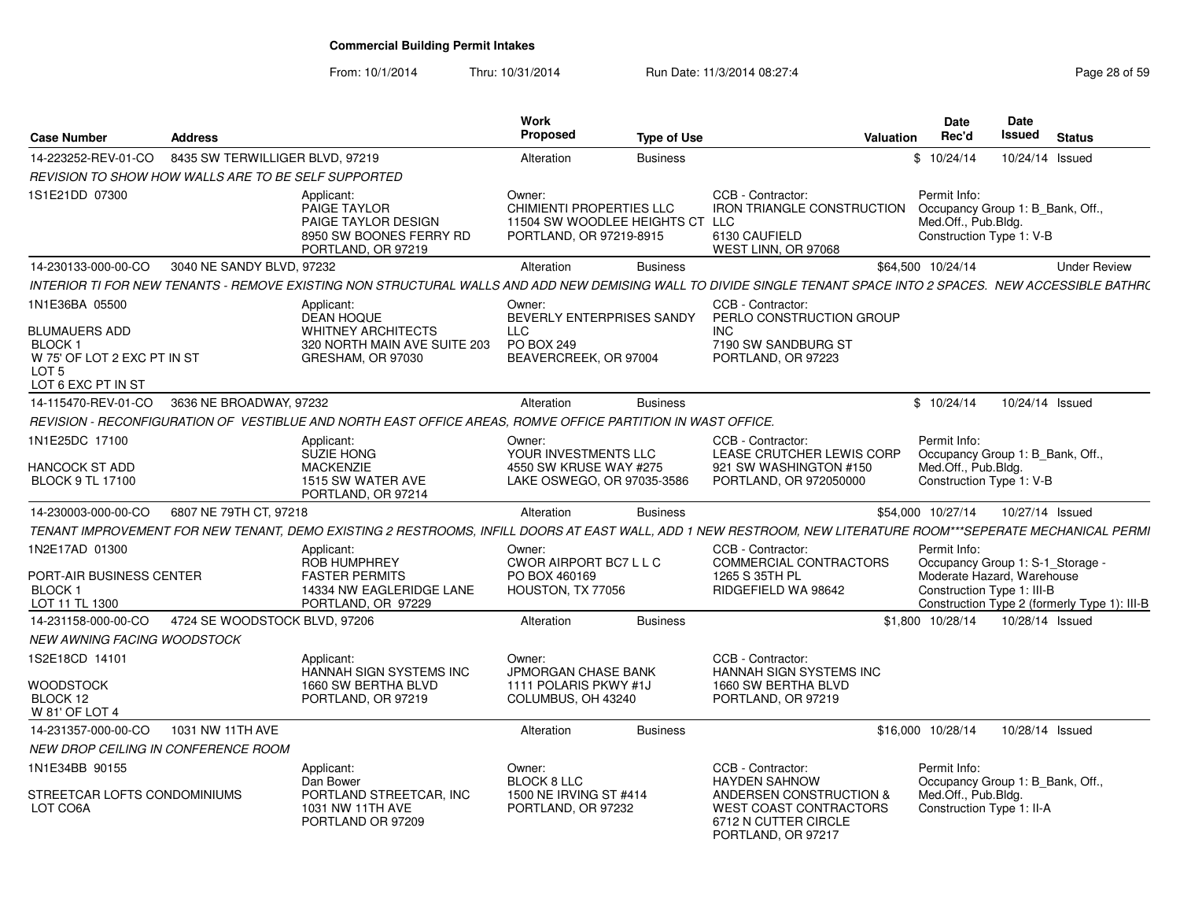**Commercial Building Permit Intakes**

From: 10/1/2014 Thru: 10/31/2014 Run Date: 11/3/2014 08:27:4

| Case Number | Address | Work Proposed | Type of Use | Valuation | Date Rec'd | Date Issued | Status |
|---|---|---|---|---|---|---|---|
| 14-223252-REV-01-CO | 8435 SW TERWILLIGER BLVD, 97219 | Alteration | Business | $ | 10/24/14 | 10/24/14 | Issued |

REVISION TO SHOW HOW WALLS ARE TO BE SELF SUPPORTED

1S1E21DD 07300

Applicant: PAIGE TAYLOR, PAIGE TAYLOR DESIGN, 8950 SW BOONES FERRY RD, PORTLAND, OR 97219

Owner: CHIMIENTI PROPERTIES LLC, 11504 SW WOODLEE HEIGHTS CT, PORTLAND, OR 97219-8915

CCB - Contractor: IRON TRIANGLE CONSTRUCTION LLC, 6130 CAUFIELD, WEST LINN, OR 97068

Permit Info: Occupancy Group 1: B_Bank, Off., Med.Off., Pub.Bldg. Construction Type 1: V-B

| Case Number | Address | Work Proposed | Type of Use | Valuation | Date Rec'd | Date Issued | Status |
|---|---|---|---|---|---|---|---|
| 14-230133-000-00-CO | 3040 NE SANDY BLVD, 97232 | Alteration | Business | $64,500 | 10/24/14 | | Under Review |

INTERIOR TI FOR NEW TENANTS - REMOVE EXISTING NON STRUCTURAL WALLS AND ADD NEW DEMISING WALL TO DIVIDE SINGLE TENANT SPACE INTO 2 SPACES. NEW ACCESSIBLE BATHRC

1N1E36BA 05500

BLUMAUERS ADD
BLOCK 1
W 75' OF LOT 2 EXC PT IN ST
LOT 5
LOT 6 EXC PT IN ST

Applicant: DEAN HOQUE, WHITNEY ARCHITECTS, 320 NORTH MAIN AVE SUITE 203, GRESHAM, OR 97030

Owner: BEVERLY ENTERPRISES SANDY LLC, PO BOX 249, BEAVERCREEK, OR 97004

CCB - Contractor: PERLO CONSTRUCTION GROUP INC, 7190 SW SANDBURG ST, PORTLAND, OR 97223

| Case Number | Address | Work Proposed | Type of Use | Valuation | Date Rec'd | Date Issued | Status |
|---|---|---|---|---|---|---|---|
| 14-115470-REV-01-CO | 3636 NE BROADWAY, 97232 | Alteration | Business | $ | 10/24/14 | 10/24/14 | Issued |

REVISION - RECONFIGURATION OF VESTIBLUE AND NORTH EAST OFFICE AREAS, ROMVE OFFICE PARTITION IN WAST OFFICE.

1N1E25DC 17100

HANCOCK ST ADD
BLOCK 9 TL 17100

Applicant: SUZIE HONG, MACKENZIE, 1515 SW WATER AVE, PORTLAND, OR 97214

Owner: YOUR INVESTMENTS LLC, 4550 SW KRUSE WAY #275, LAKE OSWEGO, OR 97035-3586

CCB - Contractor: LEASE CRUTCHER LEWIS CORP, 921 SW WASHINGTON #150, PORTLAND, OR 972050000

Permit Info: Occupancy Group 1: B_Bank, Off., Med.Off., Pub.Bldg. Construction Type 1: V-B

| Case Number | Address | Work Proposed | Type of Use | Valuation | Date Rec'd | Date Issued | Status |
|---|---|---|---|---|---|---|---|
| 14-230003-000-00-CO | 6807 NE 79TH CT, 97218 | Alteration | Business | $54,000 | 10/27/14 | 10/27/14 | Issued |

TENANT IMPROVEMENT FOR NEW TENANT, DEMO EXISTING 2 RESTROOMS, INFILL DOORS AT EAST WALL, ADD 1 NEW RESTROOM, NEW LITERATURE ROOM***SEPERATE MECHANICAL PERMI

1N2E17AD 01300

PORT-AIR BUSINESS CENTER
BLOCK 1
LOT 11 TL 1300

Applicant: ROB HUMPHREY, FASTER PERMITS, 14334 NW EAGLERIDGE LANE, PORTLAND, OR 97229

Owner: CWOR AIRPORT BC7 L L C, PO BOX 460169, HOUSTON, TX 77056

CCB - Contractor: COMMERCIAL CONTRACTORS, 1265 S 35TH PL, RIDGEFIELD WA 98642

Permit Info: Occupancy Group 1: S-1_Storage - Moderate Hazard, Warehouse. Construction Type 1: III-B. Construction Type 2 (formerly Type 1): III-B

| Case Number | Address | Work Proposed | Type of Use | Valuation | Date Rec'd | Date Issued | Status |
|---|---|---|---|---|---|---|---|
| 14-231158-000-00-CO | 4724 SE WOODSTOCK BLVD, 97206 | Alteration | Business | $1,800 | 10/28/14 | 10/28/14 | Issued |

NEW AWNING FACING WOODSTOCK

1S2E18CD 14101

WOODSTOCK
BLOCK 12
W 81' OF LOT 4

Applicant: HANNAH SIGN SYSTEMS INC, 1660 SW BERTHA BLVD, PORTLAND, OR 97219

Owner: JPMORGAN CHASE BANK, 1111 POLARIS PKWY #1J, COLUMBUS, OH 43240

CCB - Contractor: HANNAH SIGN SYSTEMS INC, 1660 SW BERTHA BLVD, PORTLAND, OR 97219

| Case Number | Address | Work Proposed | Type of Use | Valuation | Date Rec'd | Date Issued | Status |
|---|---|---|---|---|---|---|---|
| 14-231357-000-00-CO | 1031 NW 11TH AVE | Alteration | Business | $16,000 | 10/28/14 | 10/28/14 | Issued |

NEW DROP CEILING IN CONFERENCE ROOM

1N1E34BB 90155

STREETCAR LOFTS CONDOMINIUMS
LOT CO6A

Applicant: Dan Bower, PORTLAND STREETCAR, INC, 1031 NW 11TH AVE, PORTLAND OR 97209

Owner: BLOCK 8 LLC, 1500 NE IRVING ST #414, PORTLAND, OR 97232

CCB - Contractor: HAYDEN SAHNOW, ANDERSEN CONSTRUCTION & WEST COAST CONTRACTORS, 6712 N CUTTER CIRCLE, PORTLAND, OR 97217

Permit Info: Occupancy Group 1: B_Bank, Off., Med.Off., Pub.Bldg. Construction Type 1: II-A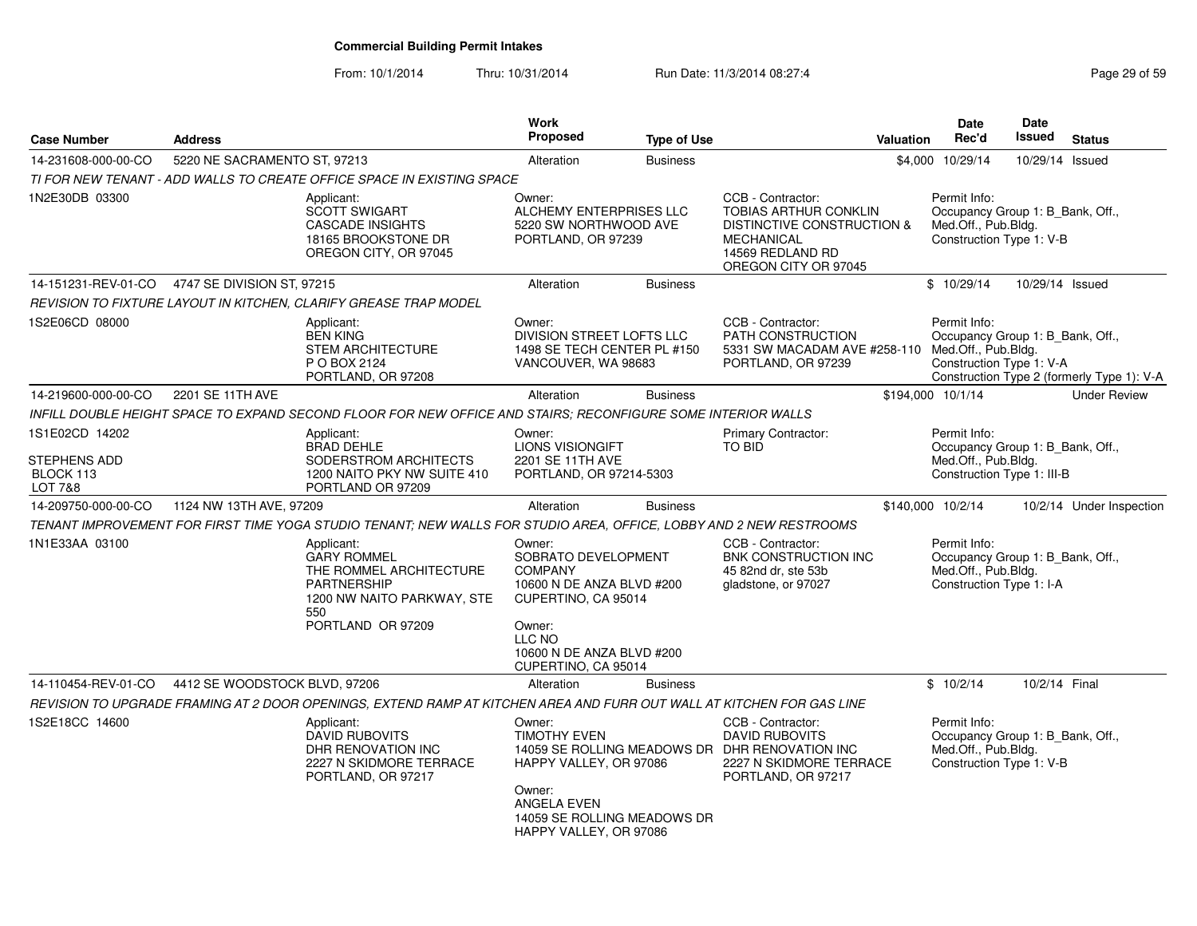# Commercial Building Permit Intakes

From: 10/1/2014 Thru: 10/31/2014 Run Date: 11/3/2014 08:27:4

| Case Number | Address | Work Proposed | Type of Use | Valuation | Date Rec'd | Date Issued | Status |
|---|---|---|---|---|---|---|---|
| 14-231608-000-00-CO | 5220 NE SACRAMENTO ST, 97213 | Alteration | Business | $4,000 | 10/29/14 | 10/29/14 | Issued |

TI FOR NEW TENANT - ADD WALLS TO CREATE OFFICE SPACE IN EXISTING SPACE

- 1N2E30DB 03300
- Applicant: SCOTT SWIGART, CASCADE INSIGHTS, 18165 BROOKSTONE DR, OREGON CITY, OR 97045
- Owner: ALCHEMY ENTERPRISES LLC, 5220 SW NORTHWOOD AVE, PORTLAND, OR 97239
- CCB - Contractor: TOBIAS ARTHUR CONKLIN, DISTINCTIVE CONSTRUCTION & MECHANICAL, 14569 REDLAND RD, OREGON CITY OR 97045
- Permit Info: Occupancy Group 1: B_Bank, Off., Med.Off., Pub.Bldg. Construction Type 1: V-B

| Case Number | Address | Work Proposed | Type of Use | Valuation | Date Rec'd | Date Issued | Status |
|---|---|---|---|---|---|---|---|
| 14-151231-REV-01-CO | 4747 SE DIVISION ST, 97215 | Alteration | Business | $ | 10/29/14 | 10/29/14 | Issued |

REVISION TO FIXTURE LAYOUT IN KITCHEN, CLARIFY GREASE TRAP MODEL

- 1S2E06CD 08000
- Applicant: BEN KING, STEM ARCHITECTURE, P O BOX 2124, PORTLAND, OR 97208
- Owner: DIVISION STREET LOFTS LLC, 1498 SE TECH CENTER PL #150, VANCOUVER, WA 98683
- CCB - Contractor: PATH CONSTRUCTION, 5331 SW MACADAM AVE #258-110, PORTLAND, OR 97239
- Permit Info: Occupancy Group 1: B_Bank, Off., Med.Off., Pub.Bldg. Construction Type 1: V-A. Construction Type 2 (formerly Type 1): V-A

| Case Number | Address | Work Proposed | Type of Use | Valuation | Date Rec'd | Date Issued | Status |
|---|---|---|---|---|---|---|---|
| 14-219600-000-00-CO | 2201 SE 11TH AVE | Alteration | Business | $194,000 | 10/1/14 | | Under Review |

INFILL DOUBLE HEIGHT SPACE TO EXPAND SECOND FLOOR FOR NEW OFFICE AND STAIRS; RECONFIGURE SOME INTERIOR WALLS

- 1S1E02CD 14202, STEPHENS ADD, BLOCK 113, LOT 7&8
- Applicant: BRAD DEHLE, SODERSTROM ARCHITECTS, 1200 NAITO PKY NW SUITE 410, PORTLAND OR 97209
- Owner: LIONS VISIONGIFT, 2201 SE 11TH AVE, PORTLAND, OR 97214-5303
- Primary Contractor: TO BID
- Permit Info: Occupancy Group 1: B_Bank, Off., Med.Off., Pub.Bldg. Construction Type 1: III-B

| Case Number | Address | Work Proposed | Type of Use | Valuation | Date Rec'd | Date Issued | Status |
|---|---|---|---|---|---|---|---|
| 14-209750-000-00-CO | 1124 NW 13TH AVE, 97209 | Alteration | Business | $140,000 | 10/2/14 | 10/2/14 | Under Inspection |

TENANT IMPROVEMENT FOR FIRST TIME YOGA STUDIO TENANT; NEW WALLS FOR STUDIO AREA, OFFICE, LOBBY AND 2 NEW RESTROOMS

- 1N1E33AA 03100
- Applicant: GARY ROMMEL, THE ROMMEL ARCHITECTURE PARTNERSHIP, 1200 NW NAITO PARKWAY, STE 550, PORTLAND OR 97209
- Owner: SOBRATO DEVELOPMENT COMPANY, 10600 N DE ANZA BLVD #200, CUPERTINO, CA 95014
- Owner: LLC NO, 10600 N DE ANZA BLVD #200, CUPERTINO, CA 95014
- CCB - Contractor: BNK CONSTRUCTION INC, 45 82nd dr, ste 53b, gladstone, or 97027
- Permit Info: Occupancy Group 1: B_Bank, Off., Med.Off., Pub.Bldg. Construction Type 1: I-A

| Case Number | Address | Work Proposed | Type of Use | Valuation | Date Rec'd | Date Issued | Status |
|---|---|---|---|---|---|---|---|
| 14-110454-REV-01-CO | 4412 SE WOODSTOCK BLVD, 97206 | Alteration | Business | $ | 10/2/14 | 10/2/14 | Final |

REVISION TO UPGRADE FRAMING AT 2 DOOR OPENINGS, EXTEND RAMP AT KITCHEN AREA AND FURR OUT WALL AT KITCHEN FOR GAS LINE

- 1S2E18CC 14600
- Applicant: DAVID RUBOVITS, DHR RENOVATION INC, 2227 N SKIDMORE TERRACE, PORTLAND, OR 97217
- Owner: TIMOTHY EVEN, 14059 SE ROLLING MEADOWS DR, HAPPY VALLEY, OR 97086
- Owner: ANGELA EVEN, 14059 SE ROLLING MEADOWS DR, HAPPY VALLEY, OR 97086
- CCB - Contractor: DAVID RUBOVITS, DHR RENOVATION INC, 2227 N SKIDMORE TERRACE, PORTLAND, OR 97217
- Permit Info: Occupancy Group 1: B_Bank, Off., Med.Off., Pub.Bldg. Construction Type 1: V-B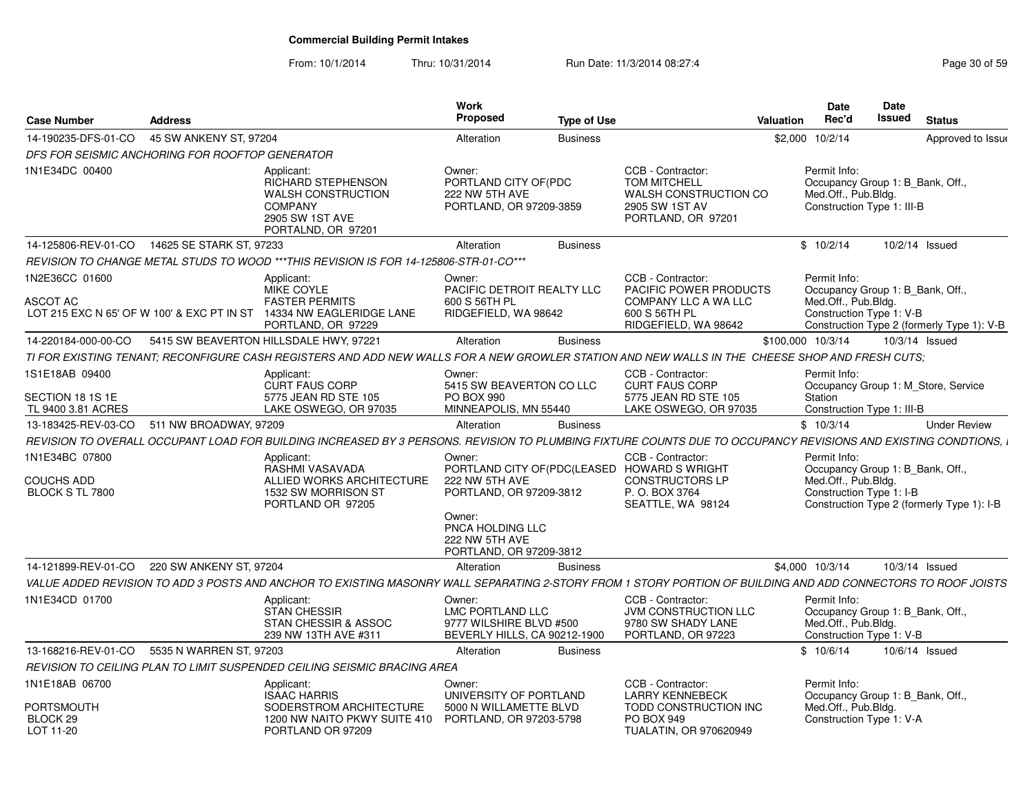# Commercial Building Permit Intakes

From: 10/1/2014 Thru: 10/31/2014 Run Date: 11/3/2014 08:27:4

| Case Number | Address | Work Proposed | Type of Use | Valuation | Date Rec'd | Date Issued | Status |
|---|---|---|---|---|---|---|---|
| 14-190235-DFS-01-CO | 45 SW ANKENY ST, 97204 | Alteration | Business | $2,000 | 10/2/14 | | Approved to Issue |

*DFS FOR SEISMIC ANCHORING FOR ROOFTOP GENERATOR*

1N1E34DC 00400

Applicant: RICHARD STEPHENSON, WALSH CONSTRUCTION COMPANY, 2905 SW 1ST AVE, PORTALND, OR 97201

Owner: PORTLAND CITY OF(PDC, 222 NW 5TH AVE, PORTLAND, OR 97209-3859

CCB - Contractor: TOM MITCHELL, WALSH CONSTRUCTION CO, 2905 SW 1ST AV, PORTLAND, OR 97201

Permit Info: Occupancy Group 1: B_Bank, Off., Med.Off., Pub.Bldg. Construction Type 1: III-B

| Case Number | Address | Work Proposed | Type of Use | Valuation | Date Rec'd | Date Issued | Status |
|---|---|---|---|---|---|---|---|
| 14-125806-REV-01-CO | 14625 SE STARK ST, 97233 | Alteration | Business | $ | 10/2/14 | 10/2/14 | Issued |

*REVISION TO CHANGE METAL STUDS TO WOOD \*\*\*THIS REVISION IS FOR 14-125806-STR-01-CO\*\*\**

1N2E36CC 01600

ASCOT AC
LOT 215 EXC N 65' OF W 100' & EXC PT IN ST

Applicant: MIKE COYLE, FASTER PERMITS, 14334 NW EAGLERIDGE LANE, PORTLAND, OR 97229

Owner: PACIFIC DETROIT REALTY LLC, 600 S 56TH PL, RIDGEFIELD, WA 98642

CCB - Contractor: PACIFIC POWER PRODUCTS COMPANY LLC A WA LLC, 600 S 56TH PL, RIDGEFIELD, WA 98642

Permit Info: Occupancy Group 1: B_Bank, Off., Med.Off., Pub.Bldg. Construction Type 1: V-B; Construction Type 2 (formerly Type 1): V-B

| Case Number | Address | Work Proposed | Type of Use | Valuation | Date Rec'd | Date Issued | Status |
|---|---|---|---|---|---|---|---|
| 14-220184-000-00-CO | 5415 SW BEAVERTON HILLSDALE HWY, 97221 | Alteration | Business | $100,000 | 10/3/14 | 10/3/14 | Issued |

*TI FOR EXISTING TENANT; RECONFIGURE CASH REGISTERS AND ADD NEW WALLS FOR A NEW GROWLER STATION AND NEW WALLS IN THE CHEESE SHOP AND FRESH CUTS;*

1S1E18AB 09400

SECTION 18 1S 1E
TL 9400 3.81 ACRES

Applicant: CURT FAUS CORP, 5775 JEAN RD STE 105, LAKE OSWEGO, OR 97035

Owner: 5415 SW BEAVERTON CO LLC, PO BOX 990, MINNEAPOLIS, MN 55440

CCB - Contractor: CURT FAUS CORP, 5775 JEAN RD STE 105, LAKE OSWEGO, OR 97035

Permit Info: Occupancy Group 1: M_Store, Service Station; Construction Type 1: III-B

| Case Number | Address | Work Proposed | Type of Use | Valuation | Date Rec'd | Date Issued | Status |
|---|---|---|---|---|---|---|---|
| 13-183425-REV-03-CO | 511 NW BROADWAY, 97209 | Alteration | Business | $ | 10/3/14 | | Under Review |

*REVISION TO OVERALL OCCUPANT LOAD FOR BUILDING INCREASED BY 3 PERSONS. REVISION TO PLUMBING FIXTURE COUNTS DUE TO OCCUPANCY REVISIONS AND EXISTING CONDTIONS, I*

1N1E34BC 07800

COUCHS ADD
BLOCK S TL 7800

Applicant: RASHMI VASAVADA, ALLIED WORKS ARCHITECTURE, 1532 SW MORRISON ST, PORTLAND OR 97205

Owner: PORTLAND CITY OF(PDC(LEASED, 222 NW 5TH AVE, PORTLAND, OR 97209-3812

Owner: PNCA HOLDING LLC, 222 NW 5TH AVE, PORTLAND, OR 97209-3812

CCB - Contractor: HOWARD S WRIGHT CONSTRUCTORS LP, P. O. BOX 3764, SEATTLE, WA 98124

Permit Info: Occupancy Group 1: B_Bank, Off., Med.Off., Pub.Bldg. Construction Type 1: I-B; Construction Type 2 (formerly Type 1): I-B

| Case Number | Address | Work Proposed | Type of Use | Valuation | Date Rec'd | Date Issued | Status |
|---|---|---|---|---|---|---|---|
| 14-121899-REV-01-CO | 220 SW ANKENY ST, 97204 | Alteration | Business | $4,000 | 10/3/14 | 10/3/14 | Issued |

*VALUE ADDED REVISION TO ADD 3 POSTS AND ANCHOR TO EXISTING MASONRY WALL SEPARATING 2-STORY FROM 1 STORY PORTION OF BUILDING AND ADD CONNECTORS TO ROOF JOISTS*

1N1E34CD 01700

Applicant: STAN CHESSIR, STAN CHESSIR & ASSOC, 239 NW 13TH AVE #311

Owner: LMC PORTLAND LLC, 9777 WILSHIRE BLVD #500, BEVERLY HILLS, CA 90212-1900

CCB - Contractor: JVM CONSTRUCTION LLC, 9780 SW SHADY LANE, PORTLAND, OR 97223

Permit Info: Occupancy Group 1: B_Bank, Off., Med.Off., Pub.Bldg. Construction Type 1: V-B

| Case Number | Address | Work Proposed | Type of Use | Valuation | Date Rec'd | Date Issued | Status |
|---|---|---|---|---|---|---|---|
| 13-168216-REV-01-CO | 5535 N WARREN ST, 97203 | Alteration | Business | $ | 10/6/14 | 10/6/14 | Issued |

*REVISION TO CEILING PLAN TO LIMIT SUSPENDED CEILING SEISMIC BRACING AREA*

1N1E18AB 06700

PORTSMOUTH
BLOCK 29
LOT 11-20

Applicant: ISAAC HARRIS, SODERSTROM ARCHITECTURE, 1200 NW NAITO PKWY SUITE 410, PORTLAND OR 97209

Owner: UNIVERSITY OF PORTLAND, 5000 N WILLAMETTE BLVD, PORTLAND, OR 97203-5798

CCB - Contractor: LARRY KENNEBECK, TODD CONSTRUCTION INC, PO BOX 949, TUALATIN, OR 970620949

Permit Info: Occupancy Group 1: B_Bank, Off., Med.Off., Pub.Bldg. Construction Type 1: V-A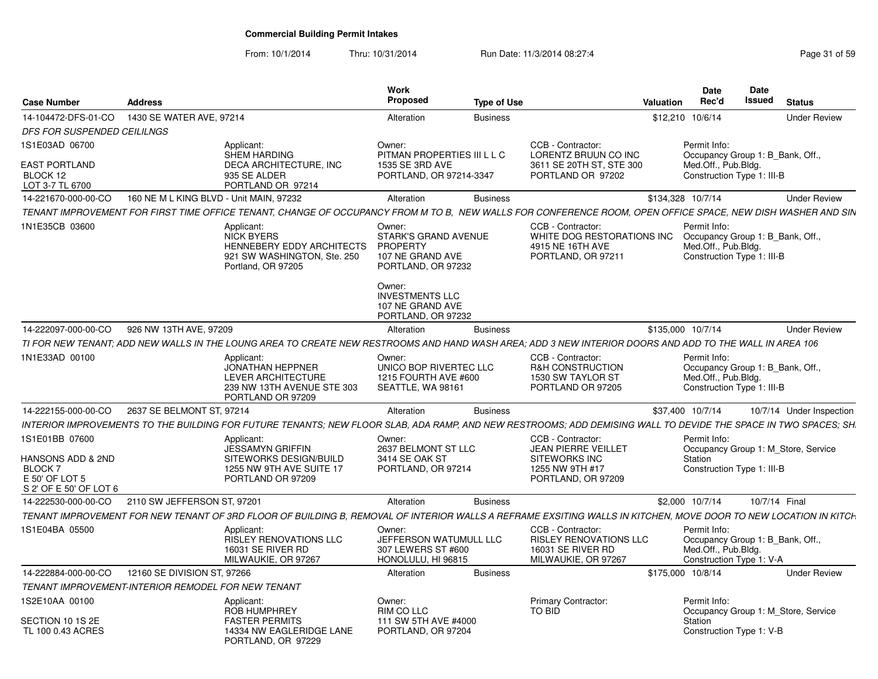**Commercial Building Permit Intakes**

From: 10/1/2014 Thru: 10/31/2014 Run Date: 11/3/2014 08:27:4

| Case Number | Address | Work Proposed | Type of Use | Valuation | Date Rec'd | Date Issued | Status |
|---|---|---|---|---|---|---|---|
| 14-104472-DFS-01-CO | 1430 SE WATER AVE, 97214 | Alteration | Business | $12,210 | 10/6/14 | | Under Review |

*DFS FOR SUSPENDED CEILILNGS*

| | | | | |
|---|---|---|---|---|
| 1S1E03AD 06700<br>EAST PORTLAND<br>BLOCK 12<br>LOT 3-7 TL 6700 | Applicant:<br>SHEM HARDING<br>DECA ARCHITECTURE, INC<br>935 SE ALDER<br>PORTLAND OR 97214 | Owner:<br>PITMAN PROPERTIES III L L C<br>1535 SE 3RD AVE<br>PORTLAND, OR 97214-3347 | CCB - Contractor:<br>LORENTZ BRUUN CO INC<br>3611 SE 20TH ST, STE 300<br>PORTLAND OR 97202 | Permit Info:<br>Occupancy Group 1: B_Bank, Off., Med.Off., Pub.Bldg.<br>Construction Type 1: III-B |

| Case Number | Address | Work Proposed | Type of Use | Valuation | Date Rec'd | Date Issued | Status |
|---|---|---|---|---|---|---|---|
| 14-221670-000-00-CO | 160 NE M L KING BLVD - Unit MAIN, 97232 | Alteration | Business | $134,328 | 10/7/14 | | Under Review |

*TENANT IMPROVEMENT FOR FIRST TIME OFFICE TENANT, CHANGE OF OCCUPANCY FROM M TO B, NEW WALLS FOR CONFERENCE ROOM, OPEN OFFICE SPACE, NEW DISH WASHER AND SIN*

| | | | | |
|---|---|---|---|---|
| 1N1E35CB 03600 | Applicant:<br>NICK BYERS<br>HENNEBERY EDDY ARCHITECTS<br>921 SW WASHINGTON, Ste. 250<br>Portland, OR 97205 | Owner:<br>STARK'S GRAND AVENUE PROPERTY<br>107 NE GRAND AVE<br>PORTLAND, OR 97232<br><br>Owner:<br>INVESTMENTS LLC<br>107 NE GRAND AVE<br>PORTLAND, OR 97232 | CCB - Contractor:<br>WHITE DOG RESTORATIONS INC<br>4915 NE 16TH AVE<br>PORTLAND, OR 97211 | Permit Info:<br>Occupancy Group 1: B_Bank, Off., Med.Off., Pub.Bldg.<br>Construction Type 1: III-B |

| Case Number | Address | Work Proposed | Type of Use | Valuation | Date Rec'd | Date Issued | Status |
|---|---|---|---|---|---|---|---|
| 14-222097-000-00-CO | 926 NW 13TH AVE, 97209 | Alteration | Business | $135,000 | 10/7/14 | | Under Review |

*TI FOR NEW TENANT; ADD NEW WALLS IN THE LOUNG AREA TO CREATE NEW RESTROOMS AND HAND WASH AREA; ADD 3 NEW INTERIOR DOORS AND ADD TO THE WALL IN AREA 106*

| | | | | |
|---|---|---|---|---|
| 1N1E33AD 00100 | Applicant:<br>JONATHAN HEPPNER<br>LEVER ARCHITECTURE<br>239 NW 13TH AVENUE STE 303<br>PORTLAND OR 97209 | Owner:<br>UNICO BOP RIVERTEC LLC<br>1215 FOURTH AVE #600<br>SEATTLE, WA 98161 | CCB - Contractor:<br>R&H CONSTRUCTION<br>1530 SW TAYLOR ST<br>PORTLAND OR 97205 | Permit Info:<br>Occupancy Group 1: B_Bank, Off., Med.Off., Pub.Bldg.<br>Construction Type 1: III-B |

| Case Number | Address | Work Proposed | Type of Use | Valuation | Date Rec'd | Date Issued | Status |
|---|---|---|---|---|---|---|---|
| 14-222155-000-00-CO | 2637 SE BELMONT ST, 97214 | Alteration | Business | $37,400 | 10/7/14 | 10/7/14 | Under Inspection |

*INTERIOR IMPROVEMENTS TO THE BUILDING FOR FUTURE TENANTS; NEW FLOOR SLAB, ADA RAMP, AND NEW RESTROOMS; ADD DEMISING WALL TO DEVIDE THE SPACE IN TWO SPACES; SH*

| | | | | |
|---|---|---|---|---|
| 1S1E01BB 07600<br>HANSONS ADD & 2ND<br>BLOCK 7<br>E 50' OF LOT 5<br>S 2' OF E 50' OF LOT 6 | Applicant:<br>JESSAMYN GRIFFIN<br>SITEWORKS DESIGN/BUILD<br>1255 NW 9TH AVE SUITE 17<br>PORTLAND OR 97209 | Owner:<br>2637 BELMONT ST LLC<br>3414 SE OAK ST<br>PORTLAND, OR 97214 | CCB - Contractor:<br>JEAN PIERRE VEILLET<br>SITEWORKS INC<br>1255 NW 9TH #17<br>PORTLAND, OR 97209 | Permit Info:<br>Occupancy Group 1: M_Store, Service Station<br>Construction Type 1: III-B |

| Case Number | Address | Work Proposed | Type of Use | Valuation | Date Rec'd | Date Issued | Status |
|---|---|---|---|---|---|---|---|
| 14-222530-000-00-CO | 2110 SW JEFFERSON ST, 97201 | Alteration | Business | $2,000 | 10/7/14 | 10/7/14 | Final |

*TENANT IMPROVEMENT FOR NEW TENANT OF 3RD FLOOR OF BUILDING B, REMOVAL OF INTERIOR WALLS A REFRAME EXSITING WALLS IN KITCHEN, MOVE DOOR TO NEW LOCATION IN KITCH*

| | | | | |
|---|---|---|---|---|
| 1S1E04BA 05500 | Applicant:<br>RISLEY RENOVATIONS LLC<br>16031 SE RIVER RD<br>MILWAUKIE, OR 97267 | Owner:<br>JEFFERSON WATUMULL LLC<br>307 LEWERS ST #600<br>HONOLULU, HI 96815 | CCB - Contractor:<br>RISLEY RENOVATIONS LLC<br>16031 SE RIVER RD<br>MILWAUKIE, OR 97267 | Permit Info:<br>Occupancy Group 1: B_Bank, Off., Med.Off., Pub.Bldg.<br>Construction Type 1: V-A |

| Case Number | Address | Work Proposed | Type of Use | Valuation | Date Rec'd | Date Issued | Status |
|---|---|---|---|---|---|---|---|
| 14-222884-000-00-CO | 12160 SE DIVISION ST, 97266 | Alteration | Business | $175,000 | 10/8/14 | | Under Review |

*TENANT IMPROVEMENT-INTERIOR REMODEL FOR NEW TENANT*

| | | | | |
|---|---|---|---|---|
| 1S2E10AA 00100<br>SECTION 10 1S 2E<br>TL 100 0.43 ACRES | Applicant:<br>ROB HUMPHREY<br>FASTER PERMITS<br>14334 NW EAGLERIDGE LANE<br>PORTLAND, OR 97229 | Owner:<br>RIM CO LLC<br>111 SW 5TH AVE #4000<br>PORTLAND, OR 97204 | Primary Contractor:<br>TO BID | Permit Info:<br>Occupancy Group 1: M_Store, Service Station<br>Construction Type 1: V-B |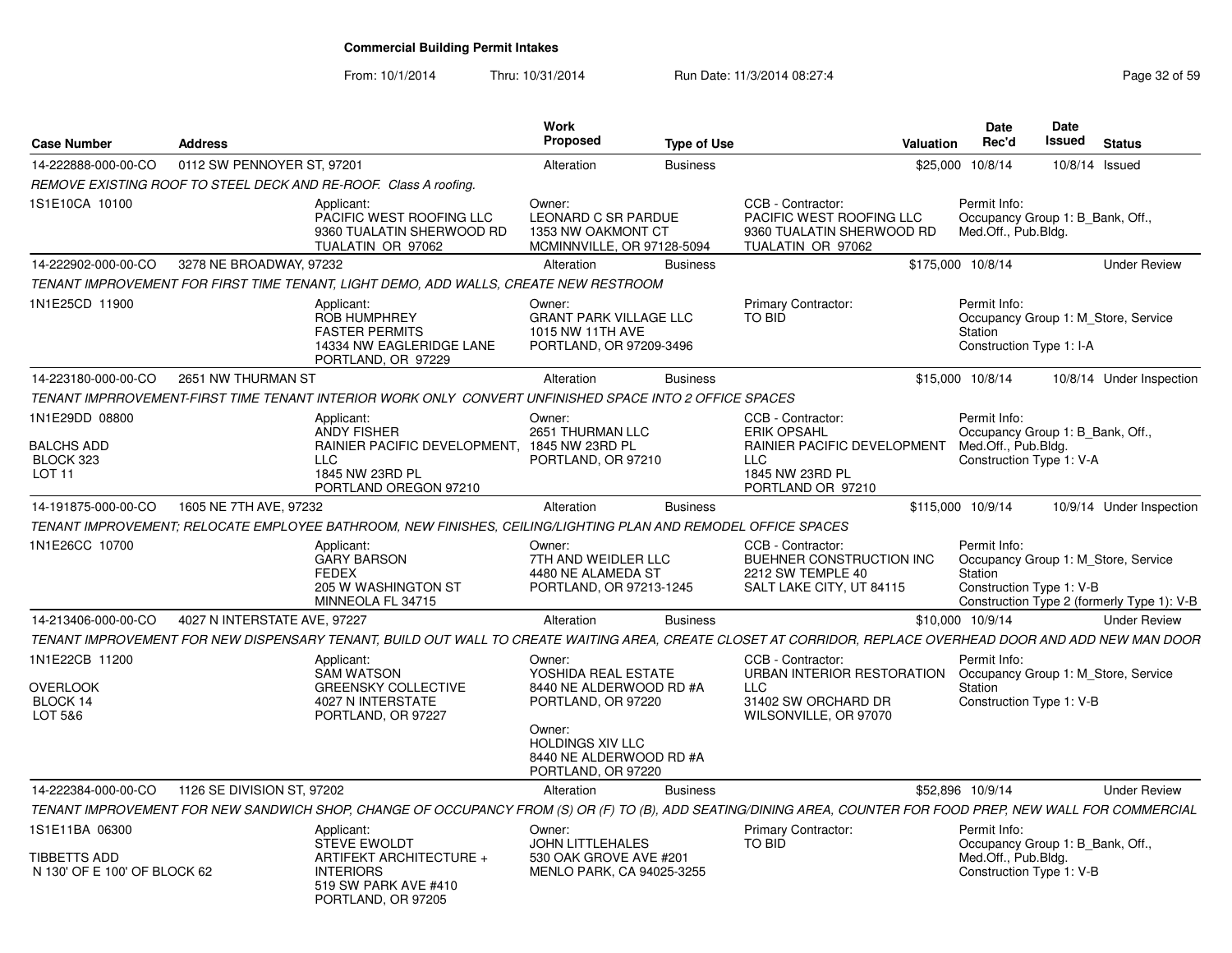# Commercial Building Permit Intakes

From: 10/1/2014 Thru: 10/31/2014 Run Date: 11/3/2014 08:27:4

| Case Number | Address | Work Proposed | Type of Use | Valuation | Date Rec'd | Date Issued | Status |
|---|---|---|---|---|---|---|---|
| 14-222888-000-00-CO | 0112 SW PENNOYER ST, 97201 | Alteration | Business | $25,000 | 10/8/14 | 10/8/14 | Issued |

*REMOVE EXISTING ROOF TO STEEL DECK AND RE-ROOF. Class A roofing.*

1S1E10CA 10100

Applicant: PACIFIC WEST ROOFING LLC, 9360 TUALATIN SHERWOOD RD, TUALATIN OR 97062

Owner: LEONARD C SR PARDUE, 1353 NW OAKMONT CT, MCMINNVILLE, OR 97128-5094

CCB - Contractor: PACIFIC WEST ROOFING LLC, 9360 TUALATIN SHERWOOD RD, TUALATIN OR 97062

Permit Info: Occupancy Group 1: B_Bank, Off., Med.Off., Pub.Bldg.

---

| Case Number | Address | Work Proposed | Type of Use | Valuation | Date Rec'd | Date Issued | Status |
|---|---|---|---|---|---|---|---|
| 14-222902-000-00-CO | 3278 NE BROADWAY, 97232 | Alteration | Business | $175,000 | 10/8/14 | | Under Review |

*TENANT IMPROVEMENT FOR FIRST TIME TENANT, LIGHT DEMO, ADD WALLS, CREATE NEW RESTROOM*

1N1E25CD 11900

Applicant: ROB HUMPHREY, FASTER PERMITS, 14334 NW EAGLERIDGE LANE, PORTLAND, OR 97229

Owner: GRANT PARK VILLAGE LLC, 1015 NW 11TH AVE, PORTLAND, OR 97209-3496

Primary Contractor: TO BID

Permit Info: Occupancy Group 1: M_Store, Service Station; Construction Type 1: I-A

---

| Case Number | Address | Work Proposed | Type of Use | Valuation | Date Rec'd | Date Issued | Status |
|---|---|---|---|---|---|---|---|
| 14-223180-000-00-CO | 2651 NW THURMAN ST | Alteration | Business | $15,000 | 10/8/14 | 10/8/14 | Under Inspection |

*TENANT IMPRROVEMENT-FIRST TIME TENANT INTERIOR WORK ONLY CONVERT UNFINISHED SPACE INTO 2 OFFICE SPACES*

1N1E29DD 08800, BALCHS ADD, BLOCK 323, LOT 11

Applicant: ANDY FISHER, RAINIER PACIFIC DEVELOPMENT, LLC, 1845 NW 23RD PL, PORTLAND OREGON 97210

Owner: 2651 THURMAN LLC, 1845 NW 23RD PL, PORTLAND, OR 97210

CCB - Contractor: ERIK OPSAHL, RAINIER PACIFIC DEVELOPMENT LLC, 1845 NW 23RD PL, PORTLAND OR 97210

Permit Info: Occupancy Group 1: B_Bank, Off., Med.Off., Pub.Bldg.; Construction Type 1: V-A

---

| Case Number | Address | Work Proposed | Type of Use | Valuation | Date Rec'd | Date Issued | Status |
|---|---|---|---|---|---|---|---|
| 14-191875-000-00-CO | 1605 NE 7TH AVE, 97232 | Alteration | Business | $115,000 | 10/9/14 | 10/9/14 | Under Inspection |

*TENANT IMPROVEMENT; RELOCATE EMPLOYEE BATHROOM, NEW FINISHES, CEILING/LIGHTING PLAN AND REMODEL OFFICE SPACES*

1N1E26CC 10700

Applicant: GARY BARSON, FEDEX, 205 W WASHINGTON ST, MINNEOLA FL 34715

Owner: 7TH AND WEIDLER LLC, 4480 NE ALAMEDA ST, PORTLAND, OR 97213-1245

CCB - Contractor: BUEHNER CONSTRUCTION INC, 2212 SW TEMPLE 40, SALT LAKE CITY, UT 84115

Permit Info: Occupancy Group 1: M_Store, Service Station; Construction Type 1: V-B; Construction Type 2 (formerly Type 1): V-B

---

| Case Number | Address | Work Proposed | Type of Use | Valuation | Date Rec'd | Date Issued | Status |
|---|---|---|---|---|---|---|---|
| 14-213406-000-00-CO | 4027 N INTERSTATE AVE, 97227 | Alteration | Business | $10,000 | 10/9/14 | | Under Review |

*TENANT IMPROVEMENT FOR NEW DISPENSARY TENANT, BUILD OUT WALL TO CREATE WAITING AREA, CREATE CLOSET AT CORRIDOR, REPLACE OVERHEAD DOOR AND ADD NEW MAN DOOR*

1N1E22CB 11200, OVERLOOK, BLOCK 14, LOT 5&6

Applicant: SAM WATSON, GREENSKY COLLECTIVE, 4027 N INTERSTATE, PORTLAND, OR 97227

Owner: YOSHIDA REAL ESTATE, 8440 NE ALDERWOOD RD #A, PORTLAND, OR 97220

Owner: HOLDINGS XIV LLC, 8440 NE ALDERWOOD RD #A, PORTLAND, OR 97220

CCB - Contractor: URBAN INTERIOR RESTORATION LLC, 31402 SW ORCHARD DR, WILSONVILLE, OR 97070

Permit Info: Occupancy Group 1: M_Store, Service Station; Construction Type 1: V-B

---

| Case Number | Address | Work Proposed | Type of Use | Valuation | Date Rec'd | Date Issued | Status |
|---|---|---|---|---|---|---|---|
| 14-222384-000-00-CO | 1126 SE DIVISION ST, 97202 | Alteration | Business | $52,896 | 10/9/14 | | Under Review |

*TENANT IMPROVEMENT FOR NEW SANDWICH SHOP, CHANGE OF OCCUPANCY FROM (S) OR (F) TO (B), ADD SEATING/DINING AREA, COUNTER FOR FOOD PREP, NEW WALL FOR COMMERCIAL*

1S1E11BA 06300, TIBBETTS ADD, N 130' OF E 100' OF BLOCK 62

Applicant: STEVE EWOLDT, ARTIFEKT ARCHITECTURE + INTERIORS, 519 SW PARK AVE #410, PORTLAND, OR 97205

Owner: JOHN LITTLEHALES, 530 OAK GROVE AVE #201, MENLO PARK, CA 94025-3255

Primary Contractor: TO BID

Permit Info: Occupancy Group 1: B_Bank, Off., Med.Off., Pub.Bldg.; Construction Type 1: V-B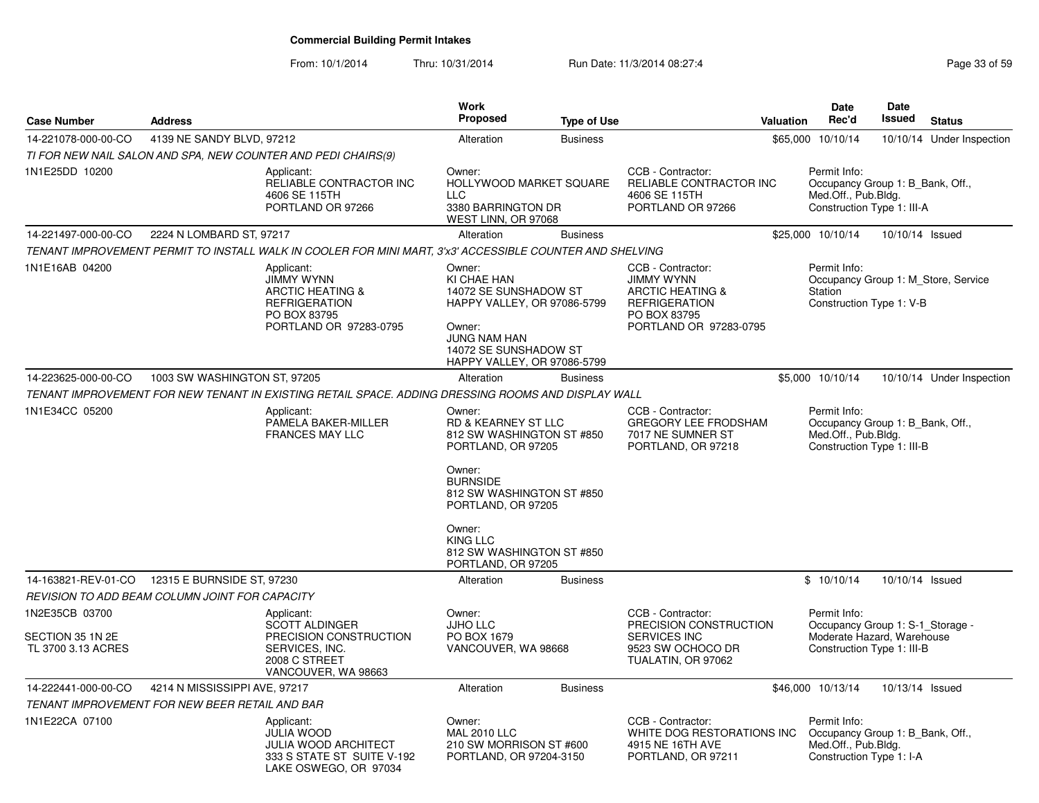**Commercial Building Permit Intakes**

From: 10/1/2014 Thru: 10/31/2014 Run Date: 11/3/2014 08:27:4

| Case Number | Address | Work Proposed | Type of Use | Valuation | Date Rec'd | Date Issued | Status |
|---|---|---|---|---|---|---|---|
| 14-221078-000-00-CO | 4139 NE SANDY BLVD, 97212 | Alteration | Business | $65,000 | 10/10/14 | 10/10/14 | Under Inspection |

*TI FOR NEW NAIL SALON AND SPA, NEW COUNTER AND PEDI CHAIRS(9)*

1N1E25DD 10200

Applicant: RELIABLE CONTRACTOR INC, 4606 SE 115TH, PORTLAND OR 97266

Owner: HOLLYWOOD MARKET SQUARE LLC, 3380 BARRINGTON DR, WEST LINN, OR 97068

CCB - Contractor: RELIABLE CONTRACTOR INC, 4606 SE 115TH, PORTLAND OR 97266

Permit Info: Occupancy Group 1: B_Bank, Off., Med.Off., Pub.Bldg. Construction Type 1: III-A

| Case Number | Address | Work Proposed | Type of Use | Valuation | Date Rec'd | Date Issued | Status |
|---|---|---|---|---|---|---|---|
| 14-221497-000-00-CO | 2224 N LOMBARD ST, 97217 | Alteration | Business | $25,000 | 10/10/14 | 10/10/14 | Issued |

*TENANT IMPROVEMENT PERMIT TO INSTALL WALK IN COOLER FOR MINI MART, 3'x3' ACCESSIBLE COUNTER AND SHELVING*

1N1E16AB 04200

Applicant: JIMMY WYNN, ARCTIC HEATING & REFRIGERATION, PO BOX 83795, PORTLAND OR 97283-0795

Owner: KI CHAE HAN, 14072 SE SUNSHADOW ST, HAPPY VALLEY, OR 97086-5799

Owner: JUNG NAM HAN, 14072 SE SUNSHADOW ST, HAPPY VALLEY, OR 97086-5799

CCB - Contractor: JIMMY WYNN, ARCTIC HEATING & REFRIGERATION, PO BOX 83795, PORTLAND OR 97283-0795

Permit Info: Occupancy Group 1: M_Store, Service Station. Construction Type 1: V-B

| Case Number | Address | Work Proposed | Type of Use | Valuation | Date Rec'd | Date Issued | Status |
|---|---|---|---|---|---|---|---|
| 14-223625-000-00-CO | 1003 SW WASHINGTON ST, 97205 | Alteration | Business | $5,000 | 10/10/14 | 10/10/14 | Under Inspection |

*TENANT IMPROVEMENT FOR NEW TENANT IN EXISTING RETAIL SPACE. ADDING DRESSING ROOMS AND DISPLAY WALL*

1N1E34CC 05200

Applicant: PAMELA BAKER-MILLER, FRANCES MAY LLC

Owner: RD & KEARNEY ST LLC, 812 SW WASHINGTON ST #850, PORTLAND, OR 97205

Owner: BURNSIDE, 812 SW WASHINGTON ST #850, PORTLAND, OR 97205

Owner: KING LLC, 812 SW WASHINGTON ST #850, PORTLAND, OR 97205

CCB - Contractor: GREGORY LEE FRODSHAM, 7017 NE SUMNER ST, PORTLAND, OR 97218

Permit Info: Occupancy Group 1: B_Bank, Off., Med.Off., Pub.Bldg. Construction Type 1: III-B

| Case Number | Address | Work Proposed | Type of Use | Valuation | Date Rec'd | Date Issued | Status |
|---|---|---|---|---|---|---|---|
| 14-163821-REV-01-CO | 12315 E BURNSIDE ST, 97230 | Alteration | Business | $ | 10/10/14 | 10/10/14 | Issued |

*REVISION TO ADD BEAM COLUMN JOINT FOR CAPACITY*

1N2E35CB 03700

SECTION 35 1N 2E
TL 3700 3.13 ACRES

Applicant: SCOTT ALDINGER, PRECISION CONSTRUCTION SERVICES, INC., 2008 C STREET, VANCOUVER, WA 98663

Owner: JJHO LLC, PO BOX 1679, VANCOUVER, WA 98668

CCB - Contractor: PRECISION CONSTRUCTION SERVICES INC, 9523 SW OCHOCO DR, TUALATIN, OR 97062

Permit Info: Occupancy Group 1: S-1_Storage - Moderate Hazard, Warehouse. Construction Type 1: III-B

| Case Number | Address | Work Proposed | Type of Use | Valuation | Date Rec'd | Date Issued | Status |
|---|---|---|---|---|---|---|---|
| 14-222441-000-00-CO | 4214 N MISSISSIPPI AVE, 97217 | Alteration | Business | $46,000 | 10/13/14 | 10/13/14 | Issued |

*TENANT IMPROVEMENT FOR NEW BEER RETAIL AND BAR*

1N1E22CA 07100

Applicant: JULIA WOOD, JULIA WOOD ARCHITECT, 333 S STATE ST SUITE V-192, LAKE OSWEGO, OR 97034

Owner: MAL 2010 LLC, 210 SW MORRISON ST #600, PORTLAND, OR 97204-3150

CCB - Contractor: WHITE DOG RESTORATIONS INC, 4915 NE 16TH AVE, PORTLAND, OR 97211

Permit Info: Occupancy Group 1: B_Bank, Off., Med.Off., Pub.Bldg. Construction Type 1: I-A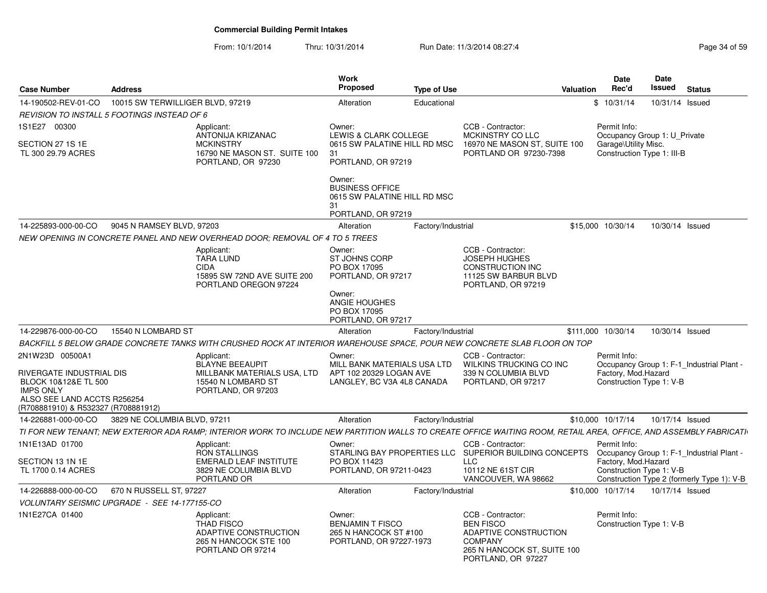# Commercial Building Permit Intakes

From: 10/1/2014 Thru: 10/31/2014 Run Date: 11/3/2014 08:27:4

| Case Number | Address | Work Proposed | Type of Use | Valuation | Date Rec'd | Date Issued | Status |
|---|---|---|---|---|---|---|---|
| 14-190502-REV-01-CO | 10015 SW TERWILLIGER BLVD, 97219 | Alteration | Educational | $ | 10/31/14 | 10/31/14 | Issued |

*REVISION TO INSTALL 5 FOOTINGS INSTEAD OF 6*

1S1E27 00300

SECTION 27 1S 1E
TL 300 29.79 ACRES

Applicant:
ANTONIJA KRIZANAC
MCKINSTRY
16790 NE MASON ST. SUITE 100
PORTLAND, OR 97230

Owner:
LEWIS & CLARK COLLEGE
0615 SW PALATINE HILL RD MSC 31
PORTLAND, OR 97219

Owner:
BUSINESS OFFICE
0615 SW PALATINE HILL RD MSC 31
PORTLAND, OR 97219

CCB - Contractor:
MCKINSTRY CO LLC
16970 NE MASON ST, SUITE 100
PORTLAND OR 97230-7398

Permit Info:
Occupancy Group 1: U_Private Garage\Utility Misc.
Construction Type 1: III-B

| Case Number | Address | Work Proposed | Type of Use | Valuation | Date Rec'd | Date Issued | Status |
|---|---|---|---|---|---|---|---|
| 14-225893-000-00-CO | 9045 N RAMSEY BLVD, 97203 | Alteration | Factory/Industrial | $15,000 | 10/30/14 | 10/30/14 | Issued |

*NEW OPENING IN CONCRETE PANEL AND NEW OVERHEAD DOOR; REMOVAL OF 4 TO 5 TREES*

Applicant:
TARA LUND
CIDA
15895 SW 72ND AVE SUITE 200
PORTLAND OREGON 97224

Owner:
ST JOHNS CORP
PO BOX 17095
PORTLAND, OR 97217

Owner:
ANGIE HOUGHES
PO BOX 17095
PORTLAND, OR 97217

CCB - Contractor:
JOSEPH HUGHES CONSTRUCTION INC
11125 SW BARBUR BLVD
PORTLAND, OR 97219

| Case Number | Address | Work Proposed | Type of Use | Valuation | Date Rec'd | Date Issued | Status |
|---|---|---|---|---|---|---|---|
| 14-229876-000-00-CO | 15540 N LOMBARD ST | Alteration | Factory/Industrial | $111,000 | 10/30/14 | 10/30/14 | Issued |

*BACKFILL 5 BELOW GRADE CONCRETE TANKS WITH CRUSHED ROCK AT INTERIOR WAREHOUSE SPACE, POUR NEW CONCRETE SLAB FLOOR ON TOP*

2N1W23D 00500A1

RIVERGATE INDUSTRIAL DIS
BLOCK 10&12&E TL 500
IMPS ONLY
ALSO SEE LAND ACCTS R256254
(R708881910) & R532327 (R708881912)

Applicant:
BLAYNE BEEAUPIT
MILLBANK MATERIALS USA, LTD
15540 N LOMBARD ST
PORTLAND, OR 97203

Owner:
MILL BANK MATERIALS USA LTD
APT 102 20329 LOGAN AVE
LANGLEY, BC V3A 4L8 CANADA

CCB - Contractor:
WILKINS TRUCKING CO INC
339 N COLUMBIA BLVD
PORTLAND, OR 97217

Permit Info:
Occupancy Group 1: F-1_Industrial Plant - Factory, Mod.Hazard
Construction Type 1: V-B

| Case Number | Address | Work Proposed | Type of Use | Valuation | Date Rec'd | Date Issued | Status |
|---|---|---|---|---|---|---|---|
| 14-226881-000-00-CO | 3829 NE COLUMBIA BLVD, 97211 | Alteration | Factory/Industrial | $10,000 | 10/17/14 | 10/17/14 | Issued |

*TI FOR NEW TENANT; NEW EXTERIOR ADA RAMP; INTERIOR WORK TO INCLUDE NEW PARTITION WALLS TO CREATE OFFICE WAITING ROOM, RETAIL AREA, OFFICE, AND ASSEMBLY FABRICATI*

1N1E13AD 01700

SECTION 13 1N 1E
TL 1700 0.14 ACRES

Applicant:
RON STALLINGS
EMERALD LEAF INSTITUTE
3829 NE COLUMBIA BLVD
PORTLAND OR

Owner:
STARLING BAY PROPERTIES LLC
PO BOX 11423
PORTLAND, OR 97211-0423

CCB - Contractor:
SUPERIOR BUILDING CONCEPTS LLC
10112 NE 61ST CIR
VANCOUVER, WA 98662

Permit Info:
Occupancy Group 1: F-1_Industrial Plant - Factory, Mod.Hazard
Construction Type 1: V-B
Construction Type 2 (formerly Type 1): V-B

| Case Number | Address | Work Proposed | Type of Use | Valuation | Date Rec'd | Date Issued | Status |
|---|---|---|---|---|---|---|---|
| 14-226888-000-00-CO | 670 N RUSSELL ST, 97227 | Alteration | Factory/Industrial | $10,000 | 10/17/14 | 10/17/14 | Issued |

*VOLUNTARY SEISMIC UPGRADE - SEE 14-177155-CO*

1N1E27CA 01400

Applicant:
THAD FISCO
ADAPTIVE CONSTRUCTION
265 N HANCOCK STE 100
PORTLAND OR 97214

Owner:
BENJAMIN T FISCO
265 N HANCOCK ST #100
PORTLAND, OR 97227-1973

CCB - Contractor:
BEN FISCO
ADAPTIVE CONSTRUCTION COMPANY
265 N HANCOCK ST, SUITE 100
PORTLAND, OR 97227

Permit Info:
Construction Type 1: V-B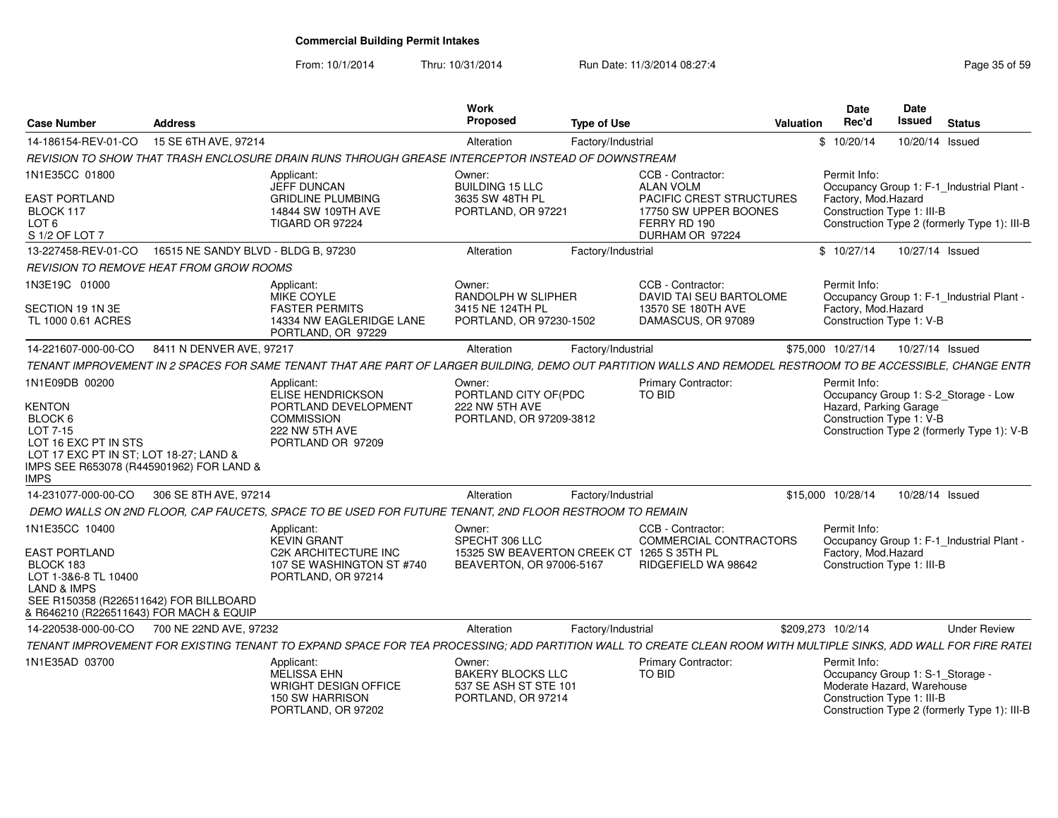**Commercial Building Permit Intakes**

From: 10/1/2014 Thru: 10/31/2014 Run Date: 11/3/2014 08:27:4

| Case Number | Address | Work Proposed | Type of Use | Valuation | Date Rec'd | Date Issued | Status |
|---|---|---|---|---|---|---|---|
| 14-186154-REV-01-CO | 15 SE 6TH AVE, 97214 | Alteration | Factory/Industrial | $ | 10/20/14 | 10/20/14 | Issued |

*REVISION TO SHOW THAT TRASH ENCLOSURE DRAIN RUNS THROUGH GREASE INTERCEPTOR INSTEAD OF DOWNSTREAM*

1N1E35CC 01800
EAST PORTLAND
BLOCK 117
LOT 6
S 1/2 OF LOT 7

Applicant: JEFF DUNCAN, GRIDLINE PLUMBING, 14844 SW 109TH AVE, TIGARD OR 97224

Owner: BUILDING 15 LLC, 3635 SW 48TH PL, PORTLAND, OR 97221

CCB - Contractor: ALAN VOLM, PACIFIC CREST STRUCTURES, 17750 SW UPPER BOONES FERRY RD 190, DURHAM OR 97224

Permit Info: Occupancy Group 1: F-1_Industrial Plant - Factory, Mod.Hazard; Construction Type 1: III-B; Construction Type 2 (formerly Type 1): III-B

---

| Case Number | Address | Work Proposed | Type of Use | Valuation | Date Rec'd | Date Issued | Status |
|---|---|---|---|---|---|---|---|
| 13-227458-REV-01-CO | 16515 NE SANDY BLVD - BLDG B, 97230 | Alteration | Factory/Industrial | $ | 10/27/14 | 10/27/14 | Issued |

*REVISION TO REMOVE HEAT FROM GROW ROOMS*

1N3E19C 01000
SECTION 19 1N 3E
TL 1000 0.61 ACRES

Applicant: MIKE COYLE, FASTER PERMITS, 14334 NW EAGLERIDGE LANE, PORTLAND, OR 97229

Owner: RANDOLPH W SLIPHER, 3415 NE 124TH PL, PORTLAND, OR 97230-1502

CCB - Contractor: DAVID TAI SEU BARTOLOME, 13570 SE 180TH AVE, DAMASCUS, OR 97089

Permit Info: Occupancy Group 1: F-1_Industrial Plant - Factory, Mod.Hazard; Construction Type 1: V-B

---

| Case Number | Address | Work Proposed | Type of Use | Valuation | Date Rec'd | Date Issued | Status |
|---|---|---|---|---|---|---|---|
| 14-221607-000-00-CO | 8411 N DENVER AVE, 97217 | Alteration | Factory/Industrial | $75,000 | 10/27/14 | 10/27/14 | Issued |

*TENANT IMPROVEMENT IN 2 SPACES FOR SAME TENANT THAT ARE PART OF LARGER BUILDING, DEMO OUT PARTITION WALLS AND REMODEL RESTROOM TO BE ACCESSIBLE, CHANGE ENTR*

1N1E09DB 00200
KENTON
BLOCK 6
LOT 7-15
LOT 16 EXC PT IN STS
LOT 17 EXC PT IN ST; LOT 18-27; LAND & IMPS SEE R653078 (R445901962) FOR LAND & IMPS

Applicant: ELISE HENDRICKSON, PORTLAND DEVELOPMENT COMMISSION, 222 NW 5TH AVE, PORTLAND OR 97209

Owner: PORTLAND CITY OF(PDC, 222 NW 5TH AVE, PORTLAND, OR 97209-3812

Primary Contractor: TO BID

Permit Info: Occupancy Group 1: S-2_Storage - Low Hazard, Parking Garage; Construction Type 1: V-B; Construction Type 2 (formerly Type 1): V-B

---

| Case Number | Address | Work Proposed | Type of Use | Valuation | Date Rec'd | Date Issued | Status |
|---|---|---|---|---|---|---|---|
| 14-231077-000-00-CO | 306 SE 8TH AVE, 97214 | Alteration | Factory/Industrial | $15,000 | 10/28/14 | 10/28/14 | Issued |

*DEMO WALLS ON 2ND FLOOR, CAP FAUCETS, SPACE TO BE USED FOR FUTURE TENANT, 2ND FLOOR RESTROOM TO REMAIN*

1N1E35CC 10400
EAST PORTLAND
BLOCK 183
LOT 1-3&6-8 TL 10400
LAND & IMPS
SEE R150358 (R226511642) FOR BILLBOARD & R646210 (R226511643) FOR MACH & EQUIP

Applicant: KEVIN GRANT, C2K ARCHITECTURE INC, 107 SE WASHINGTON ST #740, PORTLAND, OR 97214

Owner: SPECHT 306 LLC, 15325 SW BEAVERTON CREEK CT, BEAVERTON, OR 97006-5167

CCB - Contractor: COMMERCIAL CONTRACTORS, 1265 S 35TH PL, RIDGEFIELD WA 98642

Permit Info: Occupancy Group 1: F-1_Industrial Plant - Factory, Mod.Hazard; Construction Type 1: III-B

---

| Case Number | Address | Work Proposed | Type of Use | Valuation | Date Rec'd | Date Issued | Status |
|---|---|---|---|---|---|---|---|
| 14-220538-000-00-CO | 700 NE 22ND AVE, 97232 | Alteration | Factory/Industrial | $209,273 | 10/2/14 | | Under Review |

*TENANT IMPROVEMENT FOR EXISTING TENANT TO EXPAND SPACE FOR TEA PROCESSING; ADD PARTITION WALL TO CREATE CLEAN ROOM WITH MULTIPLE SINKS, ADD WALL FOR FIRE RATEI*

1N1E35AD 03700

Applicant: MELISSA EHN, WRIGHT DESIGN OFFICE, 150 SW HARRISON, PORTLAND, OR 97202

Owner: BAKERY BLOCKS LLC, 537 SE ASH ST STE 101, PORTLAND, OR 97214

Primary Contractor: TO BID

Permit Info: Occupancy Group 1: S-1_Storage - Moderate Hazard, Warehouse; Construction Type 1: III-B; Construction Type 2 (formerly Type 1): III-B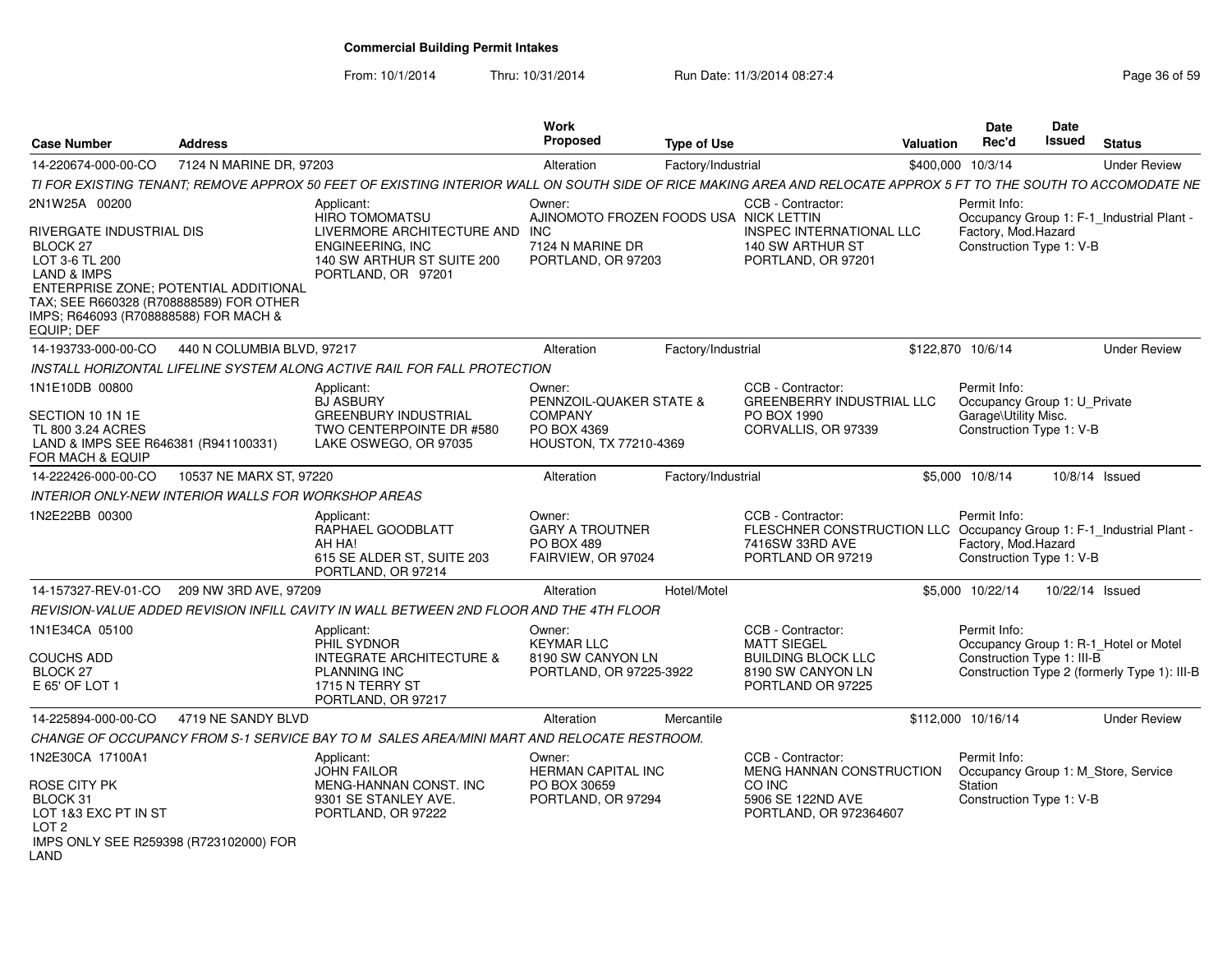# Commercial Building Permit Intakes

From: 10/1/2014 Thru: 10/31/2014 Run Date: 11/3/2014 08:27:4

| Case Number | Address | Work Proposed | Type of Use | Valuation | Date Rec'd | Date Issued | Status |
|---|---|---|---|---|---|---|---|
| 14-220674-000-00-CO | 7124 N MARINE DR, 97203 | Alteration | Factory/Industrial | $400,000 | 10/3/14 | | Under Review |

TI FOR EXISTING TENANT; REMOVE APPROX 50 FEET OF EXISTING INTERIOR WALL ON SOUTH SIDE OF RICE MAKING AREA AND RELOCATE APPROX 5 FT TO THE SOUTH TO ACCOMODATE NE

2N1W25A 00200

RIVERGATE INDUSTRIAL DIS
BLOCK 27
LOT 3-6 TL 200
LAND & IMPS
ENTERPRISE ZONE; POTENTIAL ADDITIONAL TAX; SEE R660328 (R708888589) FOR OTHER IMPS; R646093 (R708888588) FOR MACH & EQUIP; DEF

Applicant:
HIRO TOMOMATSU
LIVERMORE ARCHITECTURE AND ENGINEERING, INC
140 SW ARTHUR ST SUITE 200
PORTLAND, OR 97201

Owner:
AJINOMOTO FROZEN FOODS USA INC
7124 N MARINE DR
PORTLAND, OR 97203

CCB - Contractor:
NICK LETTIN
INSPEC INTERNATIONAL LLC
140 SW ARTHUR ST
PORTLAND, OR 97201

Permit Info:
Occupancy Group 1: F-1_Industrial Plant - Factory, Mod.Hazard
Construction Type 1: V-B

| Case Number | Address | Work Proposed | Type of Use | Valuation | Date Rec'd | Date Issued | Status |
|---|---|---|---|---|---|---|---|
| 14-193733-000-00-CO | 440 N COLUMBIA BLVD, 97217 | Alteration | Factory/Industrial | $122,870 | 10/6/14 | | Under Review |

INSTALL HORIZONTAL LIFELINE SYSTEM ALONG ACTIVE RAIL FOR FALL PROTECTION

1N1E10DB 00800

SECTION 10 1N 1E
TL 800 3.24 ACRES
LAND & IMPS SEE R646381 (R941100331) FOR MACH & EQUIP

Applicant:
BJ ASBURY
GREENBURY INDUSTRIAL
TWO CENTERPOINTE DR #580
LAKE OSWEGO, OR 97035

Owner:
PENNZOIL-QUAKER STATE & COMPANY
PO BOX 4369
HOUSTON, TX 77210-4369

CCB - Contractor:
GREENBERRY INDUSTRIAL LLC
PO BOX 1990
CORVALLIS, OR 97339

Permit Info:
Occupancy Group 1: U_Private Garage\Utility Misc.
Construction Type 1: V-B

| Case Number | Address | Work Proposed | Type of Use | Valuation | Date Rec'd | Date Issued | Status |
|---|---|---|---|---|---|---|---|
| 14-222426-000-00-CO | 10537 NE MARX ST, 97220 | Alteration | Factory/Industrial | $5,000 | 10/8/14 | 10/8/14 | Issued |

INTERIOR ONLY-NEW INTERIOR WALLS FOR WORKSHOP AREAS

1N2E22BB 00300

Applicant:
RAPHAEL GOODBLATT
AH HA!
615 SE ALDER ST, SUITE 203
PORTLAND, OR 97214

Owner:
GARY A TROUTNER
PO BOX 489
FAIRVIEW, OR 97024

CCB - Contractor:
FLESCHNER CONSTRUCTION LLC
7416SW 33RD AVE
PORTLAND OR 97219

Permit Info:
Occupancy Group 1: F-1_Industrial Plant - Factory, Mod.Hazard
Construction Type 1: V-B

| Case Number | Address | Work Proposed | Type of Use | Valuation | Date Rec'd | Date Issued | Status |
|---|---|---|---|---|---|---|---|
| 14-157327-REV-01-CO | 209 NW 3RD AVE, 97209 | Alteration | Hotel/Motel | $5,000 | 10/22/14 | 10/22/14 | Issued |

REVISION-VALUE ADDED REVISION INFILL CAVITY IN WALL BETWEEN 2ND FLOOR AND THE 4TH FLOOR

1N1E34CA 05100

COUCHS ADD
BLOCK 27
E 65' OF LOT 1

Applicant:
PHIL SYDNOR
INTEGRATE ARCHITECTURE & PLANNING INC
1715 N TERRY ST
PORTLAND, OR 97217

Owner:
KEYMAR LLC
8190 SW CANYON LN
PORTLAND, OR 97225-3922

CCB - Contractor:
MATT SIEGEL
BUILDING BLOCK LLC
8190 SW CANYON LN
PORTLAND OR 97225

Permit Info:
Occupancy Group 1: R-1_Hotel or Motel
Construction Type 1: III-B
Construction Type 2 (formerly Type 1): III-B

| Case Number | Address | Work Proposed | Type of Use | Valuation | Date Rec'd | Date Issued | Status |
|---|---|---|---|---|---|---|---|
| 14-225894-000-00-CO | 4719 NE SANDY BLVD | Alteration | Mercantile | $112,000 | 10/16/14 | | Under Review |

CHANGE OF OCCUPANCY FROM S-1 SERVICE BAY TO M SALES AREA/MINI MART AND RELOCATE RESTROOM.

1N2E30CA 17100A1

ROSE CITY PK
BLOCK 31
LOT 1&3 EXC PT IN ST
LOT 2
IMPS ONLY SEE R259398 (R723102000) FOR LAND

Applicant:
JOHN FAILOR
MENG-HANNAN CONST. INC
9301 SE STANLEY AVE.
PORTLAND, OR 97222

Owner:
HERMAN CAPITAL INC
PO BOX 30659
PORTLAND, OR 97294

CCB - Contractor:
MENG HANNAN CONSTRUCTION CO INC
5906 SE 122ND AVE
PORTLAND, OR 972364607

Permit Info:
Occupancy Group 1: M_Store, Service Station
Construction Type 1: V-B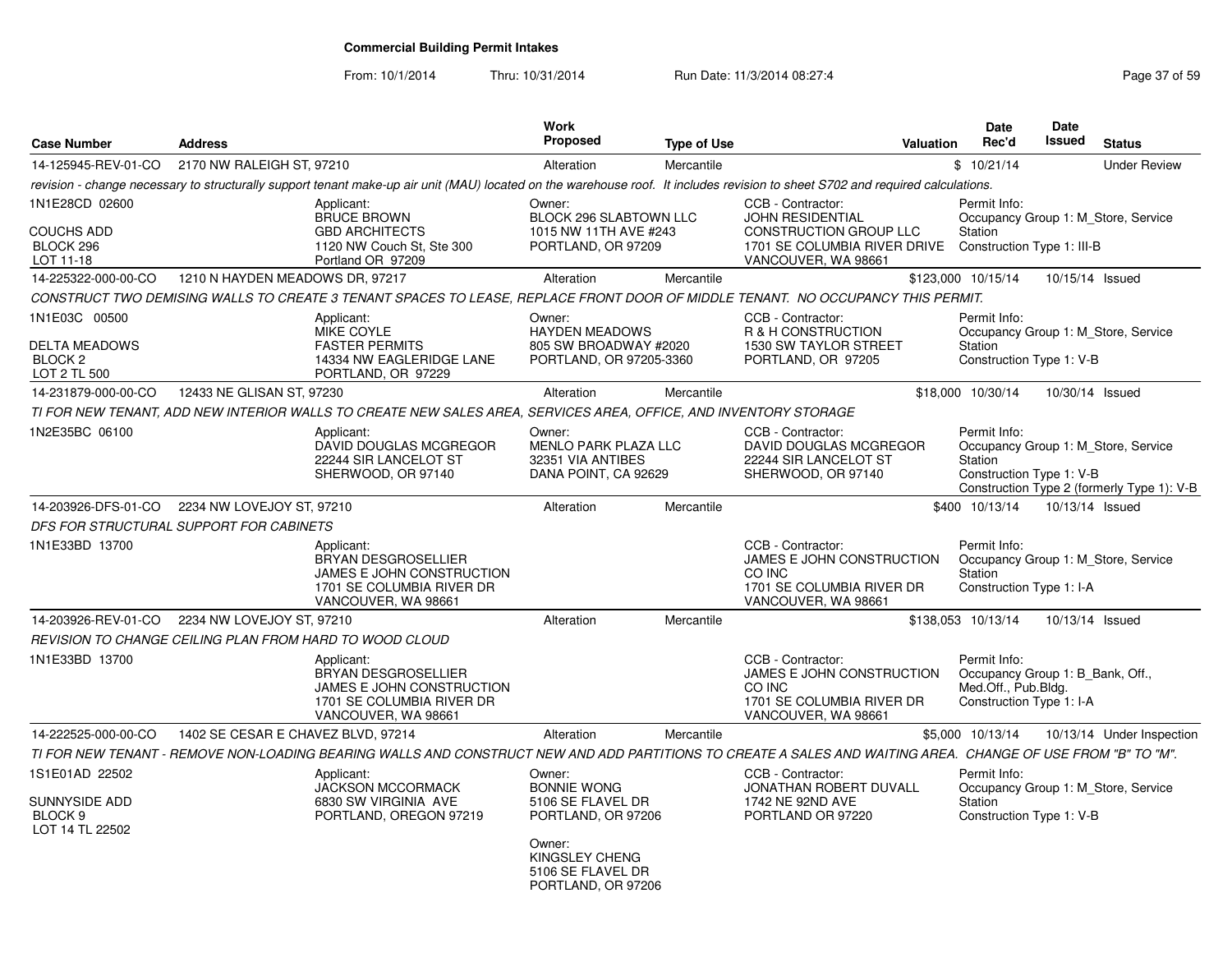**Commercial Building Permit Intakes**

From: 10/1/2014 Thru: 10/31/2014 Run Date: 11/3/2014 08:27:4

| Case Number | Address | Work Proposed | Type of Use | Valuation | Date Rec'd | Date Issued | Status |
|---|---|---|---|---|---|---|---|
| 14-125945-REV-01-CO | 2170 NW RALEIGH ST, 97210 | Alteration | Mercantile | $ | 10/21/14 | | Under Review |

*revision - change necessary to structurally support tenant make-up air unit (MAU) located on the warehouse roof. It includes revision to sheet S702 and required calculations.*

1N1E28CD 02600
COUCHS ADD
BLOCK 296
LOT 11-18

Applicant: BRUCE BROWN, GBD ARCHITECTS, 1120 NW Couch St, Ste 300, Portland OR 97209

Owner: BLOCK 296 SLABTOWN LLC, 1015 NW 11TH AVE #243, PORTLAND, OR 97209

CCB - Contractor: JOHN RESIDENTIAL CONSTRUCTION GROUP LLC, 1701 SE COLUMBIA RIVER DRIVE, VANCOUVER, WA 98661

Permit Info: Occupancy Group 1: M_Store, Service Station; Construction Type 1: III-B

| Case Number | Address | Work Proposed | Type of Use | Valuation | Date Rec'd | Date Issued | Status |
|---|---|---|---|---|---|---|---|
| 14-225322-000-00-CO | 1210 N HAYDEN MEADOWS DR, 97217 | Alteration | Mercantile | $123,000 | 10/15/14 | 10/15/14 | Issued |

*CONSTRUCT TWO DEMISING WALLS TO CREATE 3 TENANT SPACES TO LEASE, REPLACE FRONT DOOR OF MIDDLE TENANT. NO OCCUPANCY THIS PERMIT.*

1N1E03C 00500
DELTA MEADOWS
BLOCK 2
LOT 2 TL 500

Applicant: MIKE COYLE, FASTER PERMITS, 14334 NW EAGLERIDGE LANE, PORTLAND, OR 97229

Owner: HAYDEN MEADOWS, 805 SW BROADWAY #2020, PORTLAND, OR 97205-3360

CCB - Contractor: R & H CONSTRUCTION, 1530 SW TAYLOR STREET, PORTLAND, OR 97205

Permit Info: Occupancy Group 1: M_Store, Service Station; Construction Type 1: V-B

| Case Number | Address | Work Proposed | Type of Use | Valuation | Date Rec'd | Date Issued | Status |
|---|---|---|---|---|---|---|---|
| 14-231879-000-00-CO | 12433 NE GLISAN ST, 97230 | Alteration | Mercantile | $18,000 | 10/30/14 | 10/30/14 | Issued |

*TI FOR NEW TENANT, ADD NEW INTERIOR WALLS TO CREATE NEW SALES AREA, SERVICES AREA, OFFICE, AND INVENTORY STORAGE*

1N2E35BC 06100

Applicant: DAVID DOUGLAS MCGREGOR, 22244 SIR LANCELOT ST, SHERWOOD, OR 97140

Owner: MENLO PARK PLAZA LLC, 32351 VIA ANTIBES, DANA POINT, CA 92629

CCB - Contractor: DAVID DOUGLAS MCGREGOR, 22244 SIR LANCELOT ST, SHERWOOD, OR 97140

Permit Info: Occupancy Group 1: M_Store, Service Station; Construction Type 1: V-B; Construction Type 2 (formerly Type 1): V-B

| Case Number | Address | Work Proposed | Type of Use | Valuation | Date Rec'd | Date Issued | Status |
|---|---|---|---|---|---|---|---|
| 14-203926-DFS-01-CO | 2234 NW LOVEJOY ST, 97210 | Alteration | Mercantile | $400 | 10/13/14 | 10/13/14 | Issued |

*DFS FOR STRUCTURAL SUPPORT FOR CABINETS*

1N1E33BD 13700

Applicant: BRYAN DESGROSELLIER, JAMES E JOHN CONSTRUCTION, 1701 SE COLUMBIA RIVER DR, VANCOUVER, WA 98661

CCB - Contractor: JAMES E JOHN CONSTRUCTION CO INC, 1701 SE COLUMBIA RIVER DR, VANCOUVER, WA 98661

Permit Info: Occupancy Group 1: M_Store, Service Station; Construction Type 1: I-A

| Case Number | Address | Work Proposed | Type of Use | Valuation | Date Rec'd | Date Issued | Status |
|---|---|---|---|---|---|---|---|
| 14-203926-REV-01-CO | 2234 NW LOVEJOY ST, 97210 | Alteration | Mercantile | $138,053 | 10/13/14 | 10/13/14 | Issued |

*REVISION TO CHANGE CEILING PLAN FROM HARD TO WOOD CLOUD*

1N1E33BD 13700

Applicant: BRYAN DESGROSELLIER, JAMES E JOHN CONSTRUCTION, 1701 SE COLUMBIA RIVER DR, VANCOUVER, WA 98661

CCB - Contractor: JAMES E JOHN CONSTRUCTION CO INC, 1701 SE COLUMBIA RIVER DR, VANCOUVER, WA 98661

Permit Info: Occupancy Group 1: B_Bank, Off., Med.Off., Pub.Bldg.; Construction Type 1: I-A

| Case Number | Address | Work Proposed | Type of Use | Valuation | Date Rec'd | Date Issued | Status |
|---|---|---|---|---|---|---|---|
| 14-222525-000-00-CO | 1402 SE CESAR E CHAVEZ BLVD, 97214 | Alteration | Mercantile | $5,000 | 10/13/14 | 10/13/14 | Under Inspection |

*TI FOR NEW TENANT - REMOVE NON-LOADING BEARING WALLS AND CONSTRUCT NEW AND ADD PARTITIONS TO CREATE A SALES AND WAITING AREA. CHANGE OF USE FROM "B" TO "M".*

1S1E01AD 22502
SUNNYSIDE ADD
BLOCK 9
LOT 14 TL 22502

Applicant: JACKSON MCCORMACK, 6830 SW VIRGINIA AVE, PORTLAND, OREGON 97219

Owner: BONNIE WONG, 5106 SE FLAVEL DR, PORTLAND, OR 97206

Owner: KINGSLEY CHENG, 5106 SE FLAVEL DR, PORTLAND, OR 97206

CCB - Contractor: JONATHAN ROBERT DUVALL, 1742 NE 92ND AVE, PORTLAND OR 97220

Permit Info: Occupancy Group 1: M_Store, Service Station; Construction Type 1: V-B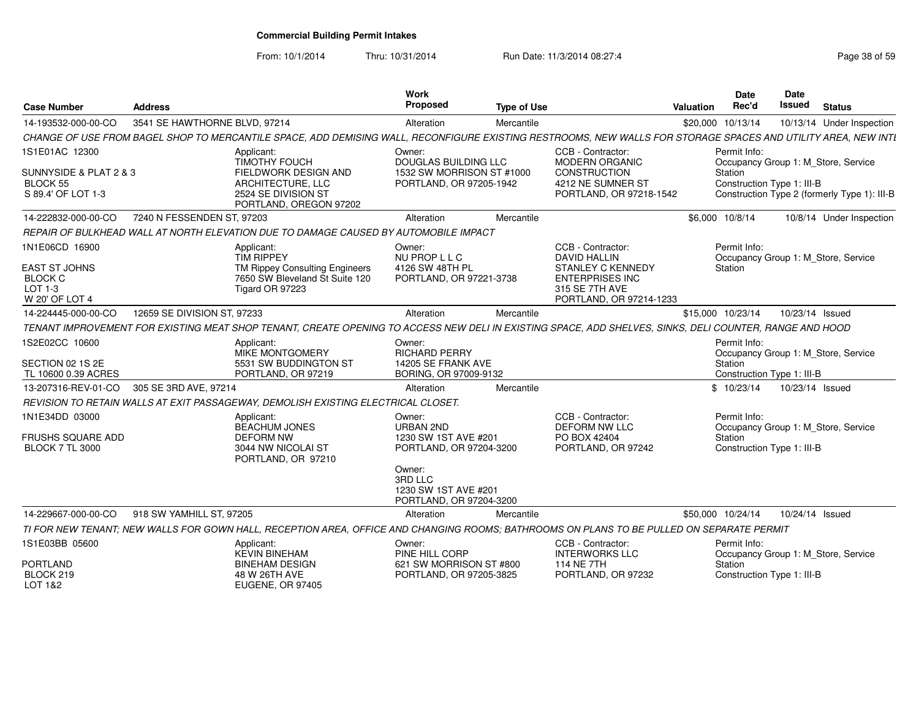# Commercial Building Permit Intakes

From: 10/1/2014 Thru: 10/31/2014 Run Date: 11/3/2014 08:27:4

| Case Number | Address | Work Proposed | Type of Use | Valuation | Date Rec'd | Date Issued | Status |
|---|---|---|---|---|---|---|---|
| 14-193532-000-00-CO | 3541 SE HAWTHORNE BLVD, 97214 | Alteration | Mercantile | $20,000 | 10/13/14 | 10/13/14 | Under Inspection |

CHANGE OF USE FROM BAGEL SHOP TO MERCANTILE SPACE, ADD DEMISING WALL, RECONFIGURE EXISTING RESTROOMS, NEW WALLS FOR STORAGE SPACES AND UTILITY AREA, NEW INTI

1S1E01AC 12300
SUNNYSIDE & PLAT 2 & 3
BLOCK 55
S 89.4' OF LOT 1-3

Applicant: TIMOTHY FOUCH, FIELDWORK DESIGN AND ARCHITECTURE, LLC, 2524 SE DIVISION ST, PORTLAND, OREGON 97202

Owner: DOUGLAS BUILDING LLC, 1532 SW MORRISON ST #1000, PORTLAND, OR 97205-1942

CCB - Contractor: MODERN ORGANIC CONSTRUCTION, 4212 NE SUMNER ST, PORTLAND, OR 97218-1542

Permit Info: Occupancy Group 1: M_Store, Service Station; Construction Type 1: III-B; Construction Type 2 (formerly Type 1): III-B

| Case Number | Address | Work Proposed | Type of Use | Valuation | Date Rec'd | Date Issued | Status |
|---|---|---|---|---|---|---|---|
| 14-222832-000-00-CO | 7240 N FESSENDEN ST, 97203 | Alteration | Mercantile | $6,000 | 10/8/14 | 10/8/14 | Under Inspection |

REPAIR OF BULKHEAD WALL AT NORTH ELEVATION DUE TO DAMAGE CAUSED BY AUTOMOBILE IMPACT

1N1E06CD 16900
EAST ST JOHNS
BLOCK C
LOT 1-3
W 20' OF LOT 4

Applicant: TIM RIPPEY, TM Rippey Consulting Engineers, 7650 SW Bleveland St Suite 120, Tigard OR 97223

Owner: NU PROP L L C, 4126 SW 48TH PL, PORTLAND, OR 97221-3738

CCB - Contractor: DAVID HALLIN, STANLEY C KENNEDY ENTERPRISES INC, 315 SE 7TH AVE, PORTLAND, OR 97214-1233

Permit Info: Occupancy Group 1: M_Store, Service Station

| Case Number | Address | Work Proposed | Type of Use | Valuation | Date Rec'd | Date Issued | Status |
|---|---|---|---|---|---|---|---|
| 14-224445-000-00-CO | 12659 SE DIVISION ST, 97233 | Alteration | Mercantile | $15,000 | 10/23/14 | 10/23/14 | Issued |

TENANT IMPROVEMENT FOR EXISTING MEAT SHOP TENANT, CREATE OPENING TO ACCESS NEW DELI IN EXISTING SPACE, ADD SHELVES, SINKS, DELI COUNTER, RANGE AND HOOD

1S2E02CC 10600
SECTION 02 1S 2E
TL 10600 0.39 ACRES

Applicant: MIKE MONTGOMERY, 5531 SW BUDDINGTON ST, PORTLAND, OR 97219

Owner: RICHARD PERRY, 14205 SE FRANK AVE, BORING, OR 97009-9132

Permit Info: Occupancy Group 1: M_Store, Service Station; Construction Type 1: III-B

| Case Number | Address | Work Proposed | Type of Use | Valuation | Date Rec'd | Date Issued | Status |
|---|---|---|---|---|---|---|---|
| 13-207316-REV-01-CO | 305 SE 3RD AVE, 97214 | Alteration | Mercantile | $ | 10/23/14 | 10/23/14 | Issued |

REVISION TO RETAIN WALLS AT EXIT PASSAGEWAY, DEMOLISH EXISTING ELECTRICAL CLOSET.

1N1E34DD 03000
FRUSHS SQUARE ADD
BLOCK 7 TL 3000

Applicant: BEACHUM JONES, DEFORM NW, 3044 NW NICOLAI ST, PORTLAND, OR 97210

Owner: URBAN 2ND, 1230 SW 1ST AVE #201, PORTLAND, OR 97204-3200

Owner: 3RD LLC, 1230 SW 1ST AVE #201, PORTLAND, OR 97204-3200

CCB - Contractor: DEFORM NW LLC, PO BOX 42404, PORTLAND, OR 97242

Permit Info: Occupancy Group 1: M_Store, Service Station; Construction Type 1: III-B

| Case Number | Address | Work Proposed | Type of Use | Valuation | Date Rec'd | Date Issued | Status |
|---|---|---|---|---|---|---|---|
| 14-229667-000-00-CO | 918 SW YAMHILL ST, 97205 | Alteration | Mercantile | $50,000 | 10/24/14 | 10/24/14 | Issued |

TI FOR NEW TENANT; NEW WALLS FOR GOWN HALL, RECEPTION AREA, OFFICE AND CHANGING ROOMS; BATHROOMS ON PLANS TO BE PULLED ON SEPARATE PERMIT

1S1E03BB 05600
PORTLAND
BLOCK 219
LOT 1&2

Applicant: KEVIN BINEHAM, BINEHAM DESIGN, 48 W 26TH AVE, EUGENE, OR 97405

Owner: PINE HILL CORP, 621 SW MORRISON ST #800, PORTLAND, OR 97205-3825

CCB - Contractor: INTERWORKS LLC, 114 NE 7TH, PORTLAND, OR 97232

Permit Info: Occupancy Group 1: M_Store, Service Station; Construction Type 1: III-B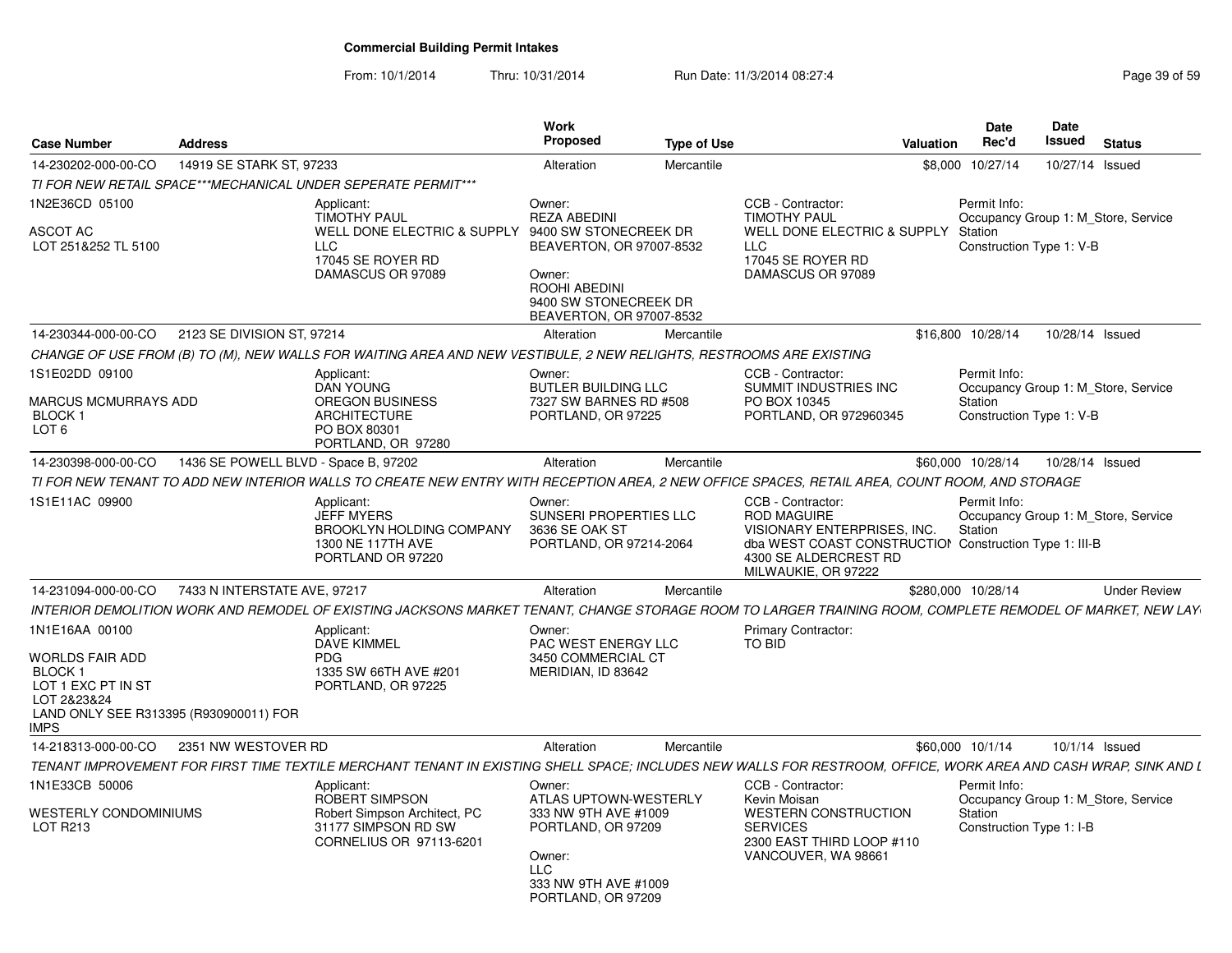# Commercial Building Permit Intakes

From: 10/1/2014 Thru: 10/31/2014 Run Date: 11/3/2014 08:27:4

| Case Number | Address | Work Proposed | Type of Use | Valuation | Date Rec'd | Date Issued | Status |
|---|---|---|---|---|---|---|---|
| 14-230202-000-00-CO | 14919 SE STARK ST, 97233 | Alteration | Mercantile | $8,000 | 10/27/14 | 10/27/14 | Issued |

TI FOR NEW RETAIL SPACE***MECHANICAL UNDER SEPERATE PERMIT***

1N2E36CD 05100

ASCOT AC
LOT 251&252 TL 5100

Applicant:
TIMOTHY PAUL
WELL DONE ELECTRIC & SUPPLY LLC
17045 SE ROYER RD
DAMASCUS OR 97089

Owner:
REZA ABEDINI
9400 SW STONECREEK DR
BEAVERTON, OR 97007-8532

Owner:
ROOHI ABEDINI
9400 SW STONECREEK DR
BEAVERTON, OR 97007-8532

CCB - Contractor:
TIMOTHY PAUL
WELL DONE ELECTRIC & SUPPLY LLC
17045 SE ROYER RD
DAMASCUS OR 97089

Permit Info:
Occupancy Group 1: M_Store, Service Station
Construction Type 1: V-B

| Case Number | Address | Work Proposed | Type of Use | Valuation | Date Rec'd | Date Issued | Status |
|---|---|---|---|---|---|---|---|
| 14-230344-000-00-CO | 2123 SE DIVISION ST, 97214 | Alteration | Mercantile | $16,800 | 10/28/14 | 10/28/14 | Issued |

CHANGE OF USE FROM (B) TO (M), NEW WALLS FOR WAITING AREA AND NEW VESTIBULE, 2 NEW RELIGHTS, RESTROOMS ARE EXISTING

1S1E02DD 09100

MARCUS MCMURRAYS ADD
BLOCK 1
LOT 6

Applicant:
DAN YOUNG
OREGON BUSINESS ARCHITECTURE
PO BOX 80301
PORTLAND, OR 97280

Owner:
BUTLER BUILDING LLC
7327 SW BARNES RD #508
PORTLAND, OR 97225

CCB - Contractor:
SUMMIT INDUSTRIES INC
PO BOX 10345
PORTLAND, OR 972960345

Permit Info:
Occupancy Group 1: M_Store, Service Station
Construction Type 1: V-B

| Case Number | Address | Work Proposed | Type of Use | Valuation | Date Rec'd | Date Issued | Status |
|---|---|---|---|---|---|---|---|
| 14-230398-000-00-CO | 1436 SE POWELL BLVD - Space B, 97202 | Alteration | Mercantile | $60,000 | 10/28/14 | 10/28/14 | Issued |

TI FOR NEW TENANT TO ADD NEW INTERIOR WALLS TO CREATE NEW ENTRY WITH RECEPTION AREA, 2 NEW OFFICE SPACES, RETAIL AREA, COUNT ROOM, AND STORAGE

1S1E11AC 09900

Applicant:
JEFF MYERS
BROOKLYN HOLDING COMPANY
1300 NE 117TH AVE
PORTLAND OR 97220

Owner:
SUNSERI PROPERTIES LLC
3636 SE OAK ST
PORTLAND, OR 97214-2064

CCB - Contractor:
ROD MAGUIRE
VISIONARY ENTERPRISES, INC.
dba WEST COAST CONSTRUCTION
4300 SE ALDERCREST RD
MILWAUKIE, OR 97222

Permit Info:
Occupancy Group 1: M_Store, Service Station
Construction Type 1: III-B

| Case Number | Address | Work Proposed | Type of Use | Valuation | Date Rec'd | Date Issued | Status |
|---|---|---|---|---|---|---|---|
| 14-231094-000-00-CO | 7433 N INTERSTATE AVE, 97217 | Alteration | Mercantile | $280,000 | 10/28/14 | | Under Review |

INTERIOR DEMOLITION WORK AND REMODEL OF EXISTING JACKSONS MARKET TENANT, CHANGE STORAGE ROOM TO LARGER TRAINING ROOM, COMPLETE REMODEL OF MARKET, NEW LAY

1N1E16AA 00100

WORLDS FAIR ADD
BLOCK 1
LOT 1 EXC PT IN ST
LOT 2&23&24
LAND ONLY SEE R313395 (R930900011) FOR IMPS

Applicant:
DAVE KIMMEL
PDG
1335 SW 66TH AVE #201
PORTLAND, OR 97225

Owner:
PAC WEST ENERGY LLC
3450 COMMERCIAL CT
MERIDIAN, ID 83642

Primary Contractor:
TO BID

| Case Number | Address | Work Proposed | Type of Use | Valuation | Date Rec'd | Date Issued | Status |
|---|---|---|---|---|---|---|---|
| 14-218313-000-00-CO | 2351 NW WESTOVER RD | Alteration | Mercantile | $60,000 | 10/1/14 | 10/1/14 | Issued |

TENANT IMPROVEMENT FOR FIRST TIME TEXTILE MERCHANT TENANT IN EXISTING SHELL SPACE; INCLUDES NEW WALLS FOR RESTROOM, OFFICE, WORK AREA AND CASH WRAP, SINK AND L

1N1E33CB 50006

WESTERLY CONDOMINIUMS
LOT R213

Applicant:
ROBERT SIMPSON
Robert Simpson Architect, PC
31177 SIMPSON RD SW
CORNELIUS OR 97113-6201

Owner:
ATLAS UPTOWN-WESTERLY
333 NW 9TH AVE #1009
PORTLAND, OR 97209

Owner:
LLC
333 NW 9TH AVE #1009
PORTLAND, OR 97209

CCB - Contractor:
Kevin Moisan
WESTERN CONSTRUCTION SERVICES
2300 EAST THIRD LOOP #110
VANCOUVER, WA 98661

Permit Info:
Occupancy Group 1: M_Store, Service Station
Construction Type 1: I-B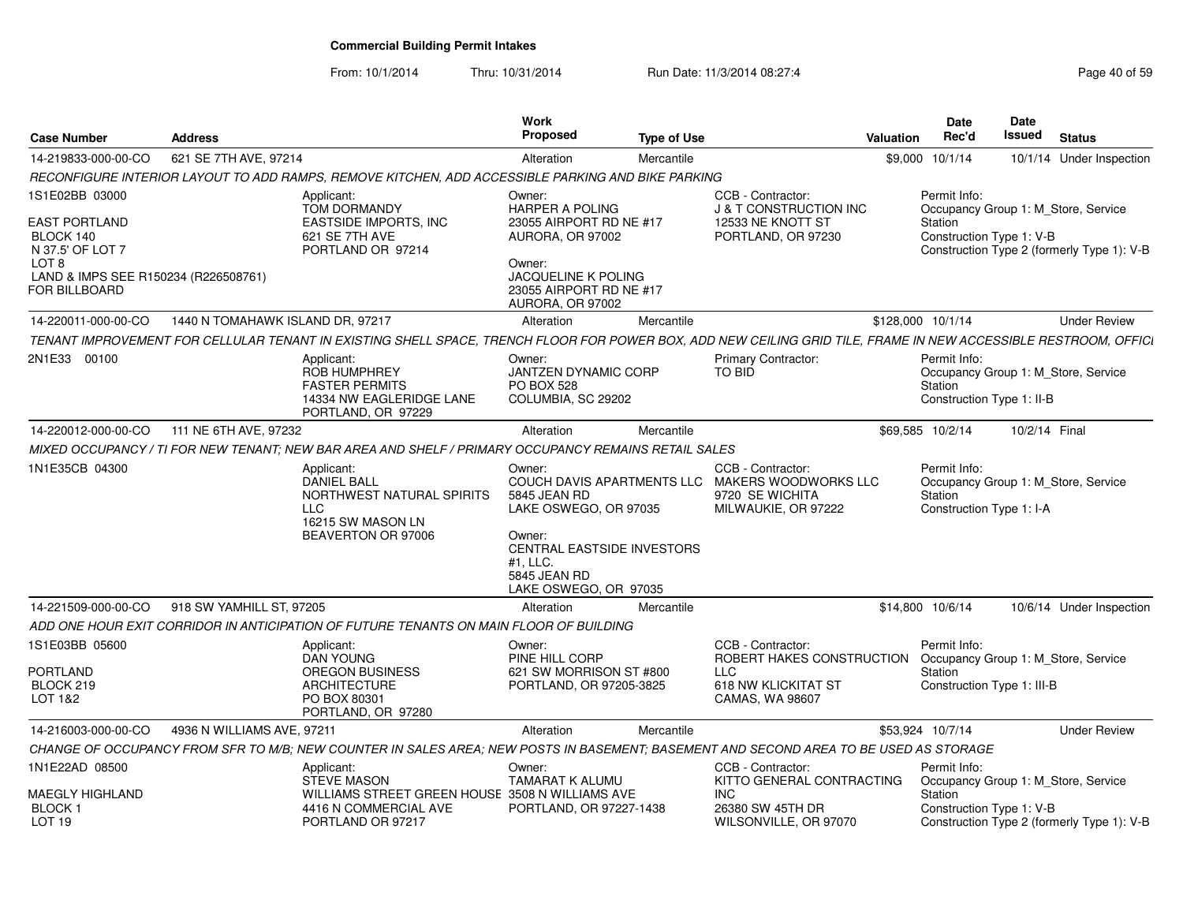# Commercial Building Permit Intakes

From: 10/1/2014 Thru: 10/31/2014 Run Date: 11/3/2014 08:27:4

| Case Number | Address | Work Proposed | Type of Use | Valuation | Date Rec'd | Date Issued | Status |
|---|---|---|---|---|---|---|---|
| 14-219833-000-00-CO | 621 SE 7TH AVE, 97214 | Alteration | Mercantile | $9,000 | 10/1/14 | 10/1/14 | Under Inspection |

*RECONFIGURE INTERIOR LAYOUT TO ADD RAMPS, REMOVE KITCHEN, ADD ACCESSIBLE PARKING AND BIKE PARKING*

1S1E02BB 03000

EAST PORTLAND
BLOCK 140
N 37.5' OF LOT 7
LOT 8
LAND & IMPS SEE R150234 (R226508761)
FOR BILLBOARD

Applicant:
TOM DORMANDY
EASTSIDE IMPORTS, INC
621 SE 7TH AVE
PORTLAND OR 97214

Owner:
HARPER A POLING
23055 AIRPORT RD NE #17
AURORA, OR 97002

Owner:
JACQUELINE K POLING
23055 AIRPORT RD NE #17
AURORA, OR 97002

CCB - Contractor:
J & T CONSTRUCTION INC
12533 NE KNOTT ST
PORTLAND, OR 97230

Permit Info:
Occupancy Group 1: M_Store, Service Station
Construction Type 1: V-B
Construction Type 2 (formerly Type 1): V-B

| Case Number | Address | Work Proposed | Type of Use | Valuation | Date Rec'd | Date Issued | Status |
|---|---|---|---|---|---|---|---|
| 14-220011-000-00-CO | 1440 N TOMAHAWK ISLAND DR, 97217 | Alteration | Mercantile | $128,000 | 10/1/14 | | Under Review |

*TENANT IMPROVEMENT FOR CELLULAR TENANT IN EXISTING SHELL SPACE, TRENCH FLOOR FOR POWER BOX, ADD NEW CEILING GRID TILE, FRAME IN NEW ACCESSIBLE RESTROOM, OFFICI*

2N1E33 00100

Applicant:
ROB HUMPHREY
FASTER PERMITS
14334 NW EAGLERIDGE LANE
PORTLAND, OR 97229

Owner:
JANTZEN DYNAMIC CORP
PO BOX 528
COLUMBIA, SC 29202

Primary Contractor:
TO BID

Permit Info:
Occupancy Group 1: M_Store, Service Station
Construction Type 1: II-B

| Case Number | Address | Work Proposed | Type of Use | Valuation | Date Rec'd | Date Issued | Status |
|---|---|---|---|---|---|---|---|
| 14-220012-000-00-CO | 111 NE 6TH AVE, 97232 | Alteration | Mercantile | $69,585 | 10/2/14 | 10/2/14 | Final |

*MIXED OCCUPANCY / TI FOR NEW TENANT; NEW BAR AREA AND SHELF / PRIMARY OCCUPANCY REMAINS RETAIL SALES*

1N1E35CB 04300

Applicant:
DANIEL BALL
NORTHWEST NATURAL SPIRITS LLC
16215 SW MASON LN
BEAVERTON OR 97006

Owner:
COUCH DAVIS APARTMENTS LLC
5845 JEAN RD
LAKE OSWEGO, OR 97035

Owner:
CENTRAL EASTSIDE INVESTORS #1, LLC.
5845 JEAN RD
LAKE OSWEGO, OR 97035

CCB - Contractor:
MAKERS WOODWORKS LLC
9720 SE WICHITA
MILWAUKIE, OR 97222

Permit Info:
Occupancy Group 1: M_Store, Service Station
Construction Type 1: I-A

| Case Number | Address | Work Proposed | Type of Use | Valuation | Date Rec'd | Date Issued | Status |
|---|---|---|---|---|---|---|---|
| 14-221509-000-00-CO | 918 SW YAMHILL ST, 97205 | Alteration | Mercantile | $14,800 | 10/6/14 | 10/6/14 | Under Inspection |

*ADD ONE HOUR EXIT CORRIDOR IN ANTICIPATION OF FUTURE TENANTS ON MAIN FLOOR OF BUILDING*

1S1E03BB 05600

PORTLAND
BLOCK 219
LOT 1&2

Applicant:
DAN YOUNG
OREGON BUSINESS ARCHITECTURE
PO BOX 80301
PORTLAND, OR 97280

Owner:
PINE HILL CORP
621 SW MORRISON ST #800
PORTLAND, OR 97205-3825

CCB - Contractor:
ROBERT HAKES CONSTRUCTION LLC
618 NW KLICKITAT ST
CAMAS, WA 98607

Permit Info:
Occupancy Group 1: M_Store, Service Station
Construction Type 1: III-B

| Case Number | Address | Work Proposed | Type of Use | Valuation | Date Rec'd | Date Issued | Status |
|---|---|---|---|---|---|---|---|
| 14-216003-000-00-CO | 4936 N WILLIAMS AVE, 97211 | Alteration | Mercantile | $53,924 | 10/7/14 | | Under Review |

*CHANGE OF OCCUPANCY FROM SFR TO M/B; NEW COUNTER IN SALES AREA; NEW POSTS IN BASEMENT; BASEMENT AND SECOND AREA TO BE USED AS STORAGE*

1N1E22AD 08500

MAEGLY HIGHLAND
BLOCK 1
LOT 19

Applicant:
STEVE MASON
WILLIAMS STREET GREEN HOUSE
4416 N COMMERCIAL AVE
PORTLAND OR 97217

Owner:
TAMARAT K ALUMU
3508 N WILLIAMS AVE
PORTLAND, OR 97227-1438

CCB - Contractor:
KITTO GENERAL CONTRACTING INC
26380 SW 45TH DR
WILSONVILLE, OR 97070

Permit Info:
Occupancy Group 1: M_Store, Service Station
Construction Type 1: V-B
Construction Type 2 (formerly Type 1): V-B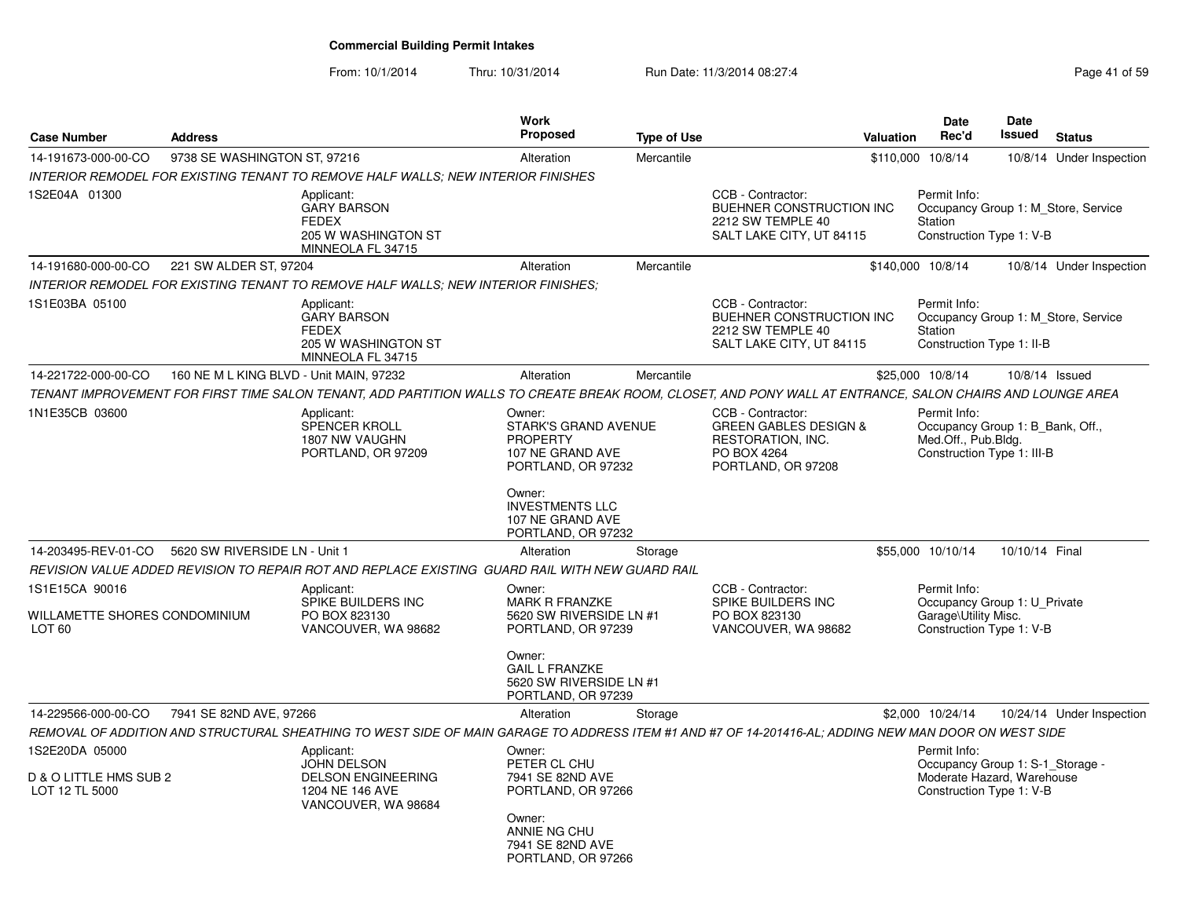**Commercial Building Permit Intakes**

From: 10/1/2014 Thru: 10/31/2014 Run Date: 11/3/2014 08:27:4

| Case Number | Address | Work Proposed | Type of Use | Valuation | Date Rec'd | Date Issued | Status |
|---|---|---|---|---|---|---|---|
| 14-191673-000-00-CO | 9738 SE WASHINGTON ST, 97216 | Alteration | Mercantile | $110,000 | 10/8/14 | 10/8/14 | Under Inspection |

*INTERIOR REMODEL FOR EXISTING TENANT TO REMOVE HALF WALLS; NEW INTERIOR FINISHES*

1S2E04A 01300

Applicant: GARY BARSON, FEDEX, 205 W WASHINGTON ST, MINNEOLA FL 34715

CCB - Contractor: BUEHNER CONSTRUCTION INC, 2212 SW TEMPLE 40, SALT LAKE CITY, UT 84115

Permit Info: Occupancy Group 1: M_Store, Service Station; Construction Type 1: V-B

| Case Number | Address | Work Proposed | Type of Use | Valuation | Date Rec'd | Date Issued | Status |
|---|---|---|---|---|---|---|---|
| 14-191680-000-00-CO | 221 SW ALDER ST, 97204 | Alteration | Mercantile | $140,000 | 10/8/14 | 10/8/14 | Under Inspection |

*INTERIOR REMODEL FOR EXISTING TENANT TO REMOVE HALF WALLS; NEW INTERIOR FINISHES;*

1S1E03BA 05100

Applicant: GARY BARSON, FEDEX, 205 W WASHINGTON ST, MINNEOLA FL 34715

CCB - Contractor: BUEHNER CONSTRUCTION INC, 2212 SW TEMPLE 40, SALT LAKE CITY, UT 84115

Permit Info: Occupancy Group 1: M_Store, Service Station; Construction Type 1: II-B

| Case Number | Address | Work Proposed | Type of Use | Valuation | Date Rec'd | Date Issued | Status |
|---|---|---|---|---|---|---|---|
| 14-221722-000-00-CO | 160 NE M L KING BLVD - Unit MAIN, 97232 | Alteration | Mercantile | $25,000 | 10/8/14 | 10/8/14 | Issued |

*TENANT IMPROVEMENT FOR FIRST TIME SALON TENANT, ADD PARTITION WALLS TO CREATE BREAK ROOM, CLOSET, AND PONY WALL AT ENTRANCE, SALON CHAIRS AND LOUNGE AREA*

1N1E35CB 03600

Applicant: SPENCER KROLL, 1807 NW VAUGHN, PORTLAND, OR 97209

Owner: STARK'S GRAND AVENUE PROPERTY, 107 NE GRAND AVE, PORTLAND, OR 97232

Owner: INVESTMENTS LLC, 107 NE GRAND AVE, PORTLAND, OR 97232

CCB - Contractor: GREEN GABLES DESIGN & RESTORATION, INC., PO BOX 4264, PORTLAND, OR 97208

Permit Info: Occupancy Group 1: B_Bank, Off., Med.Off., Pub.Bldg.; Construction Type 1: III-B

| Case Number | Address | Work Proposed | Type of Use | Valuation | Date Rec'd | Date Issued | Status |
|---|---|---|---|---|---|---|---|
| 14-203495-REV-01-CO | 5620 SW RIVERSIDE LN - Unit 1 | Alteration | Storage | $55,000 | 10/10/14 | 10/10/14 | Final |

*REVISION VALUE ADDED REVISION TO REPAIR ROT AND REPLACE EXISTING GUARD RAIL WITH NEW GUARD RAIL*

1S1E15CA 90016

WILLAMETTE SHORES CONDOMINIUM
LOT 60

Applicant: SPIKE BUILDERS INC, PO BOX 823130, VANCOUVER, WA 98682

Owner: MARK R FRANZKE, 5620 SW RIVERSIDE LN #1, PORTLAND, OR 97239

Owner: GAIL L FRANZKE, 5620 SW RIVERSIDE LN #1, PORTLAND, OR 97239

CCB - Contractor: SPIKE BUILDERS INC, PO BOX 823130, VANCOUVER, WA 98682

Permit Info: Occupancy Group 1: U_Private Garage\Utility Misc.; Construction Type 1: V-B

| Case Number | Address | Work Proposed | Type of Use | Valuation | Date Rec'd | Date Issued | Status |
|---|---|---|---|---|---|---|---|
| 14-229566-000-00-CO | 7941 SE 82ND AVE, 97266 | Alteration | Storage | $2,000 | 10/24/14 | 10/24/14 | Under Inspection |

*REMOVAL OF ADDITION AND STRUCTURAL SHEATHING TO WEST SIDE OF MAIN GARAGE TO ADDRESS ITEM #1 AND #7 OF 14-201416-AL; ADDING NEW MAN DOOR ON WEST SIDE*

1S2E20DA 05000

D & O LITTLE HMS SUB 2
LOT 12 TL 5000

Applicant: JOHN DELSON, DELSON ENGINEERING, 1204 NE 146 AVE, VANCOUVER, WA 98684

Owner: PETER CL CHU, 7941 SE 82ND AVE, PORTLAND, OR 97266

Owner: ANNIE NG CHU, 7941 SE 82ND AVE, PORTLAND, OR 97266

Permit Info: Occupancy Group 1: S-1_Storage - Moderate Hazard, Warehouse; Construction Type 1: V-B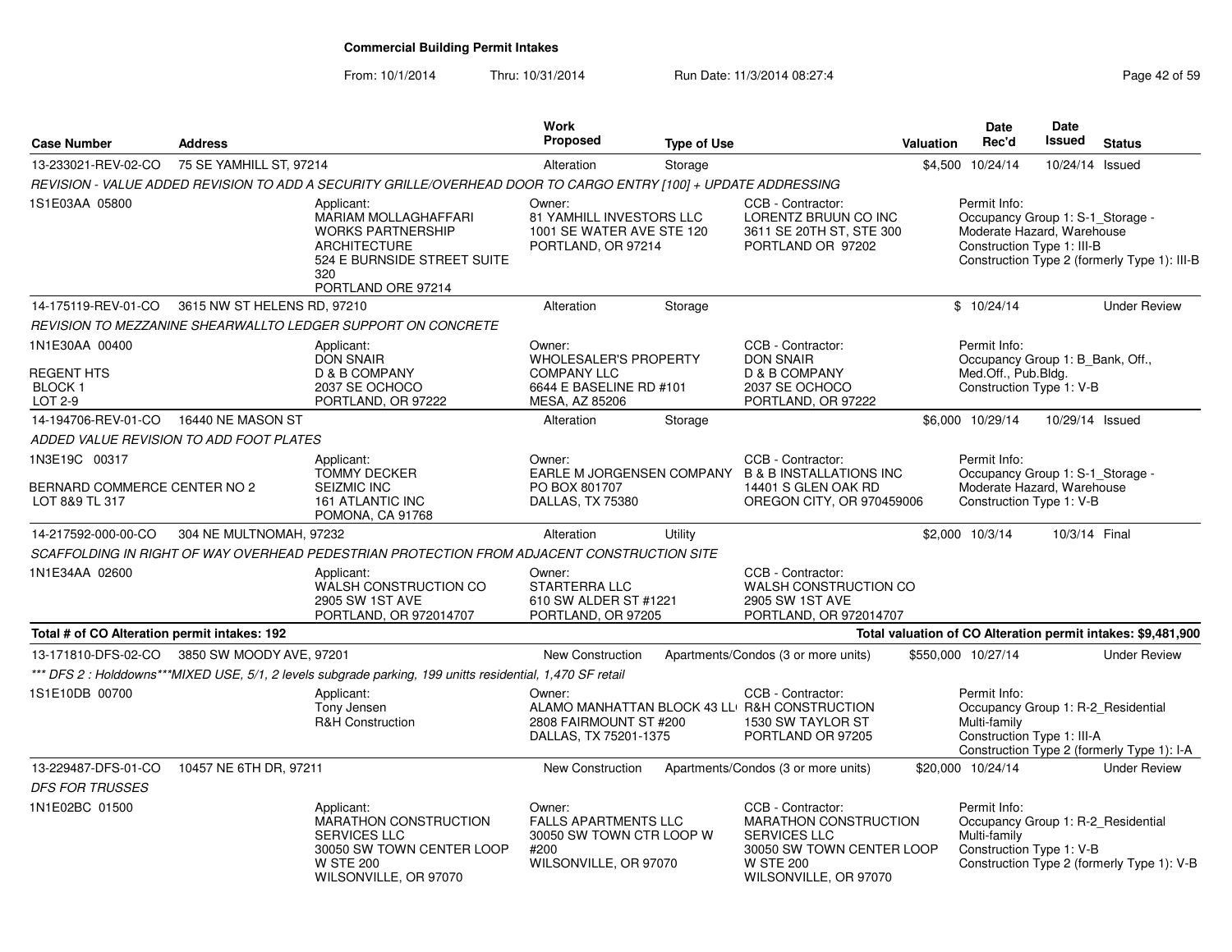# Commercial Building Permit Intakes

From: 10/1/2014 Thru: 10/31/2014 Run Date: 11/3/2014 08:27:4

| Case Number | Address | Work Proposed | Type of Use | Valuation | Date Rec'd | Date Issued | Status |
|---|---|---|---|---|---|---|---|
| 13-233021-REV-02-CO | 75 SE YAMHILL ST, 97214 | Alteration | Storage | $4,500 | 10/24/14 | 10/24/14 | Issued |

*REVISION - VALUE ADDED REVISION TO ADD A SECURITY GRILLE/OVERHEAD DOOR TO CARGO ENTRY [100] + UPDATE ADDRESSING*

1S1E03AA 05800

Applicant: MARIAM MOLLAGHAFFARI, WORKS PARTNERSHIP ARCHITECTURE, 524 E BURNSIDE STREET SUITE 320, PORTLAND ORE 97214

Owner: 81 YAMHILL INVESTORS LLC, 1001 SE WATER AVE STE 120, PORTLAND, OR 97214

CCB - Contractor: LORENTZ BRUUN CO INC, 3611 SE 20TH ST, STE 300, PORTLAND OR 97202

Permit Info: Occupancy Group 1: S-1_Storage - Moderate Hazard, Warehouse; Construction Type 1: III-B; Construction Type 2 (formerly Type 1): III-B

| Case Number | Address | Work Proposed | Type of Use | Valuation | Date Rec'd | Date Issued | Status |
|---|---|---|---|---|---|---|---|
| 14-175119-REV-01-CO | 3615 NW ST HELENS RD, 97210 | Alteration | Storage | $ | 10/24/14 | | Under Review |

*REVISION TO MEZZANINE SHEARWALLTO LEDGER SUPPORT ON CONCRETE*

1N1E30AA 00400
REGENT HTS
BLOCK 1
LOT 2-9

Applicant: DON SNAIR, D & B COMPANY, 2037 SE OCHOCO, PORTLAND, OR 97222

Owner: WHOLESALER'S PROPERTY COMPANY LLC, 6644 E BASELINE RD #101, MESA, AZ 85206

CCB - Contractor: DON SNAIR, D & B COMPANY, 2037 SE OCHOCO, PORTLAND, OR 97222

Permit Info: Occupancy Group 1: B_Bank, Off., Med.Off., Pub.Bldg.; Construction Type 1: V-B

| Case Number | Address | Work Proposed | Type of Use | Valuation | Date Rec'd | Date Issued | Status |
|---|---|---|---|---|---|---|---|
| 14-194706-REV-01-CO | 16440 NE MASON ST | Alteration | Storage | $6,000 | 10/29/14 | 10/29/14 | Issued |

*ADDED VALUE REVISION TO ADD FOOT PLATES*

1N3E19C 00317
BERNARD COMMERCE CENTER NO 2
LOT 8&9 TL 317

Applicant: TOMMY DECKER, SEIZMIC INC, 161 ATLANTIC INC, POMONA, CA 91768

Owner: EARLE M JORGENSEN COMPANY, PO BOX 801707, DALLAS, TX 75380

CCB - Contractor: B & B INSTALLATIONS INC, 14401 S GLEN OAK RD, OREGON CITY, OR 970459006

Permit Info: Occupancy Group 1: S-1_Storage - Moderate Hazard, Warehouse; Construction Type 1: V-B

| Case Number | Address | Work Proposed | Type of Use | Valuation | Date Rec'd | Date Issued | Status |
|---|---|---|---|---|---|---|---|
| 14-217592-000-00-CO | 304 NE MULTNOMAH, 97232 | Alteration | Utility | $2,000 | 10/3/14 | 10/3/14 | Final |

*SCAFFOLDING IN RIGHT OF WAY OVERHEAD PEDESTRIAN PROTECTION FROM ADJACENT CONSTRUCTION SITE*

1N1E34AA 02600

Applicant: WALSH CONSTRUCTION CO, 2905 SW 1ST AVE, PORTLAND, OR 972014707

Owner: STARTERRA LLC, 610 SW ALDER ST #1221, PORTLAND, OR 97205

CCB - Contractor: WALSH CONSTRUCTION CO, 2905 SW 1ST AVE, PORTLAND, OR 972014707

**Total # of CO Alteration permit intakes: 192** — **Total valuation of CO Alteration permit intakes: $9,481,900**

| Case Number | Address | Work Proposed | Type of Use | Valuation | Date Rec'd | Date Issued | Status |
|---|---|---|---|---|---|---|---|
| 13-171810-DFS-02-CO | 3850 SW MOODY AVE, 97201 | New Construction | Apartments/Condos (3 or more units) | $550,000 | 10/27/14 | | Under Review |

*\*\*\* DFS 2 : Holddowns\*\*\*MIXED USE, 5/1, 2 levels subgrade parking, 199 unitts residential, 1,470 SF retail*

1S1E10DB 00700

Applicant: Tony Jensen, R&H Construction

Owner: ALAMO MANHATTAN BLOCK 43 LL, 2808 FAIRMOUNT ST #200, DALLAS, TX 75201-1375

CCB - Contractor: R&H CONSTRUCTION, 1530 SW TAYLOR ST, PORTLAND OR 97205

Permit Info: Occupancy Group 1: R-2_Residential Multi-family; Construction Type 1: III-A; Construction Type 2 (formerly Type 1): I-A

| Case Number | Address | Work Proposed | Type of Use | Valuation | Date Rec'd | Date Issued | Status |
|---|---|---|---|---|---|---|---|
| 13-229487-DFS-01-CO | 10457 NE 6TH DR, 97211 | New Construction | Apartments/Condos (3 or more units) | $20,000 | 10/24/14 | | Under Review |

*DFS FOR TRUSSES*

1N1E02BC 01500

Applicant: MARATHON CONSTRUCTION SERVICES LLC, 30050 SW TOWN CENTER LOOP W STE 200, WILSONVILLE, OR 97070

Owner: FALLS APARTMENTS LLC, 30050 SW TOWN CTR LOOP W #200, WILSONVILLE, OR 97070

CCB - Contractor: MARATHON CONSTRUCTION SERVICES LLC, 30050 SW TOWN CENTER LOOP W STE 200, WILSONVILLE, OR 97070

Permit Info: Occupancy Group 1: R-2_Residential Multi-family; Construction Type 1: V-B; Construction Type 2 (formerly Type 1): V-B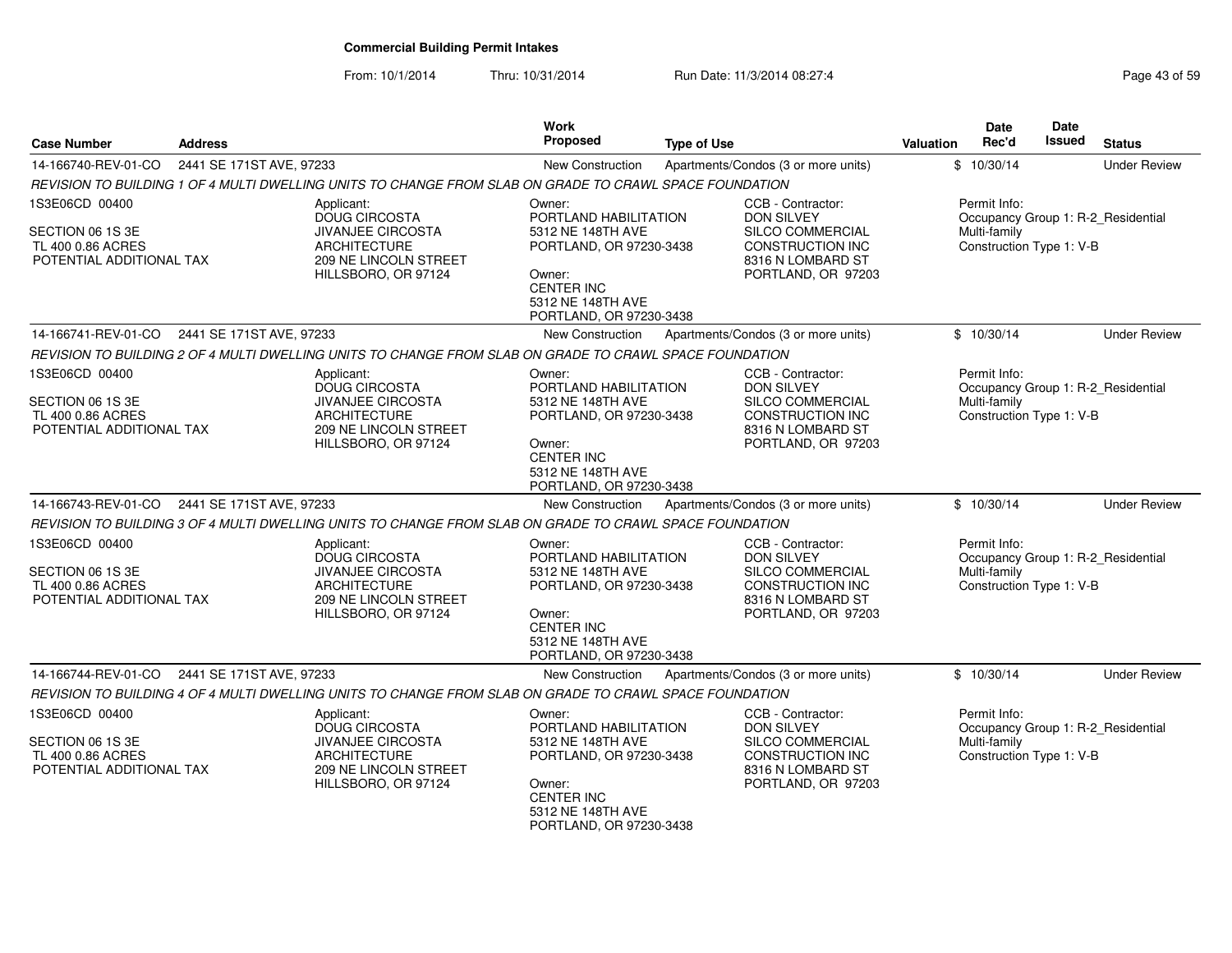**Commercial Building Permit Intakes**

From: 10/1/2014 Thru: 10/31/2014 Run Date: 11/3/2014 08:27:4

| Case Number | Address | Work Proposed | Type of Use | Valuation | Date Rec'd | Date Issued | Status |
|---|---|---|---|---|---|---|---|
| 14-166740-REV-01-CO | 2441 SE 171ST AVE, 97233 | New Construction | Apartments/Condos (3 or more units) | $ | 10/30/14 | | Under Review |

*REVISION TO BUILDING 1 OF 4 MULTI DWELLING UNITS TO CHANGE FROM SLAB ON GRADE TO CRAWL SPACE FOUNDATION*

1S3E06CD 00400
SECTION 06 1S 3E
TL 400 0.86 ACRES
POTENTIAL ADDITIONAL TAX

Applicant: DOUG CIRCOSTA, JIVANJEE CIRCOSTA ARCHITECTURE, 209 NE LINCOLN STREET, HILLSBORO, OR 97124

Owner: PORTLAND HABILITATION, 5312 NE 148TH AVE, PORTLAND, OR 97230-3438

Owner: CENTER INC, 5312 NE 148TH AVE, PORTLAND, OR 97230-3438

CCB - Contractor: DON SILVEY, SILCO COMMERCIAL CONSTRUCTION INC, 8316 N LOMBARD ST, PORTLAND, OR 97203

Permit Info: Occupancy Group 1: R-2_Residential Multi-family; Construction Type 1: V-B

| Case Number | Address | Work Proposed | Type of Use | Valuation | Date Rec'd | Date Issued | Status |
|---|---|---|---|---|---|---|---|
| 14-166741-REV-01-CO | 2441 SE 171ST AVE, 97233 | New Construction | Apartments/Condos (3 or more units) | $ | 10/30/14 | | Under Review |

*REVISION TO BUILDING 2 OF 4 MULTI DWELLING UNITS TO CHANGE FROM SLAB ON GRADE TO CRAWL SPACE FOUNDATION*

1S3E06CD 00400
SECTION 06 1S 3E
TL 400 0.86 ACRES
POTENTIAL ADDITIONAL TAX

Applicant: DOUG CIRCOSTA, JIVANJEE CIRCOSTA ARCHITECTURE, 209 NE LINCOLN STREET, HILLSBORO, OR 97124

Owner: PORTLAND HABILITATION, 5312 NE 148TH AVE, PORTLAND, OR 97230-3438

Owner: CENTER INC, 5312 NE 148TH AVE, PORTLAND, OR 97230-3438

CCB - Contractor: DON SILVEY, SILCO COMMERCIAL CONSTRUCTION INC, 8316 N LOMBARD ST, PORTLAND, OR 97203

Permit Info: Occupancy Group 1: R-2_Residential Multi-family; Construction Type 1: V-B

| Case Number | Address | Work Proposed | Type of Use | Valuation | Date Rec'd | Date Issued | Status |
|---|---|---|---|---|---|---|---|
| 14-166743-REV-01-CO | 2441 SE 171ST AVE, 97233 | New Construction | Apartments/Condos (3 or more units) | $ | 10/30/14 | | Under Review |

*REVISION TO BUILDING 3 OF 4 MULTI DWELLING UNITS TO CHANGE FROM SLAB ON GRADE TO CRAWL SPACE FOUNDATION*

1S3E06CD 00400
SECTION 06 1S 3E
TL 400 0.86 ACRES
POTENTIAL ADDITIONAL TAX

Applicant: DOUG CIRCOSTA, JIVANJEE CIRCOSTA ARCHITECTURE, 209 NE LINCOLN STREET, HILLSBORO, OR 97124

Owner: PORTLAND HABILITATION, 5312 NE 148TH AVE, PORTLAND, OR 97230-3438

Owner: CENTER INC, 5312 NE 148TH AVE, PORTLAND, OR 97230-3438

CCB - Contractor: DON SILVEY, SILCO COMMERCIAL CONSTRUCTION INC, 8316 N LOMBARD ST, PORTLAND, OR 97203

Permit Info: Occupancy Group 1: R-2_Residential Multi-family; Construction Type 1: V-B

| Case Number | Address | Work Proposed | Type of Use | Valuation | Date Rec'd | Date Issued | Status |
|---|---|---|---|---|---|---|---|
| 14-166744-REV-01-CO | 2441 SE 171ST AVE, 97233 | New Construction | Apartments/Condos (3 or more units) | $ | 10/30/14 | | Under Review |

*REVISION TO BUILDING 4 OF 4 MULTI DWELLING UNITS TO CHANGE FROM SLAB ON GRADE TO CRAWL SPACE FOUNDATION*

1S3E06CD 00400
SECTION 06 1S 3E
TL 400 0.86 ACRES
POTENTIAL ADDITIONAL TAX

Applicant: DOUG CIRCOSTA, JIVANJEE CIRCOSTA ARCHITECTURE, 209 NE LINCOLN STREET, HILLSBORO, OR 97124

Owner: PORTLAND HABILITATION, 5312 NE 148TH AVE, PORTLAND, OR 97230-3438

Owner: CENTER INC, 5312 NE 148TH AVE, PORTLAND, OR 97230-3438

CCB - Contractor: DON SILVEY, SILCO COMMERCIAL CONSTRUCTION INC, 8316 N LOMBARD ST, PORTLAND, OR 97203

Permit Info: Occupancy Group 1: R-2_Residential Multi-family; Construction Type 1: V-B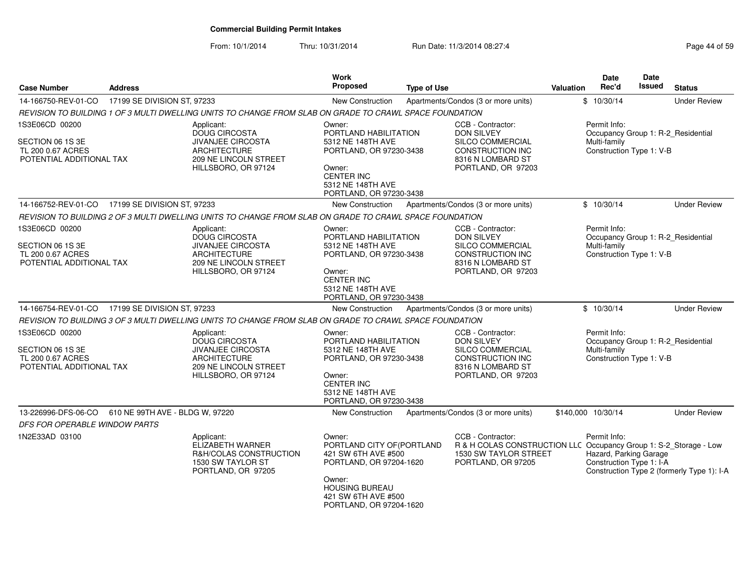# Commercial Building Permit Intakes

From: 10/1/2014 Thru: 10/31/2014 Run Date: 11/3/2014 08:27:4

| Case Number | Address | Work Proposed | Type of Use | Valuation | Date Rec'd | Date Issued | Status |
|---|---|---|---|---|---|---|---|
| 14-166750-REV-01-CO | 17199 SE DIVISION ST, 97233 | New Construction | Apartments/Condos (3 or more units) | $ | 10/30/14 | | Under Review |

*REVISION TO BUILDING 1 OF 3 MULTI DWELLING UNITS TO CHANGE FROM SLAB ON GRADE TO CRAWL SPACE FOUNDATION*

1S3E06CD 00200

SECTION 06 1S 3E
TL 200 0.67 ACRES
POTENTIAL ADDITIONAL TAX

Applicant:
DOUG CIRCOSTA
JIVANJEE CIRCOSTA ARCHITECTURE
209 NE LINCOLN STREET
HILLSBORO, OR 97124

Owner:
PORTLAND HABILITATION
5312 NE 148TH AVE
PORTLAND, OR 97230-3438

Owner:
CENTER INC
5312 NE 148TH AVE
PORTLAND, OR 97230-3438

CCB - Contractor:
DON SILVEY
SILCO COMMERCIAL CONSTRUCTION INC
8316 N LOMBARD ST
PORTLAND, OR 97203

Permit Info:
Occupancy Group 1: R-2_Residential Multi-family
Construction Type 1: V-B

| Case Number | Address | Work Proposed | Type of Use | Valuation | Date Rec'd | Date Issued | Status |
|---|---|---|---|---|---|---|---|
| 14-166752-REV-01-CO | 17199 SE DIVISION ST, 97233 | New Construction | Apartments/Condos (3 or more units) | $ | 10/30/14 | | Under Review |

*REVISION TO BUILDING 2 OF 3 MULTI DWELLING UNITS TO CHANGE FROM SLAB ON GRADE TO CRAWL SPACE FOUNDATION*

1S3E06CD 00200

SECTION 06 1S 3E
TL 200 0.67 ACRES
POTENTIAL ADDITIONAL TAX

Applicant:
DOUG CIRCOSTA
JIVANJEE CIRCOSTA ARCHITECTURE
209 NE LINCOLN STREET
HILLSBORO, OR 97124

Owner:
PORTLAND HABILITATION
5312 NE 148TH AVE
PORTLAND, OR 97230-3438

Owner:
CENTER INC
5312 NE 148TH AVE
PORTLAND, OR 97230-3438

CCB - Contractor:
DON SILVEY
SILCO COMMERCIAL CONSTRUCTION INC
8316 N LOMBARD ST
PORTLAND, OR 97203

Permit Info:
Occupancy Group 1: R-2_Residential Multi-family
Construction Type 1: V-B

| Case Number | Address | Work Proposed | Type of Use | Valuation | Date Rec'd | Date Issued | Status |
|---|---|---|---|---|---|---|---|
| 14-166754-REV-01-CO | 17199 SE DIVISION ST, 97233 | New Construction | Apartments/Condos (3 or more units) | $ | 10/30/14 | | Under Review |

*REVISION TO BUILDING 3 OF 3 MULTI DWELLING UNITS TO CHANGE FROM SLAB ON GRADE TO CRAWL SPACE FOUNDATION*

1S3E06CD 00200

SECTION 06 1S 3E
TL 200 0.67 ACRES
POTENTIAL ADDITIONAL TAX

Applicant:
DOUG CIRCOSTA
JIVANJEE CIRCOSTA ARCHITECTURE
209 NE LINCOLN STREET
HILLSBORO, OR 97124

Owner:
PORTLAND HABILITATION
5312 NE 148TH AVE
PORTLAND, OR 97230-3438

Owner:
CENTER INC
5312 NE 148TH AVE
PORTLAND, OR 97230-3438

CCB - Contractor:
DON SILVEY
SILCO COMMERCIAL CONSTRUCTION INC
8316 N LOMBARD ST
PORTLAND, OR 97203

Permit Info:
Occupancy Group 1: R-2_Residential Multi-family
Construction Type 1: V-B

| Case Number | Address | Work Proposed | Type of Use | Valuation | Date Rec'd | Date Issued | Status |
|---|---|---|---|---|---|---|---|
| 13-226996-DFS-06-CO | 610 NE 99TH AVE - BLDG W, 97220 | New Construction | Apartments/Condos (3 or more units) | $140,000 | 10/30/14 | | Under Review |

*DFS FOR OPERABLE WINDOW PARTS*

1N2E33AD 03100

Applicant:
ELIZABETH WARNER
R&H/COLAS CONSTRUCTION
1530 SW TAYLOR ST
PORTLAND, OR 97205

Owner:
PORTLAND CITY OF(PORTLAND
421 SW 6TH AVE #500
PORTLAND, OR 97204-1620

Owner:
HOUSING BUREAU
421 SW 6TH AVE #500
PORTLAND, OR 97204-1620

CCB - Contractor:
R & H COLAS CONSTRUCTION LLC
1530 SW TAYLOR STREET
PORTLAND, OR 97205

Permit Info:
Occupancy Group 1: S-2_Storage - Low Hazard, Parking Garage
Construction Type 1: I-A
Construction Type 2 (formerly Type 1): I-A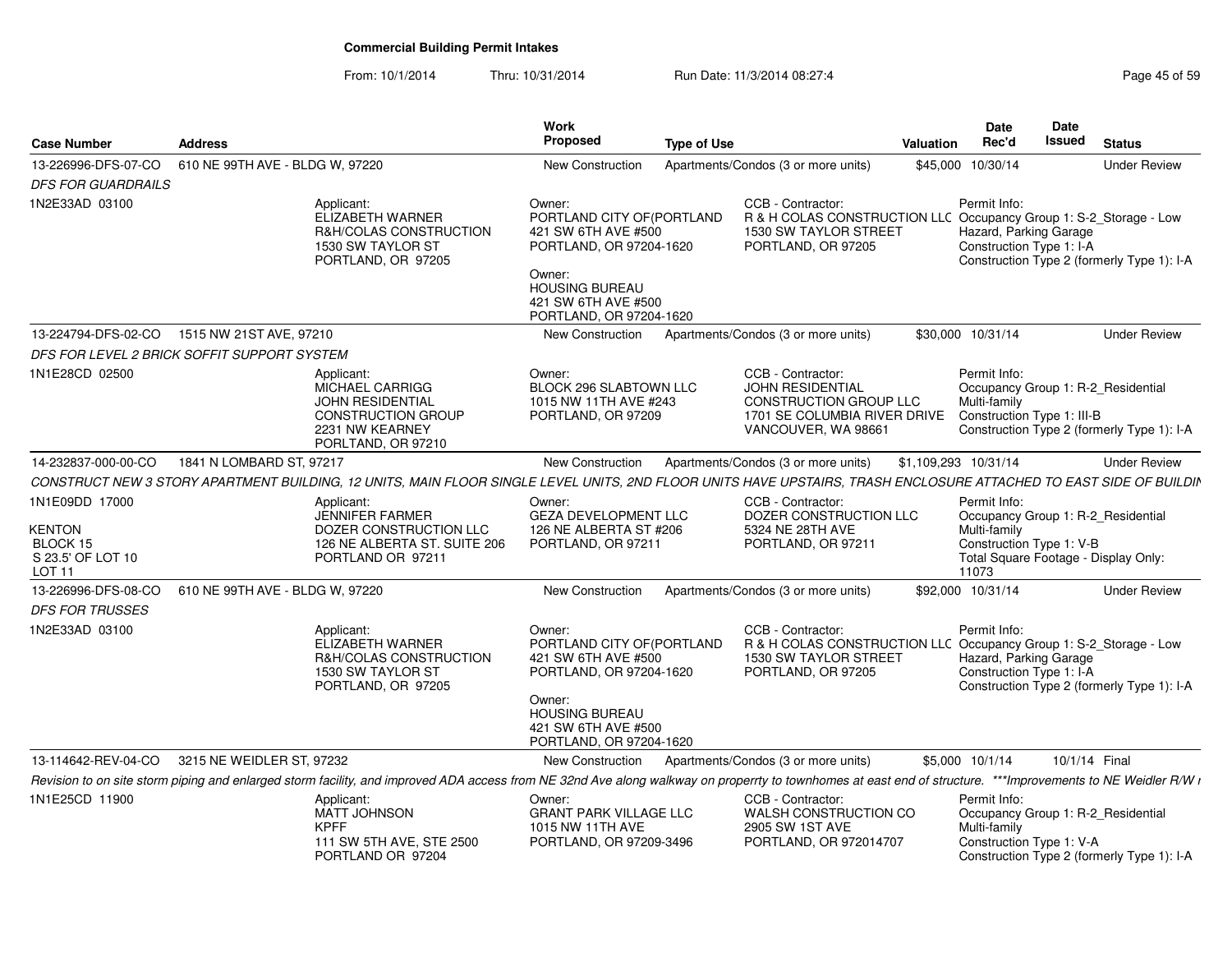# Commercial Building Permit Intakes

From: 10/1/2014 Thru: 10/31/2014 Run Date: 11/3/2014 08:27:4

| Case Number | Address | Work Proposed | Type of Use | Valuation | Date Rec'd | Date Issued | Status |
|---|---|---|---|---|---|---|---|
| 13-226996-DFS-07-CO | 610 NE 99TH AVE - BLDG W, 97220 | New Construction | Apartments/Condos (3 or more units) | $45,000 | 10/30/14 | | Under Review |

*DFS FOR GUARDRAILS*

1N2E33AD 03100

Applicant: ELIZABETH WARNER, R&H/COLAS CONSTRUCTION, 1530 SW TAYLOR ST, PORTLAND, OR 97205

Owner: PORTLAND CITY OF(PORTLAND, 421 SW 6TH AVE #500, PORTLAND, OR 97204-1620

Owner: HOUSING BUREAU, 421 SW 6TH AVE #500, PORTLAND, OR 97204-1620

CCB - Contractor: R & H COLAS CONSTRUCTION LLC, 1530 SW TAYLOR STREET, PORTLAND, OR 97205

Permit Info: Occupancy Group 1: S-2_Storage - Low Hazard, Parking Garage; Construction Type 1: I-A; Construction Type 2 (formerly Type 1): I-A

| Case Number | Address | Work Proposed | Type of Use | Valuation | Date Rec'd | Date Issued | Status |
|---|---|---|---|---|---|---|---|
| 13-224794-DFS-02-CO | 1515 NW 21ST AVE, 97210 | New Construction | Apartments/Condos (3 or more units) | $30,000 | 10/31/14 | | Under Review |

*DFS FOR LEVEL 2 BRICK SOFFIT SUPPORT SYSTEM*

1N1E28CD 02500

Applicant: MICHAEL CARRIGG, JOHN RESIDENTIAL CONSTRUCTION GROUP, 2231 NW KEARNEY, PORLTAND, OR 97210

Owner: BLOCK 296 SLABTOWN LLC, 1015 NW 11TH AVE #243, PORTLAND, OR 97209

CCB - Contractor: JOHN RESIDENTIAL CONSTRUCTION GROUP LLC, 1701 SE COLUMBIA RIVER DRIVE, VANCOUVER, WA 98661

Permit Info: Occupancy Group 1: R-2_Residential Multi-family; Construction Type 1: III-B; Construction Type 2 (formerly Type 1): I-A

| Case Number | Address | Work Proposed | Type of Use | Valuation | Date Rec'd | Date Issued | Status |
|---|---|---|---|---|---|---|---|
| 14-232837-000-00-CO | 1841 N LOMBARD ST, 97217 | New Construction | Apartments/Condos (3 or more units) | $1,109,293 | 10/31/14 | | Under Review |

*CONSTRUCT NEW 3 STORY APARTMENT BUILDING, 12 UNITS, MAIN FLOOR SINGLE LEVEL UNITS, 2ND FLOOR UNITS HAVE UPSTAIRS, TRASH ENCLOSURE ATTACHED TO EAST SIDE OF BUILDIN*

1N1E09DD 17000

KENTON
BLOCK 15
S 23.5' OF LOT 10
LOT 11

Applicant: JENNIFER FARMER, DOZER CONSTRUCTION LLC, 126 NE ALBERTA ST. SUITE 206, PORTLAND OR 97211

Owner: GEZA DEVELOPMENT LLC, 126 NE ALBERTA ST #206, PORTLAND, OR 97211

CCB - Contractor: DOZER CONSTRUCTION LLC, 5324 NE 28TH AVE, PORTLAND, OR 97211

Permit Info: Occupancy Group 1: R-2_Residential Multi-family; Construction Type 1: V-B; Total Square Footage - Display Only: 11073

| Case Number | Address | Work Proposed | Type of Use | Valuation | Date Rec'd | Date Issued | Status |
|---|---|---|---|---|---|---|---|
| 13-226996-DFS-08-CO | 610 NE 99TH AVE - BLDG W, 97220 | New Construction | Apartments/Condos (3 or more units) | $92,000 | 10/31/14 | | Under Review |

*DFS FOR TRUSSES*

1N2E33AD 03100

Applicant: ELIZABETH WARNER, R&H/COLAS CONSTRUCTION, 1530 SW TAYLOR ST, PORTLAND, OR 97205

Owner: PORTLAND CITY OF(PORTLAND, 421 SW 6TH AVE #500, PORTLAND, OR 97204-1620

Owner: HOUSING BUREAU, 421 SW 6TH AVE #500, PORTLAND, OR 97204-1620

CCB - Contractor: R & H COLAS CONSTRUCTION LLC, 1530 SW TAYLOR STREET, PORTLAND, OR 97205

Permit Info: Occupancy Group 1: S-2_Storage - Low Hazard, Parking Garage; Construction Type 1: I-A; Construction Type 2 (formerly Type 1): I-A

| Case Number | Address | Work Proposed | Type of Use | Valuation | Date Rec'd | Date Issued | Status |
|---|---|---|---|---|---|---|---|
| 13-114642-REV-04-CO | 3215 NE WEIDLER ST, 97232 | New Construction | Apartments/Condos (3 or more units) | $5,000 | 10/1/14 | 10/1/14 | Final |

*Revision to on site storm piping and enlarged storm facility, and improved ADA access from NE 32nd Ave along walkway on properrty to townhomes at east end of structure. ***Improvements to NE Weidler R/W r*

1N1E25CD 11900

Applicant: MATT JOHNSON, KPFF, 111 SW 5TH AVE, STE 2500, PORTLAND OR 97204

Owner: GRANT PARK VILLAGE LLC, 1015 NW 11TH AVE, PORTLAND, OR 97209-3496

CCB - Contractor: WALSH CONSTRUCTION CO, 2905 SW 1ST AVE, PORTLAND, OR 972014707

Permit Info: Occupancy Group 1: R-2_Residential Multi-family; Construction Type 1: V-A; Construction Type 2 (formerly Type 1): I-A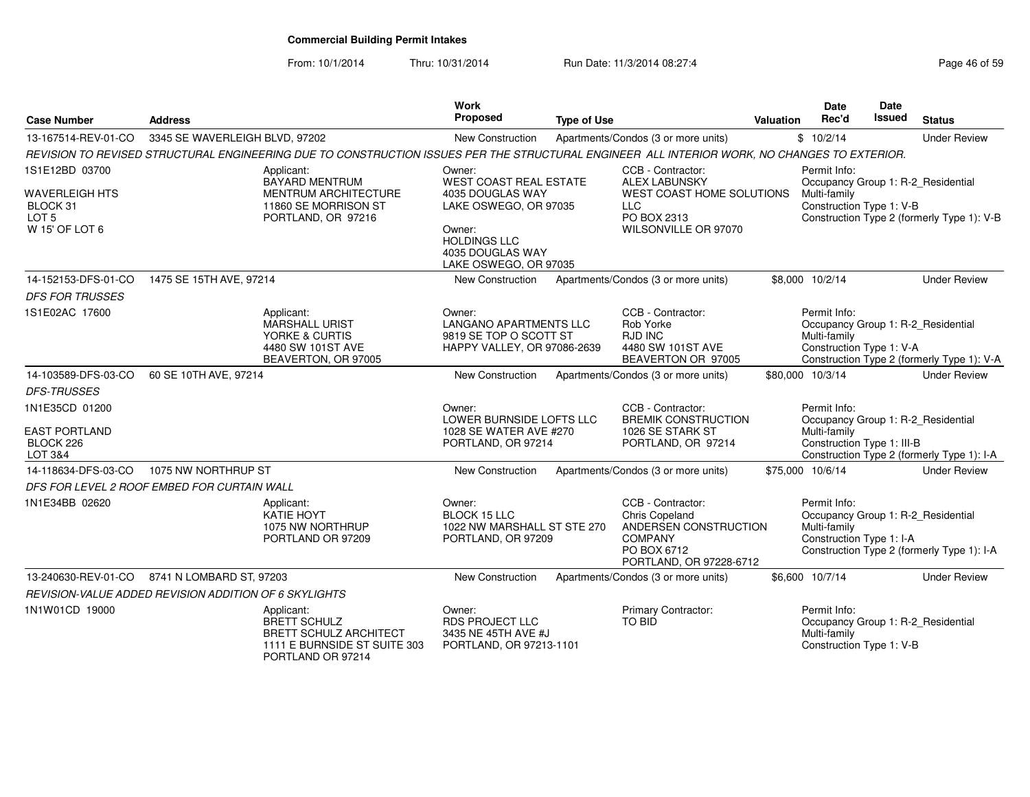# Commercial Building Permit Intakes

From: 10/1/2014 Thru: 10/31/2014 Run Date: 11/3/2014 08:27:4

| Case Number | Address | Work Proposed | Type of Use | Valuation | Date Rec'd | Date Issued | Status |
|---|---|---|---|---|---|---|---|
| 13-167514-REV-01-CO | 3345 SE WAVERLEIGH BLVD, 97202 | New Construction | Apartments/Condos (3 or more units) | $ | 10/2/14 | | Under Review |

*REVISION TO REVISED STRUCTURAL ENGINEERING DUE TO CONSTRUCTION ISSUES PER THE STRUCTURAL ENGINEER ALL INTERIOR WORK, NO CHANGES TO EXTERIOR.*

1S1E12BD 03700

WAVERLEIGH HTS
BLOCK 31
LOT 5
W 15' OF LOT 6

Applicant:
BAYARD MENTRUM
MENTRUM ARCHITECTURE
11860 SE MORRISON ST
PORTLAND, OR 97216

Owner:
WEST COAST REAL ESTATE
4035 DOUGLAS WAY
LAKE OSWEGO, OR 97035

Owner:
HOLDINGS LLC
4035 DOUGLAS WAY
LAKE OSWEGO, OR 97035

CCB - Contractor:
ALEX LABUNSKY
WEST COAST HOME SOLUTIONS LLC
PO BOX 2313
WILSONVILLE OR 97070

Permit Info:
Occupancy Group 1: R-2_Residential Multi-family
Construction Type 1: V-B
Construction Type 2 (formerly Type 1): V-B

| Case Number | Address | Work Proposed | Type of Use | Valuation | Date Rec'd | Date Issued | Status |
|---|---|---|---|---|---|---|---|
| 14-152153-DFS-01-CO | 1475 SE 15TH AVE, 97214 | New Construction | Apartments/Condos (3 or more units) | $8,000 | 10/2/14 | | Under Review |

*DFS FOR TRUSSES*

1S1E02AC 17600

Applicant:
MARSHALL URIST
YORKE & CURTIS
4480 SW 101ST AVE
BEAVERTON, OR 97005

Owner:
LANGANO APARTMENTS LLC
9819 SE TOP O SCOTT ST
HAPPY VALLEY, OR 97086-2639

CCB - Contractor:
Rob Yorke
RJD INC
4480 SW 101ST AVE
BEAVERTON OR 97005

Permit Info:
Occupancy Group 1: R-2_Residential Multi-family
Construction Type 1: V-A
Construction Type 2 (formerly Type 1): V-A

| Case Number | Address | Work Proposed | Type of Use | Valuation | Date Rec'd | Date Issued | Status |
|---|---|---|---|---|---|---|---|
| 14-103589-DFS-03-CO | 60 SE 10TH AVE, 97214 | New Construction | Apartments/Condos (3 or more units) | $80,000 | 10/3/14 | | Under Review |

*DFS-TRUSSES*

1N1E35CD 01200

EAST PORTLAND
BLOCK 226
LOT 3&4

Owner:
LOWER BURNSIDE LOFTS LLC
1028 SE WATER AVE #270
PORTLAND, OR 97214

CCB - Contractor:
BREMIK CONSTRUCTION
1026 SE STARK ST
PORTLAND, OR 97214

Permit Info:
Occupancy Group 1: R-2_Residential Multi-family
Construction Type 1: III-B
Construction Type 2 (formerly Type 1): I-A

| Case Number | Address | Work Proposed | Type of Use | Valuation | Date Rec'd | Date Issued | Status |
|---|---|---|---|---|---|---|---|
| 14-118634-DFS-03-CO | 1075 NW NORTHRUP ST | New Construction | Apartments/Condos (3 or more units) | $75,000 | 10/6/14 | | Under Review |

*DFS FOR LEVEL 2 ROOF EMBED FOR CURTAIN WALL*

1N1E34BB 02620

Applicant:
KATIE HOYT
1075 NW NORTHRUP
PORTLAND OR 97209

Owner:
BLOCK 15 LLC
1022 NW MARSHALL ST STE 270
PORTLAND, OR 97209

CCB - Contractor:
Chris Copeland
ANDERSEN CONSTRUCTION COMPANY
PO BOX 6712
PORTLAND, OR 97228-6712

Permit Info:
Occupancy Group 1: R-2_Residential Multi-family
Construction Type 1: I-A
Construction Type 2 (formerly Type 1): I-A

| Case Number | Address | Work Proposed | Type of Use | Valuation | Date Rec'd | Date Issued | Status |
|---|---|---|---|---|---|---|---|
| 13-240630-REV-01-CO | 8741 N LOMBARD ST, 97203 | New Construction | Apartments/Condos (3 or more units) | $6,600 | 10/7/14 | | Under Review |

*REVISION-VALUE ADDED REVISION ADDITION OF 6 SKYLIGHTS*

1N1W01CD 19000

Applicant:
BRETT SCHULZ
BRETT SCHULZ ARCHITECT
1111 E BURNSIDE ST SUITE 303
PORTLAND OR 97214

Owner:
RDS PROJECT LLC
3435 NE 45TH AVE #J
PORTLAND, OR 97213-1101

Primary Contractor:
TO BID

Permit Info:
Occupancy Group 1: R-2_Residential Multi-family
Construction Type 1: V-B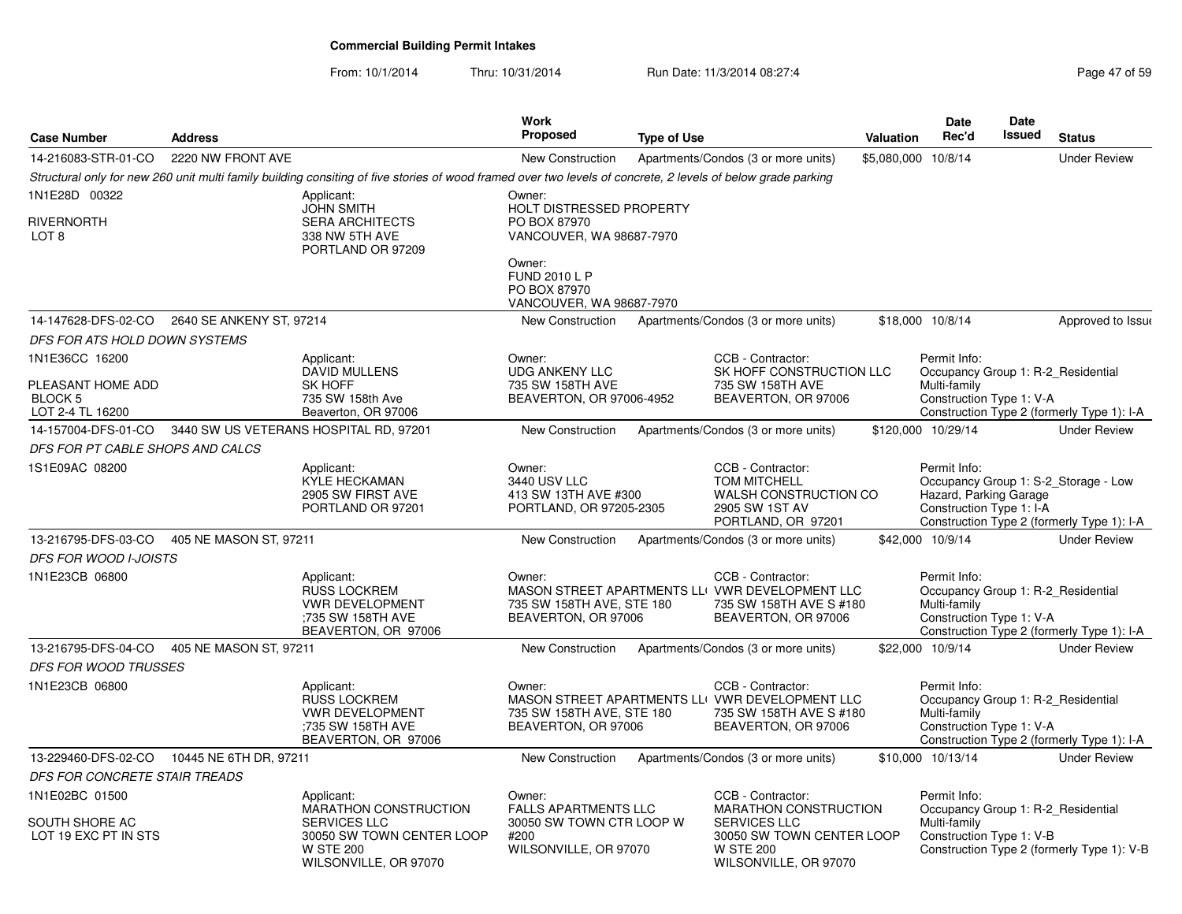# Commercial Building Permit Intakes

From: 10/1/2014 Thru: 10/31/2014 Run Date: 11/3/2014 08:27:4

| Case Number | Address | Work Proposed | Type of Use | Valuation | Date Rec'd | Date Issued | Status |
|---|---|---|---|---|---|---|---|
| 14-216083-STR-01-CO | 2220 NW FRONT AVE | New Construction | Apartments/Condos (3 or more units) | $5,080,000 | 10/8/14 | | Under Review |

*Structural only for new 260 unit multi family building consiting of five stories of wood framed over two levels of concrete, 2 levels of below grade parking*

1N1E28D 00322
RIVERNORTH
LOT 8

Applicant:
JOHN SMITH
SERA ARCHITECTS
338 NW 5TH AVE
PORTLAND OR 97209

Owner:
HOLT DISTRESSED PROPERTY
PO BOX 87970
VANCOUVER, WA 98687-7970

Owner:
FUND 2010 L P
PO BOX 87970
VANCOUVER, WA 98687-7970

| Case Number | Address | Work Proposed | Type of Use | Valuation | Date Rec'd | Date Issued | Status |
|---|---|---|---|---|---|---|---|
| 14-147628-DFS-02-CO | 2640 SE ANKENY ST, 97214 | New Construction | Apartments/Condos (3 or more units) | $18,000 | 10/8/14 | | Approved to Issue |

*DFS FOR ATS HOLD DOWN SYSTEMS*

1N1E36CC 16200
PLEASANT HOME ADD
BLOCK 5
LOT 2-4 TL 16200

Applicant:
DAVID MULLENS
SK HOFF
735 SW 158th Ave
Beaverton, OR 97006

Owner:
UDG ANKENY LLC
735 SW 158TH AVE
BEAVERTON, OR 97006-4952

CCB - Contractor:
SK HOFF CONSTRUCTION LLC
735 SW 158TH AVE
BEAVERTON, OR 97006

Permit Info:
Occupancy Group 1: R-2_Residential Multi-family
Construction Type 1: V-A
Construction Type 2 (formerly Type 1): I-A

| Case Number | Address | Work Proposed | Type of Use | Valuation | Date Rec'd | Date Issued | Status |
|---|---|---|---|---|---|---|---|
| 14-157004-DFS-01-CO | 3440 SW US VETERANS HOSPITAL RD, 97201 | New Construction | Apartments/Condos (3 or more units) | $120,000 | 10/29/14 | | Under Review |

*DFS FOR PT CABLE SHOPS AND CALCS*

1S1E09AC 08200

Applicant:
KYLE HECKAMAN
2905 SW FIRST AVE
PORTLAND OR 97201

Owner:
3440 USV LLC
413 SW 13TH AVE #300
PORTLAND, OR 97205-2305

CCB - Contractor:
TOM MITCHELL
WALSH CONSTRUCTION CO
2905 SW 1ST AV
PORTLAND, OR 97201

Permit Info:
Occupancy Group 1: S-2_Storage - Low Hazard, Parking Garage
Construction Type 1: I-A
Construction Type 2 (formerly Type 1): I-A

| Case Number | Address | Work Proposed | Type of Use | Valuation | Date Rec'd | Date Issued | Status |
|---|---|---|---|---|---|---|---|
| 13-216795-DFS-03-CO | 405 NE MASON ST, 97211 | New Construction | Apartments/Condos (3 or more units) | $42,000 | 10/9/14 | | Under Review |

*DFS FOR WOOD I-JOISTS*

1N1E23CB 06800

Applicant:
RUSS LOCKREM
VWR DEVELOPMENT
;735 SW 158TH AVE
BEAVERTON, OR 97006

Owner:
MASON STREET APARTMENTS LL(
735 SW 158TH AVE, STE 180
BEAVERTON, OR 97006

CCB - Contractor:
VWR DEVELOPMENT LLC
735 SW 158TH AVE S #180
BEAVERTON, OR 97006

Permit Info:
Occupancy Group 1: R-2_Residential Multi-family
Construction Type 1: V-A
Construction Type 2 (formerly Type 1): I-A

| Case Number | Address | Work Proposed | Type of Use | Valuation | Date Rec'd | Date Issued | Status |
|---|---|---|---|---|---|---|---|
| 13-216795-DFS-04-CO | 405 NE MASON ST, 97211 | New Construction | Apartments/Condos (3 or more units) | $22,000 | 10/9/14 | | Under Review |

*DFS FOR WOOD TRUSSES*

1N1E23CB 06800

Applicant:
RUSS LOCKREM
VWR DEVELOPMENT
;735 SW 158TH AVE
BEAVERTON, OR 97006

Owner:
MASON STREET APARTMENTS LL(
735 SW 158TH AVE, STE 180
BEAVERTON, OR 97006

CCB - Contractor:
VWR DEVELOPMENT LLC
735 SW 158TH AVE S #180
BEAVERTON, OR 97006

Permit Info:
Occupancy Group 1: R-2_Residential Multi-family
Construction Type 1: V-A
Construction Type 2 (formerly Type 1): I-A

| Case Number | Address | Work Proposed | Type of Use | Valuation | Date Rec'd | Date Issued | Status |
|---|---|---|---|---|---|---|---|
| 13-229460-DFS-02-CO | 10445 NE 6TH DR, 97211 | New Construction | Apartments/Condos (3 or more units) | $10,000 | 10/13/14 | | Under Review |

*DFS FOR CONCRETE STAIR TREADS*

1N1E02BC 01500
SOUTH SHORE AC
LOT 19 EXC PT IN STS

Applicant:
MARATHON CONSTRUCTION SERVICES LLC
30050 SW TOWN CENTER LOOP W STE 200
WILSONVILLE, OR 97070

Owner:
FALLS APARTMENTS LLC
30050 SW TOWN CTR LOOP W #200
WILSONVILLE, OR 97070

CCB - Contractor:
MARATHON CONSTRUCTION SERVICES LLC
30050 SW TOWN CENTER LOOP W STE 200
WILSONVILLE, OR 97070

Permit Info:
Occupancy Group 1: R-2_Residential Multi-family
Construction Type 1: V-B
Construction Type 2 (formerly Type 1): V-B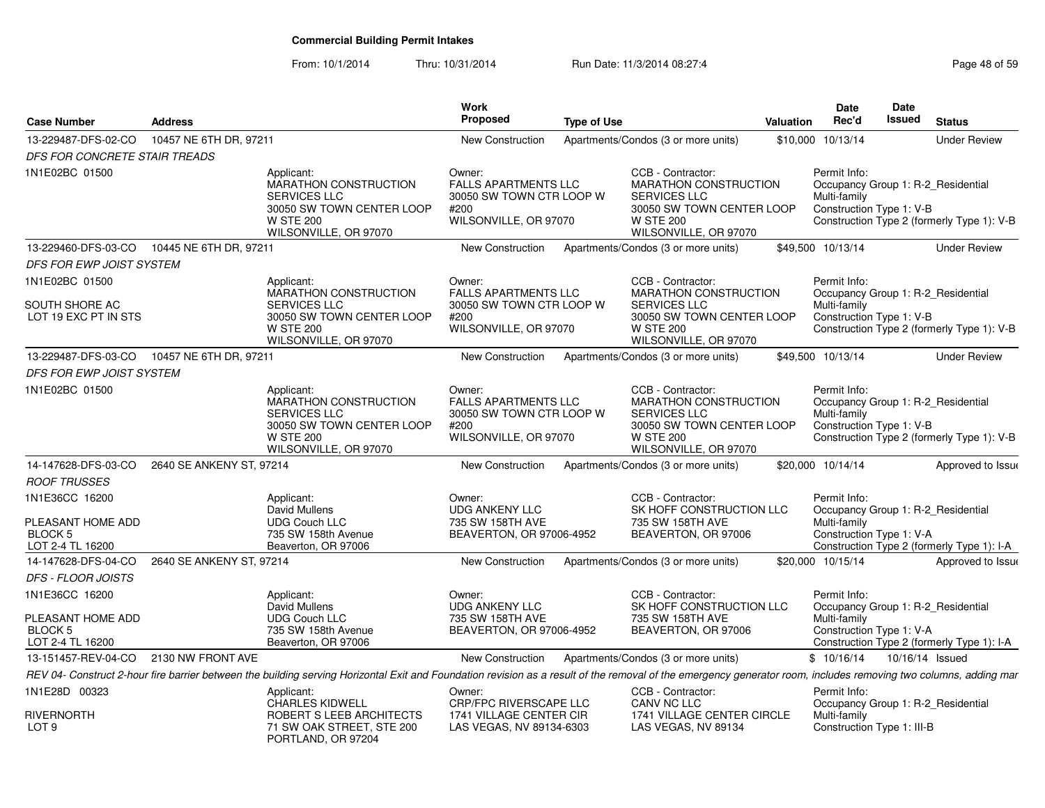**Commercial Building Permit Intakes**

From: 10/1/2014 Thru: 10/31/2014 Run Date: 11/3/2014 08:27:4

| Case Number | Address | | Work Proposed | Type of Use | | Valuation | Date Rec'd | Date Issued | Status |
|---|---|---|---|---|---|---|---|---|---|
| 13-229487-DFS-02-CO | 10457 NE 6TH DR, 97211 | | New Construction | Apartments/Condos (3 or more units) | | $10,000 | 10/13/14 | | Under Review |
| *DFS FOR CONCRETE STAIR TREADS* | | | | | | | | | |
| 1N1E02BC 01500 | | Applicant: MARATHON CONSTRUCTION SERVICES LLC 30050 SW TOWN CENTER LOOP W STE 200 WILSONVILLE, OR 97070 | Owner: FALLS APARTMENTS LLC 30050 SW TOWN CTR LOOP W #200 WILSONVILLE, OR 97070 | | CCB - Contractor: MARATHON CONSTRUCTION SERVICES LLC 30050 SW TOWN CENTER LOOP W STE 200 WILSONVILLE, OR 97070 | | Permit Info: Occupancy Group 1: R-2_Residential Multi-family Construction Type 1: V-B Construction Type 2 (formerly Type 1): V-B | | |
| 13-229460-DFS-03-CO | 10445 NE 6TH DR, 97211 | | New Construction | Apartments/Condos (3 or more units) | | $49,500 | 10/13/14 | | Under Review |
| *DFS FOR EWP JOIST SYSTEM* | | | | | | | | | |
| 1N1E02BC 01500 SOUTH SHORE AC LOT 19 EXC PT IN STS | | Applicant: MARATHON CONSTRUCTION SERVICES LLC 30050 SW TOWN CENTER LOOP W STE 200 WILSONVILLE, OR 97070 | Owner: FALLS APARTMENTS LLC 30050 SW TOWN CTR LOOP W #200 WILSONVILLE, OR 97070 | | CCB - Contractor: MARATHON CONSTRUCTION SERVICES LLC 30050 SW TOWN CENTER LOOP W STE 200 WILSONVILLE, OR 97070 | | Permit Info: Occupancy Group 1: R-2_Residential Multi-family Construction Type 1: V-B Construction Type 2 (formerly Type 1): V-B | | |
| 13-229487-DFS-03-CO | 10457 NE 6TH DR, 97211 | | New Construction | Apartments/Condos (3 or more units) | | $49,500 | 10/13/14 | | Under Review |
| *DFS FOR EWP JOIST SYSTEM* | | | | | | | | | |
| 1N1E02BC 01500 | | Applicant: MARATHON CONSTRUCTION SERVICES LLC 30050 SW TOWN CENTER LOOP W STE 200 WILSONVILLE, OR 97070 | Owner: FALLS APARTMENTS LLC 30050 SW TOWN CTR LOOP W #200 WILSONVILLE, OR 97070 | | CCB - Contractor: MARATHON CONSTRUCTION SERVICES LLC 30050 SW TOWN CENTER LOOP W STE 200 WILSONVILLE, OR 97070 | | Permit Info: Occupancy Group 1: R-2_Residential Multi-family Construction Type 1: V-B Construction Type 2 (formerly Type 1): V-B | | |
| 14-147628-DFS-03-CO | 2640 SE ANKENY ST, 97214 | | New Construction | Apartments/Condos (3 or more units) | | $20,000 | 10/14/14 | | Approved to Issue |
| *ROOF TRUSSES* | | | | | | | | | |
| 1N1E36CC 16200 PLEASANT HOME ADD BLOCK 5 LOT 2-4 TL 16200 | | Applicant: David Mullens UDG Couch LLC 735 SW 158th Avenue Beaverton, OR 97006 | Owner: UDG ANKENY LLC 735 SW 158TH AVE BEAVERTON, OR 97006-4952 | | CCB - Contractor: SK HOFF CONSTRUCTION LLC 735 SW 158TH AVE BEAVERTON, OR 97006 | | Permit Info: Occupancy Group 1: R-2_Residential Multi-family Construction Type 1: V-A Construction Type 2 (formerly Type 1): I-A | | |
| 14-147628-DFS-04-CO | 2640 SE ANKENY ST, 97214 | | New Construction | Apartments/Condos (3 or more units) | | $20,000 | 10/15/14 | | Approved to Issue |
| *DFS - FLOOR JOISTS* | | | | | | | | | |
| 1N1E36CC 16200 PLEASANT HOME ADD BLOCK 5 LOT 2-4 TL 16200 | | Applicant: David Mullens UDG Couch LLC 735 SW 158th Avenue Beaverton, OR 97006 | Owner: UDG ANKENY LLC 735 SW 158TH AVE BEAVERTON, OR 97006-4952 | | CCB - Contractor: SK HOFF CONSTRUCTION LLC 735 SW 158TH AVE BEAVERTON, OR 97006 | | Permit Info: Occupancy Group 1: R-2_Residential Multi-family Construction Type 1: V-A Construction Type 2 (formerly Type 1): I-A | | |
| 13-151457-REV-04-CO | 2130 NW FRONT AVE | | New Construction | Apartments/Condos (3 or more units) | | $ | 10/16/14 | 10/16/14 | Issued |
| *REV 04- Construct 2-hour fire barrier between the building serving Horizontal Exit and Foundation revision as a result of the removal of the emergency generator room, includes removing two columns, adding mar* | | | | | | | | | |
| 1N1E28D 00323 RIVERNORTH LOT 9 | | Applicant: CHARLES KIDWELL ROBERT S LEEB ARCHITECTS 71 SW OAK STREET, STE 200 PORTLAND, OR 97204 | Owner: CRP/FPC RIVERSCAPE LLC 1741 VILLAGE CENTER CIR LAS VEGAS, NV 89134-6303 | | CCB - Contractor: CANV NC LLC 1741 VILLAGE CENTER CIRCLE LAS VEGAS, NV 89134 | | Permit Info: Occupancy Group 1: R-2_Residential Multi-family Construction Type 1: III-B | | |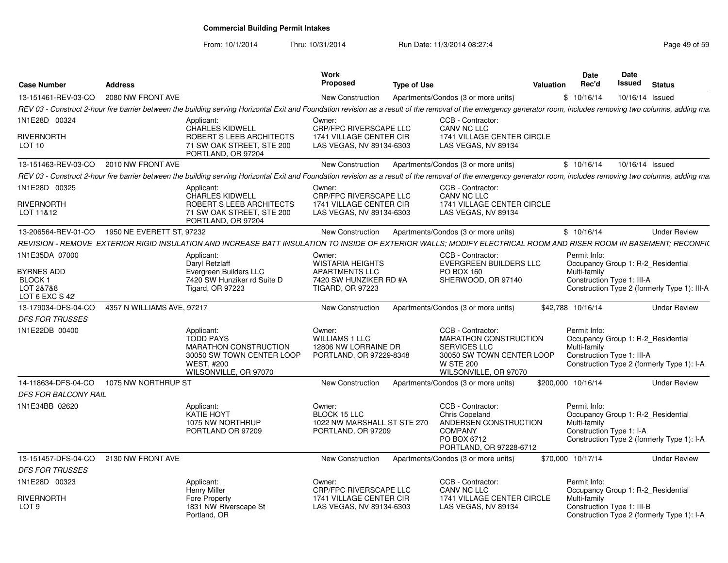**Commercial Building Permit Intakes**

From: 10/1/2014 Thru: 10/31/2014 Run Date: 11/3/2014 08:27:4

| Case Number | Address | Work Proposed | Type of Use | Valuation | Date Rec'd | Date Issued | Status |
|---|---|---|---|---|---|---|---|
| 13-151461-REV-03-CO | 2080 NW FRONT AVE | New Construction | Apartments/Condos (3 or more units) | $ | 10/16/14 | 10/16/14 | Issued |

*REV 03 - Construct 2-hour fire barrier between the building serving Horizontal Exit and Foundation revision as a result of the removal of the emergency generator room, includes removing two columns, adding ma*

1N1E28D 00324
RIVERNORTH
LOT 10

Applicant: CHARLES KIDWELL, ROBERT S LEEB ARCHITECTS, 71 SW OAK STREET, STE 200, PORTLAND, OR 97204
Owner: CRP/FPC RIVERSCAPE LLC, 1741 VILLAGE CENTER CIR, LAS VEGAS, NV 89134-6303
CCB - Contractor: CANV NC LLC, 1741 VILLAGE CENTER CIRCLE, LAS VEGAS, NV 89134

| Case Number | Address | Work Proposed | Type of Use | Valuation | Date Rec'd | Date Issued | Status |
|---|---|---|---|---|---|---|---|
| 13-151463-REV-03-CO | 2010 NW FRONT AVE | New Construction | Apartments/Condos (3 or more units) | $ | 10/16/14 | 10/16/14 | Issued |

*REV 03 - Construct 2-hour fire barrier between the building serving Horizontal Exit and Foundation revision as a result of the removal of the emergency generator room, includes removing two columns, adding ma*

1N1E28D 00325
RIVERNORTH
LOT 11&12

Applicant: CHARLES KIDWELL, ROBERT S LEEB ARCHITECTS, 71 SW OAK STREET, STE 200, PORTLAND, OR 97204
Owner: CRP/FPC RIVERSCAPE LLC, 1741 VILLAGE CENTER CIR, LAS VEGAS, NV 89134-6303
CCB - Contractor: CANV NC LLC, 1741 VILLAGE CENTER CIRCLE, LAS VEGAS, NV 89134

| Case Number | Address | Work Proposed | Type of Use | Valuation | Date Rec'd | Date Issued | Status |
|---|---|---|---|---|---|---|---|
| 13-206564-REV-01-CO | 1950 NE EVERETT ST, 97232 | New Construction | Apartments/Condos (3 or more units) | $ | 10/16/14 | | Under Review |

*REVISION - REMOVE EXTERIOR RIGID INSULATION AND INCREASE BATT INSULATION TO INSIDE OF EXTERIOR WALLS; MODIFY ELECTRICAL ROOM AND RISER ROOM IN BASEMENT; RECONFIC*

1N1E35DA 07000
BYRNES ADD
BLOCK 1
LOT 2&7&8
LOT 6 EXC S 42'

Applicant: Daryl Retzlaff, Evergreen Builders LLC, 7420 SW Hunziker rd Suite D, Tigard, OR 97223
Owner: WISTARIA HEIGHTS APARTMENTS LLC, 7420 SW HUNZIKER RD #A, TIGARD, OR 97223
CCB - Contractor: EVERGREEN BUILDERS LLC, PO BOX 160, SHERWOOD, OR 97140
Permit Info: Occupancy Group 1: R-2_Residential Multi-family; Construction Type 1: III-A; Construction Type 2 (formerly Type 1): III-A

| Case Number | Address | Work Proposed | Type of Use | Valuation | Date Rec'd | Date Issued | Status |
|---|---|---|---|---|---|---|---|
| 13-179034-DFS-04-CO | 4357 N WILLIAMS AVE, 97217 | New Construction | Apartments/Condos (3 or more units) | $42,788 | 10/16/14 | | Under Review |

*DFS FOR TRUSSES*

1N1E22DB 00400

Applicant: TODD PAYS, MARATHON CONSTRUCTION, 30050 SW TOWN CENTER LOOP WEST, #200, WILSONVILLE, OR 97070
Owner: WILLIAMS 1 LLC, 12806 NW LORRAINE DR, PORTLAND, OR 97229-8348
CCB - Contractor: MARATHON CONSTRUCTION SERVICES LLC, 30050 SW TOWN CENTER LOOP W STE 200, WILSONVILLE, OR 97070
Permit Info: Occupancy Group 1: R-2_Residential Multi-family; Construction Type 1: III-A; Construction Type 2 (formerly Type 1): I-A

| Case Number | Address | Work Proposed | Type of Use | Valuation | Date Rec'd | Date Issued | Status |
|---|---|---|---|---|---|---|---|
| 14-118634-DFS-04-CO | 1075 NW NORTHRUP ST | New Construction | Apartments/Condos (3 or more units) | $200,000 | 10/16/14 | | Under Review |

*DFS FOR BALCONY RAIL*

1N1E34BB 02620

Applicant: KATIE HOYT, 1075 NW NORTHRUP, PORTLAND OR 97209
Owner: BLOCK 15 LLC, 1022 NW MARSHALL ST STE 270, PORTLAND, OR 97209
CCB - Contractor: Chris Copeland, ANDERSEN CONSTRUCTION COMPANY, PO BOX 6712, PORTLAND, OR 97228-6712
Permit Info: Occupancy Group 1: R-2_Residential Multi-family; Construction Type 1: I-A; Construction Type 2 (formerly Type 1): I-A

| Case Number | Address | Work Proposed | Type of Use | Valuation | Date Rec'd | Date Issued | Status |
|---|---|---|---|---|---|---|---|
| 13-151457-DFS-04-CO | 2130 NW FRONT AVE | New Construction | Apartments/Condos (3 or more units) | $70,000 | 10/17/14 | | Under Review |

*DFS FOR TRUSSES*

1N1E28D 00323
RIVERNORTH
LOT 9

Applicant: Henry Miller, Fore Property, 1831 NW Riverscape St, Portland, OR
Owner: CRP/FPC RIVERSCAPE LLC, 1741 VILLAGE CENTER CIR, LAS VEGAS, NV 89134-6303
CCB - Contractor: CANV NC LLC, 1741 VILLAGE CENTER CIRCLE, LAS VEGAS, NV 89134
Permit Info: Occupancy Group 1: R-2_Residential Multi-family; Construction Type 1: III-B; Construction Type 2 (formerly Type 1): I-A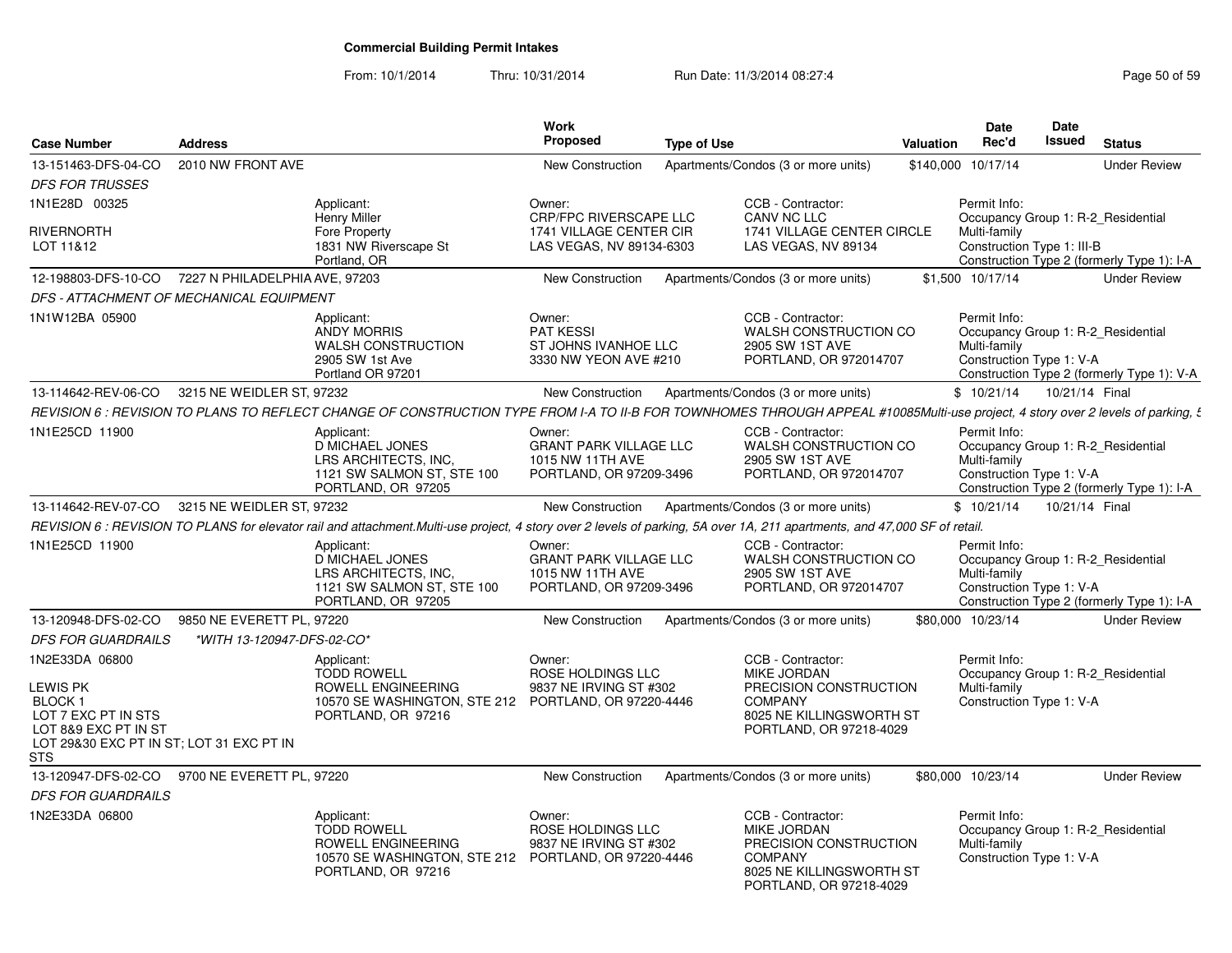# Commercial Building Permit Intakes

From: 10/1/2014 Thru: 10/31/2014 Run Date: 11/3/2014 08:27:4

| Case Number | Address | | Work Proposed | Type of Use | | Valuation | Date Rec'd | Date Issued | Status |
|---|---|---|---|---|---|---|---|---|---|
| 13-151463-DFS-04-CO | 2010 NW FRONT AVE | | New Construction | Apartments/Condos (3 or more units) | | $140,000 | 10/17/14 | | Under Review |
| *DFS FOR TRUSSES* | | | | | | | | | |
| 1N1E28D 00325<br><br>RIVERNORTH<br>LOT 11&12 | | Applicant:<br>Henry Miller<br>Fore Property<br>1831 NW Riverscape St<br>Portland, OR | Owner:<br>CRP/FPC RIVERSCAPE LLC<br>1741 VILLAGE CENTER CIR<br>LAS VEGAS, NV 89134-6303 | CCB - Contractor:<br>CANV NC LLC<br>1741 VILLAGE CENTER CIRCLE<br>LAS VEGAS, NV 89134 | | Permit Info:<br>Occupancy Group 1: R-2_Residential Multi-family<br>Construction Type 1: III-B<br>Construction Type 2 (formerly Type 1): I-A | | | |
| 12-198803-DFS-10-CO | 7227 N PHILADELPHIA AVE, 97203 | | New Construction | Apartments/Condos (3 or more units) | | $1,500 | 10/17/14 | | Under Review |
| *DFS - ATTACHMENT OF MECHANICAL EQUIPMENT* | | | | | | | | | |
| 1N1W12BA 05900 | | Applicant:<br>ANDY MORRIS<br>WALSH CONSTRUCTION<br>2905 SW 1st Ave<br>Portland OR 97201 | Owner:<br>PAT KESSI<br>ST JOHNS IVANHOE LLC<br>3330 NW YEON AVE #210 | CCB - Contractor:<br>WALSH CONSTRUCTION CO<br>2905 SW 1ST AVE<br>PORTLAND, OR 972014707 | | Permit Info:<br>Occupancy Group 1: R-2_Residential Multi-family<br>Construction Type 1: V-A<br>Construction Type 2 (formerly Type 1): V-A | | | |
| 13-114642-REV-06-CO | 3215 NE WEIDLER ST, 97232 | | New Construction | Apartments/Condos (3 or more units) | | $ | 10/21/14 | 10/21/14 | Final |
| *REVISION 6 : REVISION TO PLANS TO REFLECT CHANGE OF CONSTRUCTION TYPE FROM I-A TO II-B FOR TOWNHOMES THROUGH APPEAL #10085Multi-use project, 4 story over 2 levels of parking, 5* | | | | | | | | | |
| 1N1E25CD 11900 | | Applicant:<br>D MICHAEL JONES<br>LRS ARCHITECTS, INC,<br>1121 SW SALMON ST, STE 100<br>PORTLAND, OR 97205 | Owner:<br>GRANT PARK VILLAGE LLC<br>1015 NW 11TH AVE<br>PORTLAND, OR 97209-3496 | CCB - Contractor:<br>WALSH CONSTRUCTION CO<br>2905 SW 1ST AVE<br>PORTLAND, OR 972014707 | | Permit Info:<br>Occupancy Group 1: R-2_Residential Multi-family<br>Construction Type 1: V-A<br>Construction Type 2 (formerly Type 1): I-A | | | |
| 13-114642-REV-07-CO | 3215 NE WEIDLER ST, 97232 | | New Construction | Apartments/Condos (3 or more units) | | $ | 10/21/14 | 10/21/14 | Final |
| *REVISION 6 : REVISION TO PLANS for elevator rail and attachment.Multi-use project, 4 story over 2 levels of parking, 5A over 1A, 211 apartments, and 47,000 SF of retail.* | | | | | | | | | |
| 1N1E25CD 11900 | | Applicant:<br>D MICHAEL JONES<br>LRS ARCHITECTS, INC,<br>1121 SW SALMON ST, STE 100<br>PORTLAND, OR 97205 | Owner:<br>GRANT PARK VILLAGE LLC<br>1015 NW 11TH AVE<br>PORTLAND, OR 97209-3496 | CCB - Contractor:<br>WALSH CONSTRUCTION CO<br>2905 SW 1ST AVE<br>PORTLAND, OR 972014707 | | Permit Info:<br>Occupancy Group 1: R-2_Residential Multi-family<br>Construction Type 1: V-A<br>Construction Type 2 (formerly Type 1): I-A | | | |
| 13-120948-DFS-02-CO | 9850 NE EVERETT PL, 97220 | | New Construction | Apartments/Condos (3 or more units) | | $80,000 | 10/23/14 | | Under Review |
| *DFS FOR GUARDRAILS* | *\*WITH 13-120947-DFS-02-CO\** | | | | | | | | |
| 1N2E33DA 06800<br><br>LEWIS PK<br>BLOCK 1<br>LOT 7 EXC PT IN STS<br>LOT 8&9 EXC PT IN ST<br>LOT 29&30 EXC PT IN ST; LOT 31 EXC PT IN STS | | Applicant:<br>TODD ROWELL<br>ROWELL ENGINEERING<br>10570 SE WASHINGTON, STE 212<br>PORTLAND, OR 97216 | Owner:<br>ROSE HOLDINGS LLC<br>9837 NE IRVING ST #302<br>PORTLAND, OR 97220-4446 | CCB - Contractor:<br>MIKE JORDAN<br>PRECISION CONSTRUCTION COMPANY<br>8025 NE KILLINGSWORTH ST<br>PORTLAND, OR 97218-4029 | | Permit Info:<br>Occupancy Group 1: R-2_Residential Multi-family<br>Construction Type 1: V-A | | | |
| 13-120947-DFS-02-CO | 9700 NE EVERETT PL, 97220 | | New Construction | Apartments/Condos (3 or more units) | | $80,000 | 10/23/14 | | Under Review |
| *DFS FOR GUARDRAILS* | | | | | | | | | |
| 1N2E33DA 06800 | | Applicant:<br>TODD ROWELL<br>ROWELL ENGINEERING<br>10570 SE WASHINGTON, STE 212<br>PORTLAND, OR 97216 | Owner:<br>ROSE HOLDINGS LLC<br>9837 NE IRVING ST #302<br>PORTLAND, OR 97220-4446 | CCB - Contractor:<br>MIKE JORDAN<br>PRECISION CONSTRUCTION COMPANY<br>8025 NE KILLINGSWORTH ST<br>PORTLAND, OR 97218-4029 | | Permit Info:<br>Occupancy Group 1: R-2_Residential Multi-family<br>Construction Type 1: V-A | | | |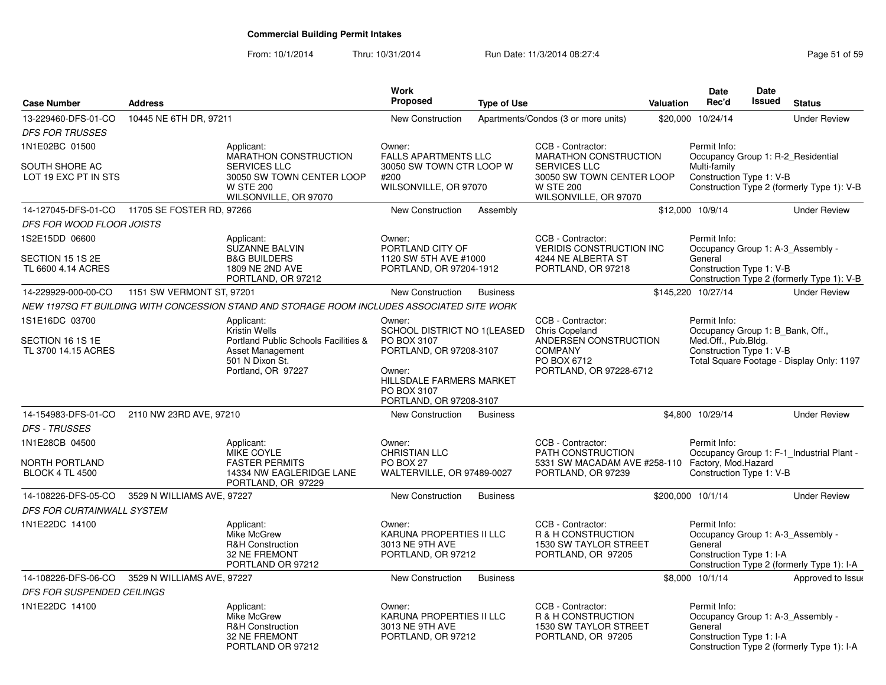# Commercial Building Permit Intakes

From: 10/1/2014 Thru: 10/31/2014 Run Date: 11/3/2014 08:27:4

| Case Number | Address | Work Proposed | Type of Use | Valuation | Date Rec'd | Date Issued | Status |
|---|---|---|---|---|---|---|---|
| 13-229460-DFS-01-CO | 10445 NE 6TH DR, 97211 | New Construction | Apartments/Condos (3 or more units) | $20,000 | 10/24/14 | | Under Review |
| 14-127045-DFS-01-CO | 11705 SE FOSTER RD, 97266 | New Construction | Assembly | $12,000 | 10/9/14 | | Under Review |
| 14-229929-000-00-CO | 1151 SW VERMONT ST, 97201 | New Construction | Business | $145,220 | 10/27/14 | | Under Review |
| 14-154983-DFS-01-CO | 2110 NW 23RD AVE, 97210 | New Construction | Business | $4,800 | 10/29/14 | | Under Review |
| 14-108226-DFS-05-CO | 3529 N WILLIAMS AVE, 97227 | New Construction | Business | $200,000 | 10/1/14 | | Under Review |
| 14-108226-DFS-06-CO | 3529 N WILLIAMS AVE, 97227 | New Construction | Business | $8,000 | 10/1/14 | | Approved to Issue |

**13-229460-DFS-01-CO** — *DFS FOR TRUSSES*

1N1E02BC 01500 — SOUTH SHORE AC LOT 19 EXC PT IN STS

- Applicant: MARATHON CONSTRUCTION SERVICES LLC, 30050 SW TOWN CENTER LOOP W STE 200, WILSONVILLE, OR 97070
- Owner: FALLS APARTMENTS LLC, 30050 SW TOWN CTR LOOP W #200, WILSONVILLE, OR 97070
- CCB - Contractor: MARATHON CONSTRUCTION SERVICES LLC, 30050 SW TOWN CENTER LOOP W STE 200, WILSONVILLE, OR 97070
- Permit Info: Occupancy Group 1: R-2_Residential Multi-family; Construction Type 1: V-B; Construction Type 2 (formerly Type 1): V-B

**14-127045-DFS-01-CO** — *DFS FOR WOOD FLOOR JOISTS*

1S2E15DD 06600 — SECTION 15 1S 2E TL 6600 4.14 ACRES

- Applicant: SUZANNE BALVIN, B&G BUILDERS, 1809 NE 2ND AVE, PORTLAND, OR 97212
- Owner: PORTLAND CITY OF, 1120 SW 5TH AVE #1000, PORTLAND, OR 97204-1912
- CCB - Contractor: VERIDIS CONSTRUCTION INC, 4244 NE ALBERTA ST, PORTLAND, OR 97218
- Permit Info: Occupancy Group 1: A-3_Assembly - General; Construction Type 1: V-B; Construction Type 2 (formerly Type 1): V-B

**14-229929-000-00-CO** — *NEW 1197SQ FT BUILDING WITH CONCESSION STAND AND STORAGE ROOM INCLUDES ASSOCIATED SITE WORK*

1S1E16DC 03700 — SECTION 16 1S 1E TL 3700 14.15 ACRES

- Applicant: Kristin Wells, Portland Public Schools Facilities & Asset Management, 501 N Dixon St., Portland, OR 97227
- Owner: SCHOOL DISTRICT NO 1(LEASED, PO BOX 3107, PORTLAND, OR 97208-3107
- Owner: HILLSDALE FARMERS MARKET, PO BOX 3107, PORTLAND, OR 97208-3107
- CCB - Contractor: Chris Copeland, ANDERSEN CONSTRUCTION COMPANY, PO BOX 6712, PORTLAND, OR 97228-6712
- Permit Info: Occupancy Group 1: B_Bank, Off., Med.Off., Pub.Bldg.; Construction Type 1: V-B; Total Square Footage - Display Only: 1197

**14-154983-DFS-01-CO** — *DFS - TRUSSES*

1N1E28CB 04500 — NORTH PORTLAND BLOCK 4 TL 4500

- Applicant: MIKE COYLE, FASTER PERMITS, 14334 NW EAGLERIDGE LANE, PORTLAND, OR 97229
- Owner: CHRISTIAN LLC, PO BOX 27, WALTERVILLE, OR 97489-0027
- CCB - Contractor: PATH CONSTRUCTION, 5331 SW MACADAM AVE #258-110, PORTLAND, OR 97239
- Permit Info: Occupancy Group 1: F-1_Industrial Plant - Factory, Mod.Hazard; Construction Type 1: V-B

**14-108226-DFS-05-CO** — *DFS FOR CURTAINWALL SYSTEM*

1N1E22DC 14100

- Applicant: Mike McGrew, R&H Construction, 32 NE FREMONT, PORTLAND OR 97212
- Owner: KARUNA PROPERTIES II LLC, 3013 NE 9TH AVE, PORTLAND, OR 97212
- CCB - Contractor: R & H CONSTRUCTION, 1530 SW TAYLOR STREET, PORTLAND, OR 97205
- Permit Info: Occupancy Group 1: A-3_Assembly - General; Construction Type 1: I-A; Construction Type 2 (formerly Type 1): I-A

**14-108226-DFS-06-CO** — *DFS FOR SUSPENDED CEILINGS*

1N1E22DC 14100

- Applicant: Mike McGrew, R&H Construction, 32 NE FREMONT, PORTLAND OR 97212
- Owner: KARUNA PROPERTIES II LLC, 3013 NE 9TH AVE, PORTLAND, OR 97212
- CCB - Contractor: R & H CONSTRUCTION, 1530 SW TAYLOR STREET, PORTLAND, OR 97205
- Permit Info: Occupancy Group 1: A-3_Assembly - General; Construction Type 1: I-A; Construction Type 2 (formerly Type 1): I-A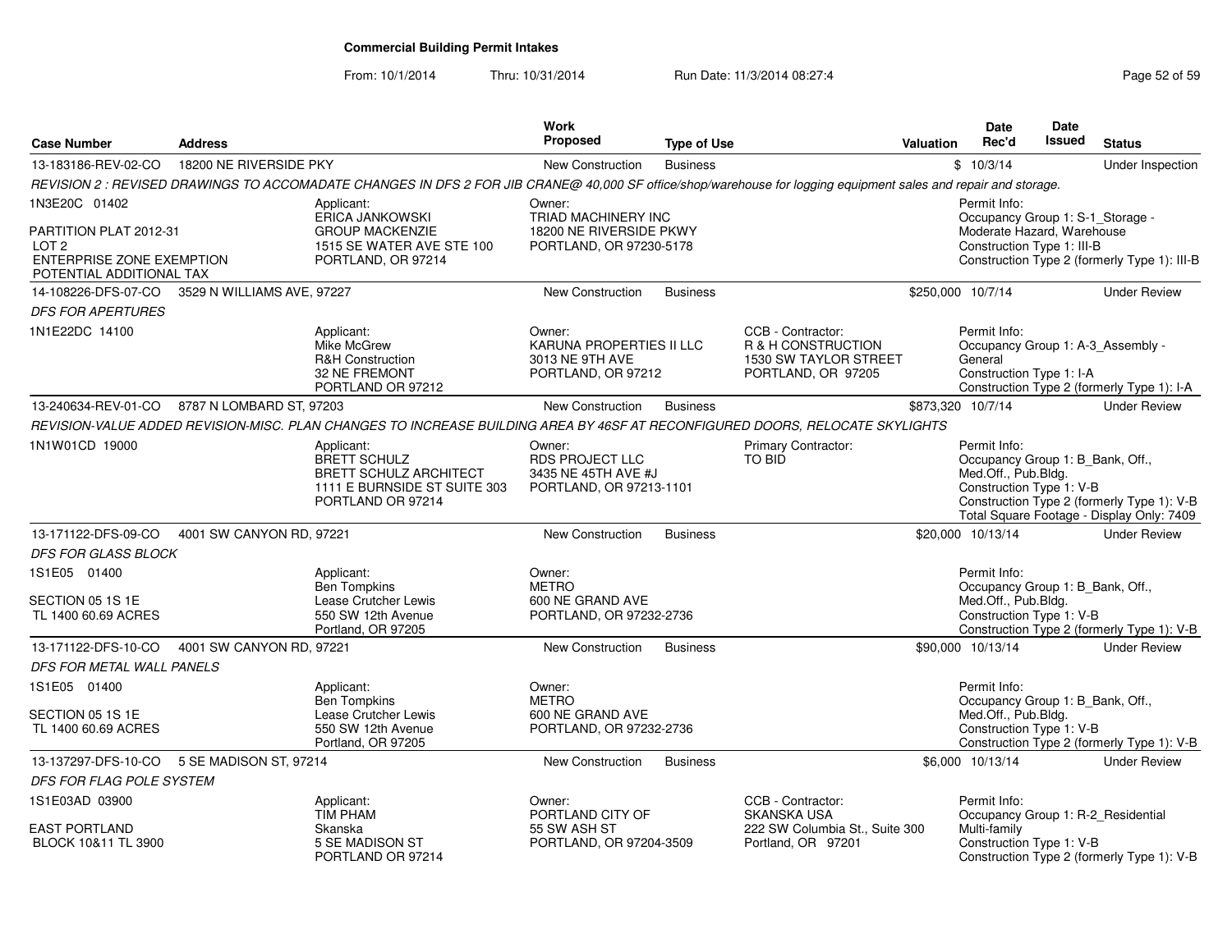# Commercial Building Permit Intakes

From: 10/1/2014 Thru: 10/31/2014 Run Date: 11/3/2014 08:27:4

| Case Number | Address | Work Proposed | Type of Use | Valuation | Date Rec'd | Date Issued | Status |
|---|---|---|---|---|---|---|---|
| 13-183186-REV-02-CO | 18200 NE RIVERSIDE PKY | New Construction | Business | $ | 10/3/14 | | Under Inspection |

*REVISION 2 : REVISED DRAWINGS TO ACCOMADATE CHANGES IN DFS 2 FOR JIB CRANE@ 40,000 SF office/shop/warehouse for logging equipment sales and repair and storage.*

1N3E20C 01402

PARTITION PLAT 2012-31
LOT 2
ENTERPRISE ZONE EXEMPTION
POTENTIAL ADDITIONAL TAX

Applicant:
ERICA JANKOWSKI
GROUP MACKENZIE
1515 SE WATER AVE STE 100
PORTLAND, OR 97214

Owner:
TRIAD MACHINERY INC
18200 NE RIVERSIDE PKWY
PORTLAND, OR 97230-5178

Permit Info:
Occupancy Group 1: S-1_Storage - Moderate Hazard, Warehouse
Construction Type 1: III-B
Construction Type 2 (formerly Type 1): III-B

---

| Case Number | Address | Work Proposed | Type of Use | Valuation | Date Rec'd | Date Issued | Status |
|---|---|---|---|---|---|---|---|
| 14-108226-DFS-07-CO | 3529 N WILLIAMS AVE, 97227 | New Construction | Business | $250,000 | 10/7/14 | | Under Review |

*DFS FOR APERTURES*

1N1E22DC 14100

Applicant:
Mike McGrew
R&H Construction
32 NE FREMONT
PORTLAND OR 97212

Owner:
KARUNA PROPERTIES II LLC
3013 NE 9TH AVE
PORTLAND, OR 97212

CCB - Contractor:
R & H CONSTRUCTION
1530 SW TAYLOR STREET
PORTLAND, OR 97205

Permit Info:
Occupancy Group 1: A-3_Assembly - General
Construction Type 1: I-A
Construction Type 2 (formerly Type 1): I-A

---

| Case Number | Address | Work Proposed | Type of Use | Valuation | Date Rec'd | Date Issued | Status |
|---|---|---|---|---|---|---|---|
| 13-240634-REV-01-CO | 8787 N LOMBARD ST, 97203 | New Construction | Business | $873,320 | 10/7/14 | | Under Review |

*REVISION-VALUE ADDED REVISION-MISC. PLAN CHANGES TO INCREASE BUILDING AREA BY 46SF AT RECONFIGURED DOORS, RELOCATE SKYLIGHTS*

1N1W01CD 19000

Applicant:
BRETT SCHULZ
BRETT SCHULZ ARCHITECT
1111 E BURNSIDE ST SUITE 303
PORTLAND OR 97214

Owner:
RDS PROJECT LLC
3435 NE 45TH AVE #J
PORTLAND, OR 97213-1101

Primary Contractor:
TO BID

Permit Info:
Occupancy Group 1: B_Bank, Off., Med.Off., Pub.Bldg.
Construction Type 1: V-B
Construction Type 2 (formerly Type 1): V-B
Total Square Footage - Display Only: 7409

---

| Case Number | Address | Work Proposed | Type of Use | Valuation | Date Rec'd | Date Issued | Status |
|---|---|---|---|---|---|---|---|
| 13-171122-DFS-09-CO | 4001 SW CANYON RD, 97221 | New Construction | Business | $20,000 | 10/13/14 | | Under Review |

*DFS FOR GLASS BLOCK*

1S1E05 01400

SECTION 05 1S 1E
TL 1400 60.69 ACRES

Applicant:
Ben Tompkins
Lease Crutcher Lewis
550 SW 12th Avenue
Portland, OR 97205

Owner:
METRO
600 NE GRAND AVE
PORTLAND, OR 97232-2736

Permit Info:
Occupancy Group 1: B_Bank, Off., Med.Off., Pub.Bldg.
Construction Type 1: V-B
Construction Type 2 (formerly Type 1): V-B

---

| Case Number | Address | Work Proposed | Type of Use | Valuation | Date Rec'd | Date Issued | Status |
|---|---|---|---|---|---|---|---|
| 13-171122-DFS-10-CO | 4001 SW CANYON RD, 97221 | New Construction | Business | $90,000 | 10/13/14 | | Under Review |

*DFS FOR METAL WALL PANELS*

1S1E05 01400

SECTION 05 1S 1E
TL 1400 60.69 ACRES

Applicant:
Ben Tompkins
Lease Crutcher Lewis
550 SW 12th Avenue
Portland, OR 97205

Owner:
METRO
600 NE GRAND AVE
PORTLAND, OR 97232-2736

Permit Info:
Occupancy Group 1: B_Bank, Off., Med.Off., Pub.Bldg.
Construction Type 1: V-B
Construction Type 2 (formerly Type 1): V-B

---

| Case Number | Address | Work Proposed | Type of Use | Valuation | Date Rec'd | Date Issued | Status |
|---|---|---|---|---|---|---|---|
| 13-137297-DFS-10-CO | 5 SE MADISON ST, 97214 | New Construction | Business | $6,000 | 10/13/14 | | Under Review |

*DFS FOR FLAG POLE SYSTEM*

1S1E03AD 03900

EAST PORTLAND
BLOCK 10&11 TL 3900

Applicant:
TIM PHAM
Skanska
5 SE MADISON ST
PORTLAND OR 97214

Owner:
PORTLAND CITY OF
55 SW ASH ST
PORTLAND, OR 97204-3509

CCB - Contractor:
SKANSKA USA
222 SW Columbia St., Suite 300
Portland, OR 97201

Permit Info:
Occupancy Group 1: R-2_Residential Multi-family
Construction Type 1: V-B
Construction Type 2 (formerly Type 1): V-B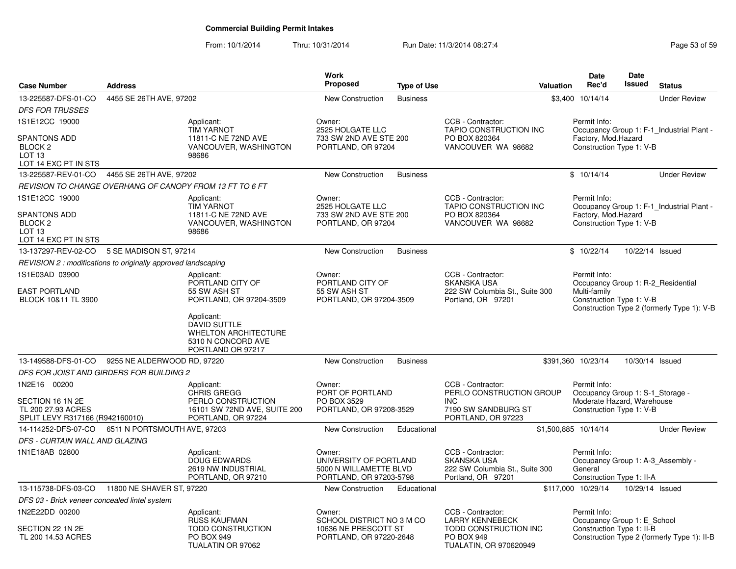# Commercial Building Permit Intakes

From: 10/1/2014 Thru: 10/31/2014 Run Date: 11/3/2014 08:27:4

| Case Number | Address | Work Proposed | Type of Use | Valuation | Date Rec'd | Date Issued | Status |
|---|---|---|---|---|---|---|---|
| 13-225587-DFS-01-CO | 4455 SE 26TH AVE, 97202 | New Construction | Business | $3,400 | 10/14/14 | | Under Review |

*DFS FOR TRUSSES*

1S1E12CC 19000
SPANTONS ADD
BLOCK 2
LOT 13
LOT 14 EXC PT IN STS

Applicant:
TIM YARNOT
11811-C NE 72ND AVE
VANCOUVER, WASHINGTON 98686

Owner:
2525 HOLGATE LLC
733 SW 2ND AVE STE 200
PORTLAND, OR 97204

CCB - Contractor:
TAPIO CONSTRUCTION INC
PO BOX 820364
VANCOUVER WA 98682

Permit Info:
Occupancy Group 1: F-1_Industrial Plant - Factory, Mod.Hazard
Construction Type 1: V-B

| Case Number | Address | Work Proposed | Type of Use | Valuation | Date Rec'd | Date Issued | Status |
|---|---|---|---|---|---|---|---|
| 13-225587-REV-01-CO | 4455 SE 26TH AVE, 97202 | New Construction | Business | $ | 10/14/14 | | Under Review |

*REVISION TO CHANGE OVERHANG OF CANOPY FROM 13 FT TO 6 FT*

1S1E12CC 19000
SPANTONS ADD
BLOCK 2
LOT 13
LOT 14 EXC PT IN STS

Applicant:
TIM YARNOT
11811-C NE 72ND AVE
VANCOUVER, WASHINGTON 98686

Owner:
2525 HOLGATE LLC
733 SW 2ND AVE STE 200
PORTLAND, OR 97204

CCB - Contractor:
TAPIO CONSTRUCTION INC
PO BOX 820364
VANCOUVER WA 98682

Permit Info:
Occupancy Group 1: F-1_Industrial Plant - Factory, Mod.Hazard
Construction Type 1: V-B

| Case Number | Address | Work Proposed | Type of Use | Valuation | Date Rec'd | Date Issued | Status |
|---|---|---|---|---|---|---|---|
| 13-137297-REV-02-CO | 5 SE MADISON ST, 97214 | New Construction | Business | $ | 10/22/14 | 10/22/14 | Issued |

*REVISION 2 : modifications to originally approved landscaping*

1S1E03AD 03900
EAST PORTLAND
BLOCK 10&11 TL 3900

Applicant:
PORTLAND CITY OF
55 SW ASH ST
PORTLAND, OR 97204-3509

Applicant:
DAVID SUTTLE
WHELTON ARCHITECTURE
5310 N CONCORD AVE
PORTLAND OR 97217

Owner:
PORTLAND CITY OF
55 SW ASH ST
PORTLAND, OR 97204-3509

CCB - Contractor:
SKANSKA USA
222 SW Columbia St., Suite 300
Portland, OR 97201

Permit Info:
Occupancy Group 1: R-2_Residential Multi-family
Construction Type 1: V-B
Construction Type 2 (formerly Type 1): V-B

| Case Number | Address | Work Proposed | Type of Use | Valuation | Date Rec'd | Date Issued | Status |
|---|---|---|---|---|---|---|---|
| 13-149588-DFS-01-CO | 9255 NE ALDERWOOD RD, 97220 | New Construction | Business | $391,360 | 10/23/14 | 10/30/14 | Issued |

*DFS FOR JOIST AND GIRDERS FOR BUILDING 2*

1N2E16 00200
SECTION 16 1N 2E
TL 200 27.93 ACRES
SPLIT LEVY R317166 (R942160010)

Applicant:
CHRIS GREGG
PERLO CONSTRUCTION
16101 SW 72ND AVE, SUITE 200
PORTLAND, OR 97224

Owner:
PORT OF PORTLAND
PO BOX 3529
PORTLAND, OR 97208-3529

CCB - Contractor:
PERLO CONSTRUCTION GROUP INC
7190 SW SANDBURG ST
PORTLAND, OR 97223

Permit Info:
Occupancy Group 1: S-1_Storage - Moderate Hazard, Warehouse
Construction Type 1: V-B

| Case Number | Address | Work Proposed | Type of Use | Valuation | Date Rec'd | Date Issued | Status |
|---|---|---|---|---|---|---|---|
| 14-114252-DFS-07-CO | 6511 N PORTSMOUTH AVE, 97203 | New Construction | Educational | $1,500,885 | 10/14/14 | | Under Review |

*DFS - CURTAIN WALL AND GLAZING*

1N1E18AB 02800

Applicant:
DOUG EDWARDS
2619 NW INDUSTRIAL
PORTLAND, OR 97210

Owner:
UNIVERSITY OF PORTLAND
5000 N WILLAMETTE BLVD
PORTLAND, OR 97203-5798

CCB - Contractor:
SKANSKA USA
222 SW Columbia St., Suite 300
Portland, OR 97201

Permit Info:
Occupancy Group 1: A-3_Assembly - General
Construction Type 1: II-A

| Case Number | Address | Work Proposed | Type of Use | Valuation | Date Rec'd | Date Issued | Status |
|---|---|---|---|---|---|---|---|
| 13-115738-DFS-03-CO | 11800 NE SHAVER ST, 97220 | New Construction | Educational | $117,000 | 10/29/14 | 10/29/14 | Issued |

*DFS 03 - Brick veneer concealed lintel system*

1N2E22DD 00200
SECTION 22 1N 2E
TL 200 14.53 ACRES

Applicant:
RUSS KAUFMAN
TODD CONSTRUCTION
PO BOX 949
TUALATIN OR 97062

Owner:
SCHOOL DISTRICT NO 3 M CO
10636 NE PRESCOTT ST
PORTLAND, OR 97220-2648

CCB - Contractor:
LARRY KENNEBECK
TODD CONSTRUCTION INC
PO BOX 949
TUALATIN, OR 970620949

Permit Info:
Occupancy Group 1: E_School
Construction Type 1: II-B
Construction Type 2 (formerly Type 1): II-B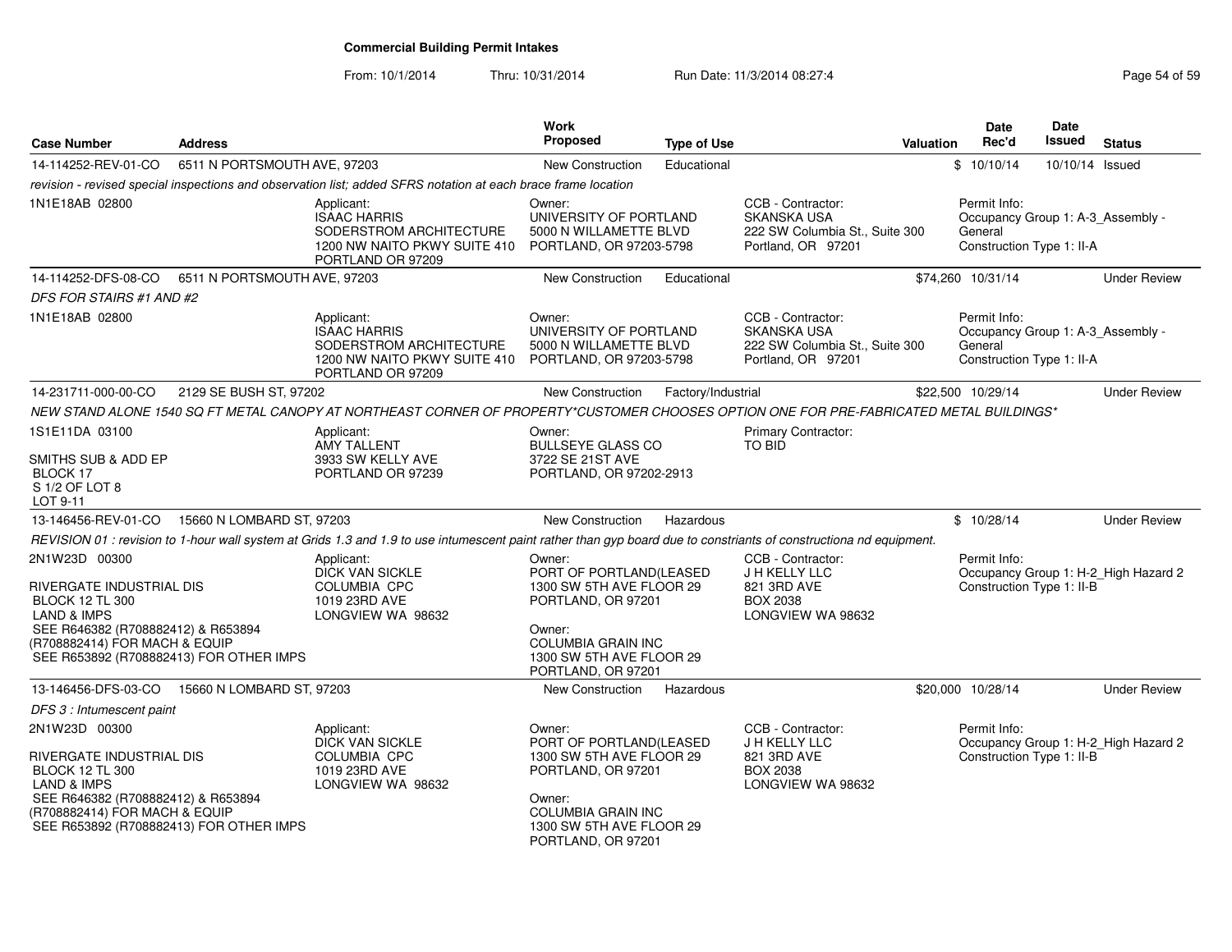**Commercial Building Permit Intakes**

From: 10/1/2014 Thru: 10/31/2014 Run Date: 11/3/2014 08:27:4

| Case Number | Address | Work Proposed | Type of Use | Valuation | Date Rec'd | Date Issued | Status |
|---|---|---|---|---|---|---|---|
| 14-114252-REV-01-CO | 6511 N PORTSMOUTH AVE, 97203 | New Construction | Educational | $ | 10/10/14 | 10/10/14 | Issued |

*revision - revised special inspections and observation list; added SFRS notation at each brace frame location*

1N1E18AB 02800

Applicant: ISAAC HARRIS, SODERSTROM ARCHITECTURE, 1200 NW NAITO PKWY SUITE 410, PORTLAND OR 97209

Owner: UNIVERSITY OF PORTLAND, 5000 N WILLAMETTE BLVD, PORTLAND, OR 97203-5798

CCB - Contractor: SKANSKA USA, 222 SW Columbia St., Suite 300, Portland, OR 97201

Permit Info: Occupancy Group 1: A-3_Assembly - General; Construction Type 1: II-A

| Case Number | Address | Work Proposed | Type of Use | Valuation | Date Rec'd | Date Issued | Status |
|---|---|---|---|---|---|---|---|
| 14-114252-DFS-08-CO | 6511 N PORTSMOUTH AVE, 97203 | New Construction | Educational | $74,260 | 10/31/14 | | Under Review |

*DFS FOR STAIRS #1 AND #2*

1N1E18AB 02800

Applicant: ISAAC HARRIS, SODERSTROM ARCHITECTURE, 1200 NW NAITO PKWY SUITE 410, PORTLAND OR 97209

Owner: UNIVERSITY OF PORTLAND, 5000 N WILLAMETTE BLVD, PORTLAND, OR 97203-5798

CCB - Contractor: SKANSKA USA, 222 SW Columbia St., Suite 300, Portland, OR 97201

Permit Info: Occupancy Group 1: A-3_Assembly - General; Construction Type 1: II-A

| Case Number | Address | Work Proposed | Type of Use | Valuation | Date Rec'd | Date Issued | Status |
|---|---|---|---|---|---|---|---|
| 14-231711-000-00-CO | 2129 SE BUSH ST, 97202 | New Construction | Factory/Industrial | $22,500 | 10/29/14 | | Under Review |

*NEW STAND ALONE 1540 SQ FT METAL CANOPY AT NORTHEAST CORNER OF PROPERTY*CUSTOMER CHOOSES OPTION ONE FOR PRE-FABRICATED METAL BUILDINGS**

1S1E11DA 03100
SMITHS SUB & ADD EP
BLOCK 17
S 1/2 OF LOT 8
LOT 9-11

Applicant: AMY TALLENT, 3933 SW KELLY AVE, PORTLAND OR 97239

Owner: BULLSEYE GLASS CO, 3722 SE 21ST AVE, PORTLAND, OR 97202-2913

Primary Contractor: TO BID

| Case Number | Address | Work Proposed | Type of Use | Valuation | Date Rec'd | Date Issued | Status |
|---|---|---|---|---|---|---|---|
| 13-146456-REV-01-CO | 15660 N LOMBARD ST, 97203 | New Construction | Hazardous | $ | 10/28/14 | | Under Review |

*REVISION 01 : revision to 1-hour wall system at Grids 1.3 and 1.9 to use intumescent paint rather than gyp board due to constriants of constructiona nd equipment.*

2N1W23D 00300
RIVERGATE INDUSTRIAL DIS
BLOCK 12 TL 300
LAND & IMPS
SEE R646382 (R708882412) & R653894 (R708882414) FOR MACH & EQUIP
SEE R653892 (R708882413) FOR OTHER IMPS

Applicant: DICK VAN SICKLE, COLUMBIA CPC, 1019 23RD AVE, LONGVIEW WA 98632

Owner: PORT OF PORTLAND(LEASED, 1300 SW 5TH AVE FLOOR 29, PORTLAND, OR 97201

Owner: COLUMBIA GRAIN INC, 1300 SW 5TH AVE FLOOR 29, PORTLAND, OR 97201

CCB - Contractor: J H KELLY LLC, 821 3RD AVE, BOX 2038, LONGVIEW WA 98632

Permit Info: Occupancy Group 1: H-2_High Hazard 2; Construction Type 1: II-B

| Case Number | Address | Work Proposed | Type of Use | Valuation | Date Rec'd | Date Issued | Status |
|---|---|---|---|---|---|---|---|
| 13-146456-DFS-03-CO | 15660 N LOMBARD ST, 97203 | New Construction | Hazardous | $20,000 | 10/28/14 | | Under Review |

*DFS 3 : Intumescent paint*

2N1W23D 00300
RIVERGATE INDUSTRIAL DIS
BLOCK 12 TL 300
LAND & IMPS
SEE R646382 (R708882412) & R653894 (R708882414) FOR MACH & EQUIP
SEE R653892 (R708882413) FOR OTHER IMPS

Applicant: DICK VAN SICKLE, COLUMBIA CPC, 1019 23RD AVE, LONGVIEW WA 98632

Owner: PORT OF PORTLAND(LEASED, 1300 SW 5TH AVE FLOOR 29, PORTLAND, OR 97201

Owner: COLUMBIA GRAIN INC, 1300 SW 5TH AVE FLOOR 29, PORTLAND, OR 97201

CCB - Contractor: J H KELLY LLC, 821 3RD AVE, BOX 2038, LONGVIEW WA 98632

Permit Info: Occupancy Group 1: H-2_High Hazard 2; Construction Type 1: II-B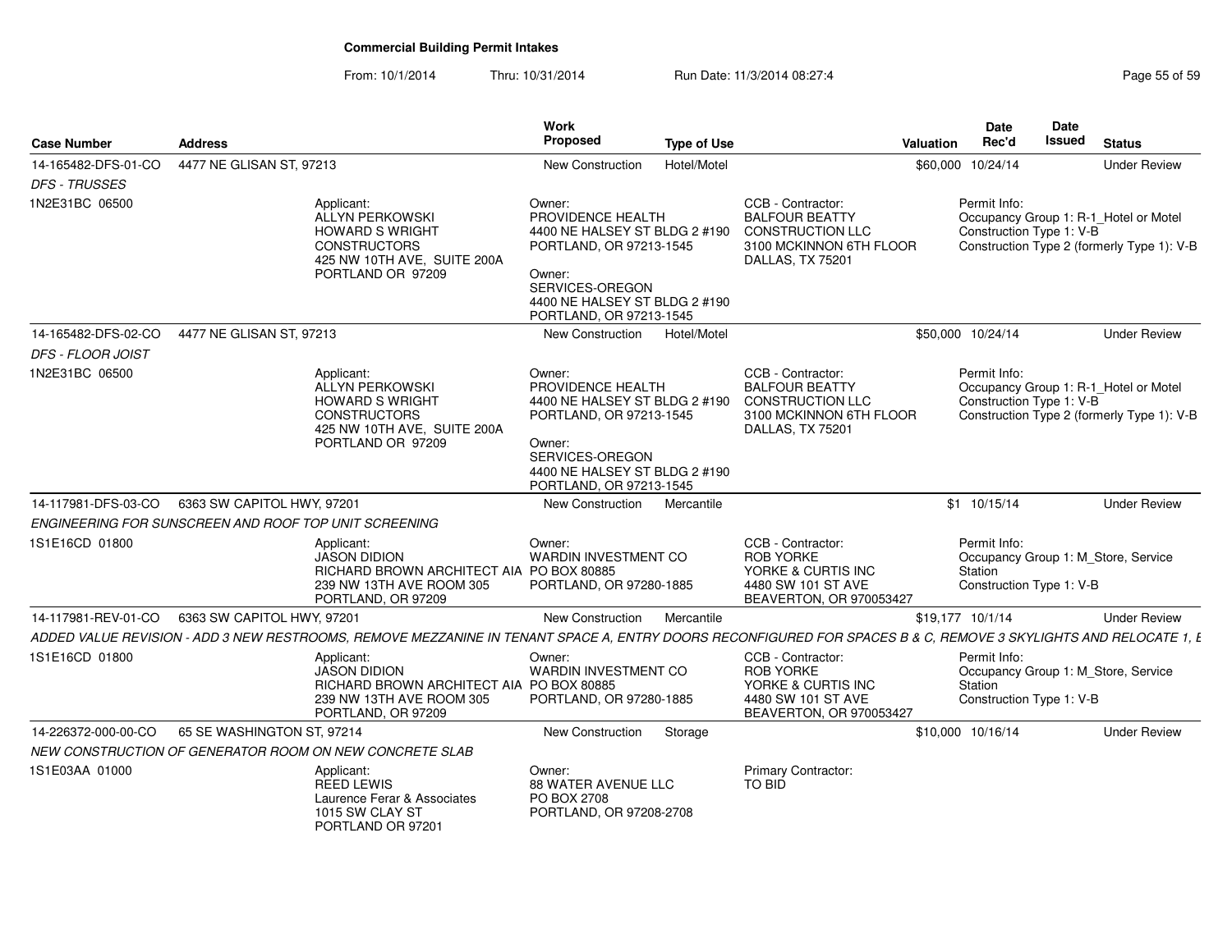# Commercial Building Permit Intakes

From: 10/1/2014 Thru: 10/31/2014 Run Date: 11/3/2014 08:27:4

| Case Number | Address | Work Proposed | Type of Use | | Valuation | Date Rec'd | Date Issued | Status |
|---|---|---|---|---|---|---|---|---|
| 14-165482-DFS-01-CO | 4477 NE GLISAN ST, 97213 | New Construction | Hotel/Motel | | $60,000 | 10/24/14 | | Under Review |
| *DFS - TRUSSES* | | | | | | | | |
| 1N2E31BC 06500 | Applicant: ALLYN PERKOWSKI HOWARD S WRIGHT CONSTRUCTORS 425 NW 10TH AVE, SUITE 200A PORTLAND OR 97209 | Owner: PROVIDENCE HEALTH 4400 NE HALSEY ST BLDG 2 #190 PORTLAND, OR 97213-1545 Owner: SERVICES-OREGON 4400 NE HALSEY ST BLDG 2 #190 PORTLAND, OR 97213-1545 | | CCB - Contractor: BALFOUR BEATTY CONSTRUCTION LLC 3100 MCKINNON 6TH FLOOR DALLAS, TX 75201 | | Permit Info: Occupancy Group 1: R-1_Hotel or Motel Construction Type 1: V-B Construction Type 2 (formerly Type 1): V-B | | |
| 14-165482-DFS-02-CO | 4477 NE GLISAN ST, 97213 | New Construction | Hotel/Motel | | $50,000 | 10/24/14 | | Under Review |
| *DFS - FLOOR JOIST* | | | | | | | | |
| 1N2E31BC 06500 | Applicant: ALLYN PERKOWSKI HOWARD S WRIGHT CONSTRUCTORS 425 NW 10TH AVE, SUITE 200A PORTLAND OR 97209 | Owner: PROVIDENCE HEALTH 4400 NE HALSEY ST BLDG 2 #190 PORTLAND, OR 97213-1545 Owner: SERVICES-OREGON 4400 NE HALSEY ST BLDG 2 #190 PORTLAND, OR 97213-1545 | | CCB - Contractor: BALFOUR BEATTY CONSTRUCTION LLC 3100 MCKINNON 6TH FLOOR DALLAS, TX 75201 | | Permit Info: Occupancy Group 1: R-1_Hotel or Motel Construction Type 1: V-B Construction Type 2 (formerly Type 1): V-B | | |
| 14-117981-DFS-03-CO | 6363 SW CAPITOL HWY, 97201 | New Construction | Mercantile | | $1 | 10/15/14 | | Under Review |
| *ENGINEERING FOR SUNSCREEN AND ROOF TOP UNIT SCREENING* | | | | | | | | |
| 1S1E16CD 01800 | Applicant: JASON DIDION RICHARD BROWN ARCHITECT AIA 239 NW 13TH AVE ROOM 305 PORTLAND, OR 97209 | Owner: WARDIN INVESTMENT CO PO BOX 80885 PORTLAND, OR 97280-1885 | | CCB - Contractor: ROB YORKE YORKE & CURTIS INC 4480 SW 101 ST AVE BEAVERTON, OR 970053427 | | Permit Info: Occupancy Group 1: M_Store, Service Station Construction Type 1: V-B | | |
| 14-117981-REV-01-CO | 6363 SW CAPITOL HWY, 97201 | New Construction | Mercantile | | $19,177 | 10/1/14 | | Under Review |
| *ADDED VALUE REVISION - ADD 3 NEW RESTROOMS, REMOVE MEZZANINE IN TENANT SPACE A, ENTRY DOORS RECONFIGURED FOR SPACES B & C, REMOVE 3 SKYLIGHTS AND RELOCATE 1, E* | | | | | | | | |
| 1S1E16CD 01800 | Applicant: JASON DIDION RICHARD BROWN ARCHITECT AIA 239 NW 13TH AVE ROOM 305 PORTLAND, OR 97209 | Owner: WARDIN INVESTMENT CO PO BOX 80885 PORTLAND, OR 97280-1885 | | CCB - Contractor: ROB YORKE YORKE & CURTIS INC 4480 SW 101 ST AVE BEAVERTON, OR 970053427 | | Permit Info: Occupancy Group 1: M_Store, Service Station Construction Type 1: V-B | | |
| 14-226372-000-00-CO | 65 SE WASHINGTON ST, 97214 | New Construction | Storage | | $10,000 | 10/16/14 | | Under Review |
| *NEW CONSTRUCTION OF GENERATOR ROOM ON NEW CONCRETE SLAB* | | | | | | | | |
| 1S1E03AA 01000 | Applicant: REED LEWIS Laurence Ferar & Associates 1015 SW CLAY ST PORTLAND OR 97201 | Owner: 88 WATER AVENUE LLC PO BOX 2708 PORTLAND, OR 97208-2708 | | Primary Contractor: TO BID | | | | |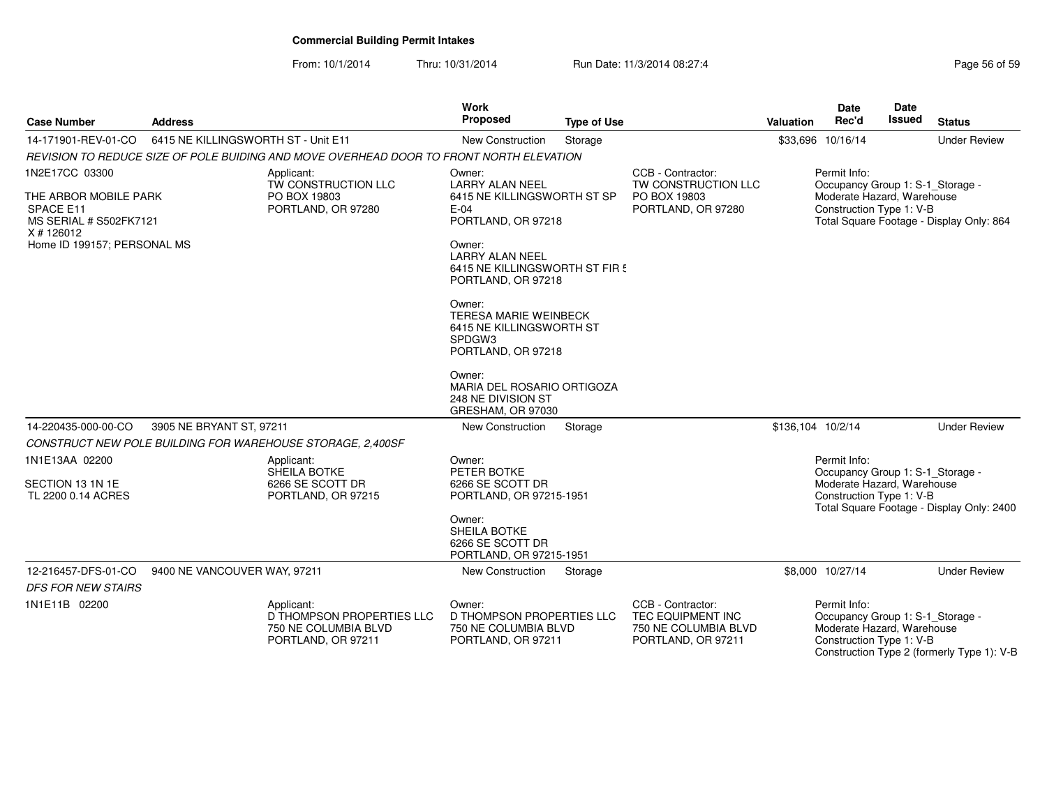**Commercial Building Permit Intakes**

From: 10/1/2014 Thru: 10/31/2014 Run Date: 11/3/2014 08:27:4

| Case Number | Address | Work Proposed | Type of Use | Valuation | Date Rec'd | Date Issued | Status |
|---|---|---|---|---|---|---|---|
| 14-171901-REV-01-CO | 6415 NE KILLINGSWORTH ST - Unit E11 | New Construction | Storage | $33,696 | 10/16/14 | | Under Review |

*REVISION TO REDUCE SIZE OF POLE BUIDING AND MOVE OVERHEAD DOOR TO FRONT NORTH ELEVATION*

1N2E17CC 03300

THE ARBOR MOBILE PARK
SPACE E11
MS SERIAL # S502FK7121
X # 126012
Home ID 199157; PERSONAL MS

Applicant:
TW CONSTRUCTION LLC
PO BOX 19803
PORTLAND, OR 97280

Owner:
LARRY ALAN NEEL
6415 NE KILLINGSWORTH ST SP E-04
PORTLAND, OR 97218

Owner:
LARRY ALAN NEEL
6415 NE KILLINGSWORTH ST FIR 5
PORTLAND, OR 97218

Owner:
TERESA MARIE WEINBECK
6415 NE KILLINGSWORTH ST SPDGW3
PORTLAND, OR 97218

Owner:
MARIA DEL ROSARIO ORTIGOZA
248 NE DIVISION ST
GRESHAM, OR 97030

CCB - Contractor:
TW CONSTRUCTION LLC
PO BOX 19803
PORTLAND, OR 97280

Permit Info:
Occupancy Group 1: S-1_Storage - Moderate Hazard, Warehouse
Construction Type 1: V-B
Total Square Footage - Display Only: 864

| Case Number | Address | Work Proposed | Type of Use | Valuation | Date Rec'd | Date Issued | Status |
|---|---|---|---|---|---|---|---|
| 14-220435-000-00-CO | 3905 NE BRYANT ST, 97211 | New Construction | Storage | $136,104 | 10/2/14 | | Under Review |

*CONSTRUCT NEW POLE BUILDING FOR WAREHOUSE STORAGE, 2,400SF*

1N1E13AA 02200

SECTION 13 1N 1E
TL 2200 0.14 ACRES

Applicant:
SHEILA BOTKE
6266 SE SCOTT DR
PORTLAND, OR 97215

Owner:
PETER BOTKE
6266 SE SCOTT DR
PORTLAND, OR 97215-1951

Owner:
SHEILA BOTKE
6266 SE SCOTT DR
PORTLAND, OR 97215-1951

Permit Info:
Occupancy Group 1: S-1_Storage - Moderate Hazard, Warehouse
Construction Type 1: V-B
Total Square Footage - Display Only: 2400

| Case Number | Address | Work Proposed | Type of Use | Valuation | Date Rec'd | Date Issued | Status |
|---|---|---|---|---|---|---|---|
| 12-216457-DFS-01-CO | 9400 NE VANCOUVER WAY, 97211 | New Construction | Storage | $8,000 | 10/27/14 | | Under Review |

*DFS FOR NEW STAIRS*

1N1E11B 02200

Applicant:
D THOMPSON PROPERTIES LLC
750 NE COLUMBIA BLVD
PORTLAND, OR 97211

Owner:
D THOMPSON PROPERTIES LLC
750 NE COLUMBIA BLVD
PORTLAND, OR 97211

CCB - Contractor:
TEC EQUIPMENT INC
750 NE COLUMBIA BLVD
PORTLAND, OR 97211

Permit Info:
Occupancy Group 1: S-1_Storage - Moderate Hazard, Warehouse
Construction Type 1: V-B
Construction Type 2 (formerly Type 1): V-B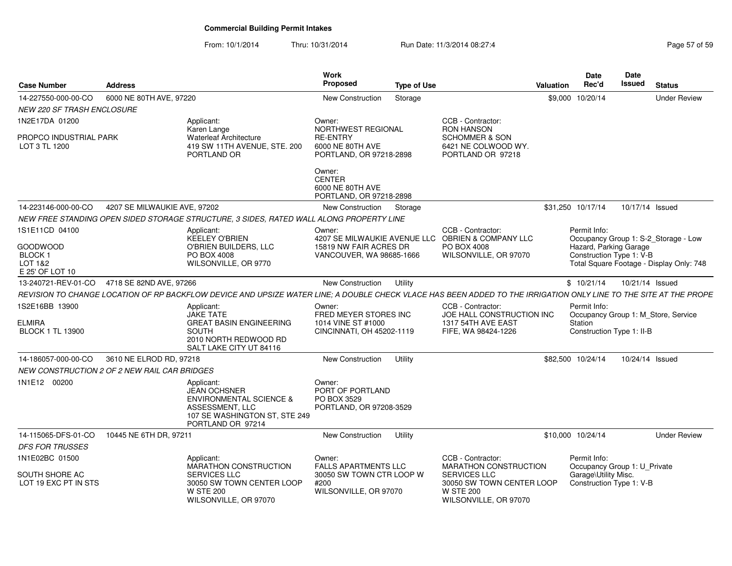# Commercial Building Permit Intakes

From: 10/1/2014 Thru: 10/31/2014 Run Date: 11/3/2014 08:27:4

| Case Number | Address | | Work Proposed | Type of Use | | Valuation | Date Rec'd | Date Issued | Status |
|---|---|---|---|---|---|---|---|---|---|
| 14-227550-000-00-CO | 6000 NE 80TH AVE, 97220 | | New Construction | Storage | | $9,000 | 10/20/14 | | Under Review |
| *NEW 220 SF TRASH ENCLOSURE* | | | | | | | | | |
| 1N2E17DA 01200<br><br>PROPCO INDUSTRIAL PARK<br>LOT 3 TL 1200 | | Applicant:<br>Karen Lange<br>Waterleaf Architecture<br>419 SW 11TH AVENUE, STE. 200<br>PORTLAND OR | Owner:<br>NORTHWEST REGIONAL RE-ENTRY<br>6000 NE 80TH AVE<br>PORTLAND, OR 97218-2898<br><br>Owner:<br>CENTER<br>6000 NE 80TH AVE<br>PORTLAND, OR 97218-2898 | | CCB - Contractor:<br>RON HANSON<br>SCHOMMER & SON<br>6421 NE COLWOOD WY.<br>PORTLAND OR 97218 | | | | |
| 14-223146-000-00-CO | 4207 SE MILWAUKIE AVE, 97202 | | New Construction | Storage | | $31,250 | 10/17/14 | 10/17/14 | Issued |
| *NEW FREE STANDING OPEN SIDED STORAGE STRUCTURE, 3 SIDES, RATED WALL ALONG PROPERTY LINE* | | | | | | | | | |
| 1S1E11CD 04100<br><br>GOODWOOD<br>BLOCK 1<br>LOT 1&2<br>E 25' OF LOT 10 | | Applicant:<br>KEELEY O'BRIEN<br>O'BRIEN BUILDERS, LLC<br>PO BOX 4008<br>WILSONVILLE, OR 9770 | Owner:<br>4207 SE MILWAUKIE AVENUE LLC<br>15819 NW FAIR ACRES DR<br>VANCOUVER, WA 98685-1666 | | CCB - Contractor:<br>OBRIEN & COMPANY LLC<br>PO BOX 4008<br>WILSONVILLE, OR 97070 | | Permit Info:<br>Occupancy Group 1: S-2_Storage - Low Hazard, Parking Garage<br>Construction Type 1: V-B<br>Total Square Footage - Display Only: 748 | | |
| 13-240721-REV-01-CO | 4718 SE 82ND AVE, 97266 | | New Construction | Utility | | $ | 10/21/14 | 10/21/14 | Issued |
| *REVISION TO CHANGE LOCATION OF RP BACKFLOW DEVICE AND UPSIZE WATER LINE; A DOUBLE CHECK VLACE HAS BEEN ADDED TO THE IRRIGATION ONLY LINE TO THE SITE AT THE PROPE* | | | | | | | | | |
| 1S2E16BB 13900<br><br>ELMIRA<br>BLOCK 1 TL 13900 | | Applicant:<br>JAKE TATE<br>GREAT BASIN ENGINEERING SOUTH<br>2010 NORTH REDWOOD RD<br>SALT LAKE CITY UT 84116 | Owner:<br>FRED MEYER STORES INC<br>1014 VINE ST #1000<br>CINCINNATI, OH 45202-1119 | | CCB - Contractor:<br>JOE HALL CONSTRUCTION INC<br>1317 54TH AVE EAST<br>FIFE, WA 98424-1226 | | Permit Info:<br>Occupancy Group 1: M_Store, Service Station<br>Construction Type 1: II-B | | |
| 14-186057-000-00-CO | 3610 NE ELROD RD, 97218 | | New Construction | Utility | | $82,500 | 10/24/14 | 10/24/14 | Issued |
| *NEW CONSTRUCTION 2 OF 2 NEW RAIL CAR BRIDGES* | | | | | | | | | |
| 1N1E12 00200 | | Applicant:<br>JEAN OCHSNER<br>ENVIRONMENTAL SCIENCE & ASSESSMENT, LLC<br>107 SE WASHINGTON ST, STE 249<br>PORTLAND OR 97214 | Owner:<br>PORT OF PORTLAND<br>PO BOX 3529<br>PORTLAND, OR 97208-3529 | | | | | | |
| 14-115065-DFS-01-CO | 10445 NE 6TH DR, 97211 | | New Construction | Utility | | $10,000 | 10/24/14 | | Under Review |
| *DFS FOR TRUSSES* | | | | | | | | | |
| 1N1E02BC 01500<br><br>SOUTH SHORE AC<br>LOT 19 EXC PT IN STS | | Applicant:<br>MARATHON CONSTRUCTION SERVICES LLC<br>30050 SW TOWN CENTER LOOP W STE 200<br>WILSONVILLE, OR 97070 | Owner:<br>FALLS APARTMENTS LLC<br>30050 SW TOWN CTR LOOP W #200<br>WILSONVILLE, OR 97070 | | CCB - Contractor:<br>MARATHON CONSTRUCTION SERVICES LLC<br>30050 SW TOWN CENTER LOOP W STE 200<br>WILSONVILLE, OR 97070 | | Permit Info:<br>Occupancy Group 1: U_Private Garage\Utility Misc.<br>Construction Type 1: V-B | | |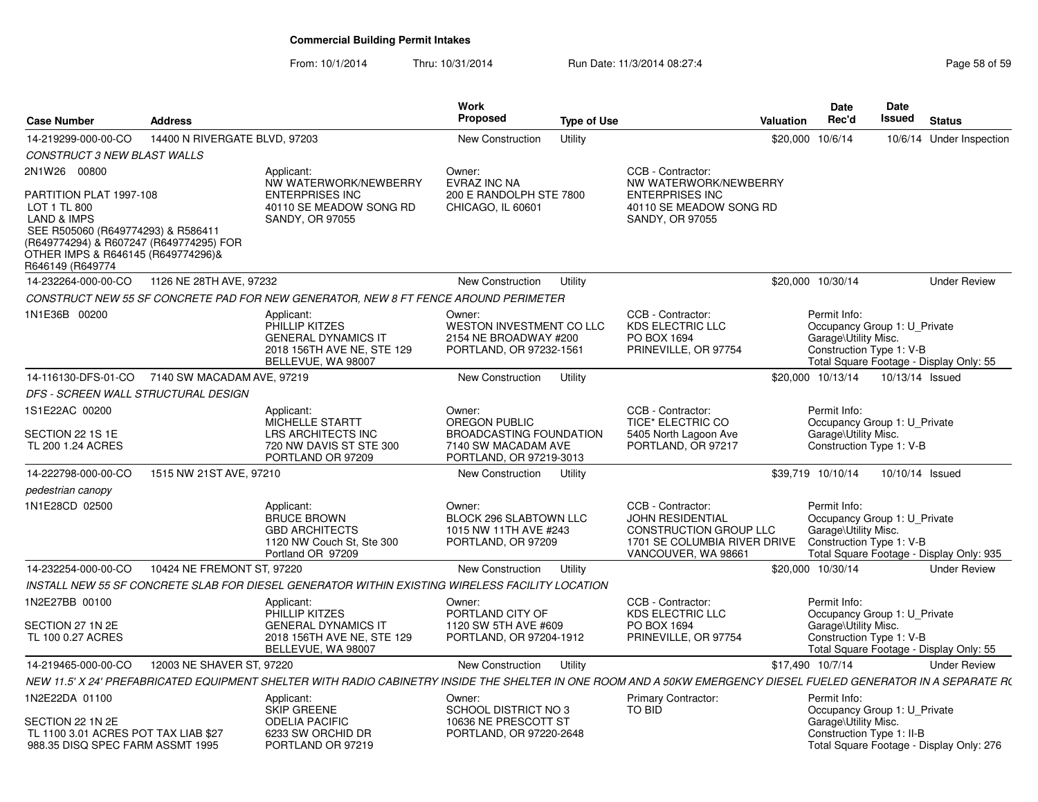# Commercial Building Permit Intakes

From: 10/1/2014 Thru: 10/31/2014 Run Date: 11/3/2014 08:27:4

| Case Number | Address | | Work Proposed | Type of Use | | Valuation | Date Rec'd | Date Issued | Status |
|---|---|---|---|---|---|---|---|---|---|
| 14-219299-000-00-CO | 14400 N RIVERGATE BLVD, 97203 | | New Construction | Utility | | $20,000 | 10/6/14 | 10/6/14 | Under Inspection |
| CONSTRUCT 3 NEW BLAST WALLS | | | | | | | | | |
| 2N1W26 00800<br><br>PARTITION PLAT 1997-108<br>LOT 1 TL 800<br>LAND & IMPS<br>SEE R505060 (R649774293) & R586411 (R649774294) & R607247 (R649774295) FOR OTHER IMPS & R646145 (R649774296)& R646149 (R649774 | | Applicant:<br>NW WATERWORK/NEWBERRY ENTERPRISES INC<br>40110 SE MEADOW SONG RD<br>SANDY, OR 97055 | Owner:<br>EVRAZ INC NA<br>200 E RANDOLPH STE 7800<br>CHICAGO, IL 60601 | | CCB - Contractor:<br>NW WATERWORK/NEWBERRY ENTERPRISES INC<br>40110 SE MEADOW SONG RD<br>SANDY, OR 97055 | | | | |
| 14-232264-000-00-CO | 1126 NE 28TH AVE, 97232 | | New Construction | Utility | | $20,000 | 10/30/14 | | Under Review |
| CONSTRUCT NEW 55 SF CONCRETE PAD FOR NEW GENERATOR, NEW 8 FT FENCE AROUND PERIMETER | | | | | | | | | |
| 1N1E36B 00200 | | Applicant:<br>PHILLIP KITZES<br>GENERAL DYNAMICS IT<br>2018 156TH AVE NE, STE 129<br>BELLEVUE, WA 98007 | Owner:<br>WESTON INVESTMENT CO LLC<br>2154 NE BROADWAY #200<br>PORTLAND, OR 97232-1561 | | CCB - Contractor:<br>KDS ELECTRIC LLC<br>PO BOX 1694<br>PRINEVILLE, OR 97754 | | Permit Info:<br>Occupancy Group 1: U_Private Garage\Utility Misc.<br>Construction Type 1: V-B<br>Total Square Footage - Display Only: 55 | | |
| 14-116130-DFS-01-CO | 7140 SW MACADAM AVE, 97219 | | New Construction | Utility | | $20,000 | 10/13/14 | 10/13/14 | Issued |
| DFS - SCREEN WALL STRUCTURAL DESIGN | | | | | | | | | |
| 1S1E22AC 00200<br><br>SECTION 22 1S 1E<br>TL 200 1.24 ACRES | | Applicant:<br>MICHELLE STARTT<br>LRS ARCHITECTS INC<br>720 NW DAVIS ST STE 300<br>PORTLAND OR 97209 | Owner:<br>OREGON PUBLIC BROADCASTING FOUNDATION<br>7140 SW MACADAM AVE<br>PORTLAND, OR 97219-3013 | | CCB - Contractor:<br>TICE* ELECTRIC CO<br>5405 North Lagoon Ave<br>PORTLAND, OR 97217 | | Permit Info:<br>Occupancy Group 1: U_Private Garage\Utility Misc.<br>Construction Type 1: V-B | | |
| 14-222798-000-00-CO | 1515 NW 21ST AVE, 97210 | | New Construction | Utility | | $39,719 | 10/10/14 | 10/10/14 | Issued |
| pedestrian canopy | | | | | | | | | |
| 1N1E28CD 02500 | | Applicant:<br>BRUCE BROWN<br>GBD ARCHITECTS<br>1120 NW Couch St, Ste 300<br>Portland OR 97209 | Owner:<br>BLOCK 296 SLABTOWN LLC<br>1015 NW 11TH AVE #243<br>PORTLAND, OR 97209 | | CCB - Contractor:<br>JOHN RESIDENTIAL CONSTRUCTION GROUP LLC<br>1701 SE COLUMBIA RIVER DRIVE<br>VANCOUVER, WA 98661 | | Permit Info:<br>Occupancy Group 1: U_Private Garage\Utility Misc.<br>Construction Type 1: V-B<br>Total Square Footage - Display Only: 935 | | |
| 14-232254-000-00-CO | 10424 NE FREMONT ST, 97220 | | New Construction | Utility | | $20,000 | 10/30/14 | | Under Review |
| INSTALL NEW 55 SF CONCRETE SLAB FOR DIESEL GENERATOR WITHIN EXISTING WIRELESS FACILITY LOCATION | | | | | | | | | |
| 1N2E27BB 00100<br><br>SECTION 27 1N 2E<br>TL 100 0.27 ACRES | | Applicant:<br>PHILLIP KITZES<br>GENERAL DYNAMICS IT<br>2018 156TH AVE NE, STE 129<br>BELLEVUE, WA 98007 | Owner:<br>PORTLAND CITY OF<br>1120 SW 5TH AVE #609<br>PORTLAND, OR 97204-1912 | | CCB - Contractor:<br>KDS ELECTRIC LLC<br>PO BOX 1694<br>PRINEVILLE, OR 97754 | | Permit Info:<br>Occupancy Group 1: U_Private Garage\Utility Misc.<br>Construction Type 1: V-B<br>Total Square Footage - Display Only: 55 | | |
| 14-219465-000-00-CO | 12003 NE SHAVER ST, 97220 | | New Construction | Utility | | $17,490 | 10/7/14 | | Under Review |
| NEW 11.5' X 24' PREFABRICATED EQUIPMENT SHELTER WITH RADIO CABINETRY INSIDE THE SHELTER IN ONE ROOM AND A 50KW EMERGENCY DIESEL FUELED GENERATOR IN A SEPARATE R( | | | | | | | | | |
| 1N2E22DA 01100<br><br>SECTION 22 1N 2E<br>TL 1100 3.01 ACRES POT TAX LIAB $27 988.35 DISQ SPEC FARM ASSMT 1995 | | Applicant:<br>SKIP GREENE<br>ODELIA PACIFIC<br>6233 SW ORCHID DR<br>PORTLAND OR 97219 | Owner:<br>SCHOOL DISTRICT NO 3<br>10636 NE PRESCOTT ST<br>PORTLAND, OR 97220-2648 | | Primary Contractor:<br>TO BID | | Permit Info:<br>Occupancy Group 1: U_Private Garage\Utility Misc.<br>Construction Type 1: II-B<br>Total Square Footage - Display Only: 276 | | |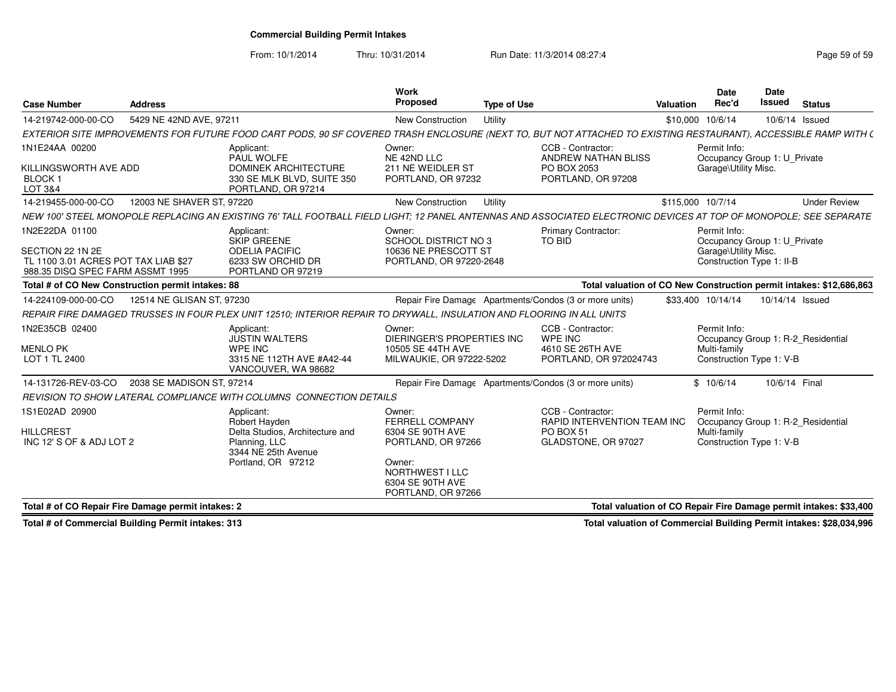**Commercial Building Permit Intakes**

From: 10/1/2014 Thru: 10/31/2014 Run Date: 11/3/2014 08:27:4

| Case Number | Address | Work Proposed | Type of Use | Valuation | Date Rec'd | Date Issued | Status |
|---|---|---|---|---|---|---|---|
| 14-219742-000-00-CO | 5429 NE 42ND AVE, 97211 | New Construction | Utility | $10,000 | 10/6/14 | 10/6/14 | Issued |

*EXTERIOR SITE IMPROVEMENTS FOR FUTURE FOOD CART PODS, 90 SF COVERED TRASH ENCLOSURE (NEXT TO, BUT NOT ATTACHED TO EXISTING RESTAURANT), ACCESSIBLE RAMP WITH (*

1N1E24AA 00200
KILLINGSWORTH AVE ADD
BLOCK 1
LOT 3&4

Applicant: PAUL WOLFE, DOMINEK ARCHITECTURE, 330 SE MLK BLVD, SUITE 350, PORTLAND, OR 97214

Owner: NE 42ND LLC, 211 NE WEIDLER ST, PORTLAND, OR 97232

CCB - Contractor: ANDREW NATHAN BLISS, PO BOX 2053, PORTLAND, OR 97208

Permit Info: Occupancy Group 1: U_Private Garage\Utility Misc.

| Case Number | Address | Work Proposed | Type of Use | Valuation | Date Rec'd | Date Issued | Status |
|---|---|---|---|---|---|---|---|
| 14-219455-000-00-CO | 12003 NE SHAVER ST, 97220 | New Construction | Utility | $115,000 | 10/7/14 | | Under Review |

*NEW 100' STEEL MONOPOLE REPLACING AN EXISTING 76' TALL FOOTBALL FIELD LIGHT; 12 PANEL ANTENNAS AND ASSOCIATED ELECTRONIC DEVICES AT TOP OF MONOPOLE; SEE SEPARATE*

1N2E22DA 01100
SECTION 22 1N 2E
TL 1100 3.01 ACRES POT TAX LIAB $27
988.35 DISQ SPEC FARM ASSMT 1995

Applicant: SKIP GREENE, ODELIA PACIFIC, 6233 SW ORCHID DR, PORTLAND OR 97219

Owner: SCHOOL DISTRICT NO 3, 10636 NE PRESCOTT ST, PORTLAND, OR 97220-2648

Primary Contractor: TO BID

Permit Info: Occupancy Group 1: U_Private Garage\Utility Misc. Construction Type 1: II-B

**Total # of CO New Construction permit intakes: 88** — **Total valuation of CO New Construction permit intakes: $12,686,863**

| Case Number | Address | Work Proposed | Type of Use | Valuation | Date Rec'd | Date Issued | Status |
|---|---|---|---|---|---|---|---|
| 14-224109-000-00-CO | 12514 NE GLISAN ST, 97230 | Repair Fire Damage | Apartments/Condos (3 or more units) | $33,400 | 10/14/14 | 10/14/14 | Issued |

*REPAIR FIRE DAMAGED TRUSSES IN FOUR PLEX UNIT 12510; INTERIOR REPAIR TO DRYWALL, INSULATION AND FLOORING IN ALL UNITS*

1N2E35CB 02400
MENLO PK
LOT 1 TL 2400

Applicant: JUSTIN WALTERS, WPE INC, 3315 NE 112TH AVE #A42-44, VANCOUVER, WA 98682

Owner: DIERINGER'S PROPERTIES INC, 10505 SE 44TH AVE, MILWAUKIE, OR 97222-5202

CCB - Contractor: WPE INC, 4610 SE 26TH AVE, PORTLAND, OR 972024743

Permit Info: Occupancy Group 1: R-2_Residential Multi-family. Construction Type 1: V-B

| Case Number | Address | Work Proposed | Type of Use | Valuation | Date Rec'd | Date Issued | Status |
|---|---|---|---|---|---|---|---|
| 14-131726-REV-03-CO | 2038 SE MADISON ST, 97214 | Repair Fire Damage | Apartments/Condos (3 or more units) | $ | 10/6/14 | 10/6/14 | Final |

*REVISION TO SHOW LATERAL COMPLIANCE WITH COLUMNS CONNECTION DETAILS*

1S1E02AD 20900
HILLCREST
INC 12' S OF & ADJ LOT 2

Applicant: Robert Hayden, Delta Studios, Architecture and Planning, LLC, 3344 NE 25th Avenue, Portland, OR 97212

Owner: FERRELL COMPANY, 6304 SE 90TH AVE, PORTLAND, OR 97266

Owner: NORTHWEST I LLC, 6304 SE 90TH AVE, PORTLAND, OR 97266

CCB - Contractor: RAPID INTERVENTION TEAM INC, PO BOX 51, GLADSTONE, OR 97027

Permit Info: Occupancy Group 1: R-2_Residential Multi-family. Construction Type 1: V-B

**Total # of CO Repair Fire Damage permit intakes: 2** — **Total valuation of CO Repair Fire Damage permit intakes: $33,400**

**Total # of Commercial Building Permit intakes: 313** — **Total valuation of Commercial Building Permit intakes: $28,034,996**